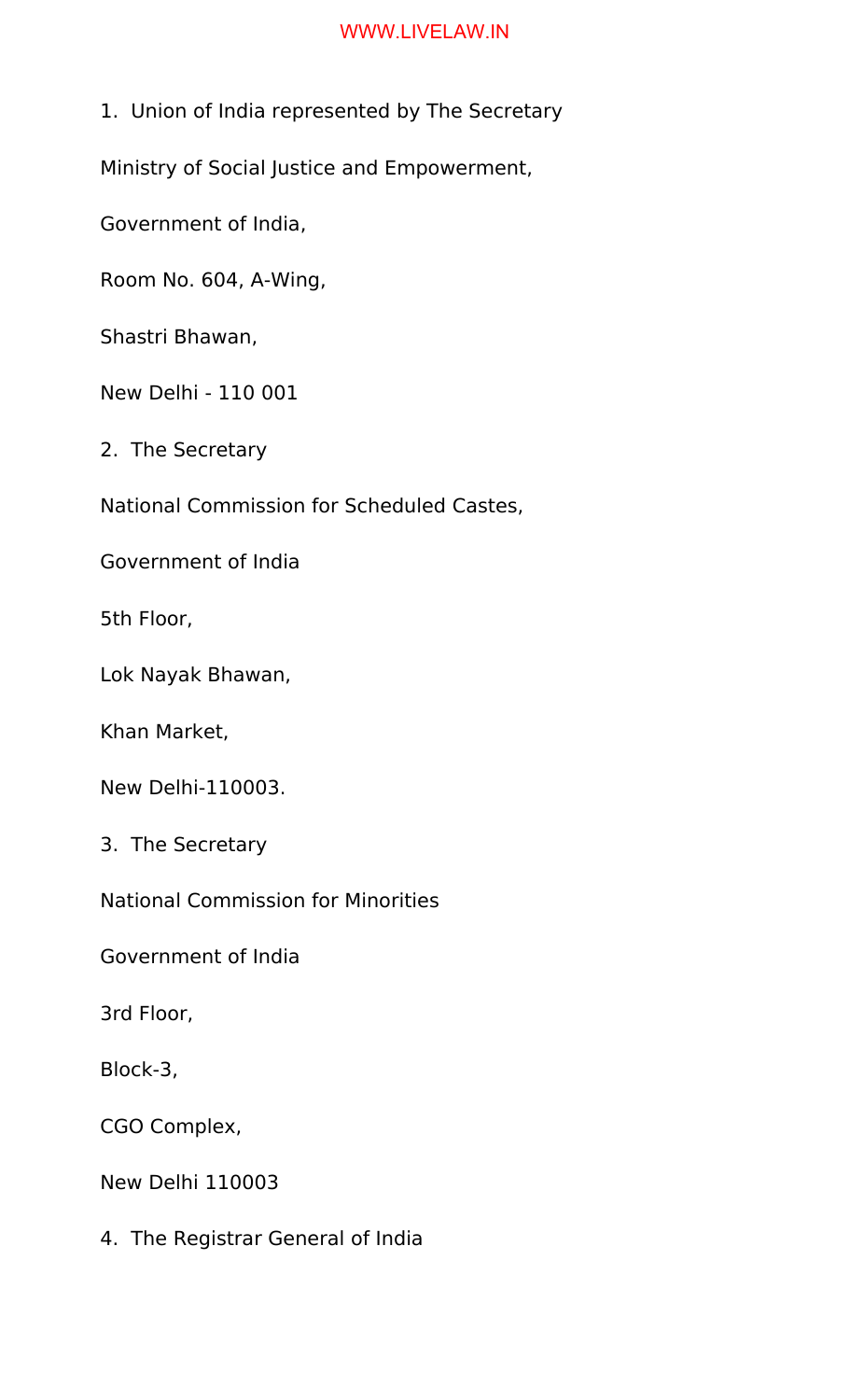1. Union of India represented by The Secretary

Ministry of Social Justice and Empowerment,

Government of India,

Room No. 604, A-Wing,

Shastri Bhawan,

New Delhi - 110 001

2. The Secretary

National Commission for Scheduled Castes,

Government of India

5th Floor,

Lok Nayak Bhawan,

Khan Market,

New Delhi-110003.

3. The Secretary

National Commission for Minorities

Government of India

3rd Floor,

Block-3,

CGO Complex,

New Delhi 110003

4. The Registrar General of India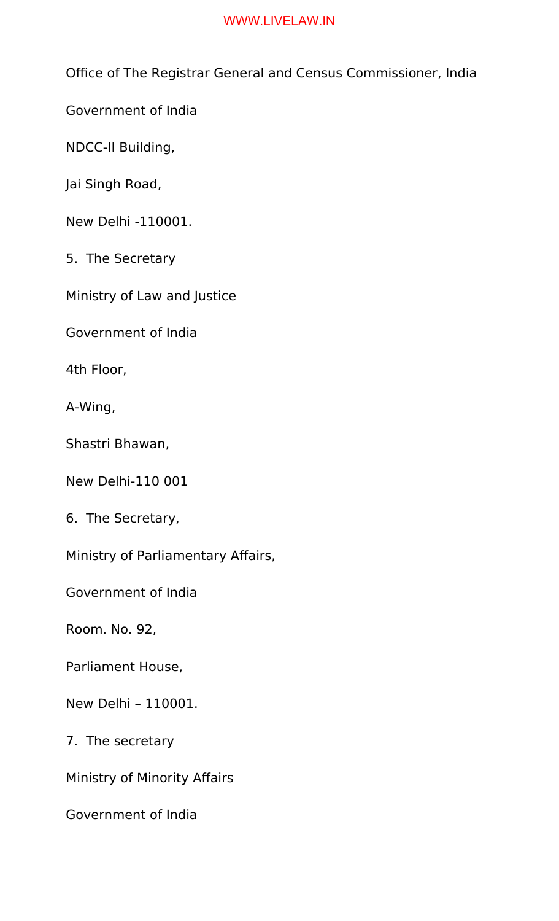Office of The Registrar General and Census Commissioner, India

Government of India

NDCC-II Building,

Jai Singh Road,

New Delhi -110001.

5. The Secretary

Ministry of Law and Justice

Government of India

4th Floor,

A-Wing,

Shastri Bhawan,

New Delhi-110 001

6. The Secretary,

Ministry of Parliamentary Affairs,

Government of India

Room. No. 92,

Parliament House,

New Delhi – 110001.

7. The secretary

Ministry of Minority Affairs

Government of India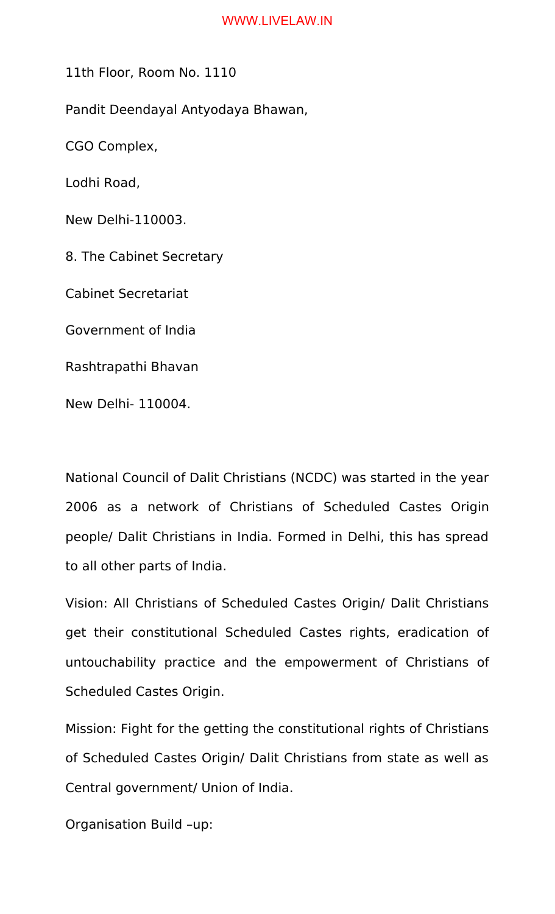11th Floor, Room No. 1110

Pandit Deendayal Antyodaya Bhawan,

CGO Complex,

Lodhi Road,

New Delhi-110003.

8. The Cabinet Secretary

Cabinet Secretariat

Government of India

Rashtrapathi Bhavan

New Delhi- 110004.

National Council of Dalit Christians (NCDC) was started in the year 2006 as a network of Christians of Scheduled Castes Origin people/ Dalit Christians in India. Formed in Delhi, this has spread to all other parts of India.

Vision: All Christians of Scheduled Castes Origin/ Dalit Christians get their constitutional Scheduled Castes rights, eradication of untouchability practice and the empowerment of Christians of Scheduled Castes Origin.

Mission: Fight for the getting the constitutional rights of Christians of Scheduled Castes Origin/ Dalit Christians from state as well as Central government/ Union of India.

Organisation Build –up: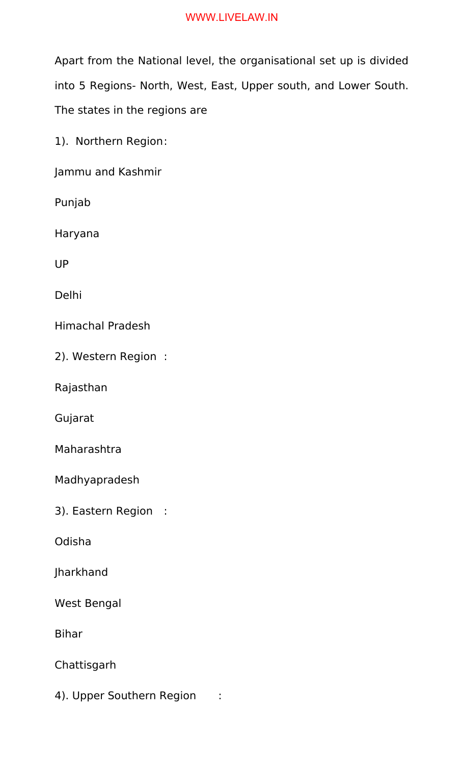Apart from the National level, the organisational set up is divided into 5 Regions- North, West, East, Upper south, and Lower South. The states in the regions are

1). Northern Region:

Jammu and Kashmir

Punjab

Haryana

UP

Delhi

Himachal Pradesh

2). Western Region :

Rajasthan

Gujarat

Maharashtra

Madhyapradesh

3). Eastern Region :

Odisha

Jharkhand

West Bengal

Bihar

Chattisgarh

4). Upper Southern Region :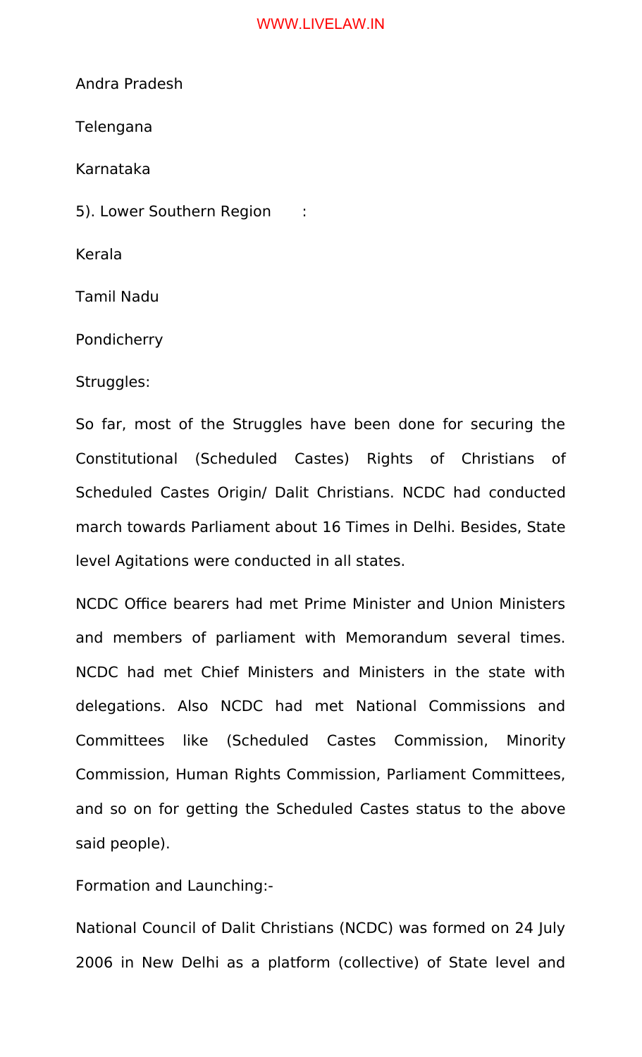Andra Pradesh

Telengana

Karnataka

5). Lower Southern Region :

Kerala

Tamil Nadu

Pondicherry

Struggles:

So far, most of the Struggles have been done for securing the Constitutional (Scheduled Castes) Rights of Christians of Scheduled Castes Origin/ Dalit Christians. NCDC had conducted march towards Parliament about 16 Times in Delhi. Besides, State level Agitations were conducted in all states.

NCDC Office bearers had met Prime Minister and Union Ministers and members of parliament with Memorandum several times. NCDC had met Chief Ministers and Ministers in the state with delegations. Also NCDC had met National Commissions and Committees like (Scheduled Castes Commission, Minority Commission, Human Rights Commission, Parliament Committees, and so on for getting the Scheduled Castes status to the above said people).

Formation and Launching:-

National Council of Dalit Christians (NCDC) was formed on 24 July 2006 in New Delhi as a platform (collective) of State level and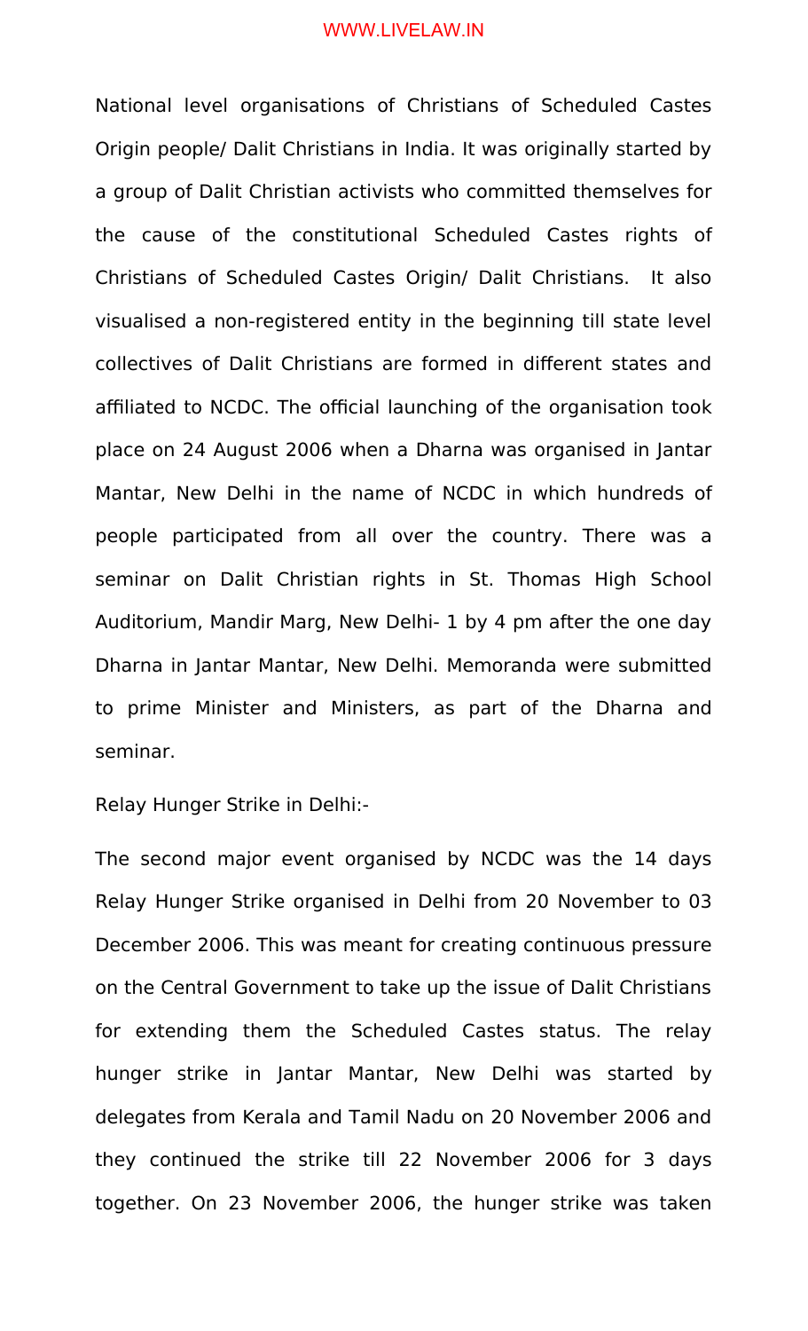National level organisations of Christians of Scheduled Castes Origin people/ Dalit Christians in India. It was originally started by a group of Dalit Christian activists who committed themselves for the cause of the constitutional Scheduled Castes rights of Christians of Scheduled Castes Origin/ Dalit Christians. It also visualised a non-registered entity in the beginning till state level collectives of Dalit Christians are formed in different states and affiliated to NCDC. The official launching of the organisation took place on 24 August 2006 when a Dharna was organised in Jantar Mantar, New Delhi in the name of NCDC in which hundreds of people participated from all over the country. There was a seminar on Dalit Christian rights in St. Thomas High School Auditorium, Mandir Marg, New Delhi- 1 by 4 pm after the one day Dharna in Jantar Mantar, New Delhi. Memoranda were submitted to prime Minister and Ministers, as part of the Dharna and seminar.

Relay Hunger Strike in Delhi:-

The second major event organised by NCDC was the 14 days Relay Hunger Strike organised in Delhi from 20 November to 03 December 2006. This was meant for creating continuous pressure on the Central Government to take up the issue of Dalit Christians for extending them the Scheduled Castes status. The relay hunger strike in Jantar Mantar, New Delhi was started by delegates from Kerala and Tamil Nadu on 20 November 2006 and they continued the strike till 22 November 2006 for 3 days together. On 23 November 2006, the hunger strike was taken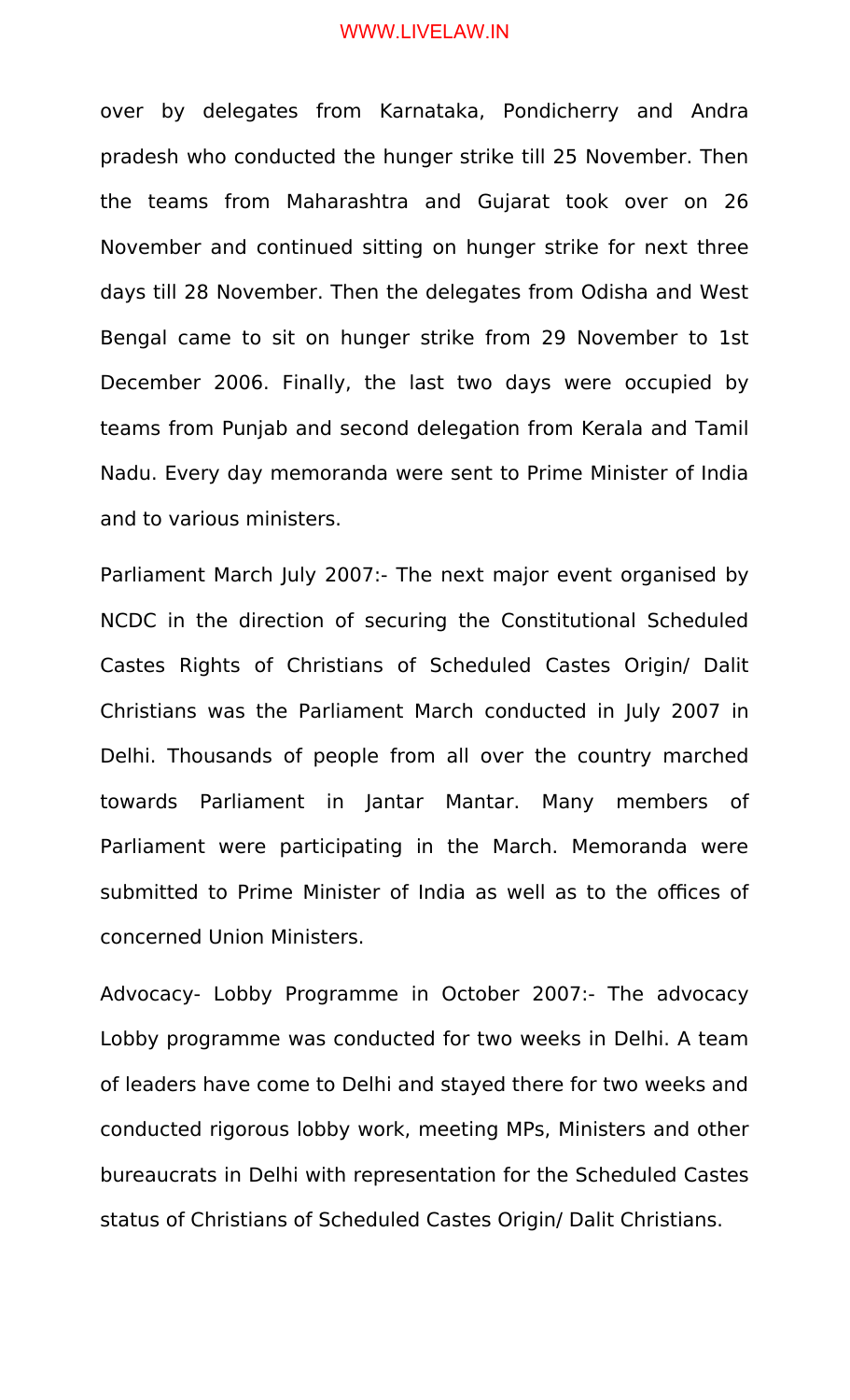over by delegates from Karnataka, Pondicherry and Andra pradesh who conducted the hunger strike till 25 November. Then the teams from Maharashtra and Gujarat took over on 26 November and continued sitting on hunger strike for next three days till 28 November. Then the delegates from Odisha and West Bengal came to sit on hunger strike from 29 November to 1st December 2006. Finally, the last two days were occupied by teams from Punjab and second delegation from Kerala and Tamil Nadu. Every day memoranda were sent to Prime Minister of India and to various ministers.

Parliament March July 2007:- The next major event organised by NCDC in the direction of securing the Constitutional Scheduled Castes Rights of Christians of Scheduled Castes Origin/ Dalit Christians was the Parliament March conducted in July 2007 in Delhi. Thousands of people from all over the country marched towards Parliament in Jantar Mantar. Many members of Parliament were participating in the March. Memoranda were submitted to Prime Minister of India as well as to the offices of concerned Union Ministers.

Advocacy- Lobby Programme in October 2007:- The advocacy Lobby programme was conducted for two weeks in Delhi. A team of leaders have come to Delhi and stayed there for two weeks and conducted rigorous lobby work, meeting MPs, Ministers and other bureaucrats in Delhi with representation for the Scheduled Castes status of Christians of Scheduled Castes Origin/ Dalit Christians.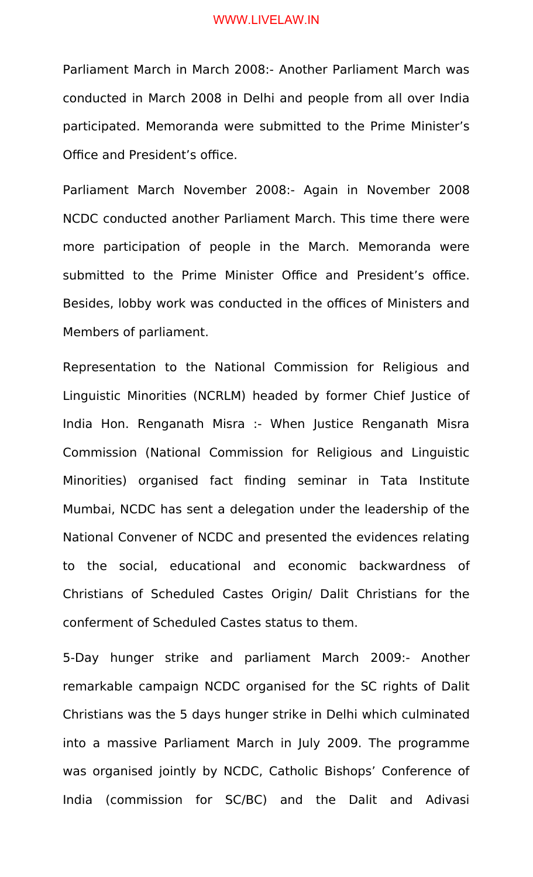Parliament March in March 2008:- Another Parliament March was conducted in March 2008 in Delhi and people from all over India participated. Memoranda were submitted to the Prime Minister's Office and President's office.

Parliament March November 2008:- Again in November 2008 NCDC conducted another Parliament March. This time there were more participation of people in the March. Memoranda were submitted to the Prime Minister Office and President's office. Besides, lobby work was conducted in the offices of Ministers and Members of parliament.

Representation to the National Commission for Religious and Linguistic Minorities (NCRLM) headed by former Chief Justice of India Hon. Renganath Misra :- When Justice Renganath Misra Commission (National Commission for Religious and Linguistic Minorities) organised fact finding seminar in Tata Institute Mumbai, NCDC has sent a delegation under the leadership of the National Convener of NCDC and presented the evidences relating to the social, educational and economic backwardness of Christians of Scheduled Castes Origin/ Dalit Christians for the conferment of Scheduled Castes status to them.

5-Day hunger strike and parliament March 2009:- Another remarkable campaign NCDC organised for the SC rights of Dalit Christians was the 5 days hunger strike in Delhi which culminated into a massive Parliament March in July 2009. The programme was organised jointly by NCDC, Catholic Bishops' Conference of India (commission for SC/BC) and the Dalit and Adivasi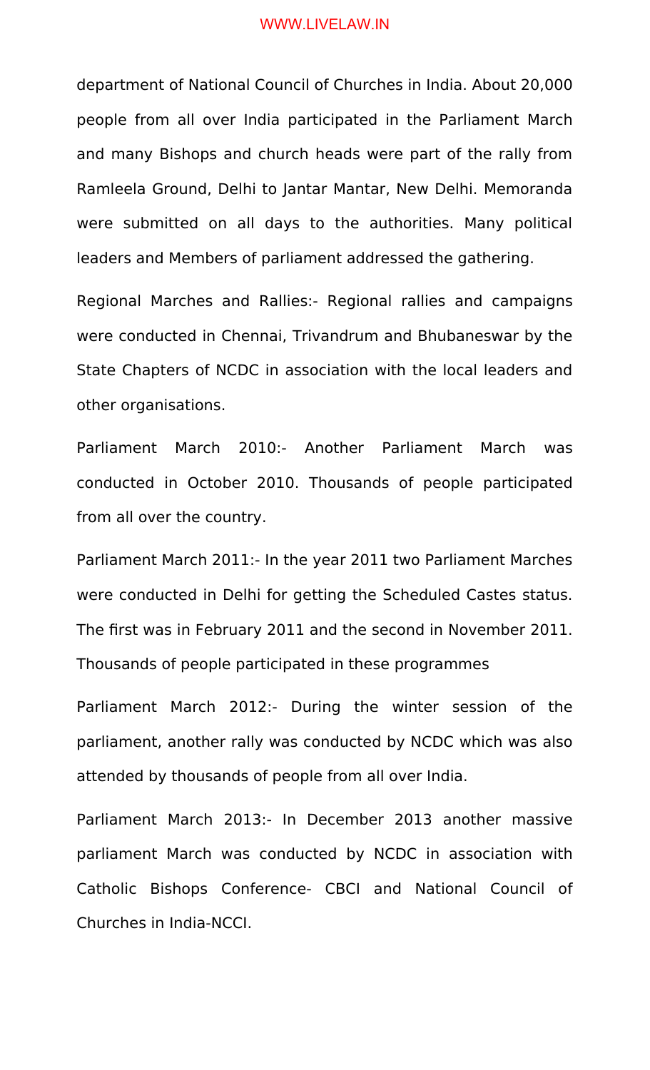department of National Council of Churches in India. About 20,000 people from all over India participated in the Parliament March and many Bishops and church heads were part of the rally from Ramleela Ground, Delhi to Jantar Mantar, New Delhi. Memoranda were submitted on all days to the authorities. Many political leaders and Members of parliament addressed the gathering.

Regional Marches and Rallies:- Regional rallies and campaigns were conducted in Chennai, Trivandrum and Bhubaneswar by the State Chapters of NCDC in association with the local leaders and other organisations.

Parliament March 2010:- Another Parliament March was conducted in October 2010. Thousands of people participated from all over the country.

Parliament March 2011:- In the year 2011 two Parliament Marches were conducted in Delhi for getting the Scheduled Castes status. The first was in February 2011 and the second in November 2011. Thousands of people participated in these programmes

Parliament March 2012:- During the winter session of the parliament, another rally was conducted by NCDC which was also attended by thousands of people from all over India.

Parliament March 2013:- In December 2013 another massive parliament March was conducted by NCDC in association with Catholic Bishops Conference- CBCI and National Council of Churches in India-NCCI.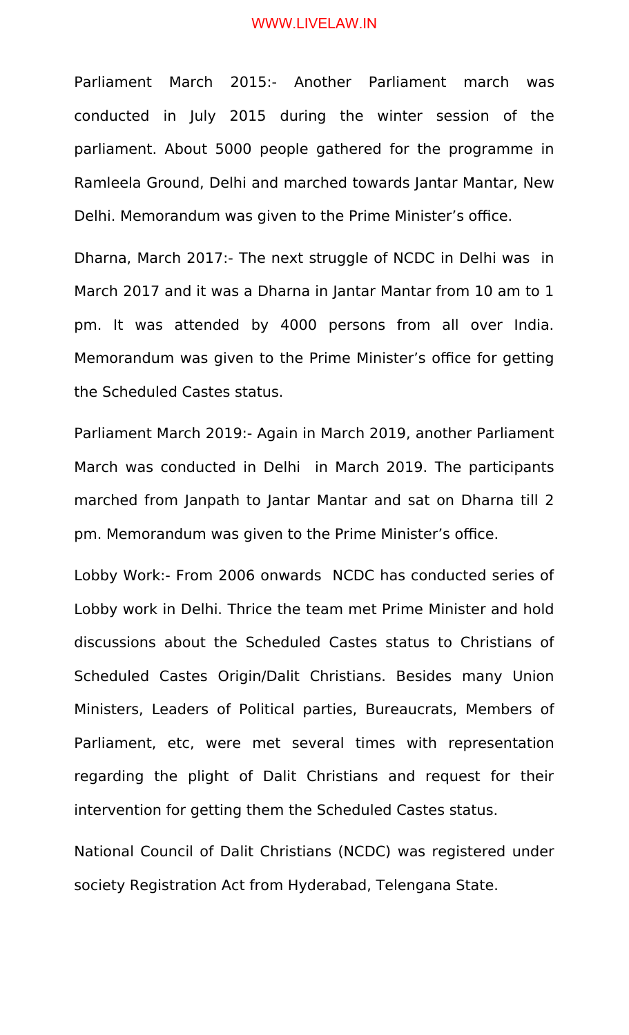Parliament March 2015:- Another Parliament march was conducted in July 2015 during the winter session of the parliament. About 5000 people gathered for the programme in Ramleela Ground, Delhi and marched towards Jantar Mantar, New Delhi. Memorandum was given to the Prime Minister's office.

Dharna, March 2017:- The next struggle of NCDC in Delhi was in March 2017 and it was a Dharna in Jantar Mantar from 10 am to 1 pm. It was attended by 4000 persons from all over India. Memorandum was given to the Prime Minister's office for getting the Scheduled Castes status.

Parliament March 2019:- Again in March 2019, another Parliament March was conducted in Delhi in March 2019. The participants marched from Janpath to Jantar Mantar and sat on Dharna till 2 pm. Memorandum was given to the Prime Minister's office.

Lobby Work:- From 2006 onwards NCDC has conducted series of Lobby work in Delhi. Thrice the team met Prime Minister and hold discussions about the Scheduled Castes status to Christians of Scheduled Castes Origin/Dalit Christians. Besides many Union Ministers, Leaders of Political parties, Bureaucrats, Members of Parliament, etc, were met several times with representation regarding the plight of Dalit Christians and request for their intervention for getting them the Scheduled Castes status.

National Council of Dalit Christians (NCDC) was registered under society Registration Act from Hyderabad, Telengana State.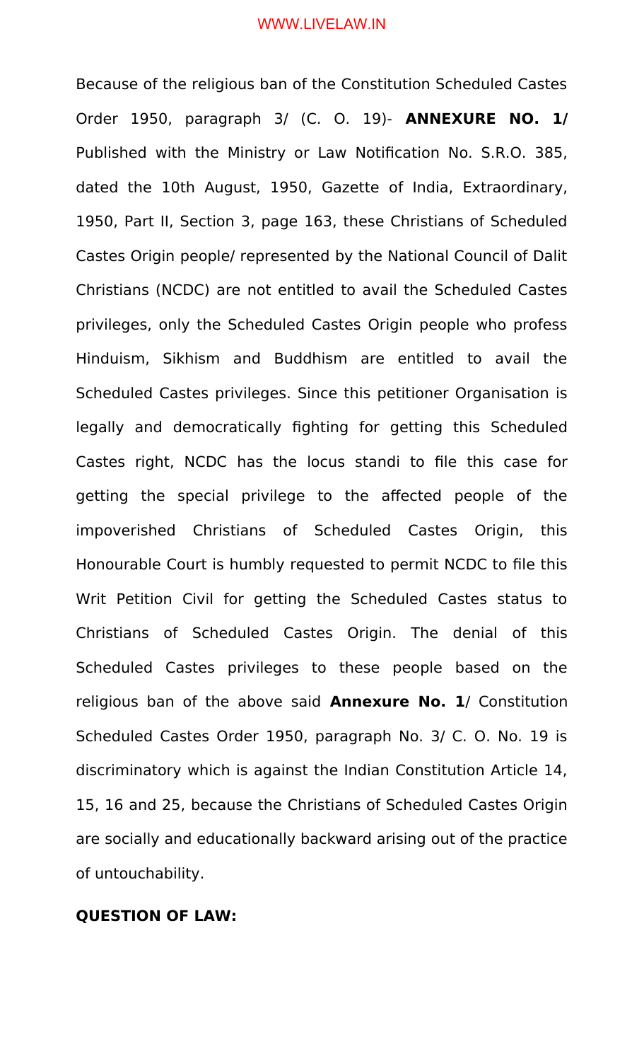Because of the religious ban of the Constitution Scheduled Castes Order 1950, paragraph 3/ (C. O. 19)- **ANNEXURE NO. 1/** Published with the Ministry or Law Notification No. S.R.O. 385, dated the 10th August, 1950, Gazette of India, Extraordinary, 1950, Part II, Section 3, page 163, these Christians of Scheduled Castes Origin people/ represented by the National Council of Dalit Christians (NCDC) are not entitled to avail the Scheduled Castes privileges, only the Scheduled Castes Origin people who profess Hinduism, Sikhism and Buddhism are entitled to avail the Scheduled Castes privileges. Since this petitioner Organisation is legally and democratically fighting for getting this Scheduled Castes right, NCDC has the locus standi to file this case for getting the special privilege to the affected people of the impoverished Christians of Scheduled Castes Origin, this Honourable Court is humbly requested to permit NCDC to file this Writ Petition Civil for getting the Scheduled Castes status to Christians of Scheduled Castes Origin. The denial of this Scheduled Castes privileges to these people based on the religious ban of the above said **Annexure No. 1**/ Constitution Scheduled Castes Order 1950, paragraph No. 3/ C. O. No. 19 is discriminatory which is against the Indian Constitution Article 14, 15, 16 and 25, because the Christians of Scheduled Castes Origin are socially and educationally backward arising out of the practice of untouchability.

**QUESTION OF LAW:**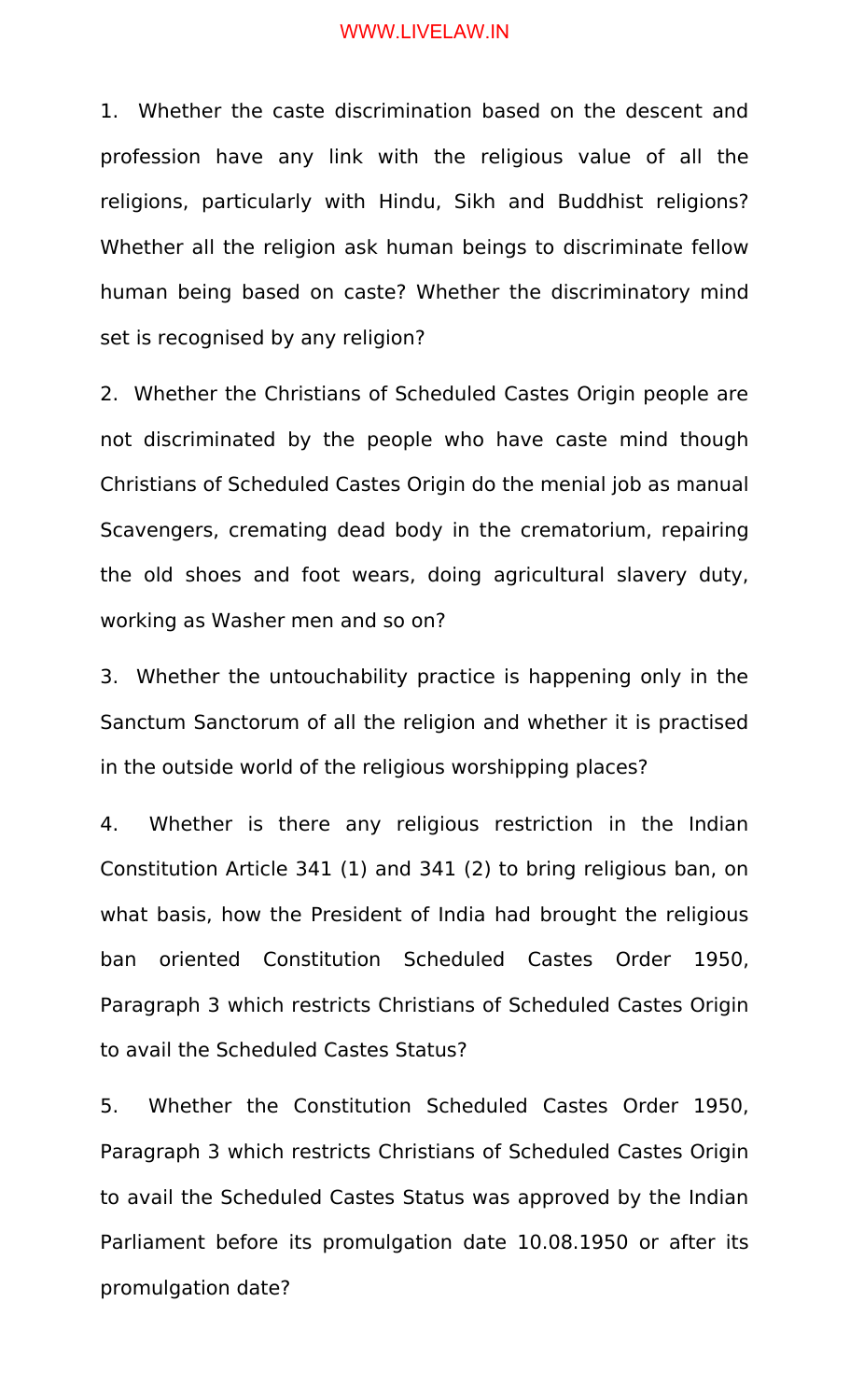1. Whether the caste discrimination based on the descent and profession have any link with the religious value of all the religions, particularly with Hindu, Sikh and Buddhist religions? Whether all the religion ask human beings to discriminate fellow human being based on caste? Whether the discriminatory mind set is recognised by any religion?

2. Whether the Christians of Scheduled Castes Origin people are not discriminated by the people who have caste mind though Christians of Scheduled Castes Origin do the menial job as manual Scavengers, cremating dead body in the crematorium, repairing the old shoes and foot wears, doing agricultural slavery duty, working as Washer men and so on?

3. Whether the untouchability practice is happening only in the Sanctum Sanctorum of all the religion and whether it is practised in the outside world of the religious worshipping places?

4. Whether is there any religious restriction in the Indian Constitution Article 341 (1) and 341 (2) to bring religious ban, on what basis, how the President of India had brought the religious ban oriented Constitution Scheduled Castes Order 1950, Paragraph 3 which restricts Christians of Scheduled Castes Origin to avail the Scheduled Castes Status?

5. Whether the Constitution Scheduled Castes Order 1950, Paragraph 3 which restricts Christians of Scheduled Castes Origin to avail the Scheduled Castes Status was approved by the Indian Parliament before its promulgation date 10.08.1950 or after its promulgation date?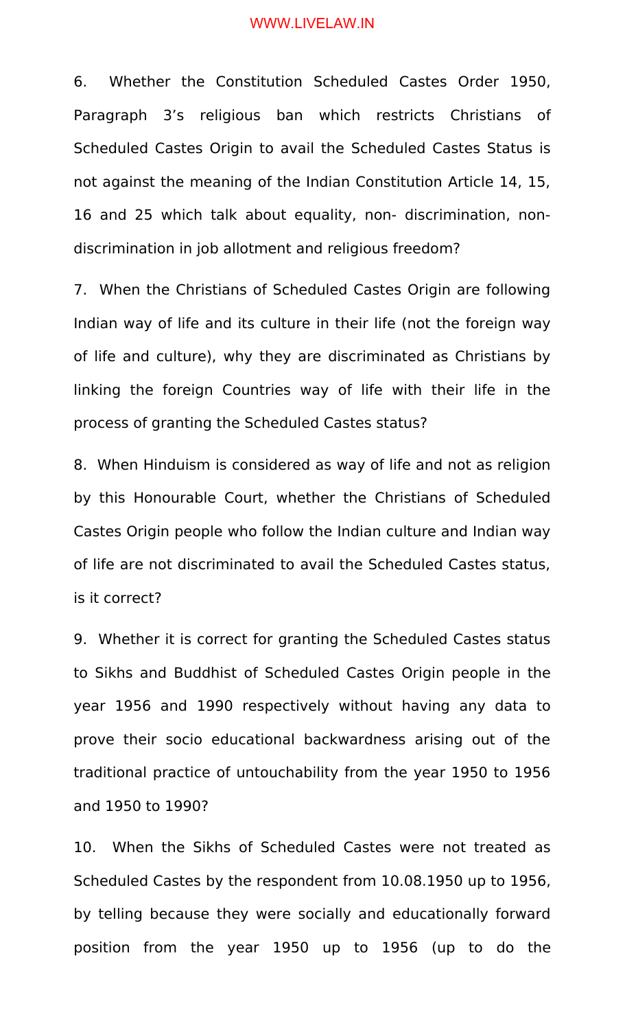6. Whether the Constitution Scheduled Castes Order 1950, Paragraph 3's religious ban which restricts Christians of Scheduled Castes Origin to avail the Scheduled Castes Status is not against the meaning of the Indian Constitution Article 14, 15, 16 and 25 which talk about equality, non- discrimination, non-discrimination in job allotment and religious freedom?

7. When the Christians of Scheduled Castes Origin are following Indian way of life and its culture in their life (not the foreign way of life and culture), why they are discriminated as Christians by linking the foreign Countries way of life with their life in the process of granting the Scheduled Castes status?

8. When Hinduism is considered as way of life and not as religion by this Honourable Court, whether the Christians of Scheduled Castes Origin people who follow the Indian culture and Indian way of life are not discriminated to avail the Scheduled Castes status, is it correct?

9. Whether it is correct for granting the Scheduled Castes status to Sikhs and Buddhist of Scheduled Castes Origin people in the year 1956 and 1990 respectively without having any data to prove their socio educational backwardness arising out of the traditional practice of untouchability from the year 1950 to 1956 and 1950 to 1990?

10. When the Sikhs of Scheduled Castes were not treated as Scheduled Castes by the respondent from 10.08.1950 up to 1956, by telling because they were socially and educationally forward position from the year 1950 up to 1956 (up to do the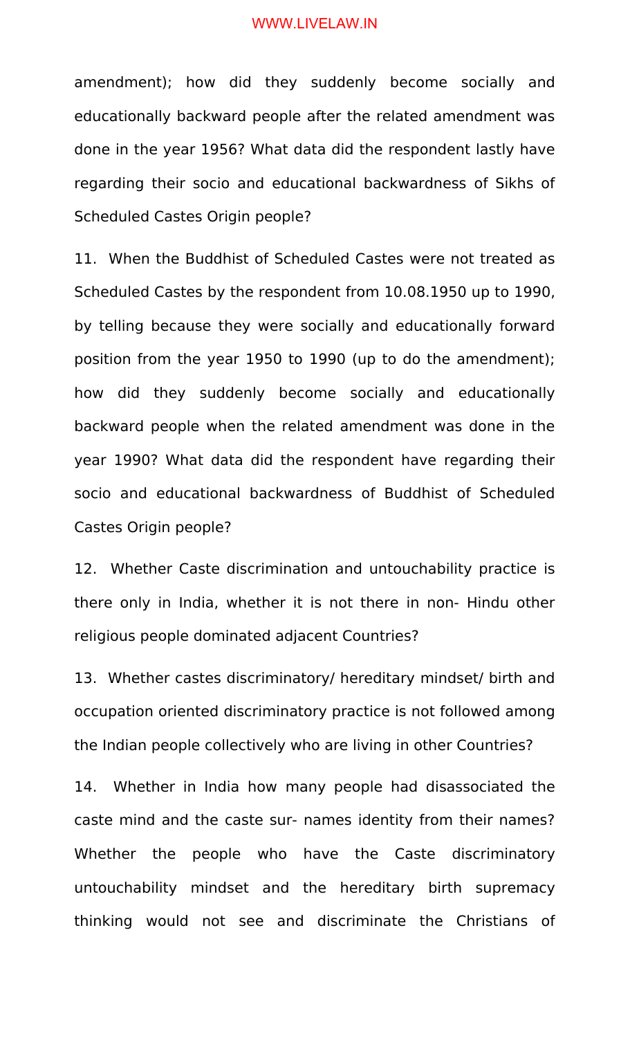amendment); how did they suddenly become socially and educationally backward people after the related amendment was done in the year 1956? What data did the respondent lastly have regarding their socio and educational backwardness of Sikhs of Scheduled Castes Origin people?

11. When the Buddhist of Scheduled Castes were not treated as Scheduled Castes by the respondent from 10.08.1950 up to 1990, by telling because they were socially and educationally forward position from the year 1950 to 1990 (up to do the amendment); how did they suddenly become socially and educationally backward people when the related amendment was done in the year 1990? What data did the respondent have regarding their socio and educational backwardness of Buddhist of Scheduled Castes Origin people?

12. Whether Caste discrimination and untouchability practice is there only in India, whether it is not there in non- Hindu other religious people dominated adjacent Countries?

13. Whether castes discriminatory/ hereditary mindset/ birth and occupation oriented discriminatory practice is not followed among the Indian people collectively who are living in other Countries?

14. Whether in India how many people had disassociated the caste mind and the caste sur- names identity from their names? Whether the people who have the Caste discriminatory untouchability mindset and the hereditary birth supremacy thinking would not see and discriminate the Christians of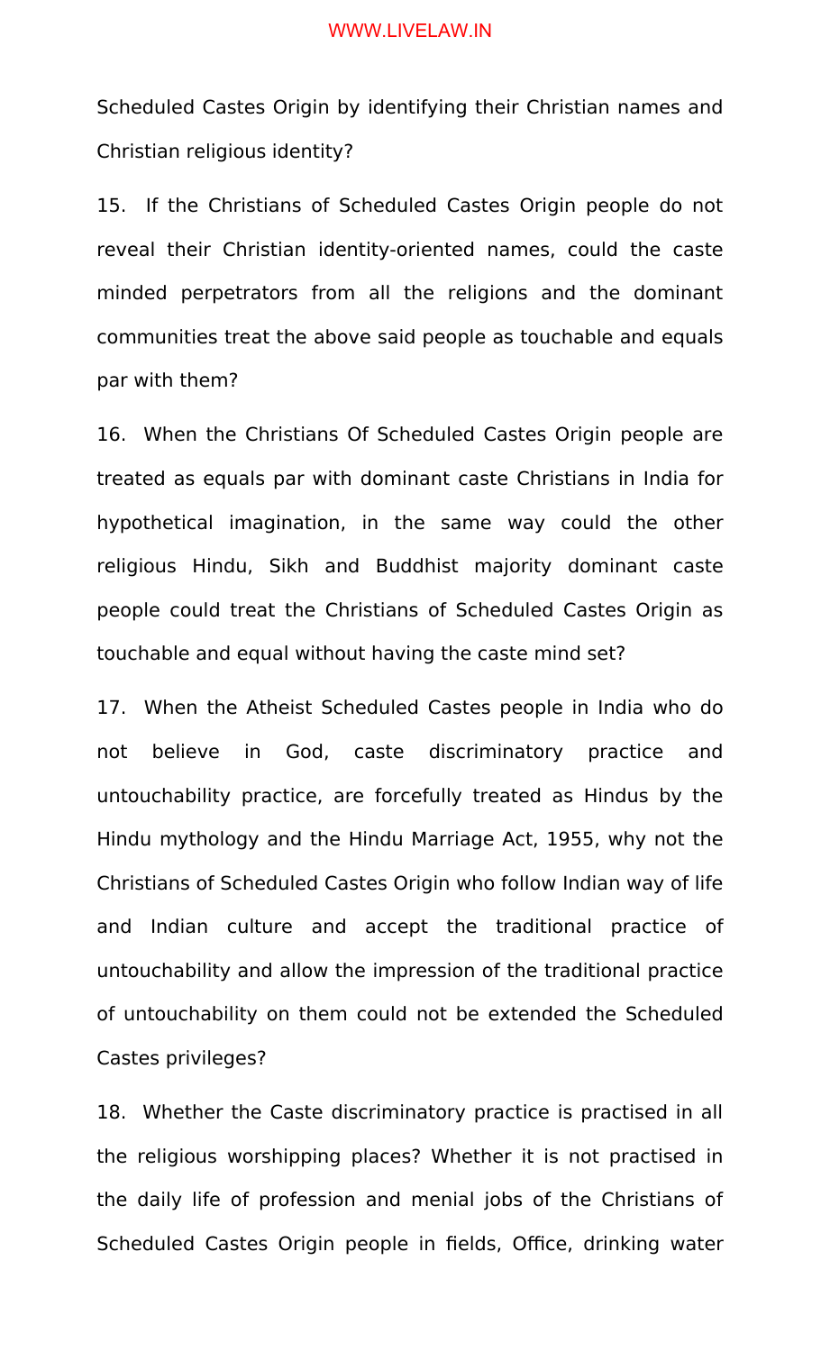Scheduled Castes Origin by identifying their Christian names and Christian religious identity?

15. If the Christians of Scheduled Castes Origin people do not reveal their Christian identity-oriented names, could the caste minded perpetrators from all the religions and the dominant communities treat the above said people as touchable and equals par with them?

16. When the Christians Of Scheduled Castes Origin people are treated as equals par with dominant caste Christians in India for hypothetical imagination, in the same way could the other religious Hindu, Sikh and Buddhist majority dominant caste people could treat the Christians of Scheduled Castes Origin as touchable and equal without having the caste mind set?

17. When the Atheist Scheduled Castes people in India who do not believe in God, caste discriminatory practice and untouchability practice, are forcefully treated as Hindus by the Hindu mythology and the Hindu Marriage Act, 1955, why not the Christians of Scheduled Castes Origin who follow Indian way of life and Indian culture and accept the traditional practice of untouchability and allow the impression of the traditional practice of untouchability on them could not be extended the Scheduled Castes privileges?

18. Whether the Caste discriminatory practice is practised in all the religious worshipping places? Whether it is not practised in the daily life of profession and menial jobs of the Christians of Scheduled Castes Origin people in fields, Office, drinking water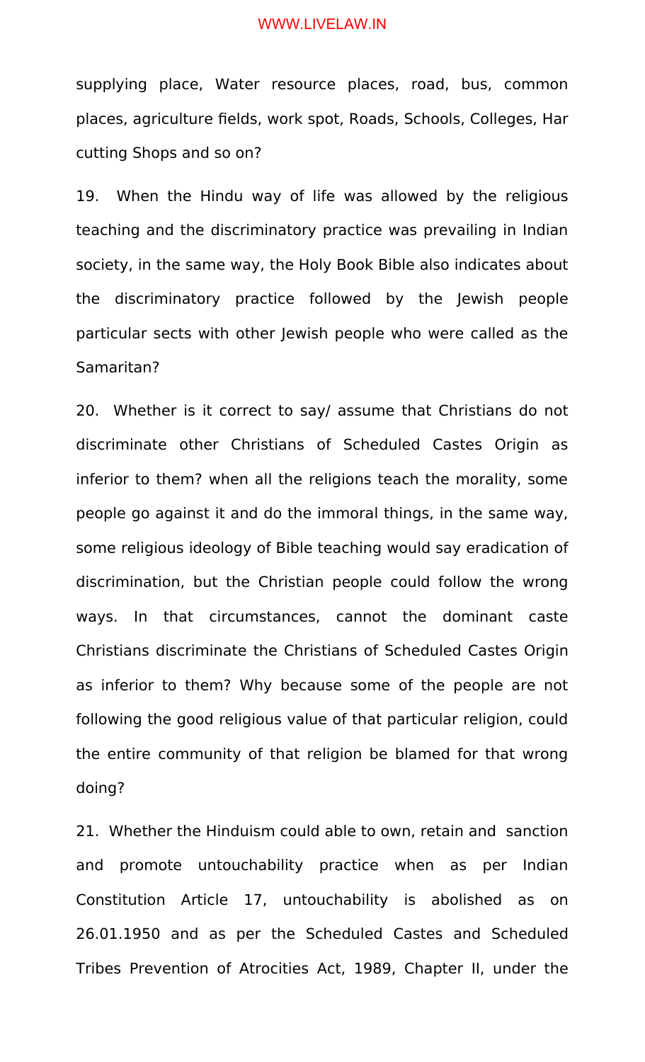supplying place, Water resource places, road, bus, common places, agriculture fields, work spot, Roads, Schools, Colleges, Har cutting Shops and so on?

19. When the Hindu way of life was allowed by the religious teaching and the discriminatory practice was prevailing in Indian society, in the same way, the Holy Book Bible also indicates about the discriminatory practice followed by the Jewish people particular sects with other Jewish people who were called as the Samaritan?

20. Whether is it correct to say/ assume that Christians do not discriminate other Christians of Scheduled Castes Origin as inferior to them? when all the religions teach the morality, some people go against it and do the immoral things, in the same way, some religious ideology of Bible teaching would say eradication of discrimination, but the Christian people could follow the wrong ways. In that circumstances, cannot the dominant caste Christians discriminate the Christians of Scheduled Castes Origin as inferior to them? Why because some of the people are not following the good religious value of that particular religion, could the entire community of that religion be blamed for that wrong doing?

21. Whether the Hinduism could able to own, retain and sanction and promote untouchability practice when as per Indian Constitution Article 17, untouchability is abolished as on 26.01.1950 and as per the Scheduled Castes and Scheduled Tribes Prevention of Atrocities Act, 1989, Chapter II, under the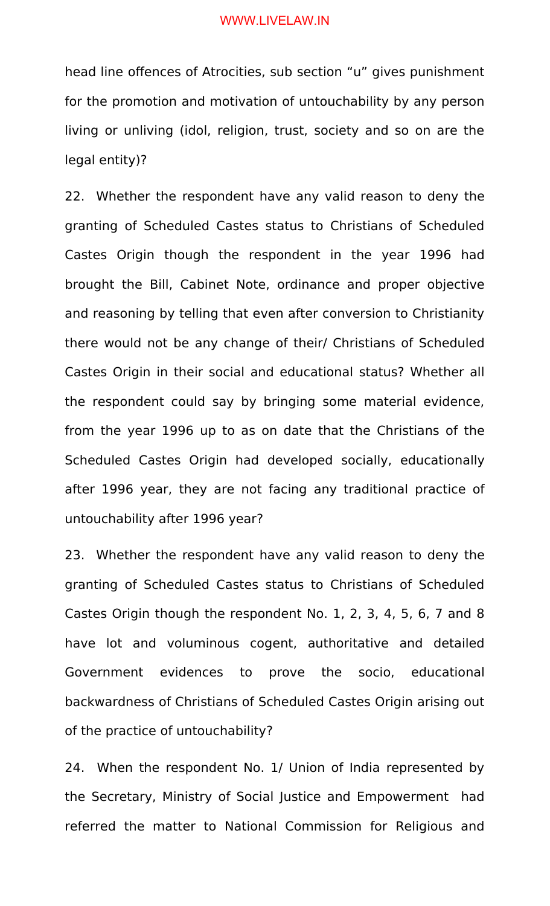head line offences of Atrocities, sub section "u" gives punishment for the promotion and motivation of untouchability by any person living or unliving (idol, religion, trust, society and so on are the legal entity)?

22. Whether the respondent have any valid reason to deny the granting of Scheduled Castes status to Christians of Scheduled Castes Origin though the respondent in the year 1996 had brought the Bill, Cabinet Note, ordinance and proper objective and reasoning by telling that even after conversion to Christianity there would not be any change of their/ Christians of Scheduled Castes Origin in their social and educational status? Whether all the respondent could say by bringing some material evidence, from the year 1996 up to as on date that the Christians of the Scheduled Castes Origin had developed socially, educationally after 1996 year, they are not facing any traditional practice of untouchability after 1996 year?

23. Whether the respondent have any valid reason to deny the granting of Scheduled Castes status to Christians of Scheduled Castes Origin though the respondent No. 1, 2, 3, 4, 5, 6, 7 and 8 have lot and voluminous cogent, authoritative and detailed Government evidences to prove the socio, educational backwardness of Christians of Scheduled Castes Origin arising out of the practice of untouchability?

24. When the respondent No. 1/ Union of India represented by the Secretary, Ministry of Social Justice and Empowerment had referred the matter to National Commission for Religious and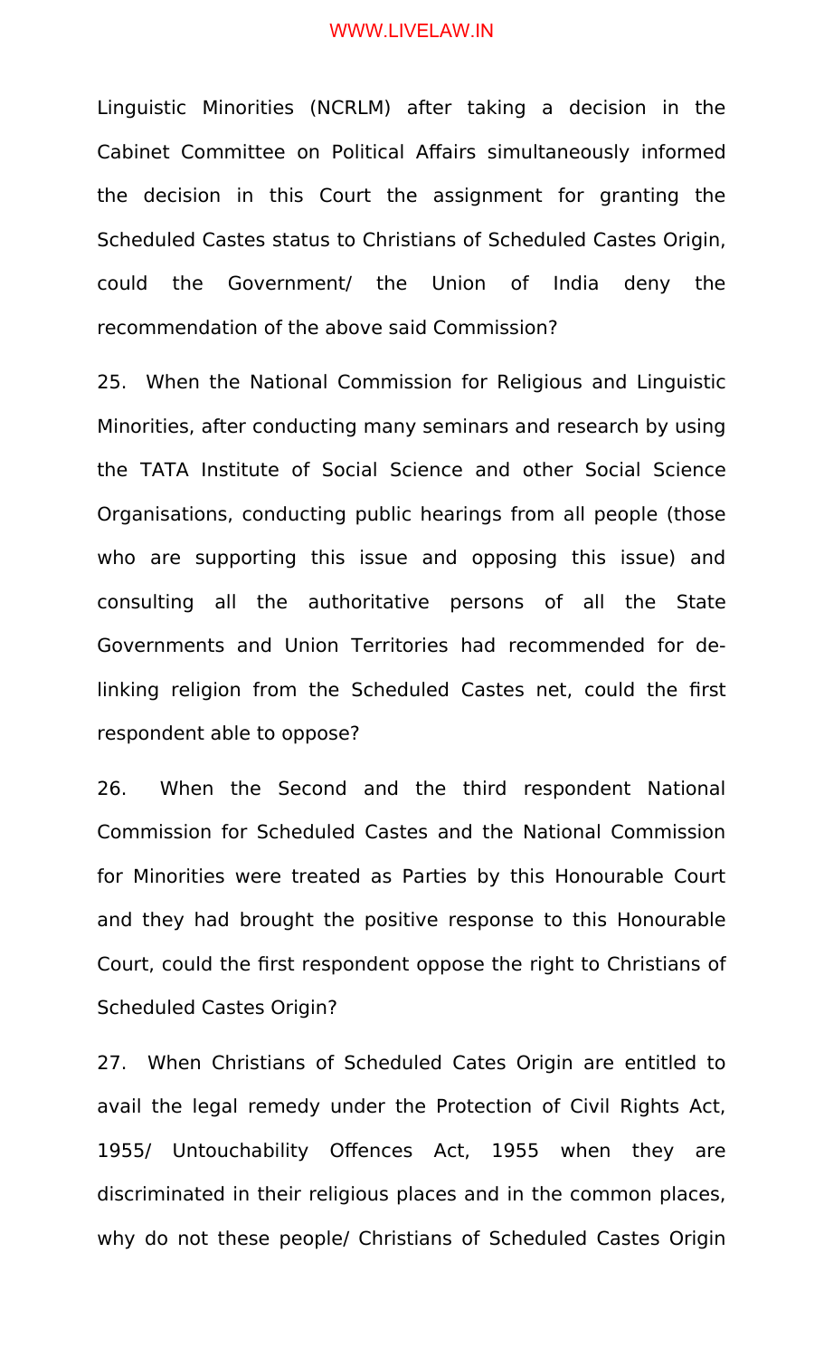Linguistic Minorities (NCRLM) after taking a decision in the Cabinet Committee on Political Affairs simultaneously informed the decision in this Court the assignment for granting the Scheduled Castes status to Christians of Scheduled Castes Origin, could the Government/ the Union of India deny the recommendation of the above said Commission?

25. When the National Commission for Religious and Linguistic Minorities, after conducting many seminars and research by using the TATA Institute of Social Science and other Social Science Organisations, conducting public hearings from all people (those who are supporting this issue and opposing this issue) and consulting all the authoritative persons of all the State Governments and Union Territories had recommended for de-linking religion from the Scheduled Castes net, could the first respondent able to oppose?

26. When the Second and the third respondent National Commission for Scheduled Castes and the National Commission for Minorities were treated as Parties by this Honourable Court and they had brought the positive response to this Honourable Court, could the first respondent oppose the right to Christians of Scheduled Castes Origin?

27. When Christians of Scheduled Cates Origin are entitled to avail the legal remedy under the Protection of Civil Rights Act, 1955/ Untouchability Offences Act, 1955 when they are discriminated in their religious places and in the common places, why do not these people/ Christians of Scheduled Castes Origin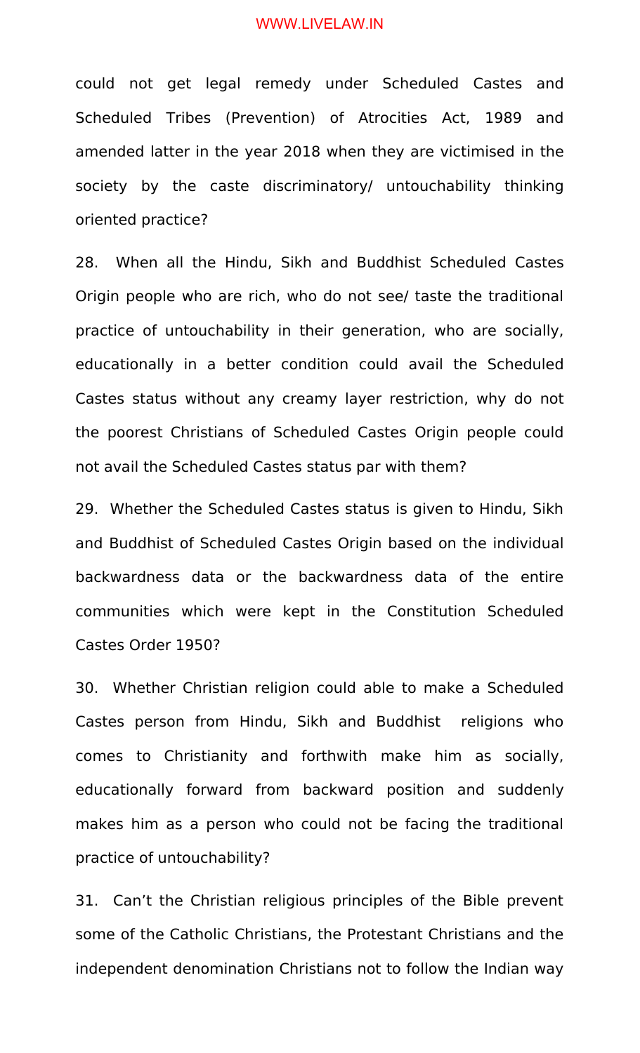could not get legal remedy under Scheduled Castes and Scheduled Tribes (Prevention) of Atrocities Act, 1989 and amended latter in the year 2018 when they are victimised in the society by the caste discriminatory/ untouchability thinking oriented practice?

28. When all the Hindu, Sikh and Buddhist Scheduled Castes Origin people who are rich, who do not see/ taste the traditional practice of untouchability in their generation, who are socially, educationally in a better condition could avail the Scheduled Castes status without any creamy layer restriction, why do not the poorest Christians of Scheduled Castes Origin people could not avail the Scheduled Castes status par with them?

29. Whether the Scheduled Castes status is given to Hindu, Sikh and Buddhist of Scheduled Castes Origin based on the individual backwardness data or the backwardness data of the entire communities which were kept in the Constitution Scheduled Castes Order 1950?

30. Whether Christian religion could able to make a Scheduled Castes person from Hindu, Sikh and Buddhist religions who comes to Christianity and forthwith make him as socially, educationally forward from backward position and suddenly makes him as a person who could not be facing the traditional practice of untouchability?

31. Can't the Christian religious principles of the Bible prevent some of the Catholic Christians, the Protestant Christians and the independent denomination Christians not to follow the Indian way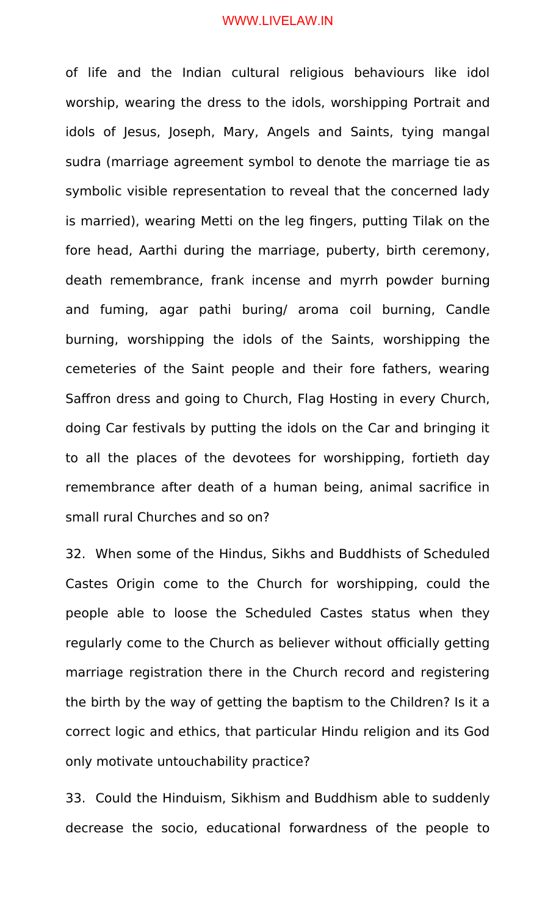of life and the Indian cultural religious behaviours like idol worship, wearing the dress to the idols, worshipping Portrait and idols of Jesus, Joseph, Mary, Angels and Saints, tying mangal sudra (marriage agreement symbol to denote the marriage tie as symbolic visible representation to reveal that the concerned lady is married), wearing Metti on the leg fingers, putting Tilak on the fore head, Aarthi during the marriage, puberty, birth ceremony, death remembrance, frank incense and myrrh powder burning and fuming, agar pathi buring/ aroma coil burning, Candle burning, worshipping the idols of the Saints, worshipping the cemeteries of the Saint people and their fore fathers, wearing Saffron dress and going to Church, Flag Hosting in every Church, doing Car festivals by putting the idols on the Car and bringing it to all the places of the devotees for worshipping, fortieth day remembrance after death of a human being, animal sacrifice in small rural Churches and so on?

32. When some of the Hindus, Sikhs and Buddhists of Scheduled Castes Origin come to the Church for worshipping, could the people able to loose the Scheduled Castes status when they regularly come to the Church as believer without officially getting marriage registration there in the Church record and registering the birth by the way of getting the baptism to the Children? Is it a correct logic and ethics, that particular Hindu religion and its God only motivate untouchability practice?

33. Could the Hinduism, Sikhism and Buddhism able to suddenly decrease the socio, educational forwardness of the people to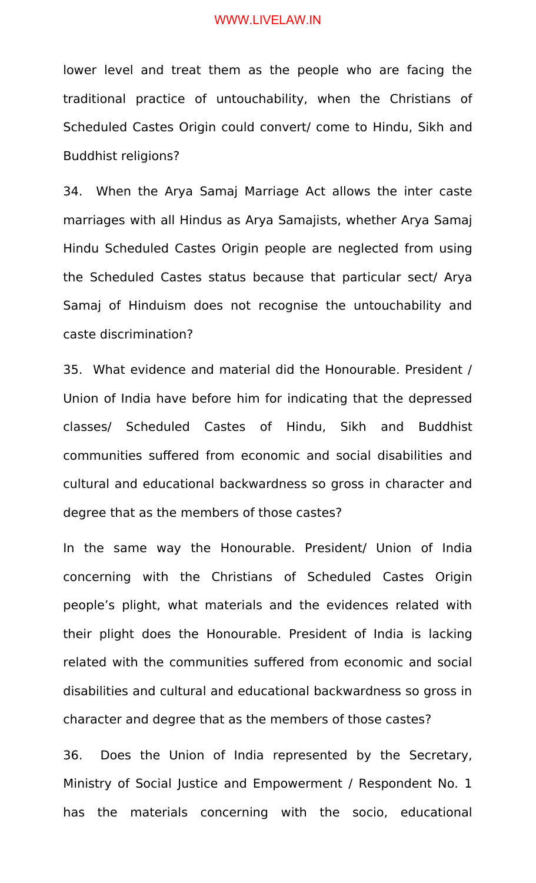lower level and treat them as the people who are facing the traditional practice of untouchability, when the Christians of Scheduled Castes Origin could convert/ come to Hindu, Sikh and Buddhist religions?

34. When the Arya Samaj Marriage Act allows the inter caste marriages with all Hindus as Arya Samajists, whether Arya Samaj Hindu Scheduled Castes Origin people are neglected from using the Scheduled Castes status because that particular sect/ Arya Samaj of Hinduism does not recognise the untouchability and caste discrimination?

35. What evidence and material did the Honourable. President / Union of India have before him for indicating that the depressed classes/ Scheduled Castes of Hindu, Sikh and Buddhist communities suffered from economic and social disabilities and cultural and educational backwardness so gross in character and degree that as the members of those castes?

In the same way the Honourable. President/ Union of India concerning with the Christians of Scheduled Castes Origin people's plight, what materials and the evidences related with their plight does the Honourable. President of India is lacking related with the communities suffered from economic and social disabilities and cultural and educational backwardness so gross in character and degree that as the members of those castes?

36. Does the Union of India represented by the Secretary, Ministry of Social Justice and Empowerment / Respondent No. 1 has the materials concerning with the socio, educational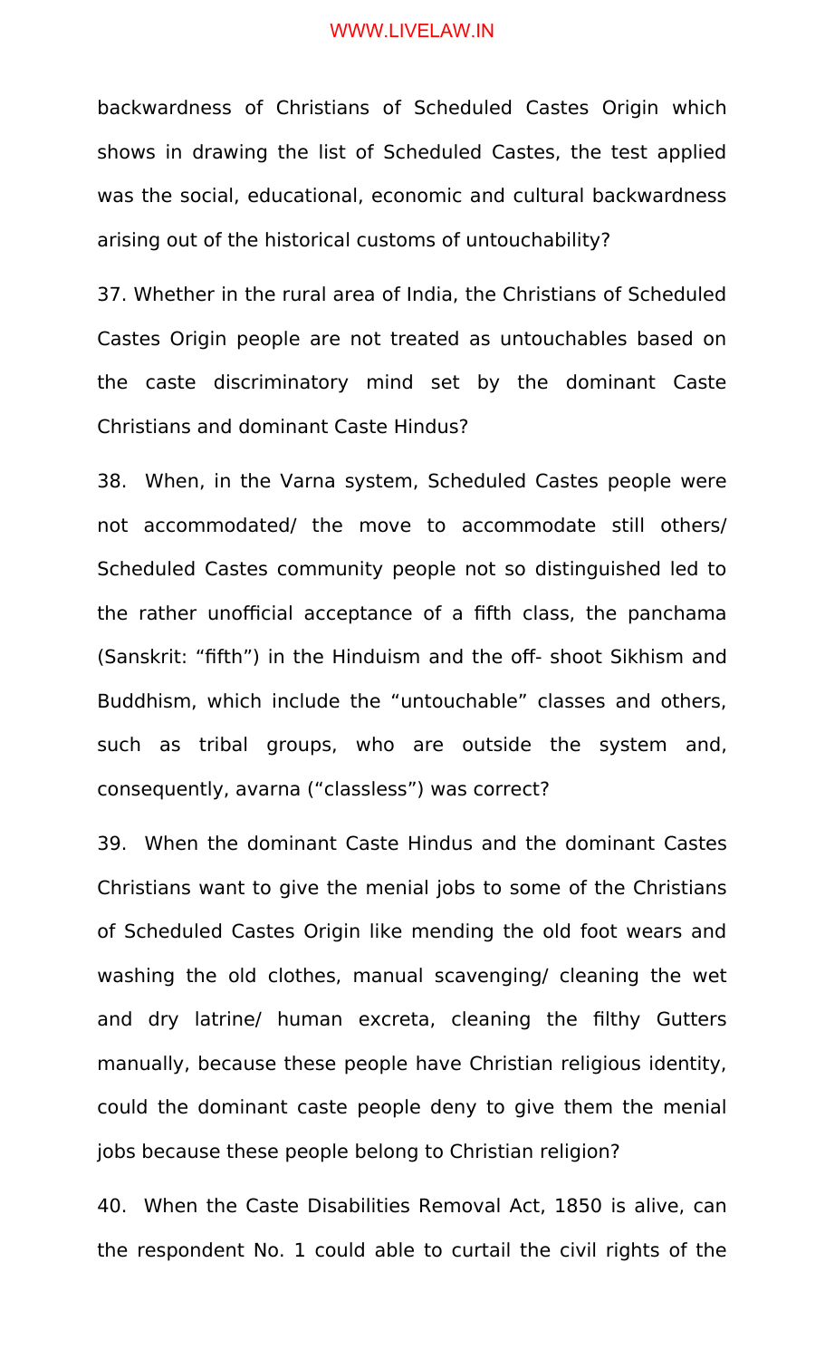backwardness of Christians of Scheduled Castes Origin which shows in drawing the list of Scheduled Castes, the test applied was the social, educational, economic and cultural backwardness arising out of the historical customs of untouchability?

37. Whether in the rural area of India, the Christians of Scheduled Castes Origin people are not treated as untouchables based on the caste discriminatory mind set by the dominant Caste Christians and dominant Caste Hindus?

38. When, in the Varna system, Scheduled Castes people were not accommodated/ the move to accommodate still others/ Scheduled Castes community people not so distinguished led to the rather unofficial acceptance of a fifth class, the panchama (Sanskrit: “fifth”) in the Hinduism and the off- shoot Sikhism and Buddhism, which include the “untouchable” classes and others, such as tribal groups, who are outside the system and, consequently, avarna (“classless”) was correct?

39. When the dominant Caste Hindus and the dominant Castes Christians want to give the menial jobs to some of the Christians of Scheduled Castes Origin like mending the old foot wears and washing the old clothes, manual scavenging/ cleaning the wet and dry latrine/ human excreta, cleaning the filthy Gutters manually, because these people have Christian religious identity, could the dominant caste people deny to give them the menial jobs because these people belong to Christian religion?

40. When the Caste Disabilities Removal Act, 1850 is alive, can the respondent No. 1 could able to curtail the civil rights of the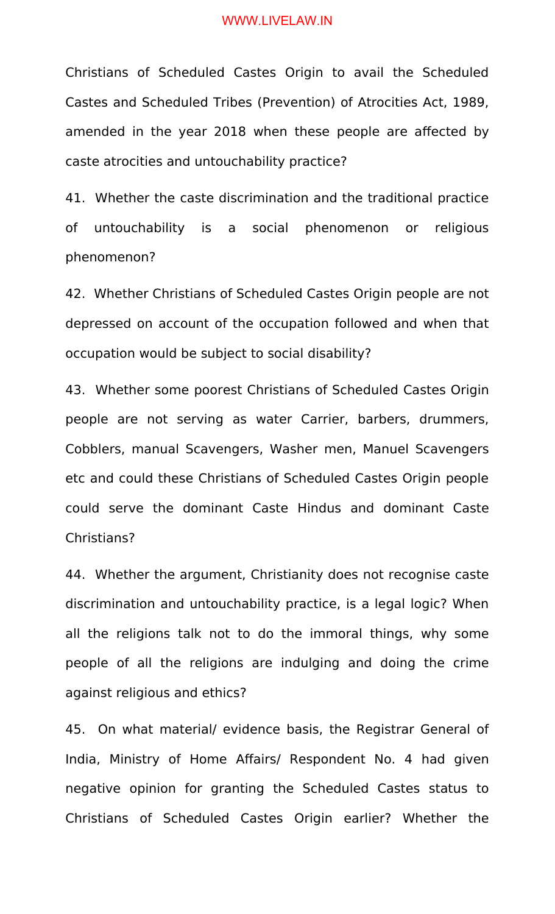Christians of Scheduled Castes Origin to avail the Scheduled Castes and Scheduled Tribes (Prevention) of Atrocities Act, 1989, amended in the year 2018 when these people are affected by caste atrocities and untouchability practice?

41. Whether the caste discrimination and the traditional practice of untouchability is a social phenomenon or religious phenomenon?

42. Whether Christians of Scheduled Castes Origin people are not depressed on account of the occupation followed and when that occupation would be subject to social disability?

43. Whether some poorest Christians of Scheduled Castes Origin people are not serving as water Carrier, barbers, drummers, Cobblers, manual Scavengers, Washer men, Manuel Scavengers etc and could these Christians of Scheduled Castes Origin people could serve the dominant Caste Hindus and dominant Caste Christians?

44. Whether the argument, Christianity does not recognise caste discrimination and untouchability practice, is a legal logic? When all the religions talk not to do the immoral things, why some people of all the religions are indulging and doing the crime against religious and ethics?

45. On what material/ evidence basis, the Registrar General of India, Ministry of Home Affairs/ Respondent No. 4 had given negative opinion for granting the Scheduled Castes status to Christians of Scheduled Castes Origin earlier? Whether the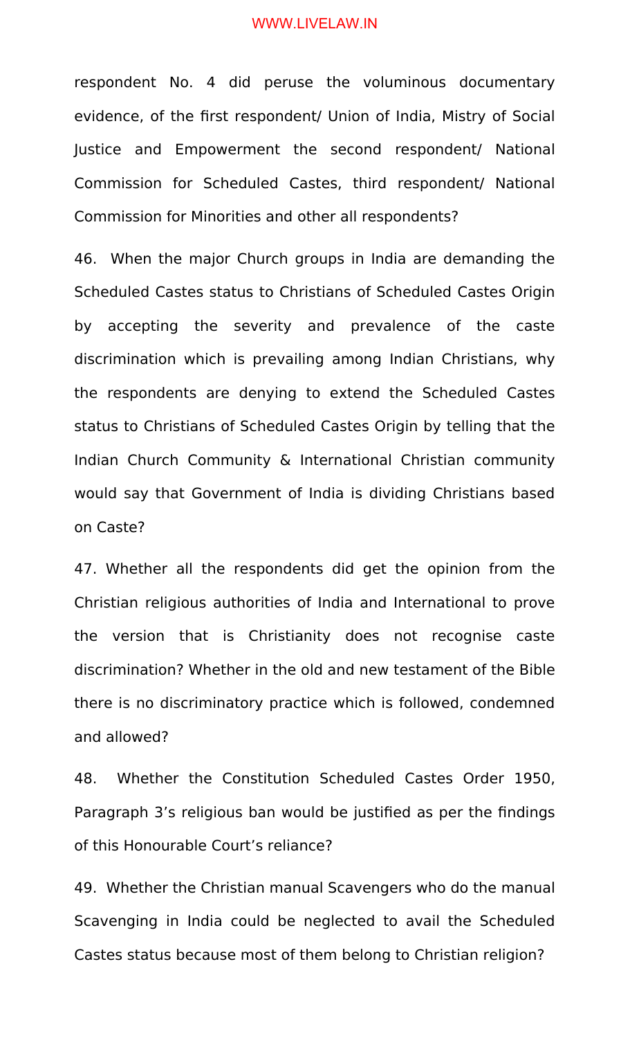respondent No. 4 did peruse the voluminous documentary evidence, of the first respondent/ Union of India, Mistry of Social Justice and Empowerment the second respondent/ National Commission for Scheduled Castes, third respondent/ National Commission for Minorities and other all respondents?

46. When the major Church groups in India are demanding the Scheduled Castes status to Christians of Scheduled Castes Origin by accepting the severity and prevalence of the caste discrimination which is prevailing among Indian Christians, why the respondents are denying to extend the Scheduled Castes status to Christians of Scheduled Castes Origin by telling that the Indian Church Community & International Christian community would say that Government of India is dividing Christians based on Caste?

47. Whether all the respondents did get the opinion from the Christian religious authorities of India and International to prove the version that is Christianity does not recognise caste discrimination? Whether in the old and new testament of the Bible there is no discriminatory practice which is followed, condemned and allowed?

48. Whether the Constitution Scheduled Castes Order 1950, Paragraph 3's religious ban would be justified as per the findings of this Honourable Court's reliance?

49. Whether the Christian manual Scavengers who do the manual Scavenging in India could be neglected to avail the Scheduled Castes status because most of them belong to Christian religion?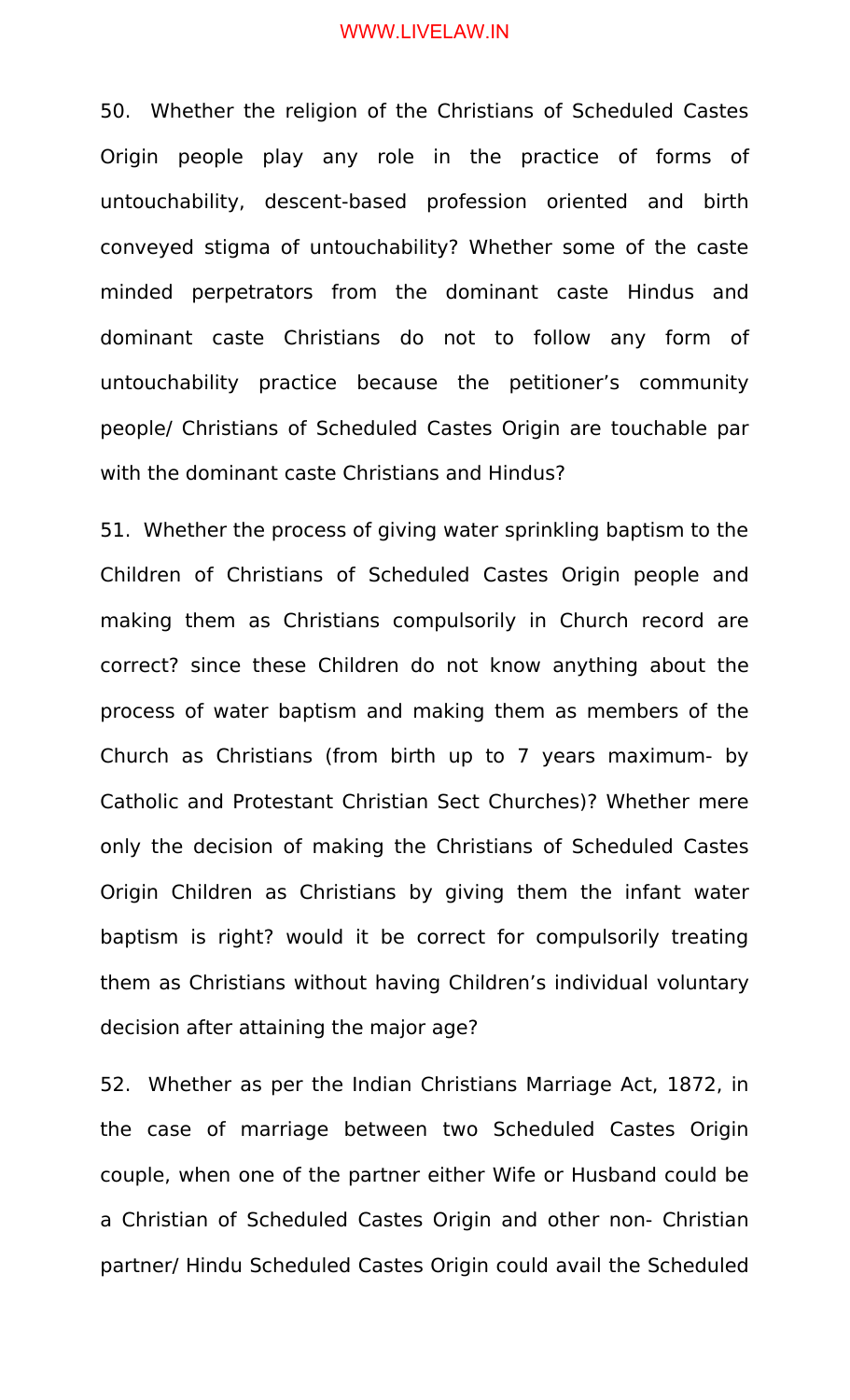50. Whether the religion of the Christians of Scheduled Castes Origin people play any role in the practice of forms of untouchability, descent-based profession oriented and birth conveyed stigma of untouchability? Whether some of the caste minded perpetrators from the dominant caste Hindus and dominant caste Christians do not to follow any form of untouchability practice because the petitioner's community people/ Christians of Scheduled Castes Origin are touchable par with the dominant caste Christians and Hindus?

51. Whether the process of giving water sprinkling baptism to the Children of Christians of Scheduled Castes Origin people and making them as Christians compulsorily in Church record are correct? since these Children do not know anything about the process of water baptism and making them as members of the Church as Christians (from birth up to 7 years maximum- by Catholic and Protestant Christian Sect Churches)? Whether mere only the decision of making the Christians of Scheduled Castes Origin Children as Christians by giving them the infant water baptism is right? would it be correct for compulsorily treating them as Christians without having Children's individual voluntary decision after attaining the major age?

52. Whether as per the Indian Christians Marriage Act, 1872, in the case of marriage between two Scheduled Castes Origin couple, when one of the partner either Wife or Husband could be a Christian of Scheduled Castes Origin and other non- Christian partner/ Hindu Scheduled Castes Origin could avail the Scheduled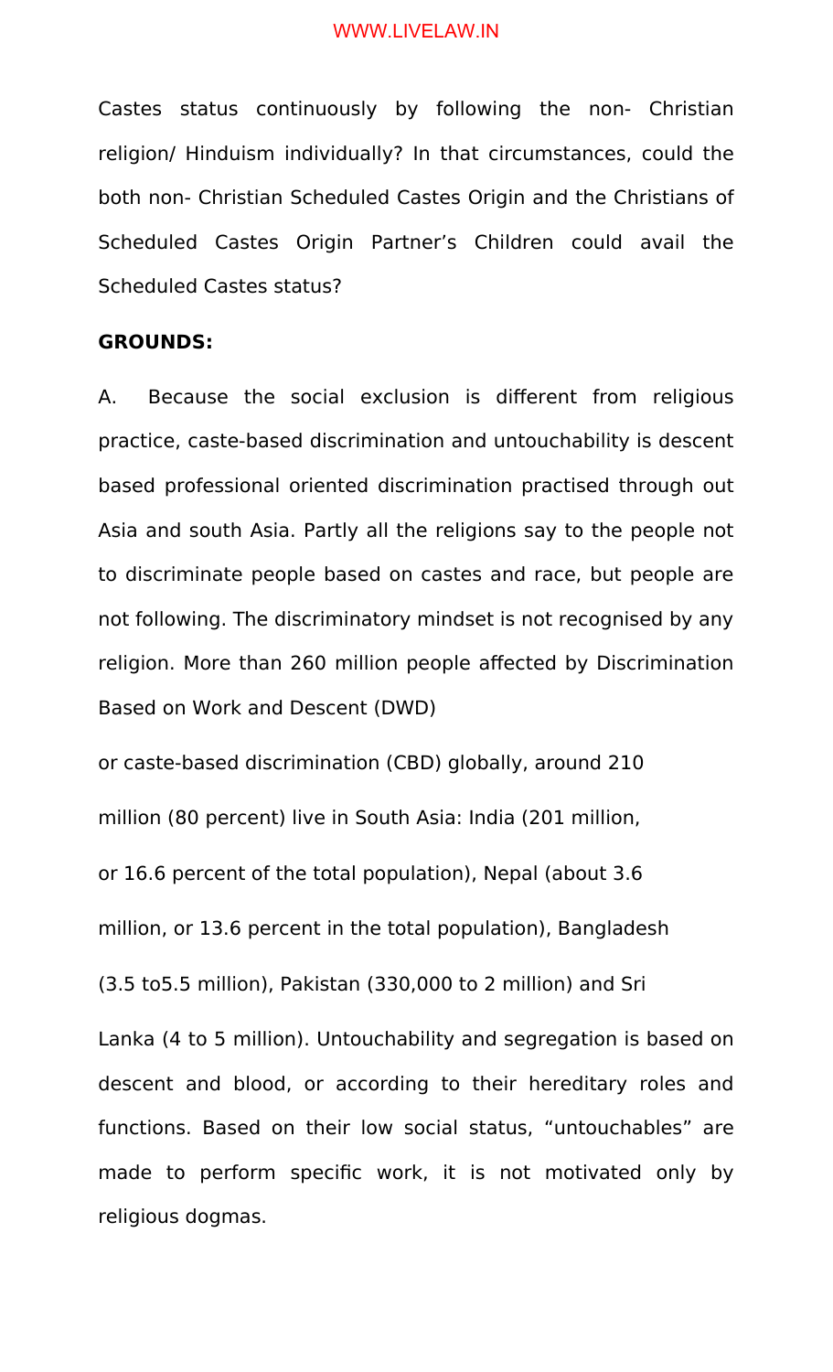Castes status continuously by following the non- Christian religion/ Hinduism individually? In that circumstances, could the both non- Christian Scheduled Castes Origin and the Christians of Scheduled Castes Origin Partner's Children could avail the Scheduled Castes status?

**GROUNDS:**

A. Because the social exclusion is different from religious practice, caste-based discrimination and untouchability is descent based professional oriented discrimination practised through out Asia and south Asia. Partly all the religions say to the people not to discriminate people based on castes and race, but people are not following. The discriminatory mindset is not recognised by any religion. More than 260 million people affected by Discrimination Based on Work and Descent (DWD) or caste-based discrimination (CBD) globally, around 210 million (80 percent) live in South Asia: India (201 million, or 16.6 percent of the total population), Nepal (about 3.6 million, or 13.6 percent in the total population), Bangladesh (3.5 to5.5 million), Pakistan (330,000 to 2 million) and Sri Lanka (4 to 5 million). Untouchability and segregation is based on descent and blood, or according to their hereditary roles and functions. Based on their low social status, "untouchables" are made to perform specific work, it is not motivated only by religious dogmas.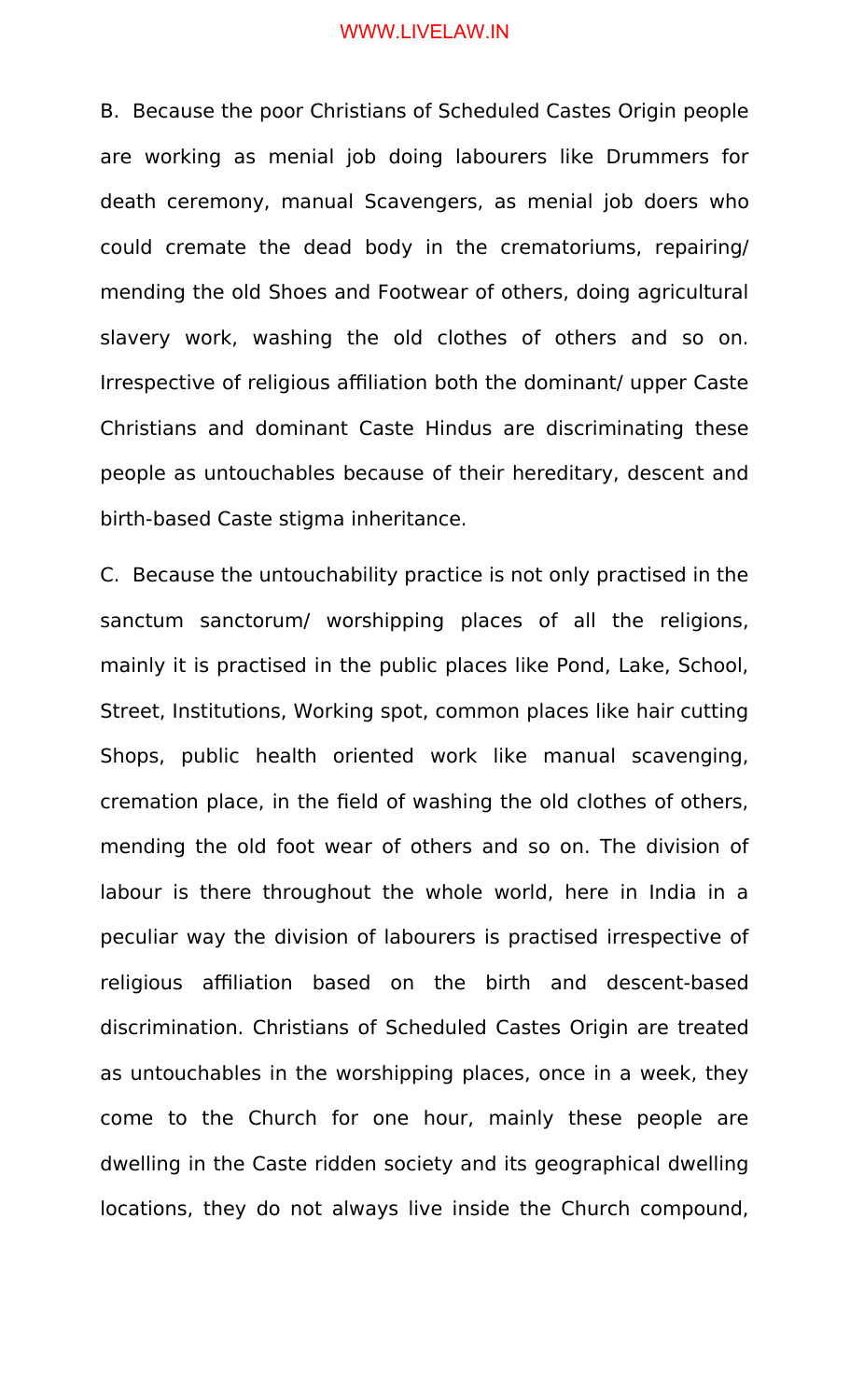B. Because the poor Christians of Scheduled Castes Origin people are working as menial job doing labourers like Drummers for death ceremony, manual Scavengers, as menial job doers who could cremate the dead body in the crematoriums, repairing/ mending the old Shoes and Footwear of others, doing agricultural slavery work, washing the old clothes of others and so on. Irrespective of religious affiliation both the dominant/ upper Caste Christians and dominant Caste Hindus are discriminating these people as untouchables because of their hereditary, descent and birth-based Caste stigma inheritance.

C. Because the untouchability practice is not only practised in the sanctum sanctorum/ worshipping places of all the religions, mainly it is practised in the public places like Pond, Lake, School, Street, Institutions, Working spot, common places like hair cutting Shops, public health oriented work like manual scavenging, cremation place, in the field of washing the old clothes of others, mending the old foot wear of others and so on. The division of labour is there throughout the whole world, here in India in a peculiar way the division of labourers is practised irrespective of religious affiliation based on the birth and descent-based discrimination. Christians of Scheduled Castes Origin are treated as untouchables in the worshipping places, once in a week, they come to the Church for one hour, mainly these people are dwelling in the Caste ridden society and its geographical dwelling locations, they do not always live inside the Church compound,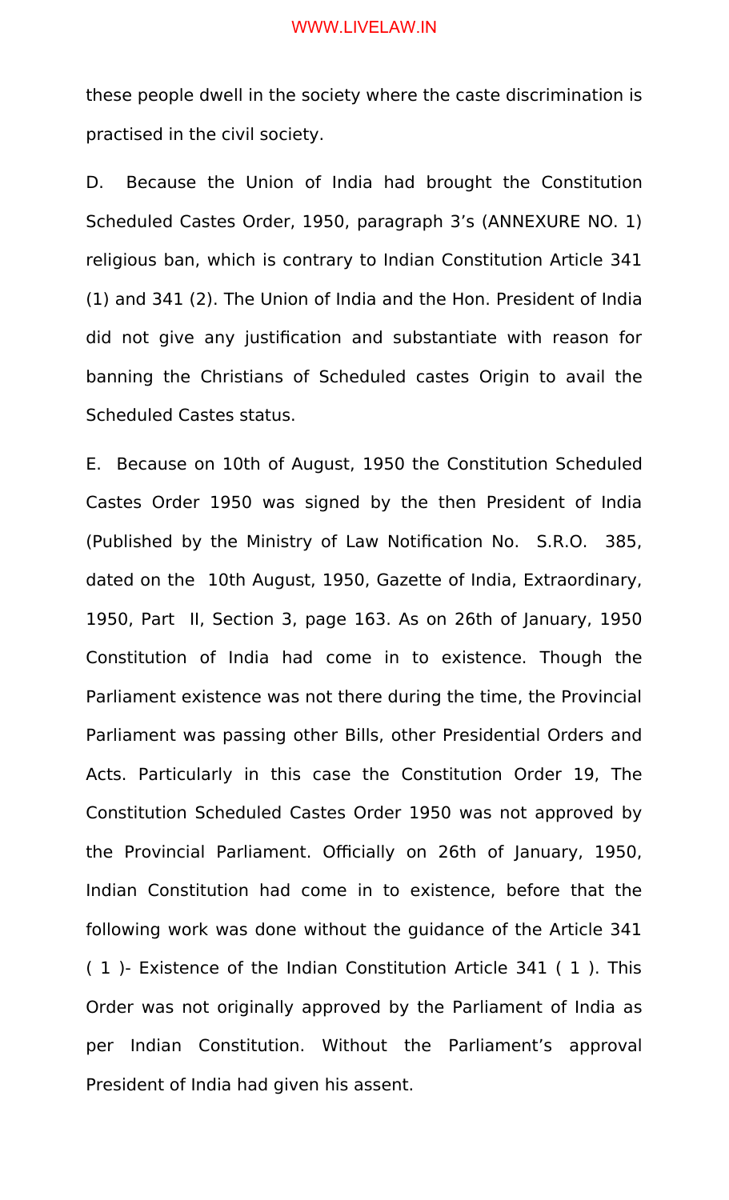these people dwell in the society where the caste discrimination is practised in the civil society.

D. Because the Union of India had brought the Constitution Scheduled Castes Order, 1950, paragraph 3's (ANNEXURE NO. 1) religious ban, which is contrary to Indian Constitution Article 341 (1) and 341 (2). The Union of India and the Hon. President of India did not give any justification and substantiate with reason for banning the Christians of Scheduled castes Origin to avail the Scheduled Castes status.

E. Because on 10th of August, 1950 the Constitution Scheduled Castes Order 1950 was signed by the then President of India (Published by the Ministry of Law Notification No. S.R.O. 385, dated on the 10th August, 1950, Gazette of India, Extraordinary, 1950, Part II, Section 3, page 163. As on 26th of January, 1950 Constitution of India had come in to existence. Though the Parliament existence was not there during the time, the Provincial Parliament was passing other Bills, other Presidential Orders and Acts. Particularly in this case the Constitution Order 19, The Constitution Scheduled Castes Order 1950 was not approved by the Provincial Parliament. Officially on 26th of January, 1950, Indian Constitution had come in to existence, before that the following work was done without the guidance of the Article 341 ( 1 )- Existence of the Indian Constitution Article 341 ( 1 ). This Order was not originally approved by the Parliament of India as per Indian Constitution. Without the Parliament's approval President of India had given his assent.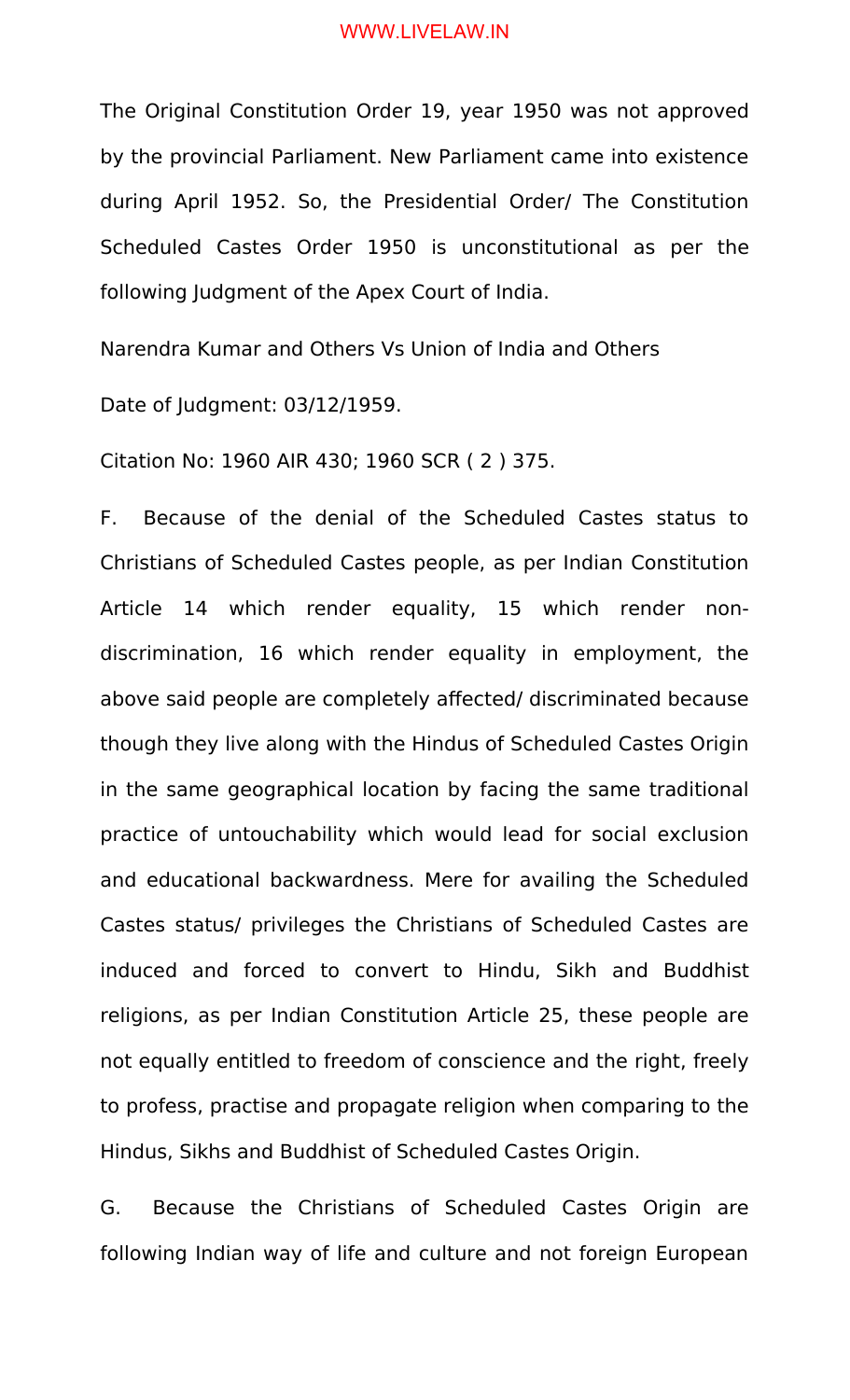The Original Constitution Order 19, year 1950 was not approved by the provincial Parliament. New Parliament came into existence during April 1952. So, the Presidential Order/ The Constitution Scheduled Castes Order 1950 is unconstitutional as per the following Judgment of the Apex Court of India.

Narendra Kumar and Others Vs Union of India and Others

Date of Judgment: 03/12/1959.

Citation No: 1960 AIR 430; 1960 SCR ( 2 ) 375.

F. Because of the denial of the Scheduled Castes status to Christians of Scheduled Castes people, as per Indian Constitution Article 14 which render equality, 15 which render non-discrimination, 16 which render equality in employment, the above said people are completely affected/ discriminated because though they live along with the Hindus of Scheduled Castes Origin in the same geographical location by facing the same traditional practice of untouchability which would lead for social exclusion and educational backwardness. Mere for availing the Scheduled Castes status/ privileges the Christians of Scheduled Castes are induced and forced to convert to Hindu, Sikh and Buddhist religions, as per Indian Constitution Article 25, these people are not equally entitled to freedom of conscience and the right, freely to profess, practise and propagate religion when comparing to the Hindus, Sikhs and Buddhist of Scheduled Castes Origin.

G. Because the Christians of Scheduled Castes Origin are following Indian way of life and culture and not foreign European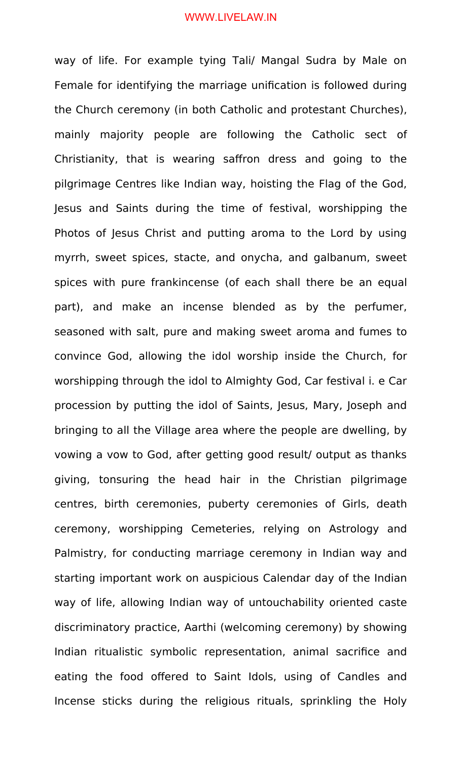way of life. For example tying Tali/ Mangal Sudra by Male on Female for identifying the marriage unification is followed during the Church ceremony (in both Catholic and protestant Churches), mainly majority people are following the Catholic sect of Christianity, that is wearing saffron dress and going to the pilgrimage Centres like Indian way, hoisting the Flag of the God, Jesus and Saints during the time of festival, worshipping the Photos of Jesus Christ and putting aroma to the Lord by using myrrh, sweet spices, stacte, and onycha, and galbanum, sweet spices with pure frankincense (of each shall there be an equal part), and make an incense blended as by the perfumer, seasoned with salt, pure and making sweet aroma and fumes to convince God, allowing the idol worship inside the Church, for worshipping through the idol to Almighty God, Car festival i. e Car procession by putting the idol of Saints, Jesus, Mary, Joseph and bringing to all the Village area where the people are dwelling, by vowing a vow to God, after getting good result/ output as thanks giving, tonsuring the head hair in the Christian pilgrimage centres, birth ceremonies, puberty ceremonies of Girls, death ceremony, worshipping Cemeteries, relying on Astrology and Palmistry, for conducting marriage ceremony in Indian way and starting important work on auspicious Calendar day of the Indian way of life, allowing Indian way of untouchability oriented caste discriminatory practice, Aarthi (welcoming ceremony) by showing Indian ritualistic symbolic representation, animal sacrifice and eating the food offered to Saint Idols, using of Candles and Incense sticks during the religious rituals, sprinkling the Holy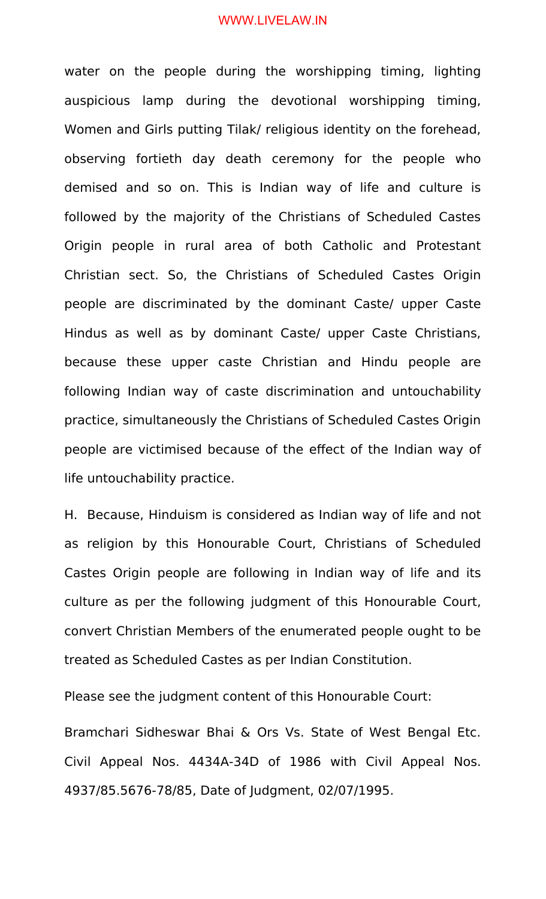water on the people during the worshipping timing, lighting auspicious lamp during the devotional worshipping timing, Women and Girls putting Tilak/ religious identity on the forehead, observing fortieth day death ceremony for the people who demised and so on. This is Indian way of life and culture is followed by the majority of the Christians of Scheduled Castes Origin people in rural area of both Catholic and Protestant Christian sect. So, the Christians of Scheduled Castes Origin people are discriminated by the dominant Caste/ upper Caste Hindus as well as by dominant Caste/ upper Caste Christians, because these upper caste Christian and Hindu people are following Indian way of caste discrimination and untouchability practice, simultaneously the Christians of Scheduled Castes Origin people are victimised because of the effect of the Indian way of life untouchability practice.

H. Because, Hinduism is considered as Indian way of life and not as religion by this Honourable Court, Christians of Scheduled Castes Origin people are following in Indian way of life and its culture as per the following judgment of this Honourable Court, convert Christian Members of the enumerated people ought to be treated as Scheduled Castes as per Indian Constitution.

Please see the judgment content of this Honourable Court:

Bramchari Sidheswar Bhai & Ors Vs. State of West Bengal Etc. Civil Appeal Nos. 4434A-34D of 1986 with Civil Appeal Nos. 4937/85.5676-78/85, Date of Judgment, 02/07/1995.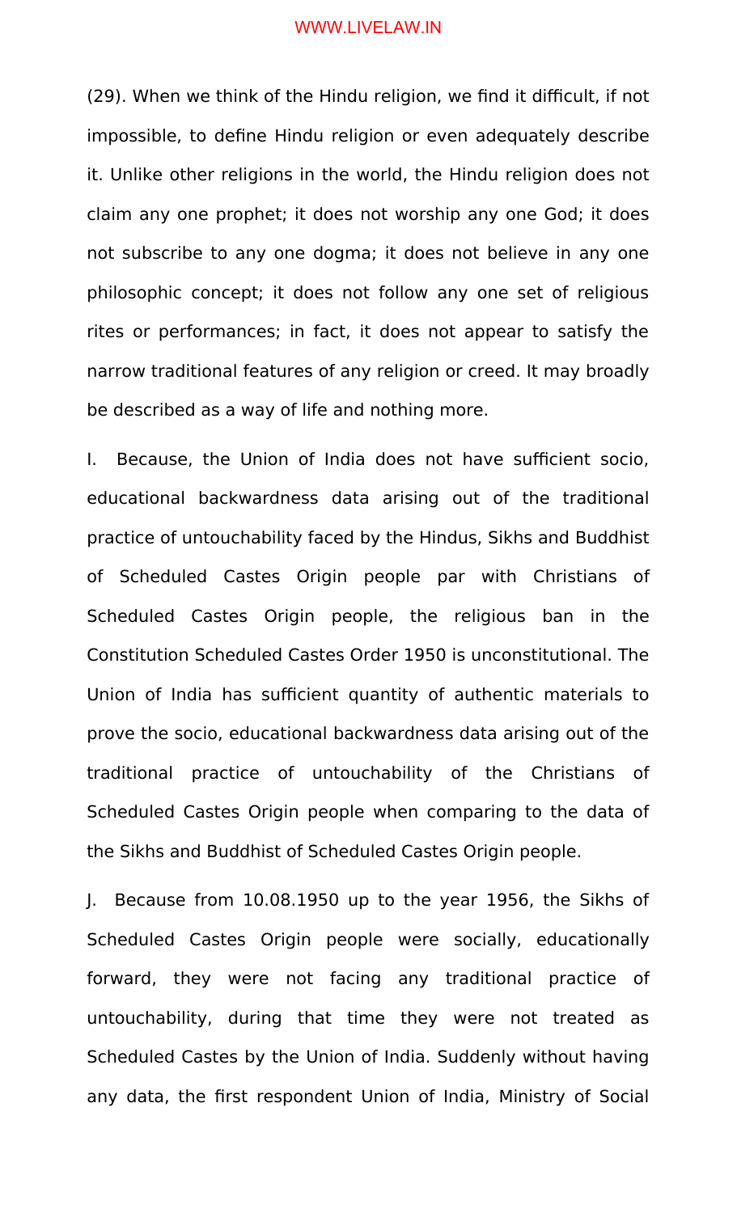(29). When we think of the Hindu religion, we find it difficult, if not impossible, to define Hindu religion or even adequately describe it. Unlike other religions in the world, the Hindu religion does not claim any one prophet; it does not worship any one God; it does not subscribe to any one dogma; it does not believe in any one philosophic concept; it does not follow any one set of religious rites or performances; in fact, it does not appear to satisfy the narrow traditional features of any religion or creed. It may broadly be described as a way of life and nothing more.

I. Because, the Union of India does not have sufficient socio, educational backwardness data arising out of the traditional practice of untouchability faced by the Hindus, Sikhs and Buddhist of Scheduled Castes Origin people par with Christians of Scheduled Castes Origin people, the religious ban in the Constitution Scheduled Castes Order 1950 is unconstitutional. The Union of India has sufficient quantity of authentic materials to prove the socio, educational backwardness data arising out of the traditional practice of untouchability of the Christians of Scheduled Castes Origin people when comparing to the data of the Sikhs and Buddhist of Scheduled Castes Origin people.

J. Because from 10.08.1950 up to the year 1956, the Sikhs of Scheduled Castes Origin people were socially, educationally forward, they were not facing any traditional practice of untouchability, during that time they were not treated as Scheduled Castes by the Union of India. Suddenly without having any data, the first respondent Union of India, Ministry of Social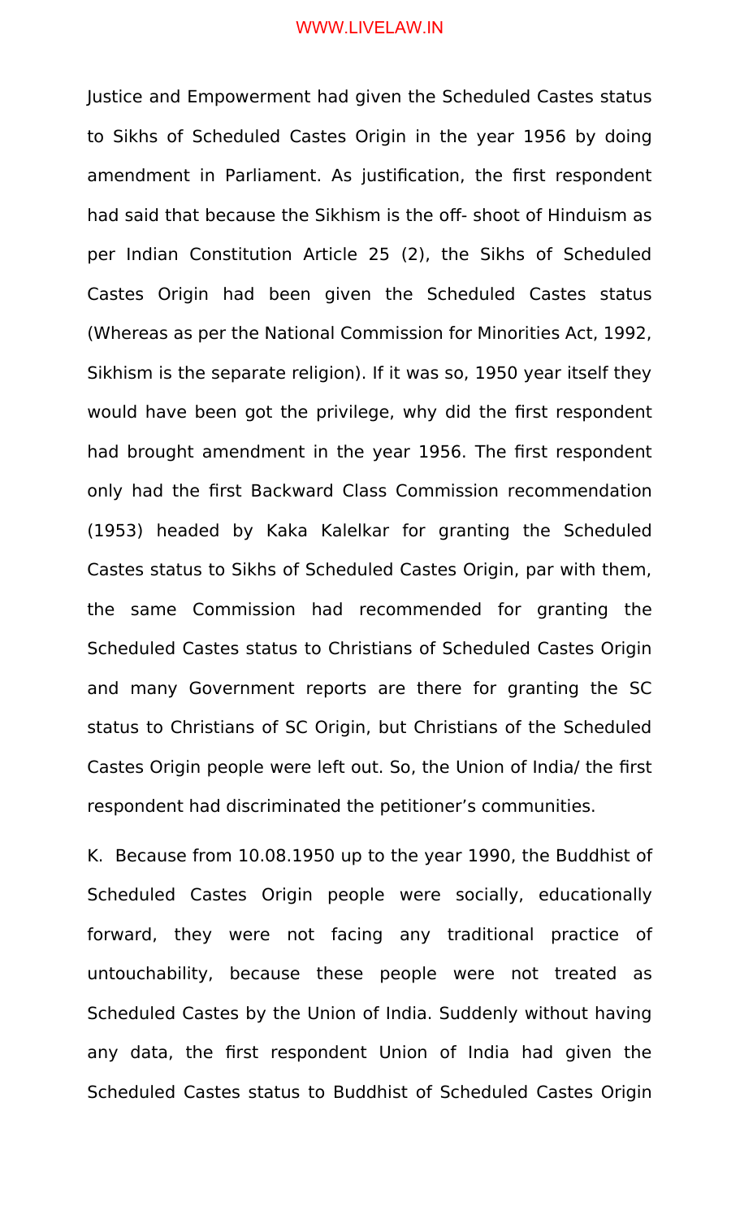Justice and Empowerment had given the Scheduled Castes status to Sikhs of Scheduled Castes Origin in the year 1956 by doing amendment in Parliament. As justification, the first respondent had said that because the Sikhism is the off- shoot of Hinduism as per Indian Constitution Article 25 (2), the Sikhs of Scheduled Castes Origin had been given the Scheduled Castes status (Whereas as per the National Commission for Minorities Act, 1992, Sikhism is the separate religion). If it was so, 1950 year itself they would have been got the privilege, why did the first respondent had brought amendment in the year 1956. The first respondent only had the first Backward Class Commission recommendation (1953) headed by Kaka Kalelkar for granting the Scheduled Castes status to Sikhs of Scheduled Castes Origin, par with them, the same Commission had recommended for granting the Scheduled Castes status to Christians of Scheduled Castes Origin and many Government reports are there for granting the SC status to Christians of SC Origin, but Christians of the Scheduled Castes Origin people were left out. So, the Union of India/ the first respondent had discriminated the petitioner's communities.

K. Because from 10.08.1950 up to the year 1990, the Buddhist of Scheduled Castes Origin people were socially, educationally forward, they were not facing any traditional practice of untouchability, because these people were not treated as Scheduled Castes by the Union of India. Suddenly without having any data, the first respondent Union of India had given the Scheduled Castes status to Buddhist of Scheduled Castes Origin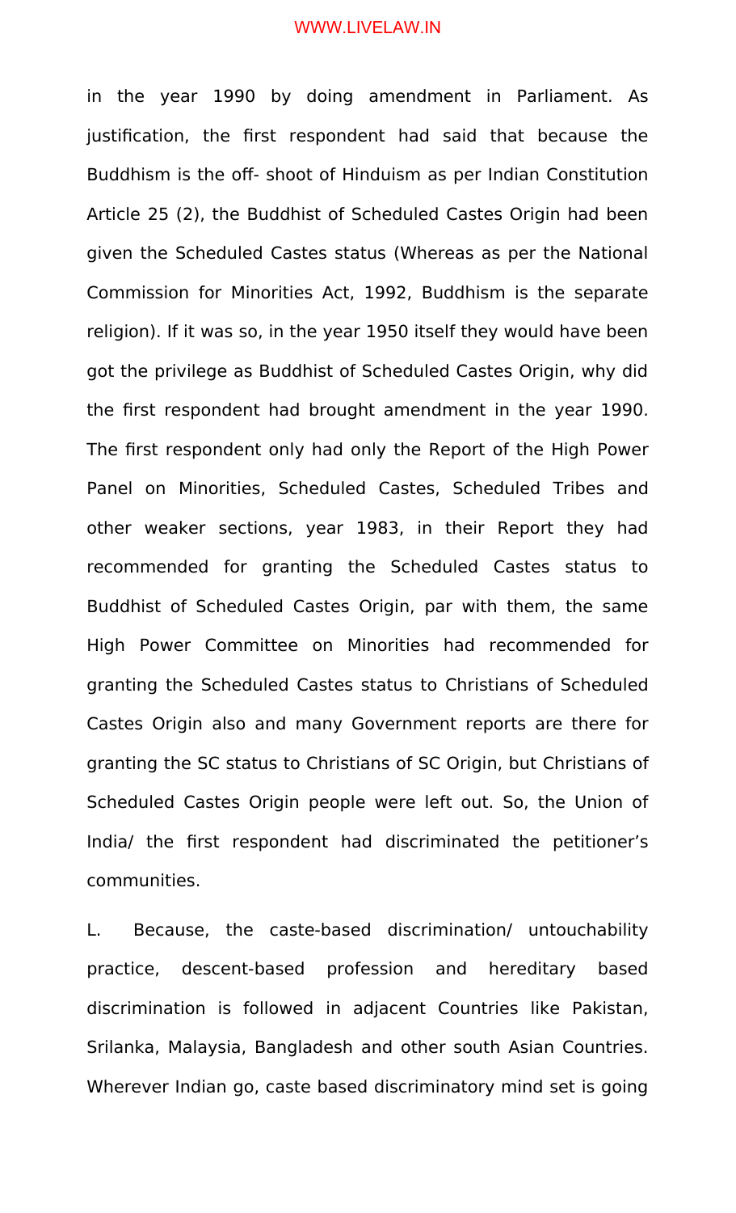in the year 1990 by doing amendment in Parliament. As justification, the first respondent had said that because the Buddhism is the off- shoot of Hinduism as per Indian Constitution Article 25 (2), the Buddhist of Scheduled Castes Origin had been given the Scheduled Castes status (Whereas as per the National Commission for Minorities Act, 1992, Buddhism is the separate religion). If it was so, in the year 1950 itself they would have been got the privilege as Buddhist of Scheduled Castes Origin, why did the first respondent had brought amendment in the year 1990. The first respondent only had only the Report of the High Power Panel on Minorities, Scheduled Castes, Scheduled Tribes and other weaker sections, year 1983, in their Report they had recommended for granting the Scheduled Castes status to Buddhist of Scheduled Castes Origin, par with them, the same High Power Committee on Minorities had recommended for granting the Scheduled Castes status to Christians of Scheduled Castes Origin also and many Government reports are there for granting the SC status to Christians of SC Origin, but Christians of Scheduled Castes Origin people were left out. So, the Union of India/ the first respondent had discriminated the petitioner's communities.

L. Because, the caste-based discrimination/ untouchability practice, descent-based profession and hereditary based discrimination is followed in adjacent Countries like Pakistan, Srilanka, Malaysia, Bangladesh and other south Asian Countries. Wherever Indian go, caste based discriminatory mind set is going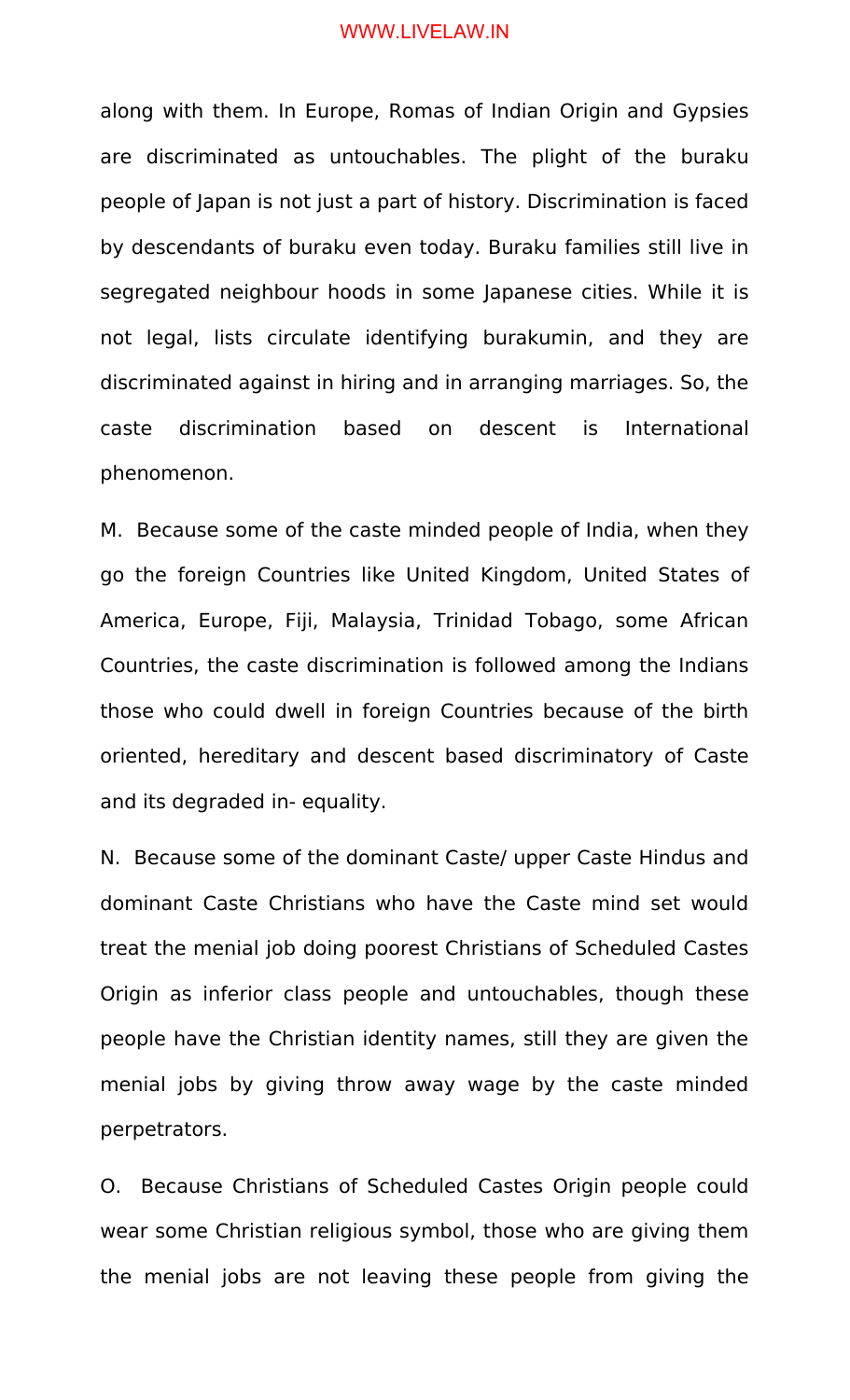along with them. In Europe, Romas of Indian Origin and Gypsies are discriminated as untouchables. The plight of the buraku people of Japan is not just a part of history. Discrimination is faced by descendants of buraku even today. Buraku families still live in segregated neighbour hoods in some Japanese cities. While it is not legal, lists circulate identifying burakumin, and they are discriminated against in hiring and in arranging marriages. So, the caste discrimination based on descent is International phenomenon.

M. Because some of the caste minded people of India, when they go the foreign Countries like United Kingdom, United States of America, Europe, Fiji, Malaysia, Trinidad Tobago, some African Countries, the caste discrimination is followed among the Indians those who could dwell in foreign Countries because of the birth oriented, hereditary and descent based discriminatory of Caste and its degraded in- equality.

N. Because some of the dominant Caste/ upper Caste Hindus and dominant Caste Christians who have the Caste mind set would treat the menial job doing poorest Christians of Scheduled Castes Origin as inferior class people and untouchables, though these people have the Christian identity names, still they are given the menial jobs by giving throw away wage by the caste minded perpetrators.

O. Because Christians of Scheduled Castes Origin people could wear some Christian religious symbol, those who are giving them the menial jobs are not leaving these people from giving the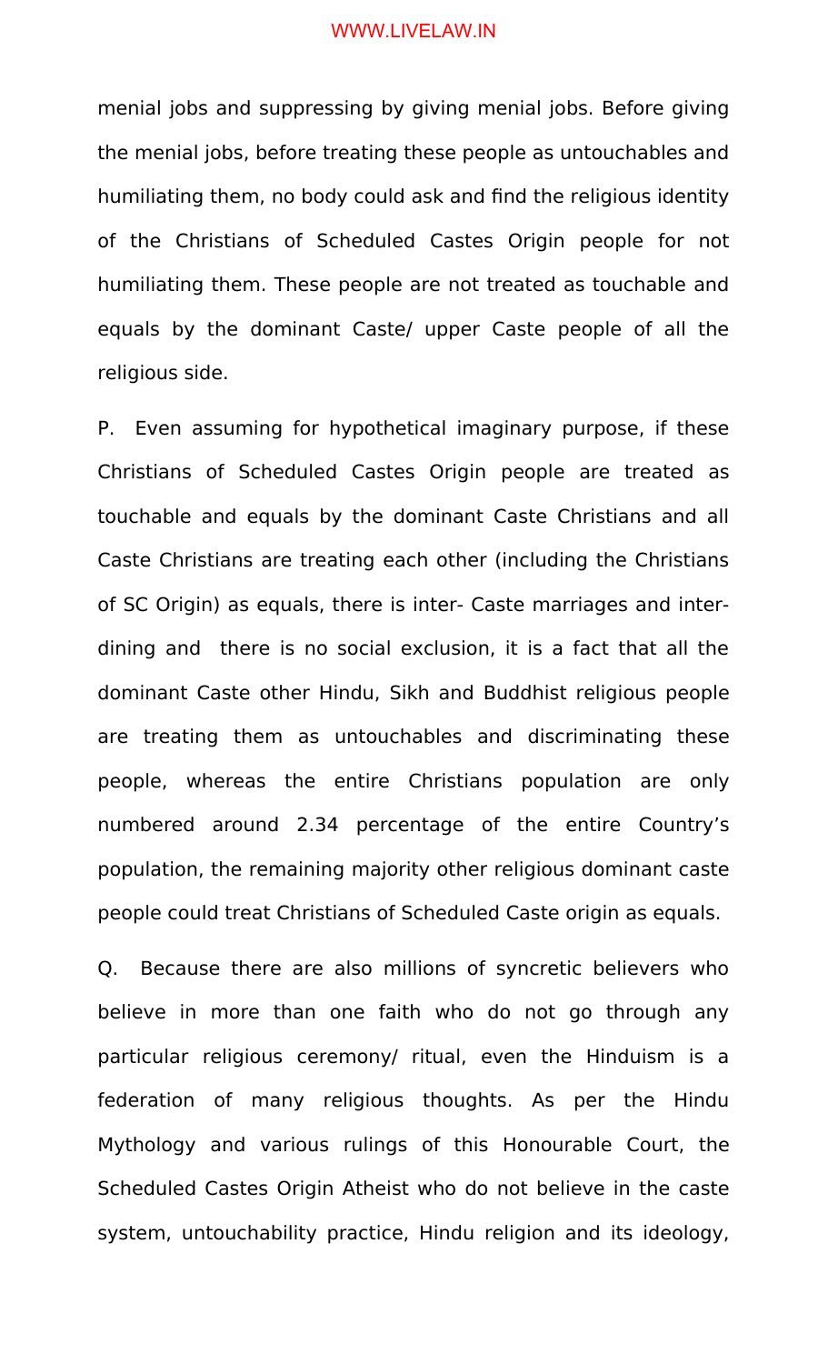menial jobs and suppressing by giving menial jobs. Before giving the menial jobs, before treating these people as untouchables and humiliating them, no body could ask and find the religious identity of the Christians of Scheduled Castes Origin people for not humiliating them. These people are not treated as touchable and equals by the dominant Caste/ upper Caste people of all the religious side.

P. Even assuming for hypothetical imaginary purpose, if these Christians of Scheduled Castes Origin people are treated as touchable and equals by the dominant Caste Christians and all Caste Christians are treating each other (including the Christians of SC Origin) as equals, there is inter- Caste marriages and inter-dining and there is no social exclusion, it is a fact that all the dominant Caste other Hindu, Sikh and Buddhist religious people are treating them as untouchables and discriminating these people, whereas the entire Christians population are only numbered around 2.34 percentage of the entire Country's population, the remaining majority other religious dominant caste people could treat Christians of Scheduled Caste origin as equals.

Q. Because there are also millions of syncretic believers who believe in more than one faith who do not go through any particular religious ceremony/ ritual, even the Hinduism is a federation of many religious thoughts. As per the Hindu Mythology and various rulings of this Honourable Court, the Scheduled Castes Origin Atheist who do not believe in the caste system, untouchability practice, Hindu religion and its ideology,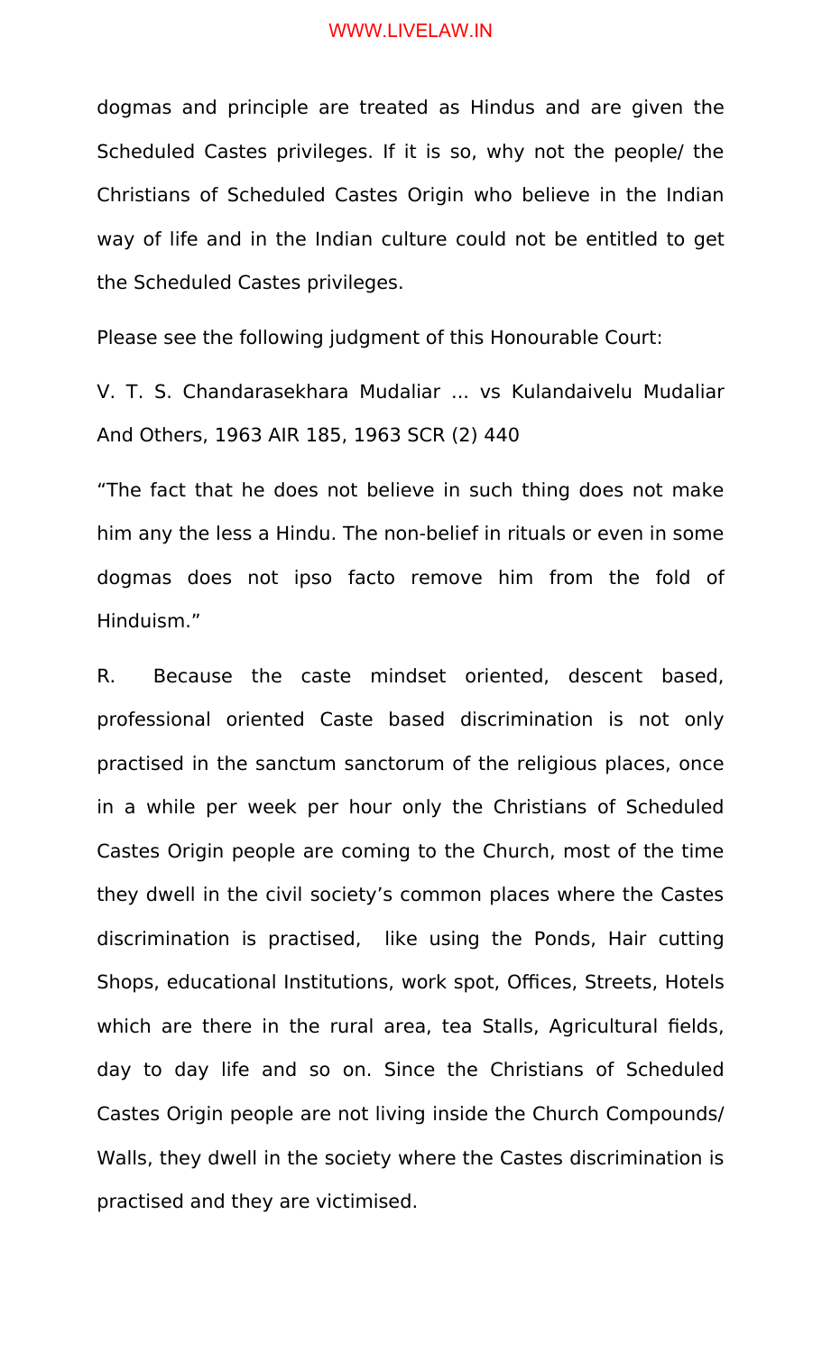dogmas and principle are treated as Hindus and are given the Scheduled Castes privileges. If it is so, why not the people/ the Christians of Scheduled Castes Origin who believe in the Indian way of life and in the Indian culture could not be entitled to get the Scheduled Castes privileges.

Please see the following judgment of this Honourable Court:

V. T. S. Chandarasekhara Mudaliar ... vs Kulandaivelu Mudaliar And Others, 1963 AIR 185, 1963 SCR (2) 440

"The fact that he does not believe in such thing does not make him any the less a Hindu. The non-belief in rituals or even in some dogmas does not ipso facto remove him from the fold of Hinduism."

R. Because the caste mindset oriented, descent based, professional oriented Caste based discrimination is not only practised in the sanctum sanctorum of the religious places, once in a while per week per hour only the Christians of Scheduled Castes Origin people are coming to the Church, most of the time they dwell in the civil society's common places where the Castes discrimination is practised, like using the Ponds, Hair cutting Shops, educational Institutions, work spot, Offices, Streets, Hotels which are there in the rural area, tea Stalls, Agricultural fields, day to day life and so on. Since the Christians of Scheduled Castes Origin people are not living inside the Church Compounds/ Walls, they dwell in the society where the Castes discrimination is practised and they are victimised.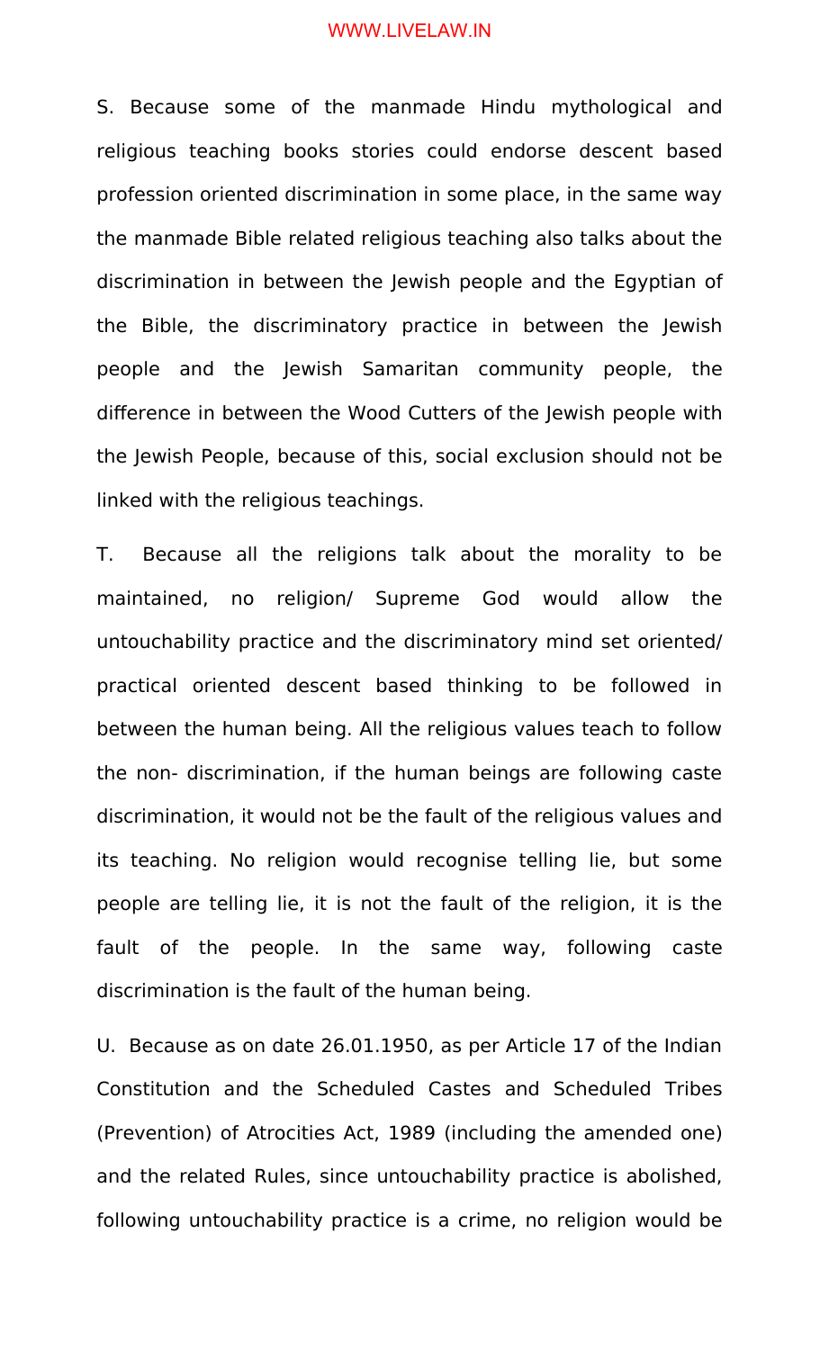S. Because some of the manmade Hindu mythological and religious teaching books stories could endorse descent based profession oriented discrimination in some place, in the same way the manmade Bible related religious teaching also talks about the discrimination in between the Jewish people and the Egyptian of the Bible, the discriminatory practice in between the Jewish people and the Jewish Samaritan community people, the difference in between the Wood Cutters of the Jewish people with the Jewish People, because of this, social exclusion should not be linked with the religious teachings.

T. Because all the religions talk about the morality to be maintained, no religion/ Supreme God would allow the untouchability practice and the discriminatory mind set oriented/ practical oriented descent based thinking to be followed in between the human being. All the religious values teach to follow the non- discrimination, if the human beings are following caste discrimination, it would not be the fault of the religious values and its teaching. No religion would recognise telling lie, but some people are telling lie, it is not the fault of the religion, it is the fault of the people. In the same way, following caste discrimination is the fault of the human being.

U. Because as on date 26.01.1950, as per Article 17 of the Indian Constitution and the Scheduled Castes and Scheduled Tribes (Prevention) of Atrocities Act, 1989 (including the amended one) and the related Rules, since untouchability practice is abolished, following untouchability practice is a crime, no religion would be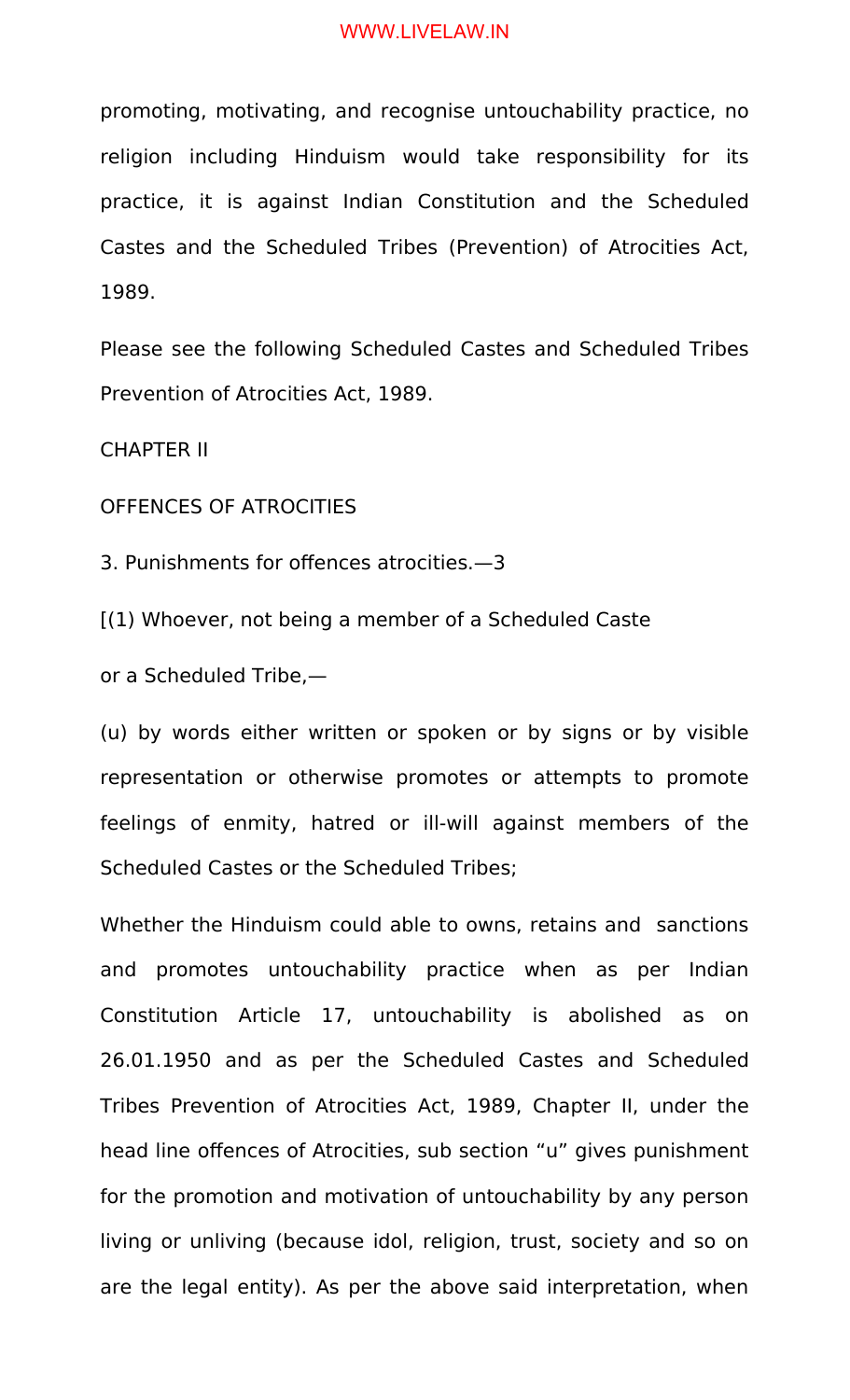promoting, motivating, and recognise untouchability practice, no religion including Hinduism would take responsibility for its practice, it is against Indian Constitution and the Scheduled Castes and the Scheduled Tribes (Prevention) of Atrocities Act, 1989.

Please see the following Scheduled Castes and Scheduled Tribes Prevention of Atrocities Act, 1989.

CHAPTER II

OFFENCES OF ATROCITIES

3. Punishments for offences atrocities.—3

[(1) Whoever, not being a member of a Scheduled Caste or a Scheduled Tribe,—

(u) by words either written or spoken or by signs or by visible representation or otherwise promotes or attempts to promote feelings of enmity, hatred or ill-will against members of the Scheduled Castes or the Scheduled Tribes;

Whether the Hinduism could able to owns, retains and sanctions and promotes untouchability practice when as per Indian Constitution Article 17, untouchability is abolished as on 26.01.1950 and as per the Scheduled Castes and Scheduled Tribes Prevention of Atrocities Act, 1989, Chapter II, under the head line offences of Atrocities, sub section "u" gives punishment for the promotion and motivation of untouchability by any person living or unliving (because idol, religion, trust, society and so on are the legal entity). As per the above said interpretation, when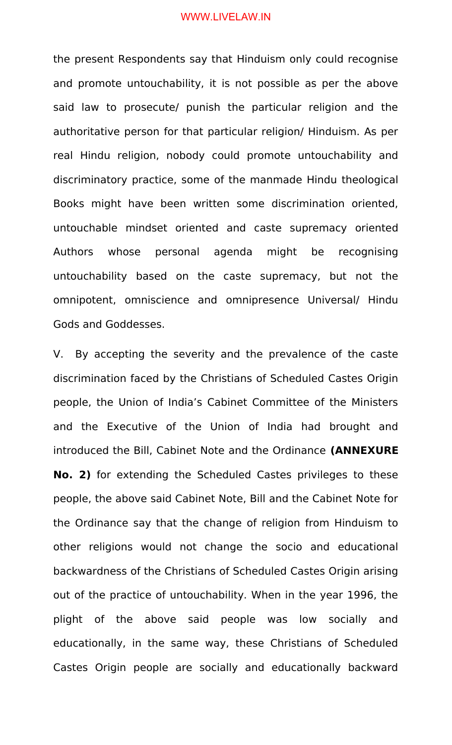the present Respondents say that Hinduism only could recognise and promote untouchability, it is not possible as per the above said law to prosecute/ punish the particular religion and the authoritative person for that particular religion/ Hinduism. As per real Hindu religion, nobody could promote untouchability and discriminatory practice, some of the manmade Hindu theological Books might have been written some discrimination oriented, untouchable mindset oriented and caste supremacy oriented Authors whose personal agenda might be recognising untouchability based on the caste supremacy, but not the omnipotent, omniscience and omnipresence Universal/ Hindu Gods and Goddesses.

V. By accepting the severity and the prevalence of the caste discrimination faced by the Christians of Scheduled Castes Origin people, the Union of India's Cabinet Committee of the Ministers and the Executive of the Union of India had brought and introduced the Bill, Cabinet Note and the Ordinance **(ANNEXURE No. 2)** for extending the Scheduled Castes privileges to these people, the above said Cabinet Note, Bill and the Cabinet Note for the Ordinance say that the change of religion from Hinduism to other religions would not change the socio and educational backwardness of the Christians of Scheduled Castes Origin arising out of the practice of untouchability. When in the year 1996, the plight of the above said people was low socially and educationally, in the same way, these Christians of Scheduled Castes Origin people are socially and educationally backward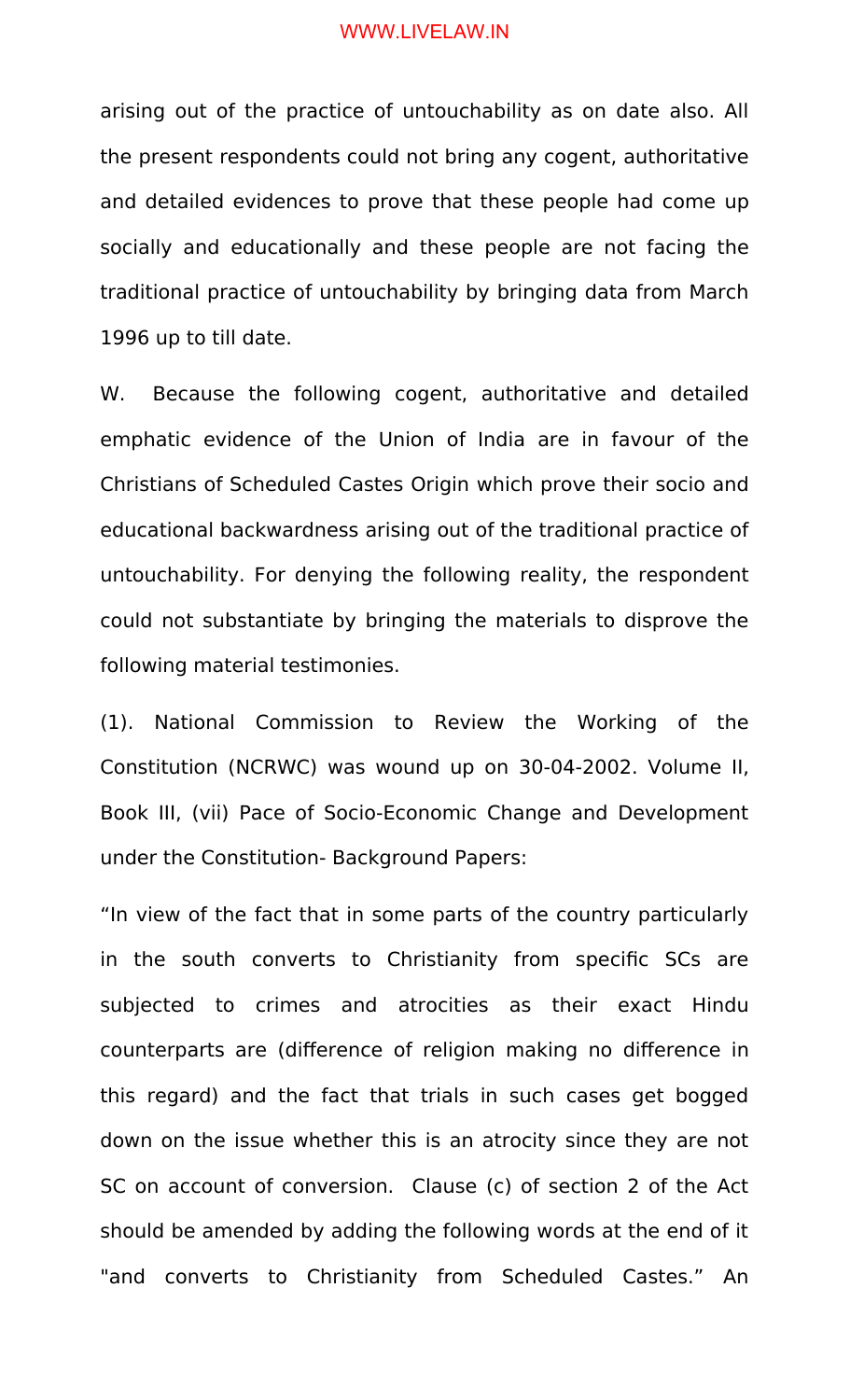arising out of the practice of untouchability as on date also. All the present respondents could not bring any cogent, authoritative and detailed evidences to prove that these people had come up socially and educationally and these people are not facing the traditional practice of untouchability by bringing data from March 1996 up to till date.

W. Because the following cogent, authoritative and detailed emphatic evidence of the Union of India are in favour of the Christians of Scheduled Castes Origin which prove their socio and educational backwardness arising out of the traditional practice of untouchability. For denying the following reality, the respondent could not substantiate by bringing the materials to disprove the following material testimonies.

(1). National Commission to Review the Working of the Constitution (NCRWC) was wound up on 30-04-2002. Volume II, Book III, (vii) Pace of Socio-Economic Change and Development under the Constitution- Background Papers:

"In view of the fact that in some parts of the country particularly in the south converts to Christianity from specific SCs are subjected to crimes and atrocities as their exact Hindu counterparts are (difference of religion making no difference in this regard) and the fact that trials in such cases get bogged down on the issue whether this is an atrocity since they are not SC on account of conversion. Clause (c) of section 2 of the Act should be amended by adding the following words at the end of it "and converts to Christianity from Scheduled Castes." An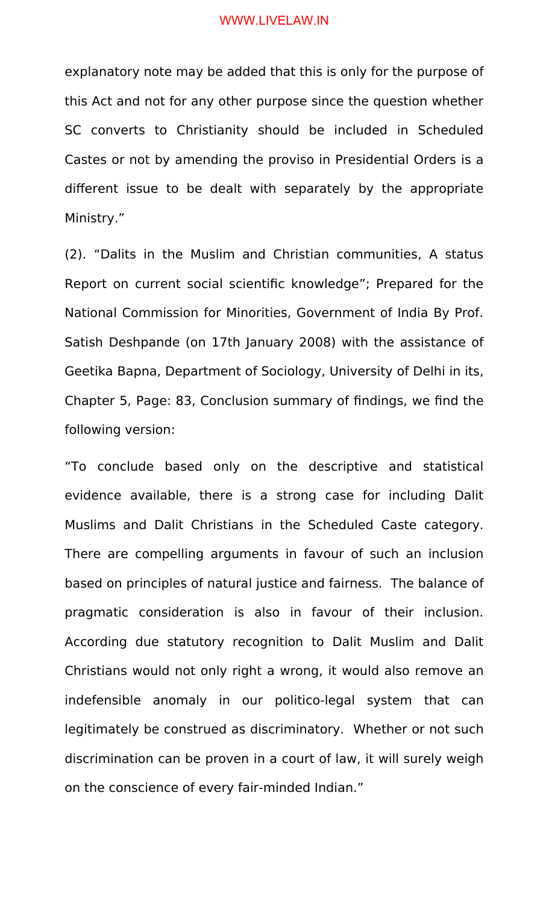explanatory note may be added that this is only for the purpose of this Act and not for any other purpose since the question whether SC converts to Christianity should be included in Scheduled Castes or not by amending the proviso in Presidential Orders is a different issue to be dealt with separately by the appropriate Ministry."

(2). "Dalits in the Muslim and Christian communities, A status Report on current social scientific knowledge"; Prepared for the National Commission for Minorities, Government of India By Prof. Satish Deshpande (on 17th January 2008) with the assistance of Geetika Bapna, Department of Sociology, University of Delhi in its, Chapter 5, Page: 83, Conclusion summary of findings, we find the following version:

"To conclude based only on the descriptive and statistical evidence available, there is a strong case for including Dalit Muslims and Dalit Christians in the Scheduled Caste category. There are compelling arguments in favour of such an inclusion based on principles of natural justice and fairness. The balance of pragmatic consideration is also in favour of their inclusion. According due statutory recognition to Dalit Muslim and Dalit Christians would not only right a wrong, it would also remove an indefensible anomaly in our politico-legal system that can legitimately be construed as discriminatory. Whether or not such discrimination can be proven in a court of law, it will surely weigh on the conscience of every fair-minded Indian."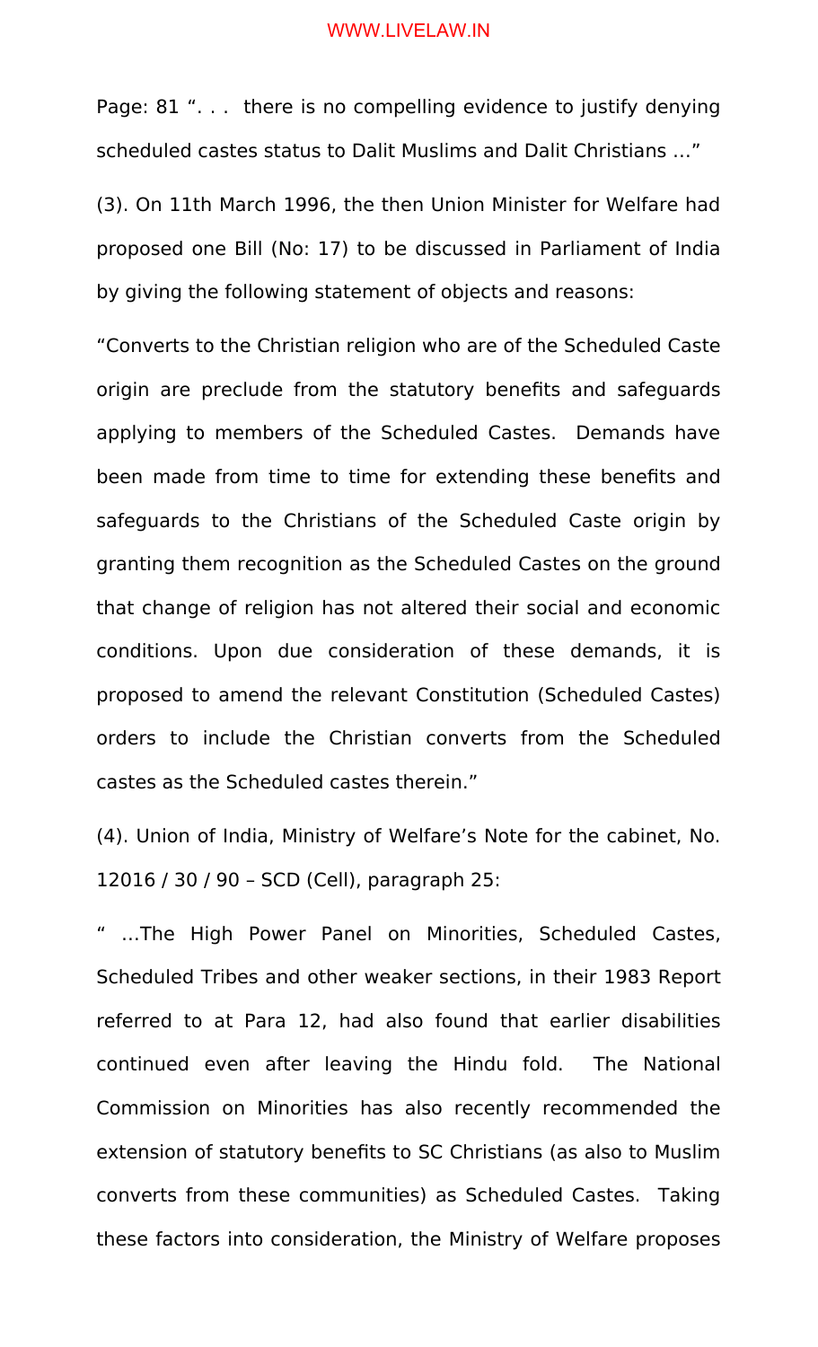Page: 81 ". . .  there is no compelling evidence to justify denying scheduled castes status to Dalit Muslims and Dalit Christians …"

(3). On 11th March 1996, the then Union Minister for Welfare had proposed one Bill (No: 17) to be discussed in Parliament of India by giving the following statement of objects and reasons:

"Converts to the Christian religion who are of the Scheduled Caste origin are preclude from the statutory benefits and safeguards applying to members of the Scheduled Castes.  Demands have been made from time to time for extending these benefits and safeguards to the Christians of the Scheduled Caste origin by granting them recognition as the Scheduled Castes on the ground that change of religion has not altered their social and economic conditions. Upon due consideration of these demands, it is proposed to amend the relevant Constitution (Scheduled Castes) orders to include the Christian converts from the Scheduled castes as the Scheduled castes therein."

(4). Union of India, Ministry of Welfare's Note for the cabinet, No. 12016 / 30 / 90 – SCD (Cell), paragraph 25:

" …The High Power Panel on Minorities, Scheduled Castes, Scheduled Tribes and other weaker sections, in their 1983 Report referred to at Para 12, had also found that earlier disabilities continued even after leaving the Hindu fold.  The National Commission on Minorities has also recently recommended the extension of statutory benefits to SC Christians (as also to Muslim converts from these communities) as Scheduled Castes.  Taking these factors into consideration, the Ministry of Welfare proposes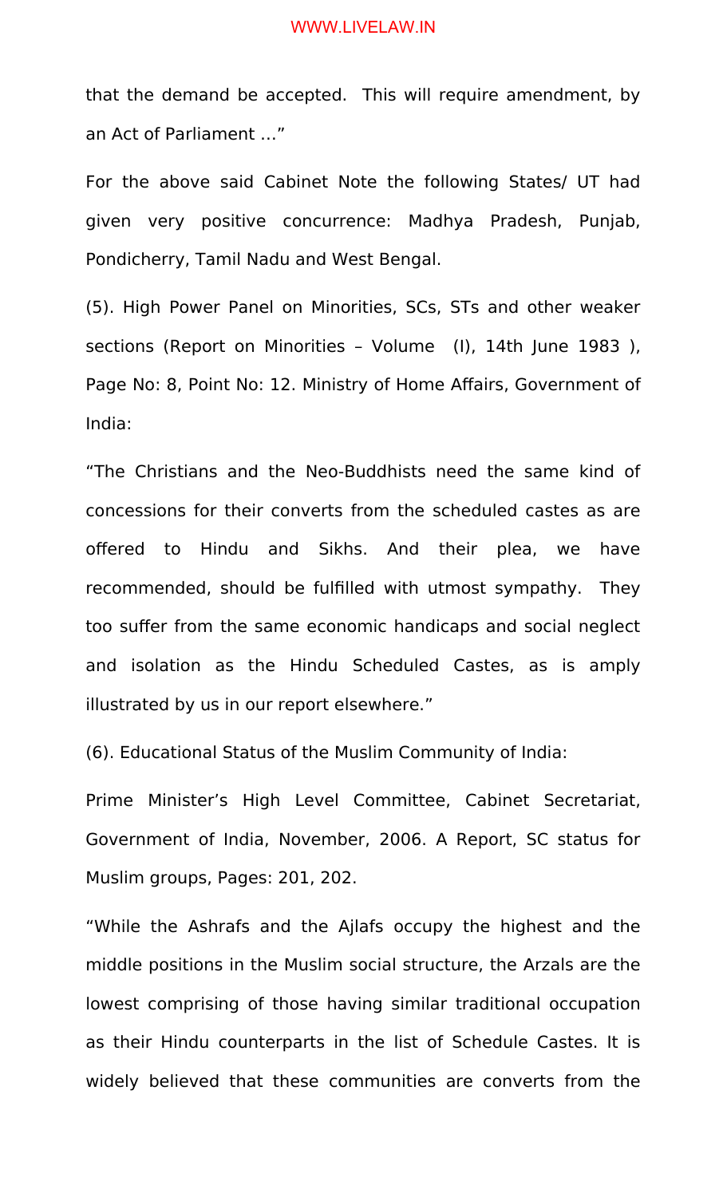that the demand be accepted. This will require amendment, by an Act of Parliament ...”

For the above said Cabinet Note the following States/ UT had given very positive concurrence: Madhya Pradesh, Punjab, Pondicherry, Tamil Nadu and West Bengal.

(5). High Power Panel on Minorities, SCs, STs and other weaker sections (Report on Minorities – Volume (I), 14th June 1983 ), Page No: 8, Point No: 12. Ministry of Home Affairs, Government of India:

“The Christians and the Neo-Buddhists need the same kind of concessions for their converts from the scheduled castes as are offered to Hindu and Sikhs. And their plea, we have recommended, should be fulfilled with utmost sympathy. They too suffer from the same economic handicaps and social neglect and isolation as the Hindu Scheduled Castes, as is amply illustrated by us in our report elsewhere.”

(6). Educational Status of the Muslim Community of India:

Prime Minister’s High Level Committee, Cabinet Secretariat, Government of India, November, 2006. A Report, SC status for Muslim groups, Pages: 201, 202.

“While the Ashrafs and the Ajlafs occupy the highest and the middle positions in the Muslim social structure, the Arzals are the lowest comprising of those having similar traditional occupation as their Hindu counterparts in the list of Schedule Castes. It is widely believed that these communities are converts from the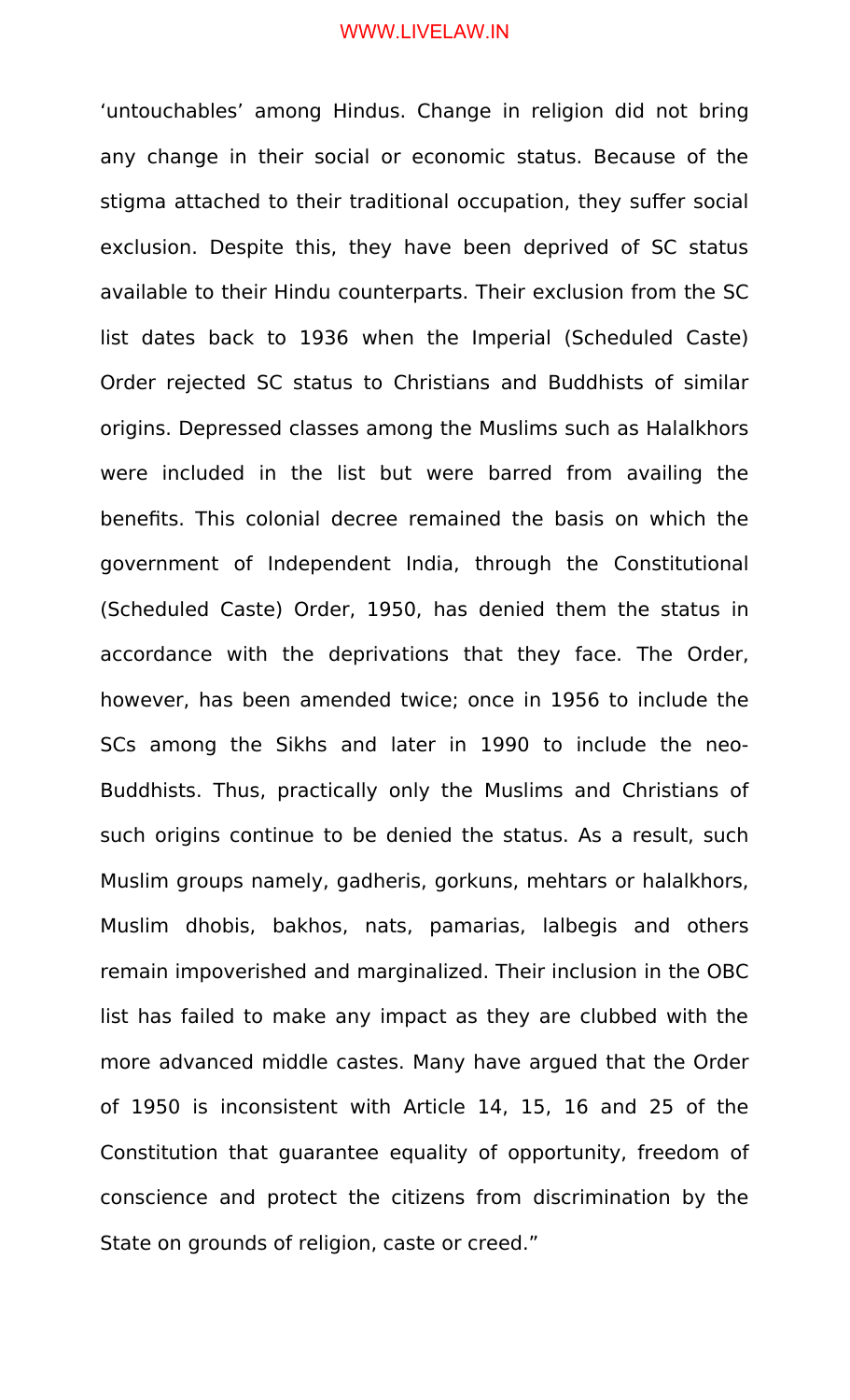‘untouchables’ among Hindus. Change in religion did not bring any change in their social or economic status. Because of the stigma attached to their traditional occupation, they suffer social exclusion. Despite this, they have been deprived of SC status available to their Hindu counterparts. Their exclusion from the SC list dates back to 1936 when the Imperial (Scheduled Caste) Order rejected SC status to Christians and Buddhists of similar origins. Depressed classes among the Muslims such as Halalkhors were included in the list but were barred from availing the benefits. This colonial decree remained the basis on which the government of Independent India, through the Constitutional (Scheduled Caste) Order, 1950, has denied them the status in accordance with the deprivations that they face. The Order, however, has been amended twice; once in 1956 to include the SCs among the Sikhs and later in 1990 to include the neo-Buddhists. Thus, practically only the Muslims and Christians of such origins continue to be denied the status. As a result, such Muslim groups namely, gadheris, gorkuns, mehtars or halalkhors, Muslim dhobis, bakhos, nats, pamarias, lalbegis and others remain impoverished and marginalized. Their inclusion in the OBC list has failed to make any impact as they are clubbed with the more advanced middle castes. Many have argued that the Order of 1950 is inconsistent with Article 14, 15, 16 and 25 of the Constitution that guarantee equality of opportunity, freedom of conscience and protect the citizens from discrimination by the State on grounds of religion, caste or creed.”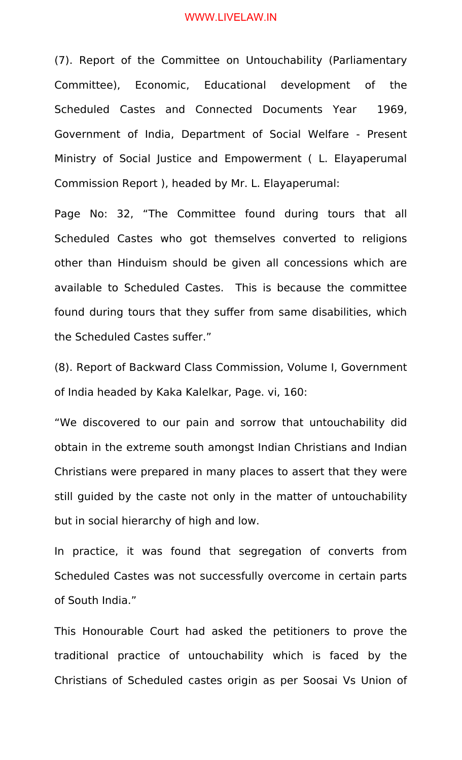(7). Report of the Committee on Untouchability (Parliamentary Committee), Economic, Educational development of the Scheduled Castes and Connected Documents Year 1969, Government of India, Department of Social Welfare - Present Ministry of Social Justice and Empowerment ( L. Elayaperumal Commission Report ), headed by Mr. L. Elayaperumal:

Page No: 32, "The Committee found during tours that all Scheduled Castes who got themselves converted to religions other than Hinduism should be given all concessions which are available to Scheduled Castes. This is because the committee found during tours that they suffer from same disabilities, which the Scheduled Castes suffer."

(8). Report of Backward Class Commission, Volume I, Government of India headed by Kaka Kalelkar, Page. vi, 160:

"We discovered to our pain and sorrow that untouchability did obtain in the extreme south amongst Indian Christians and Indian Christians were prepared in many places to assert that they were still guided by the caste not only in the matter of untouchability but in social hierarchy of high and low.

In practice, it was found that segregation of converts from Scheduled Castes was not successfully overcome in certain parts of South India."

This Honourable Court had asked the petitioners to prove the traditional practice of untouchability which is faced by the Christians of Scheduled castes origin as per Soosai Vs Union of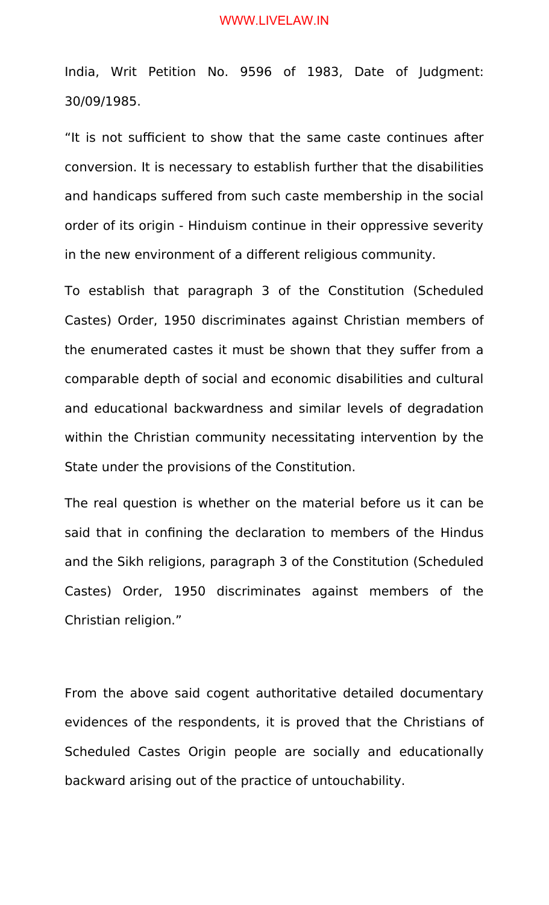India, Writ Petition No. 9596 of 1983, Date of Judgment: 30/09/1985.

"It is not sufficient to show that the same caste continues after conversion. It is necessary to establish further that the disabilities and handicaps suffered from such caste membership in the social order of its origin - Hinduism continue in their oppressive severity in the new environment of a different religious community.

To establish that paragraph 3 of the Constitution (Scheduled Castes) Order, 1950 discriminates against Christian members of the enumerated castes it must be shown that they suffer from a comparable depth of social and economic disabilities and cultural and educational backwardness and similar levels of degradation within the Christian community necessitating intervention by the State under the provisions of the Constitution.

The real question is whether on the material before us it can be said that in confining the declaration to members of the Hindus and the Sikh religions, paragraph 3 of the Constitution (Scheduled Castes) Order, 1950 discriminates against members of the Christian religion."

From the above said cogent authoritative detailed documentary evidences of the respondents, it is proved that the Christians of Scheduled Castes Origin people are socially and educationally backward arising out of the practice of untouchability.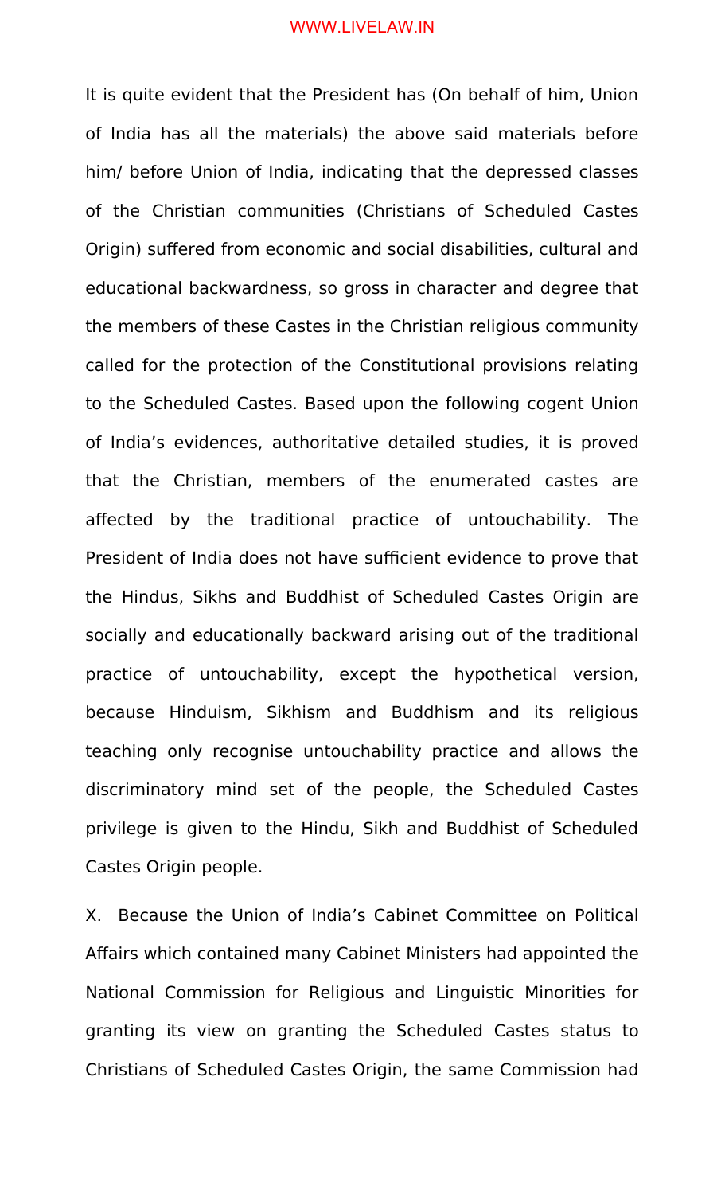It is quite evident that the President has (On behalf of him, Union of India has all the materials) the above said materials before him/ before Union of India, indicating that the depressed classes of the Christian communities (Christians of Scheduled Castes Origin) suffered from economic and social disabilities, cultural and educational backwardness, so gross in character and degree that the members of these Castes in the Christian religious community called for the protection of the Constitutional provisions relating to the Scheduled Castes. Based upon the following cogent Union of India's evidences, authoritative detailed studies, it is proved that the Christian, members of the enumerated castes are affected by the traditional practice of untouchability. The President of India does not have sufficient evidence to prove that the Hindus, Sikhs and Buddhist of Scheduled Castes Origin are socially and educationally backward arising out of the traditional practice of untouchability, except the hypothetical version, because Hinduism, Sikhism and Buddhism and its religious teaching only recognise untouchability practice and allows the discriminatory mind set of the people, the Scheduled Castes privilege is given to the Hindu, Sikh and Buddhist of Scheduled Castes Origin people.

X. Because the Union of India's Cabinet Committee on Political Affairs which contained many Cabinet Ministers had appointed the National Commission for Religious and Linguistic Minorities for granting its view on granting the Scheduled Castes status to Christians of Scheduled Castes Origin, the same Commission had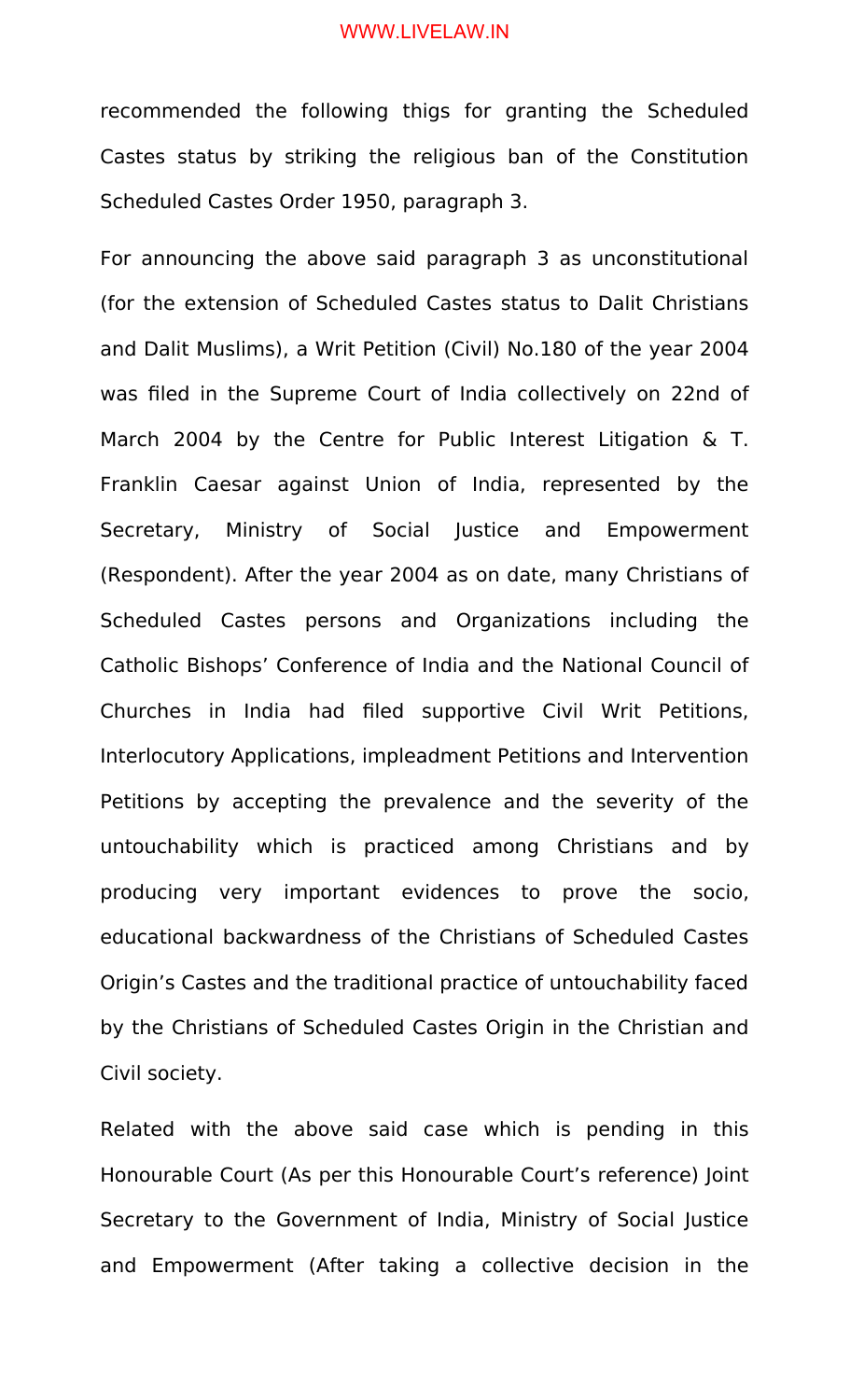recommended the following thigs for granting the Scheduled Castes status by striking the religious ban of the Constitution Scheduled Castes Order 1950, paragraph 3.

For announcing the above said paragraph 3 as unconstitutional (for the extension of Scheduled Castes status to Dalit Christians and Dalit Muslims), a Writ Petition (Civil) No.180 of the year 2004 was filed in the Supreme Court of India collectively on 22nd of March 2004 by the Centre for Public Interest Litigation & T. Franklin Caesar against Union of India, represented by the Secretary, Ministry of Social Justice and Empowerment (Respondent). After the year 2004 as on date, many Christians of Scheduled Castes persons and Organizations including the Catholic Bishops' Conference of India and the National Council of Churches in India had filed supportive Civil Writ Petitions, Interlocutory Applications, impleadment Petitions and Intervention Petitions by accepting the prevalence and the severity of the untouchability which is practiced among Christians and by producing very important evidences to prove the socio, educational backwardness of the Christians of Scheduled Castes Origin's Castes and the traditional practice of untouchability faced by the Christians of Scheduled Castes Origin in the Christian and Civil society.

Related with the above said case which is pending in this Honourable Court (As per this Honourable Court's reference) Joint Secretary to the Government of India, Ministry of Social Justice and Empowerment (After taking a collective decision in the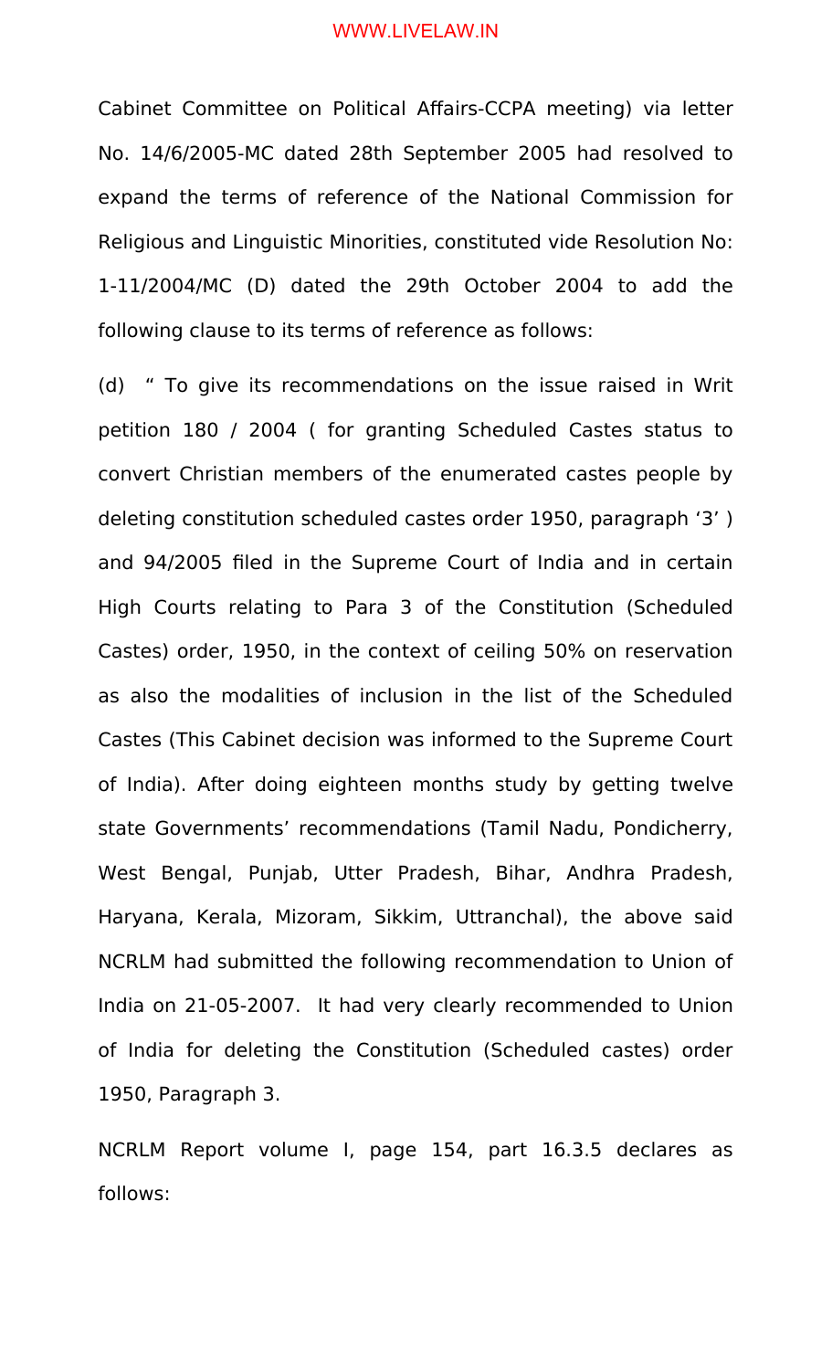Cabinet Committee on Political Affairs-CCPA meeting) via letter No. 14/6/2005-MC dated 28th September 2005 had resolved to expand the terms of reference of the National Commission for Religious and Linguistic Minorities, constituted vide Resolution No: 1-11/2004/MC (D) dated the 29th October 2004 to add the following clause to its terms of reference as follows:

(d) " To give its recommendations on the issue raised in Writ petition 180 / 2004 ( for granting Scheduled Castes status to convert Christian members of the enumerated castes people by deleting constitution scheduled castes order 1950, paragraph '3' ) and 94/2005 filed in the Supreme Court of India and in certain High Courts relating to Para 3 of the Constitution (Scheduled Castes) order, 1950, in the context of ceiling 50% on reservation as also the modalities of inclusion in the list of the Scheduled Castes (This Cabinet decision was informed to the Supreme Court of India). After doing eighteen months study by getting twelve state Governments' recommendations (Tamil Nadu, Pondicherry, West Bengal, Punjab, Utter Pradesh, Bihar, Andhra Pradesh, Haryana, Kerala, Mizoram, Sikkim, Uttranchal), the above said NCRLM had submitted the following recommendation to Union of India on 21-05-2007. It had very clearly recommended to Union of India for deleting the Constitution (Scheduled castes) order 1950, Paragraph 3.

NCRLM Report volume I, page 154, part 16.3.5 declares as follows: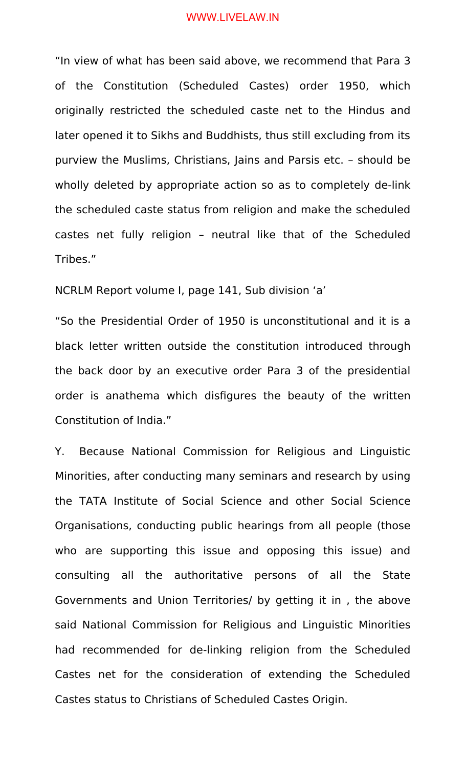"In view of what has been said above, we recommend that Para 3 of the Constitution (Scheduled Castes) order 1950, which originally restricted the scheduled caste net to the Hindus and later opened it to Sikhs and Buddhists, thus still excluding from its purview the Muslims, Christians, Jains and Parsis etc. – should be wholly deleted by appropriate action so as to completely de-link the scheduled caste status from religion and make the scheduled castes net fully religion – neutral like that of the Scheduled Tribes."

NCRLM Report volume I, page 141, Sub division 'a'

"So the Presidential Order of 1950 is unconstitutional and it is a black letter written outside the constitution introduced through the back door by an executive order Para 3 of the presidential order is anathema which disfigures the beauty of the written Constitution of India."

Y. Because National Commission for Religious and Linguistic Minorities, after conducting many seminars and research by using the TATA Institute of Social Science and other Social Science Organisations, conducting public hearings from all people (those who are supporting this issue and opposing this issue) and consulting all the authoritative persons of all the State Governments and Union Territories/ by getting it in , the above said National Commission for Religious and Linguistic Minorities had recommended for de-linking religion from the Scheduled Castes net for the consideration of extending the Scheduled Castes status to Christians of Scheduled Castes Origin.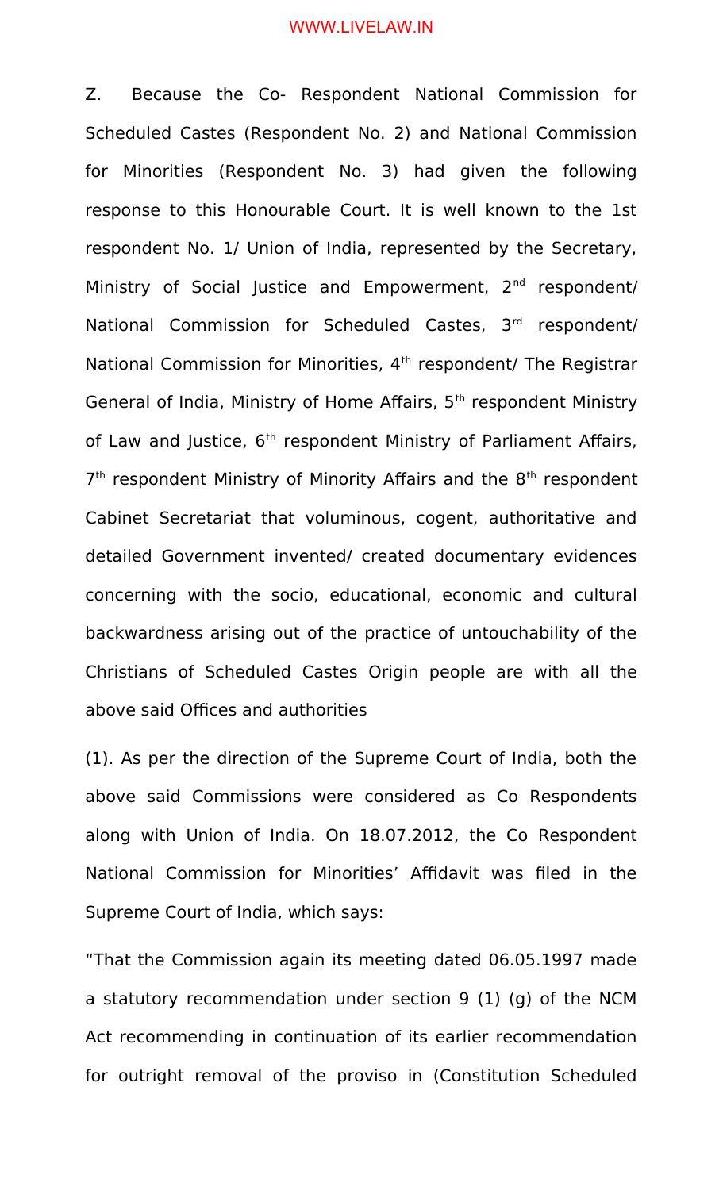Z. Because the Co- Respondent National Commission for Scheduled Castes (Respondent No. 2) and National Commission for Minorities (Respondent No. 3) had given the following response to this Honourable Court. It is well known to the 1st respondent No. 1/ Union of India, represented by the Secretary, Ministry of Social Justice and Empowerment, 2nd respondent/ National Commission for Scheduled Castes, 3rd respondent/ National Commission for Minorities, 4th respondent/ The Registrar General of India, Ministry of Home Affairs, 5th respondent Ministry of Law and Justice, 6th respondent Ministry of Parliament Affairs, 7th respondent Ministry of Minority Affairs and the 8th respondent Cabinet Secretariat that voluminous, cogent, authoritative and detailed Government invented/ created documentary evidences concerning with the socio, educational, economic and cultural backwardness arising out of the practice of untouchability of the Christians of Scheduled Castes Origin people are with all the above said Offices and authorities

(1). As per the direction of the Supreme Court of India, both the above said Commissions were considered as Co Respondents along with Union of India. On 18.07.2012, the Co Respondent National Commission for Minorities' Affidavit was filed in the Supreme Court of India, which says:

"That the Commission again its meeting dated 06.05.1997 made a statutory recommendation under section 9 (1) (g) of the NCM Act recommending in continuation of its earlier recommendation for outright removal of the proviso in (Constitution Scheduled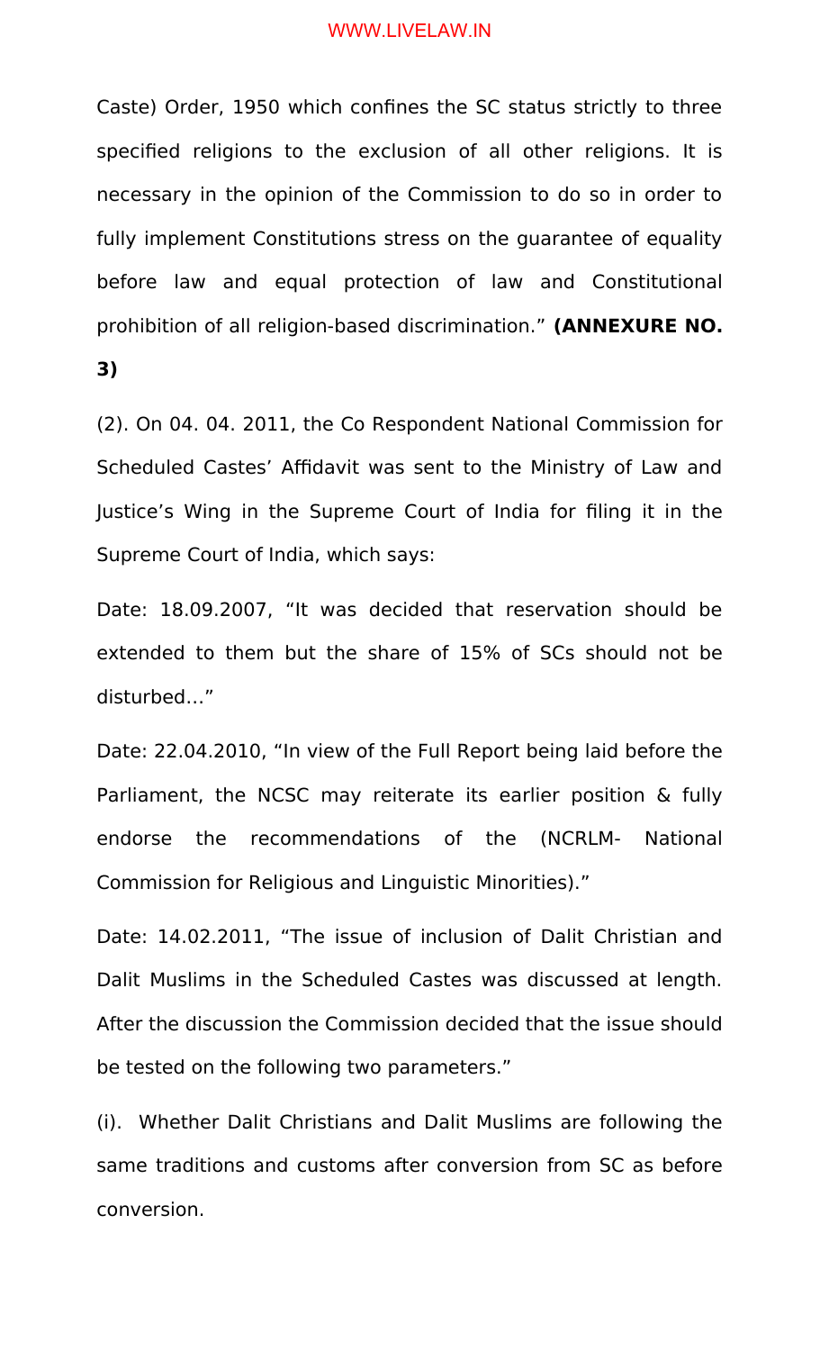Caste) Order, 1950 which confines the SC status strictly to three specified religions to the exclusion of all other religions. It is necessary in the opinion of the Commission to do so in order to fully implement Constitutions stress on the guarantee of equality before law and equal protection of law and Constitutional prohibition of all religion-based discrimination." **(ANNEXURE NO. 3)**

(2). On 04. 04. 2011, the Co Respondent National Commission for Scheduled Castes' Affidavit was sent to the Ministry of Law and Justice's Wing in the Supreme Court of India for filing it in the Supreme Court of India, which says:

Date: 18.09.2007, "It was decided that reservation should be extended to them but the share of 15% of SCs should not be disturbed…"

Date: 22.04.2010, "In view of the Full Report being laid before the Parliament, the NCSC may reiterate its earlier position & fully endorse the recommendations of the (NCRLM- National Commission for Religious and Linguistic Minorities)."

Date: 14.02.2011, "The issue of inclusion of Dalit Christian and Dalit Muslims in the Scheduled Castes was discussed at length. After the discussion the Commission decided that the issue should be tested on the following two parameters."

(i). Whether Dalit Christians and Dalit Muslims are following the same traditions and customs after conversion from SC as before conversion.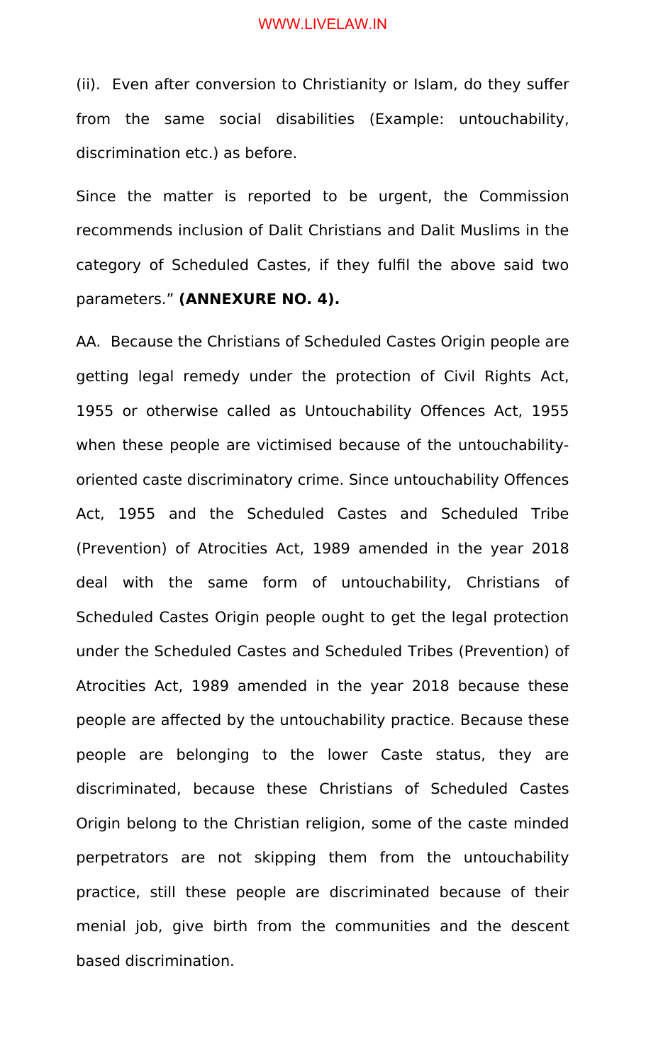(ii). Even after conversion to Christianity or Islam, do they suffer from the same social disabilities (Example: untouchability, discrimination etc.) as before.

Since the matter is reported to be urgent, the Commission recommends inclusion of Dalit Christians and Dalit Muslims in the category of Scheduled Castes, if they fulfil the above said two parameters." **(ANNEXURE NO. 4).**

AA. Because the Christians of Scheduled Castes Origin people are getting legal remedy under the protection of Civil Rights Act, 1955 or otherwise called as Untouchability Offences Act, 1955 when these people are victimised because of the untouchability-oriented caste discriminatory crime. Since untouchability Offences Act, 1955 and the Scheduled Castes and Scheduled Tribe (Prevention) of Atrocities Act, 1989 amended in the year 2018 deal with the same form of untouchability, Christians of Scheduled Castes Origin people ought to get the legal protection under the Scheduled Castes and Scheduled Tribes (Prevention) of Atrocities Act, 1989 amended in the year 2018 because these people are affected by the untouchability practice. Because these people are belonging to the lower Caste status, they are discriminated, because these Christians of Scheduled Castes Origin belong to the Christian religion, some of the caste minded perpetrators are not skipping them from the untouchability practice, still these people are discriminated because of their menial job, give birth from the communities and the descent based discrimination.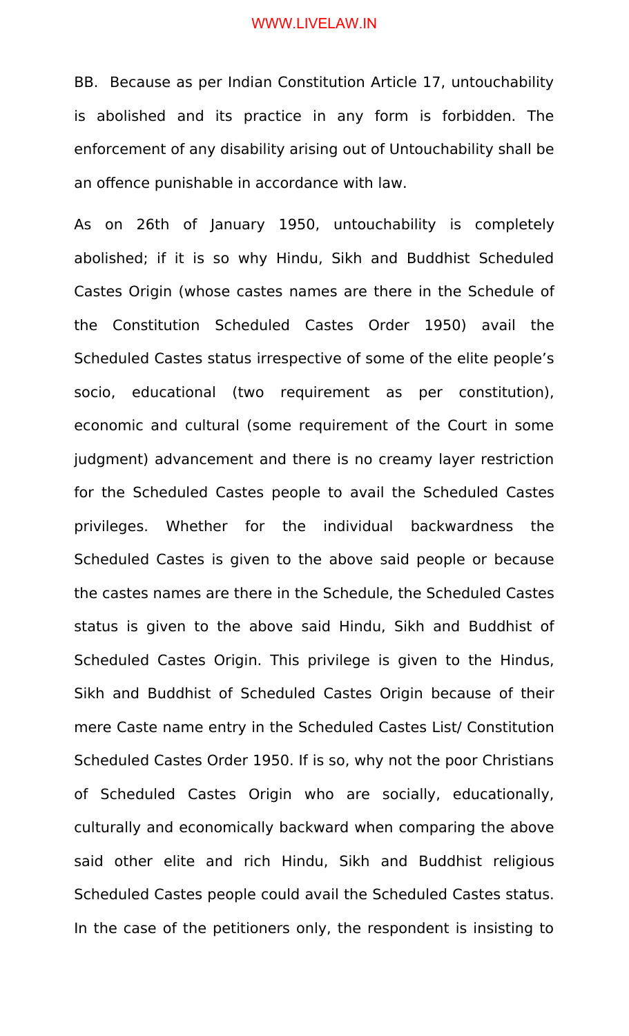BB. Because as per Indian Constitution Article 17, untouchability is abolished and its practice in any form is forbidden. The enforcement of any disability arising out of Untouchability shall be an offence punishable in accordance with law.

As on 26th of January 1950, untouchability is completely abolished; if it is so why Hindu, Sikh and Buddhist Scheduled Castes Origin (whose castes names are there in the Schedule of the Constitution Scheduled Castes Order 1950) avail the Scheduled Castes status irrespective of some of the elite people's socio, educational (two requirement as per constitution), economic and cultural (some requirement of the Court in some judgment) advancement and there is no creamy layer restriction for the Scheduled Castes people to avail the Scheduled Castes privileges. Whether for the individual backwardness the Scheduled Castes is given to the above said people or because the castes names are there in the Schedule, the Scheduled Castes status is given to the above said Hindu, Sikh and Buddhist of Scheduled Castes Origin. This privilege is given to the Hindus, Sikh and Buddhist of Scheduled Castes Origin because of their mere Caste name entry in the Scheduled Castes List/ Constitution Scheduled Castes Order 1950. If is so, why not the poor Christians of Scheduled Castes Origin who are socially, educationally, culturally and economically backward when comparing the above said other elite and rich Hindu, Sikh and Buddhist religious Scheduled Castes people could avail the Scheduled Castes status. In the case of the petitioners only, the respondent is insisting to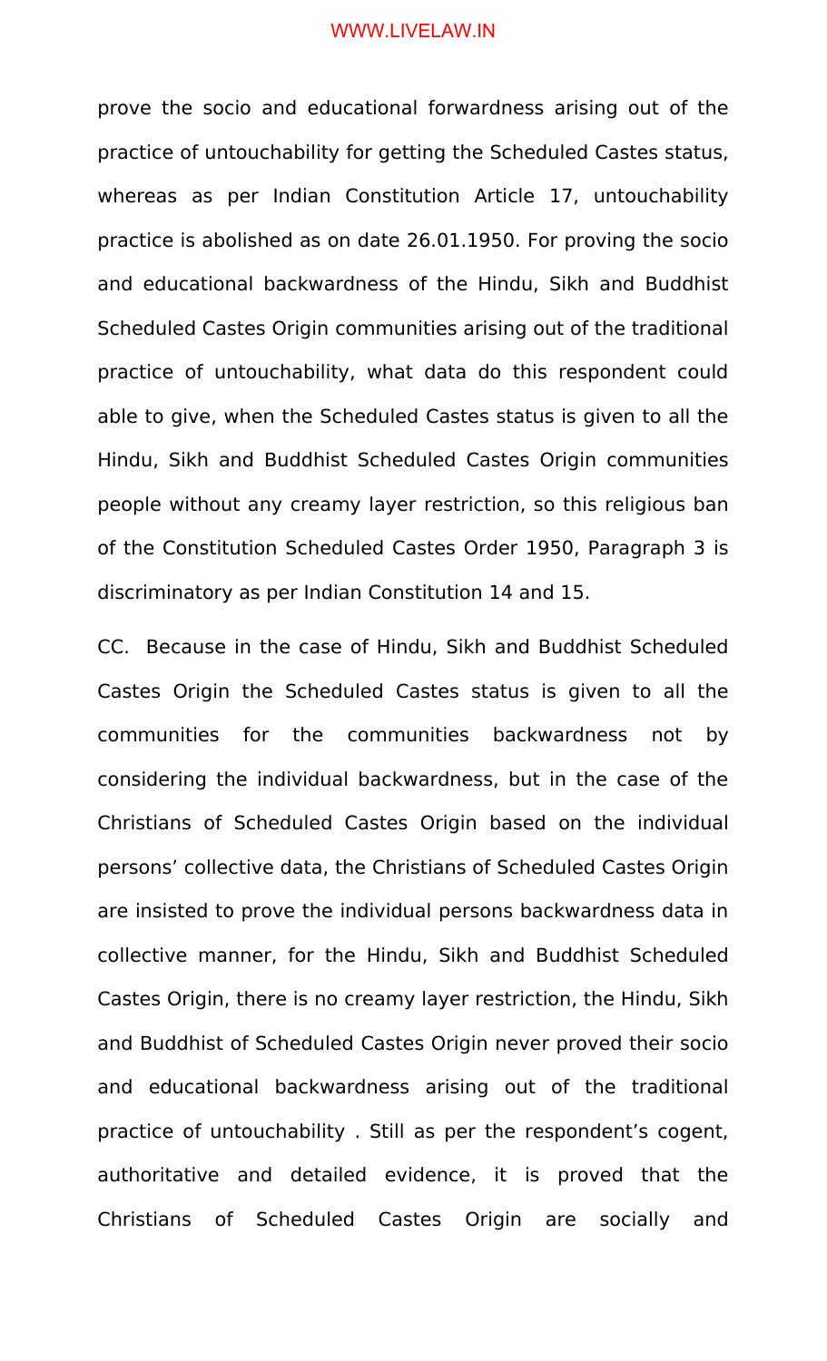prove the socio and educational forwardness arising out of the practice of untouchability for getting the Scheduled Castes status, whereas as per Indian Constitution Article 17, untouchability practice is abolished as on date 26.01.1950. For proving the socio and educational backwardness of the Hindu, Sikh and Buddhist Scheduled Castes Origin communities arising out of the traditional practice of untouchability, what data do this respondent could able to give, when the Scheduled Castes status is given to all the Hindu, Sikh and Buddhist Scheduled Castes Origin communities people without any creamy layer restriction, so this religious ban of the Constitution Scheduled Castes Order 1950, Paragraph 3 is discriminatory as per Indian Constitution 14 and 15.

CC. Because in the case of Hindu, Sikh and Buddhist Scheduled Castes Origin the Scheduled Castes status is given to all the communities for the communities backwardness not by considering the individual backwardness, but in the case of the Christians of Scheduled Castes Origin based on the individual persons' collective data, the Christians of Scheduled Castes Origin are insisted to prove the individual persons backwardness data in collective manner, for the Hindu, Sikh and Buddhist Scheduled Castes Origin, there is no creamy layer restriction, the Hindu, Sikh and Buddhist of Scheduled Castes Origin never proved their socio and educational backwardness arising out of the traditional practice of untouchability . Still as per the respondent's cogent, authoritative and detailed evidence, it is proved that the Christians of Scheduled Castes Origin are socially and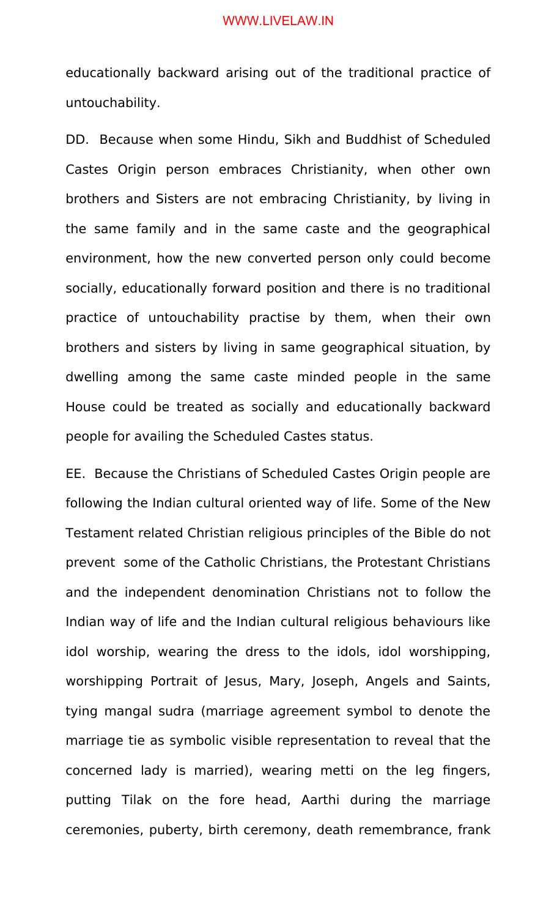educationally backward arising out of the traditional practice of untouchability.

DD. Because when some Hindu, Sikh and Buddhist of Scheduled Castes Origin person embraces Christianity, when other own brothers and Sisters are not embracing Christianity, by living in the same family and in the same caste and the geographical environment, how the new converted person only could become socially, educationally forward position and there is no traditional practice of untouchability practise by them, when their own brothers and sisters by living in same geographical situation, by dwelling among the same caste minded people in the same House could be treated as socially and educationally backward people for availing the Scheduled Castes status.

EE. Because the Christians of Scheduled Castes Origin people are following the Indian cultural oriented way of life. Some of the New Testament related Christian religious principles of the Bible do not prevent some of the Catholic Christians, the Protestant Christians and the independent denomination Christians not to follow the Indian way of life and the Indian cultural religious behaviours like idol worship, wearing the dress to the idols, idol worshipping, worshipping Portrait of Jesus, Mary, Joseph, Angels and Saints, tying mangal sudra (marriage agreement symbol to denote the marriage tie as symbolic visible representation to reveal that the concerned lady is married), wearing metti on the leg fingers, putting Tilak on the fore head, Aarthi during the marriage ceremonies, puberty, birth ceremony, death remembrance, frank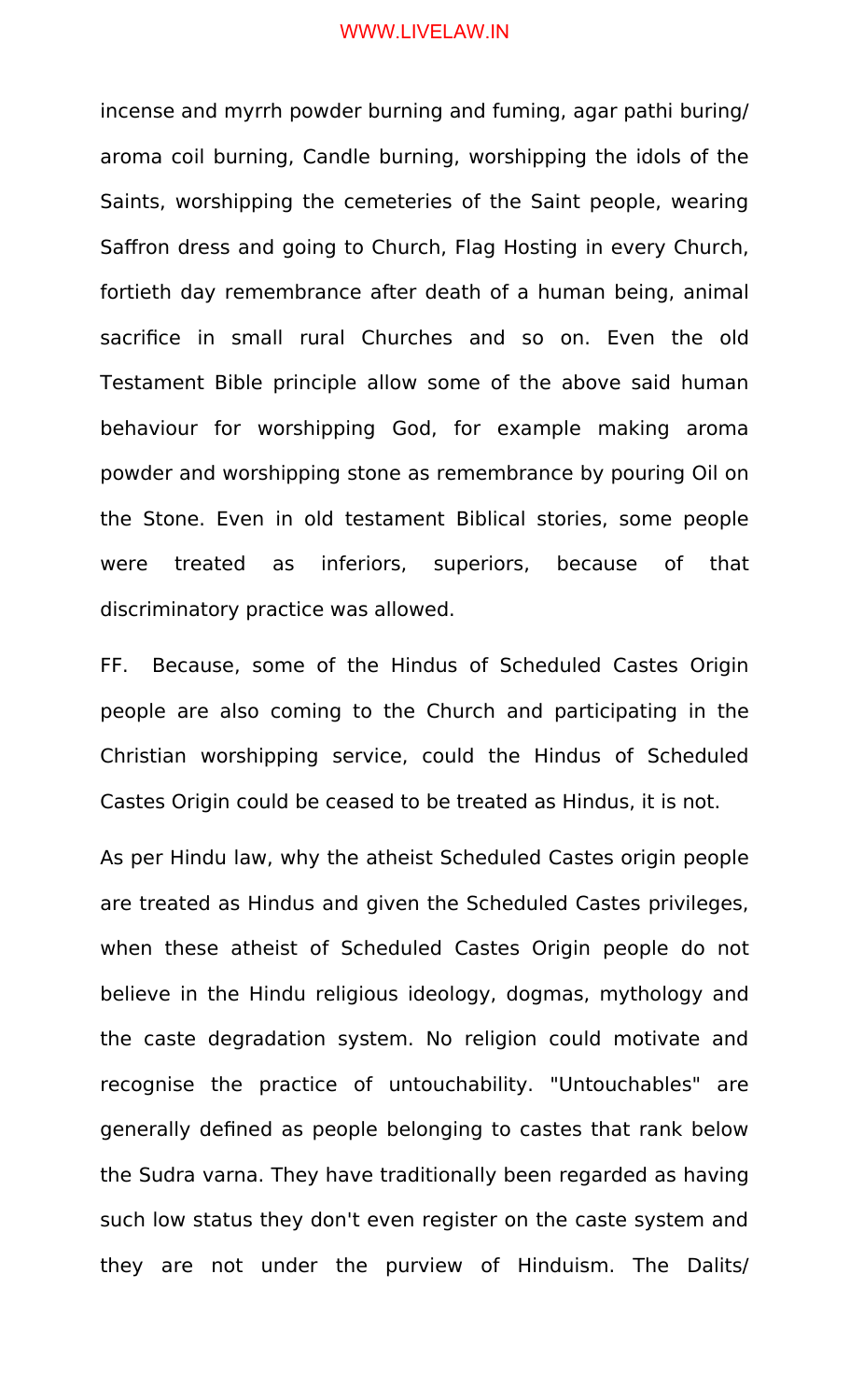incense and myrrh powder burning and fuming, agar pathi buring/ aroma coil burning, Candle burning, worshipping the idols of the Saints, worshipping the cemeteries of the Saint people, wearing Saffron dress and going to Church, Flag Hosting in every Church, fortieth day remembrance after death of a human being, animal sacrifice in small rural Churches and so on. Even the old Testament Bible principle allow some of the above said human behaviour for worshipping God, for example making aroma powder and worshipping stone as remembrance by pouring Oil on the Stone. Even in old testament Biblical stories, some people were treated as inferiors, superiors, because of that discriminatory practice was allowed.

FF. Because, some of the Hindus of Scheduled Castes Origin people are also coming to the Church and participating in the Christian worshipping service, could the Hindus of Scheduled Castes Origin could be ceased to be treated as Hindus, it is not.

As per Hindu law, why the atheist Scheduled Castes origin people are treated as Hindus and given the Scheduled Castes privileges, when these atheist of Scheduled Castes Origin people do not believe in the Hindu religious ideology, dogmas, mythology and the caste degradation system. No religion could motivate and recognise the practice of untouchability. "Untouchables" are generally defined as people belonging to castes that rank below the Sudra varna. They have traditionally been regarded as having such low status they don't even register on the caste system and they are not under the purview of Hinduism. The Dalits/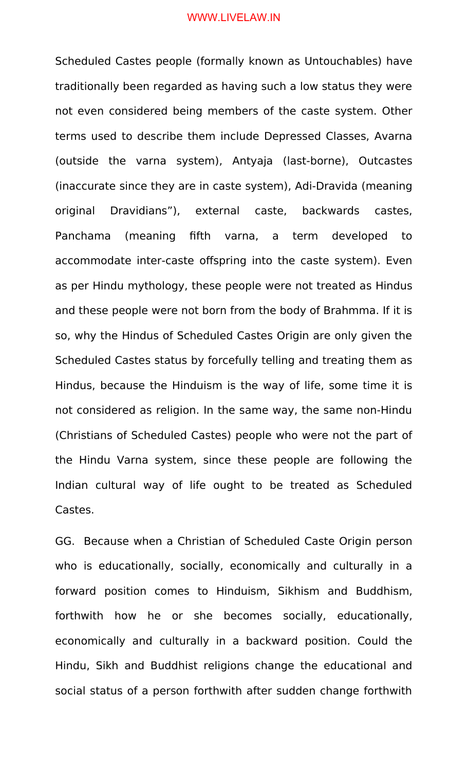Scheduled Castes people (formally known as Untouchables) have traditionally been regarded as having such a low status they were not even considered being members of the caste system. Other terms used to describe them include Depressed Classes, Avarna (outside the varna system), Antyaja (last-borne), Outcastes (inaccurate since they are in caste system), Adi-Dravida (meaning original Dravidians"), external caste, backwards castes, Panchama (meaning fifth varna, a term developed to accommodate inter-caste offspring into the caste system). Even as per Hindu mythology, these people were not treated as Hindus and these people were not born from the body of Brahmma. If it is so, why the Hindus of Scheduled Castes Origin are only given the Scheduled Castes status by forcefully telling and treating them as Hindus, because the Hinduism is the way of life, some time it is not considered as religion. In the same way, the same non-Hindu (Christians of Scheduled Castes) people who were not the part of the Hindu Varna system, since these people are following the Indian cultural way of life ought to be treated as Scheduled Castes.

GG. Because when a Christian of Scheduled Caste Origin person who is educationally, socially, economically and culturally in a forward position comes to Hinduism, Sikhism and Buddhism, forthwith how he or she becomes socially, educationally, economically and culturally in a backward position. Could the Hindu, Sikh and Buddhist religions change the educational and social status of a person forthwith after sudden change forthwith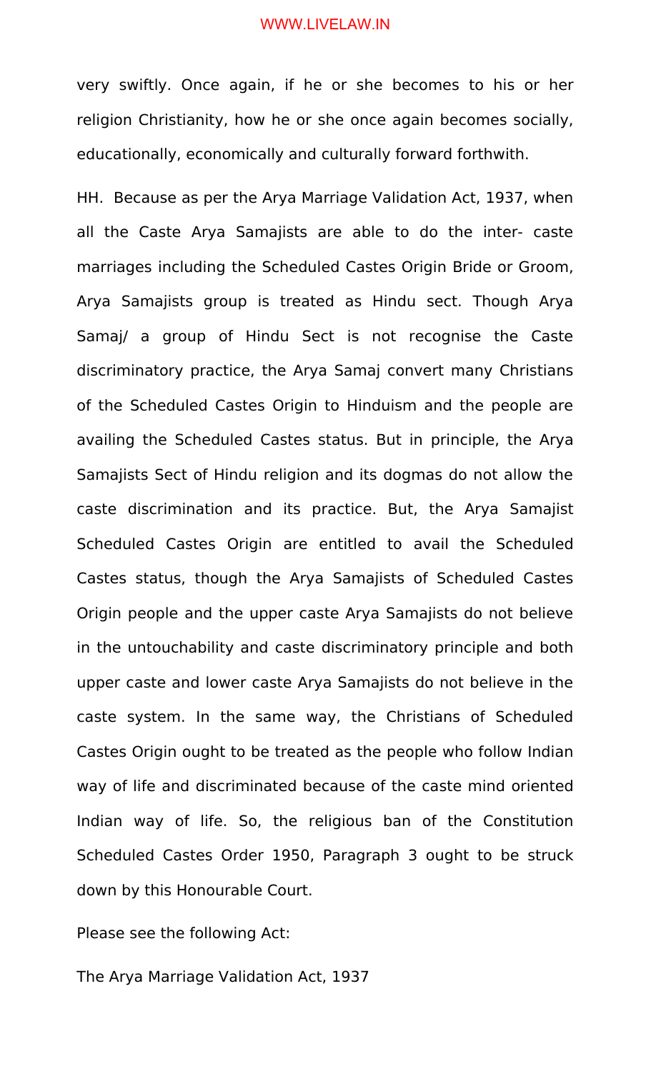very swiftly. Once again, if he or she becomes to his or her religion Christianity, how he or she once again becomes socially, educationally, economically and culturally forward forthwith.

HH. Because as per the Arya Marriage Validation Act, 1937, when all the Caste Arya Samajists are able to do the inter- caste marriages including the Scheduled Castes Origin Bride or Groom, Arya Samajists group is treated as Hindu sect. Though Arya Samaj/ a group of Hindu Sect is not recognise the Caste discriminatory practice, the Arya Samaj convert many Christians of the Scheduled Castes Origin to Hinduism and the people are availing the Scheduled Castes status. But in principle, the Arya Samajists Sect of Hindu religion and its dogmas do not allow the caste discrimination and its practice. But, the Arya Samajist Scheduled Castes Origin are entitled to avail the Scheduled Castes status, though the Arya Samajists of Scheduled Castes Origin people and the upper caste Arya Samajists do not believe in the untouchability and caste discriminatory principle and both upper caste and lower caste Arya Samajists do not believe in the caste system. In the same way, the Christians of Scheduled Castes Origin ought to be treated as the people who follow Indian way of life and discriminated because of the caste mind oriented Indian way of life. So, the religious ban of the Constitution Scheduled Castes Order 1950, Paragraph 3 ought to be struck down by this Honourable Court.

Please see the following Act:

The Arya Marriage Validation Act, 1937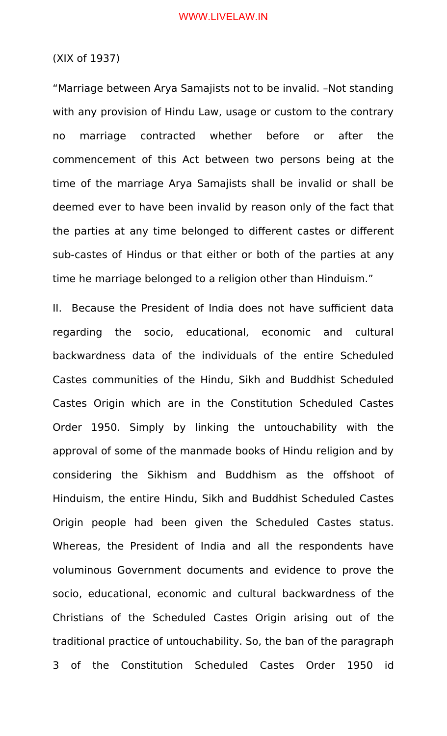(XIX of 1937)

"Marriage between Arya Samajists not to be invalid. –Not standing with any provision of Hindu Law, usage or custom to the contrary no marriage contracted whether before or after the commencement of this Act between two persons being at the time of the marriage Arya Samajists shall be invalid or shall be deemed ever to have been invalid by reason only of the fact that the parties at any time belonged to different castes or different sub-castes of Hindus or that either or both of the parties at any time he marriage belonged to a religion other than Hinduism."

II. Because the President of India does not have sufficient data regarding the socio, educational, economic and cultural backwardness data of the individuals of the entire Scheduled Castes communities of the Hindu, Sikh and Buddhist Scheduled Castes Origin which are in the Constitution Scheduled Castes Order 1950. Simply by linking the untouchability with the approval of some of the manmade books of Hindu religion and by considering the Sikhism and Buddhism as the offshoot of Hinduism, the entire Hindu, Sikh and Buddhist Scheduled Castes Origin people had been given the Scheduled Castes status. Whereas, the President of India and all the respondents have voluminous Government documents and evidence to prove the socio, educational, economic and cultural backwardness of the Christians of the Scheduled Castes Origin arising out of the traditional practice of untouchability. So, the ban of the paragraph 3 of the Constitution Scheduled Castes Order 1950 id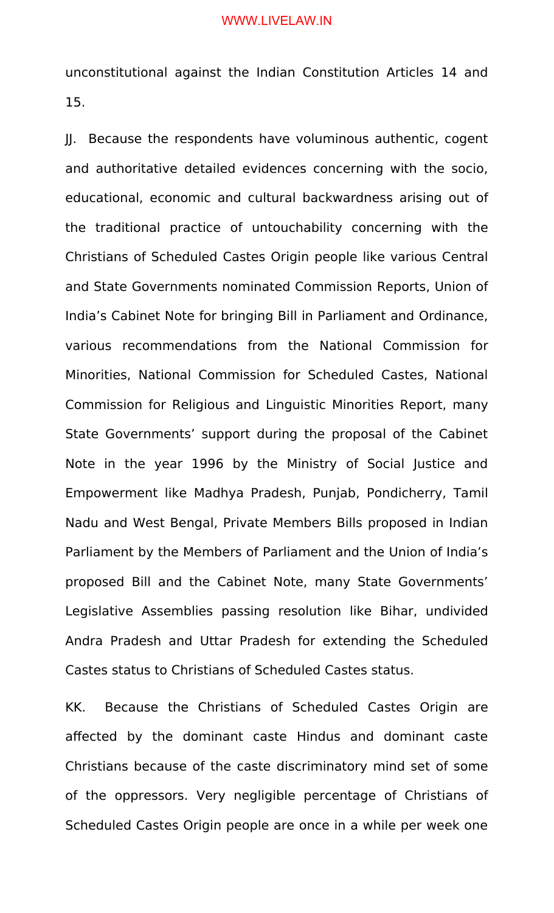unconstitutional against the Indian Constitution Articles 14 and 15.

JJ. Because the respondents have voluminous authentic, cogent and authoritative detailed evidences concerning with the socio, educational, economic and cultural backwardness arising out of the traditional practice of untouchability concerning with the Christians of Scheduled Castes Origin people like various Central and State Governments nominated Commission Reports, Union of India's Cabinet Note for bringing Bill in Parliament and Ordinance, various recommendations from the National Commission for Minorities, National Commission for Scheduled Castes, National Commission for Religious and Linguistic Minorities Report, many State Governments' support during the proposal of the Cabinet Note in the year 1996 by the Ministry of Social Justice and Empowerment like Madhya Pradesh, Punjab, Pondicherry, Tamil Nadu and West Bengal, Private Members Bills proposed in Indian Parliament by the Members of Parliament and the Union of India's proposed Bill and the Cabinet Note, many State Governments' Legislative Assemblies passing resolution like Bihar, undivided Andra Pradesh and Uttar Pradesh for extending the Scheduled Castes status to Christians of Scheduled Castes status.

KK. Because the Christians of Scheduled Castes Origin are affected by the dominant caste Hindus and dominant caste Christians because of the caste discriminatory mind set of some of the oppressors. Very negligible percentage of Christians of Scheduled Castes Origin people are once in a while per week one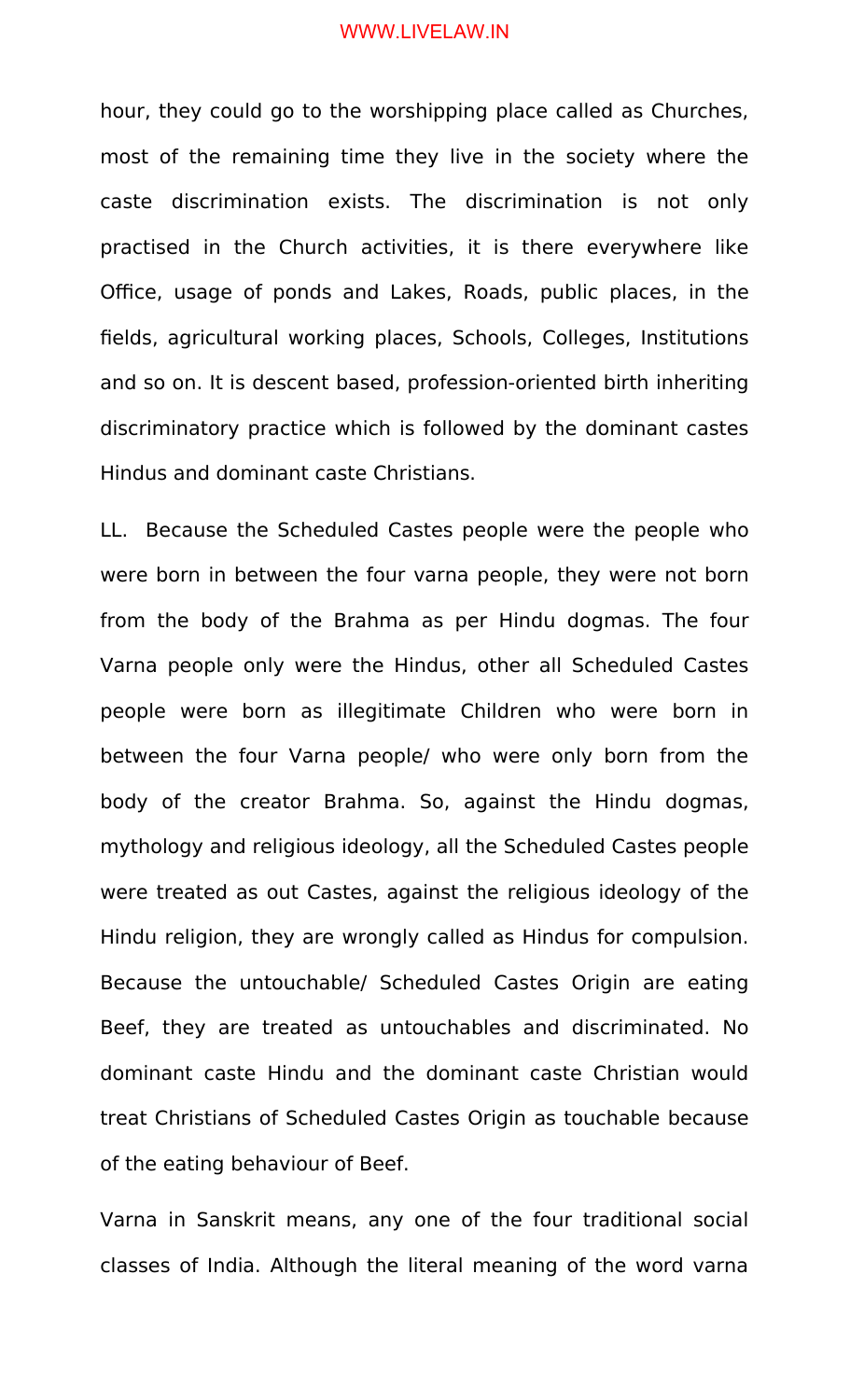hour, they could go to the worshipping place called as Churches, most of the remaining time they live in the society where the caste discrimination exists. The discrimination is not only practised in the Church activities, it is there everywhere like Office, usage of ponds and Lakes, Roads, public places, in the fields, agricultural working places, Schools, Colleges, Institutions and so on. It is descent based, profession-oriented birth inheriting discriminatory practice which is followed by the dominant castes Hindus and dominant caste Christians.

LL. Because the Scheduled Castes people were the people who were born in between the four varna people, they were not born from the body of the Brahma as per Hindu dogmas. The four Varna people only were the Hindus, other all Scheduled Castes people were born as illegitimate Children who were born in between the four Varna people/ who were only born from the body of the creator Brahma. So, against the Hindu dogmas, mythology and religious ideology, all the Scheduled Castes people were treated as out Castes, against the religious ideology of the Hindu religion, they are wrongly called as Hindus for compulsion. Because the untouchable/ Scheduled Castes Origin are eating Beef, they are treated as untouchables and discriminated. No dominant caste Hindu and the dominant caste Christian would treat Christians of Scheduled Castes Origin as touchable because of the eating behaviour of Beef.

Varna in Sanskrit means, any one of the four traditional social classes of India. Although the literal meaning of the word varna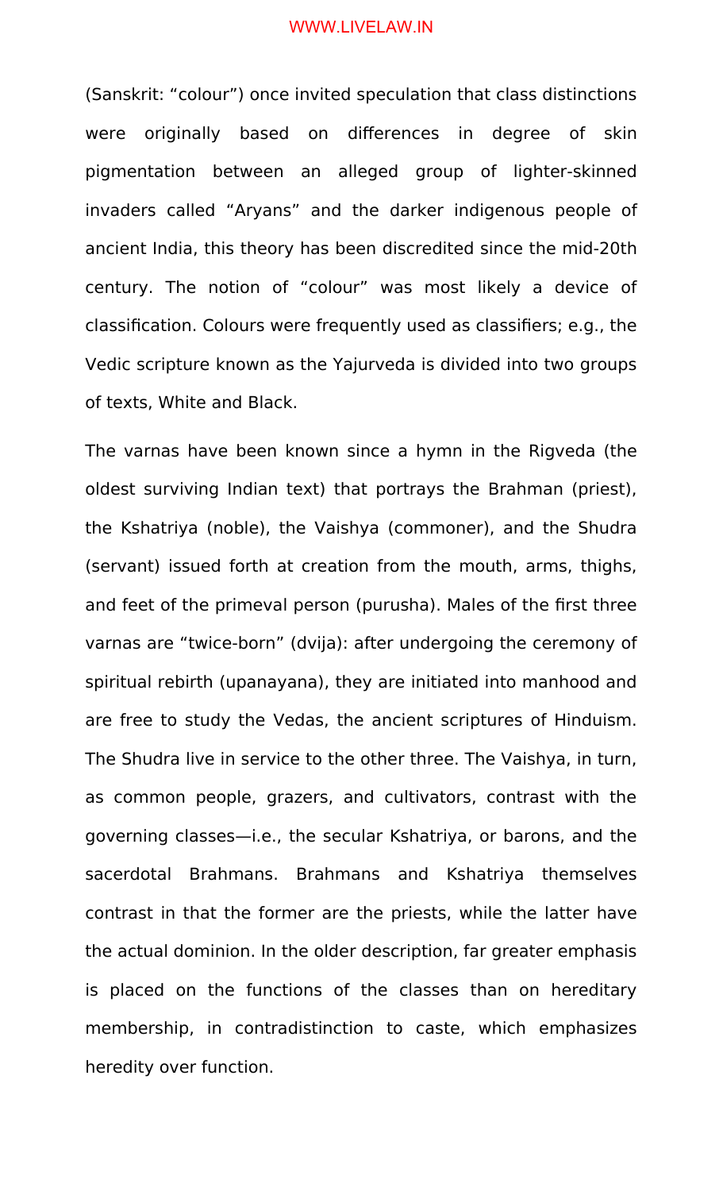(Sanskrit: "colour") once invited speculation that class distinctions were originally based on differences in degree of skin pigmentation between an alleged group of lighter-skinned invaders called "Aryans" and the darker indigenous people of ancient India, this theory has been discredited since the mid-20th century. The notion of "colour" was most likely a device of classification. Colours were frequently used as classifiers; e.g., the Vedic scripture known as the Yajurveda is divided into two groups of texts, White and Black.

The varnas have been known since a hymn in the Rigveda (the oldest surviving Indian text) that portrays the Brahman (priest), the Kshatriya (noble), the Vaishya (commoner), and the Shudra (servant) issued forth at creation from the mouth, arms, thighs, and feet of the primeval person (purusha). Males of the first three varnas are "twice-born" (dvija): after undergoing the ceremony of spiritual rebirth (upanayana), they are initiated into manhood and are free to study the Vedas, the ancient scriptures of Hinduism. The Shudra live in service to the other three. The Vaishya, in turn, as common people, grazers, and cultivators, contrast with the governing classes—i.e., the secular Kshatriya, or barons, and the sacerdotal Brahmans. Brahmans and Kshatriya themselves contrast in that the former are the priests, while the latter have the actual dominion. In the older description, far greater emphasis is placed on the functions of the classes than on hereditary membership, in contradistinction to caste, which emphasizes heredity over function.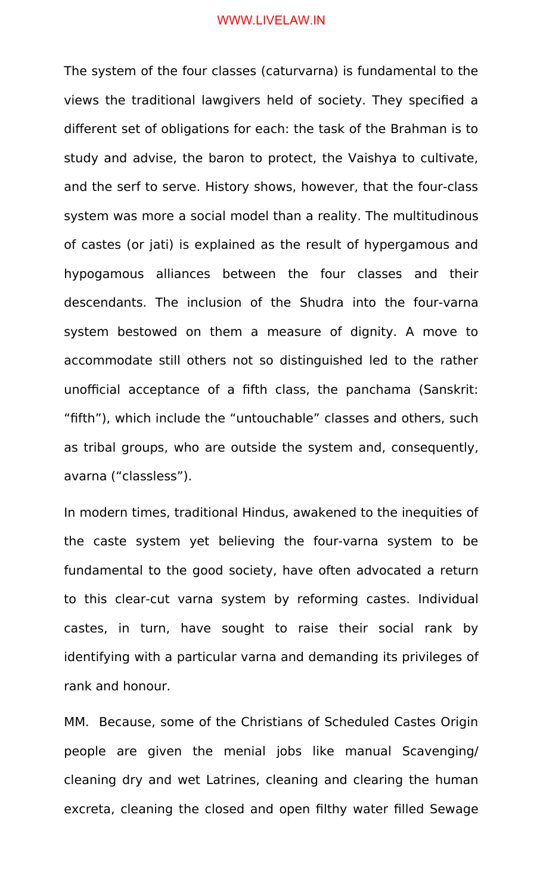The system of the four classes (caturvarna) is fundamental to the views the traditional lawgivers held of society. They specified a different set of obligations for each: the task of the Brahman is to study and advise, the baron to protect, the Vaishya to cultivate, and the serf to serve. History shows, however, that the four-class system was more a social model than a reality. The multitudinous of castes (or jati) is explained as the result of hypergamous and hypogamous alliances between the four classes and their descendants. The inclusion of the Shudra into the four-varna system bestowed on them a measure of dignity. A move to accommodate still others not so distinguished led to the rather unofficial acceptance of a fifth class, the panchama (Sanskrit: “fifth”), which include the “untouchable” classes and others, such as tribal groups, who are outside the system and, consequently, avarna (“classless”).

In modern times, traditional Hindus, awakened to the inequities of the caste system yet believing the four-varna system to be fundamental to the good society, have often advocated a return to this clear-cut varna system by reforming castes. Individual castes, in turn, have sought to raise their social rank by identifying with a particular varna and demanding its privileges of rank and honour.

MM. Because, some of the Christians of Scheduled Castes Origin people are given the menial jobs like manual Scavenging/ cleaning dry and wet Latrines, cleaning and clearing the human excreta, cleaning the closed and open filthy water filled Sewage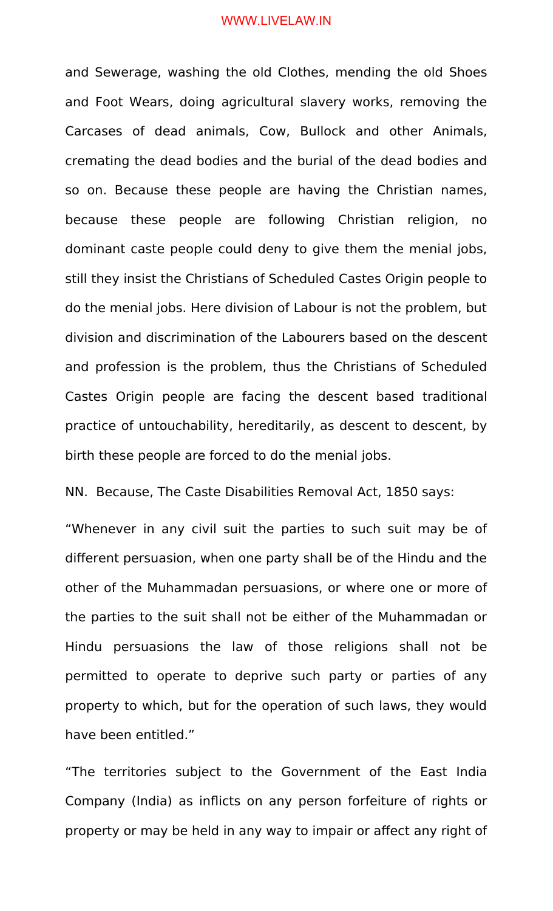and Sewerage, washing the old Clothes, mending the old Shoes and Foot Wears, doing agricultural slavery works, removing the Carcases of dead animals, Cow, Bullock and other Animals, cremating the dead bodies and the burial of the dead bodies and so on. Because these people are having the Christian names, because these people are following Christian religion, no dominant caste people could deny to give them the menial jobs, still they insist the Christians of Scheduled Castes Origin people to do the menial jobs. Here division of Labour is not the problem, but division and discrimination of the Labourers based on the descent and profession is the problem, thus the Christians of Scheduled Castes Origin people are facing the descent based traditional practice of untouchability, hereditarily, as descent to descent, by birth these people are forced to do the menial jobs.

NN. Because, The Caste Disabilities Removal Act, 1850 says:

"Whenever in any civil suit the parties to such suit may be of different persuasion, when one party shall be of the Hindu and the other of the Muhammadan persuasions, or where one or more of the parties to the suit shall not be either of the Muhammadan or Hindu persuasions the law of those religions shall not be permitted to operate to deprive such party or parties of any property to which, but for the operation of such laws, they would have been entitled."

"The territories subject to the Government of the East India Company (India) as inflicts on any person forfeiture of rights or property or may be held in any way to impair or affect any right of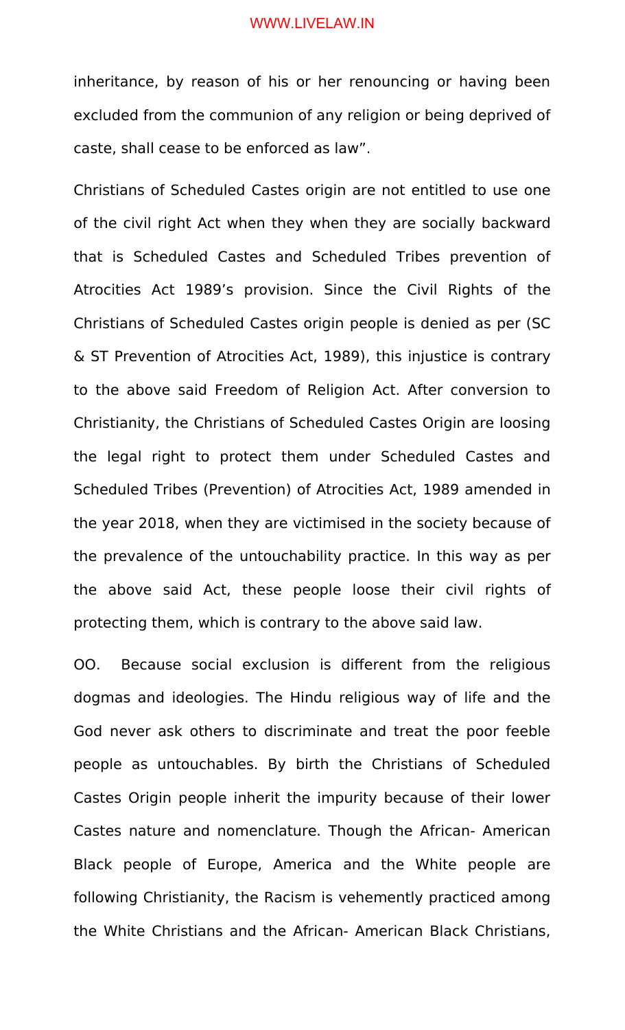inheritance, by reason of his or her renouncing or having been excluded from the communion of any religion or being deprived of caste, shall cease to be enforced as law".

Christians of Scheduled Castes origin are not entitled to use one of the civil right Act when they when they are socially backward that is Scheduled Castes and Scheduled Tribes prevention of Atrocities Act 1989's provision. Since the Civil Rights of the Christians of Scheduled Castes origin people is denied as per (SC & ST Prevention of Atrocities Act, 1989), this injustice is contrary to the above said Freedom of Religion Act. After conversion to Christianity, the Christians of Scheduled Castes Origin are loosing the legal right to protect them under Scheduled Castes and Scheduled Tribes (Prevention) of Atrocities Act, 1989 amended in the year 2018, when they are victimised in the society because of the prevalence of the untouchability practice. In this way as per the above said Act, these people loose their civil rights of protecting them, which is contrary to the above said law.

OO. Because social exclusion is different from the religious dogmas and ideologies. The Hindu religious way of life and the God never ask others to discriminate and treat the poor feeble people as untouchables. By birth the Christians of Scheduled Castes Origin people inherit the impurity because of their lower Castes nature and nomenclature. Though the African- American Black people of Europe, America and the White people are following Christianity, the Racism is vehemently practiced among the White Christians and the African- American Black Christians,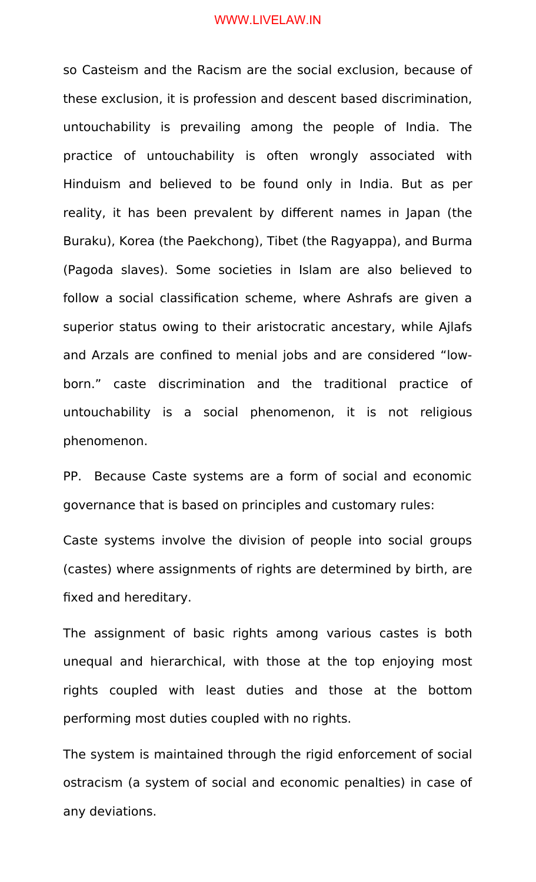so Casteism and the Racism are the social exclusion, because of these exclusion, it is profession and descent based discrimination, untouchability is prevailing among the people of India. The practice of untouchability is often wrongly associated with Hinduism and believed to be found only in India. But as per reality, it has been prevalent by different names in Japan (the Buraku), Korea (the Paekchong), Tibet (the Ragyappa), and Burma (Pagoda slaves). Some societies in Islam are also believed to follow a social classification scheme, where Ashrafs are given a superior status owing to their aristocratic ancestary, while Ajlafs and Arzals are confined to menial jobs and are considered "low-born." caste discrimination and the traditional practice of untouchability is a social phenomenon, it is not religious phenomenon.

PP. Because Caste systems are a form of social and economic governance that is based on principles and customary rules:

Caste systems involve the division of people into social groups (castes) where assignments of rights are determined by birth, are fixed and hereditary.

The assignment of basic rights among various castes is both unequal and hierarchical, with those at the top enjoying most rights coupled with least duties and those at the bottom performing most duties coupled with no rights.

The system is maintained through the rigid enforcement of social ostracism (a system of social and economic penalties) in case of any deviations.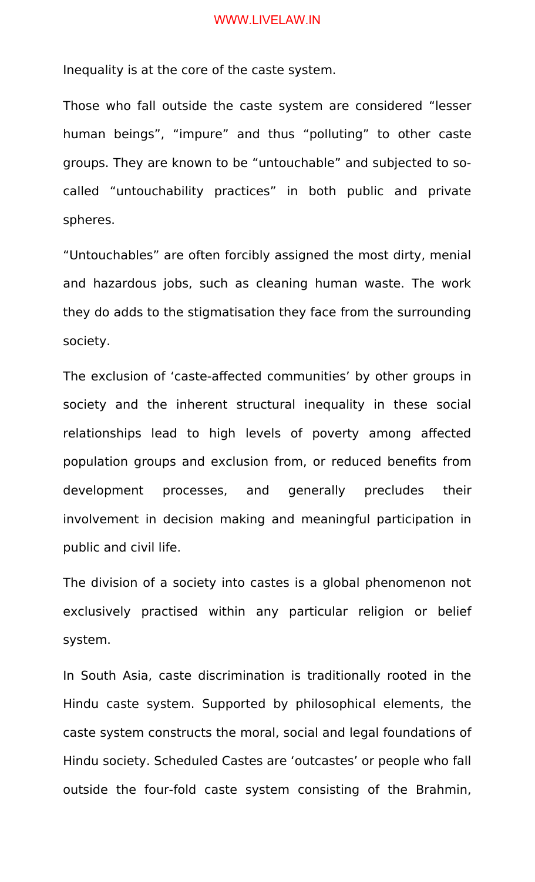Inequality is at the core of the caste system.

Those who fall outside the caste system are considered “lesser human beings”, “impure” and thus “polluting” to other caste groups. They are known to be “untouchable” and subjected to so-called “untouchability practices” in both public and private spheres.

“Untouchables” are often forcibly assigned the most dirty, menial and hazardous jobs, such as cleaning human waste. The work they do adds to the stigmatisation they face from the surrounding society.

The exclusion of ‘caste-affected communities’ by other groups in society and the inherent structural inequality in these social relationships lead to high levels of poverty among affected population groups and exclusion from, or reduced benefits from development processes, and generally precludes their involvement in decision making and meaningful participation in public and civil life.

The division of a society into castes is a global phenomenon not exclusively practised within any particular religion or belief system.

In South Asia, caste discrimination is traditionally rooted in the Hindu caste system. Supported by philosophical elements, the caste system constructs the moral, social and legal foundations of Hindu society. Scheduled Castes are ‘outcastes’ or people who fall outside the four-fold caste system consisting of the Brahmin,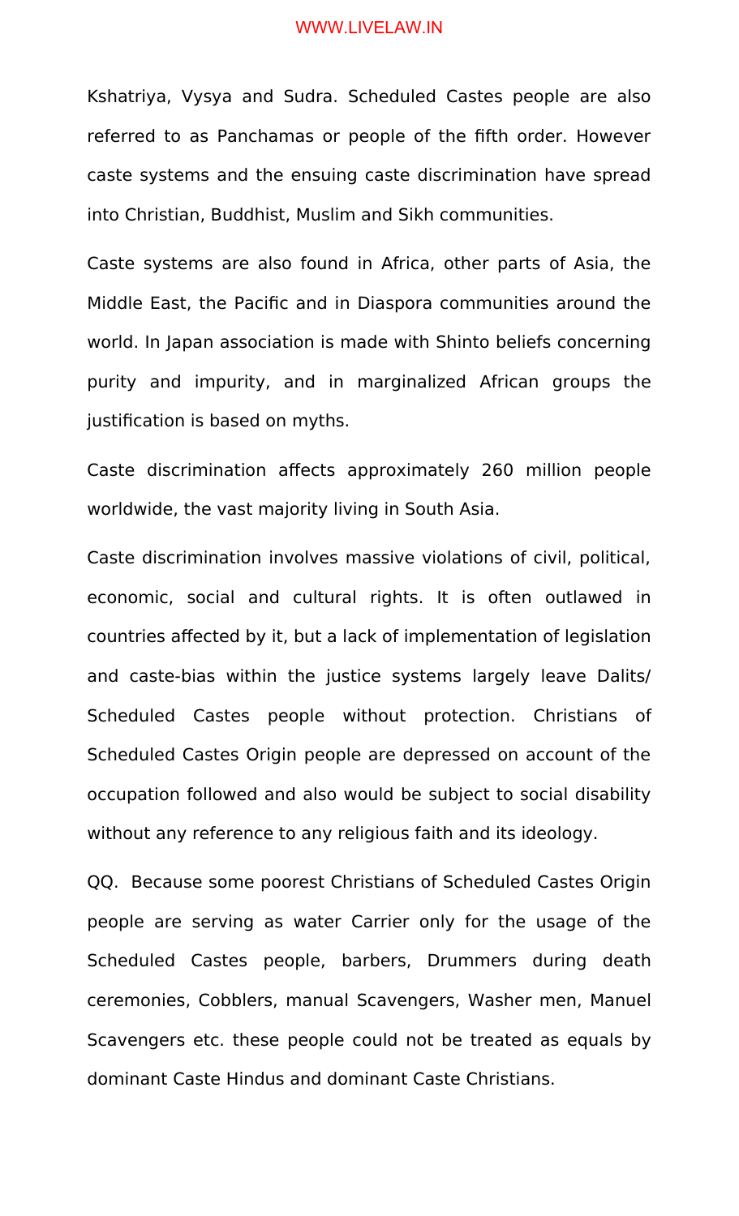Kshatriya, Vysya and Sudra. Scheduled Castes people are also referred to as Panchamas or people of the fifth order. However caste systems and the ensuing caste discrimination have spread into Christian, Buddhist, Muslim and Sikh communities.

Caste systems are also found in Africa, other parts of Asia, the Middle East, the Pacific and in Diaspora communities around the world. In Japan association is made with Shinto beliefs concerning purity and impurity, and in marginalized African groups the justification is based on myths.

Caste discrimination affects approximately 260 million people worldwide, the vast majority living in South Asia.

Caste discrimination involves massive violations of civil, political, economic, social and cultural rights. It is often outlawed in countries affected by it, but a lack of implementation of legislation and caste-bias within the justice systems largely leave Dalits/ Scheduled Castes people without protection. Christians of Scheduled Castes Origin people are depressed on account of the occupation followed and also would be subject to social disability without any reference to any religious faith and its ideology.

QQ. Because some poorest Christians of Scheduled Castes Origin people are serving as water Carrier only for the usage of the Scheduled Castes people, barbers, Drummers during death ceremonies, Cobblers, manual Scavengers, Washer men, Manuel Scavengers etc. these people could not be treated as equals by dominant Caste Hindus and dominant Caste Christians.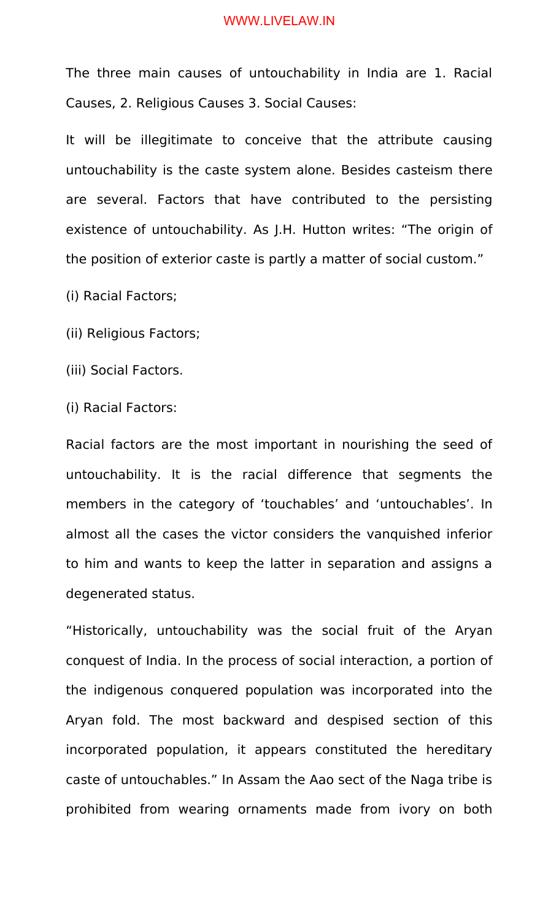The three main causes of untouchability in India are 1. Racial Causes, 2. Religious Causes 3. Social Causes:

It will be illegitimate to conceive that the attribute causing untouchability is the caste system alone. Besides casteism there are several. Factors that have contributed to the persisting existence of untouchability. As J.H. Hutton writes: "The origin of the position of exterior caste is partly a matter of social custom."

(i) Racial Factors;

(ii) Religious Factors;

(iii) Social Factors.

(i) Racial Factors:

Racial factors are the most important in nourishing the seed of untouchability. It is the racial difference that segments the members in the category of 'touchables' and 'untouchables'. In almost all the cases the victor considers the vanquished inferior to him and wants to keep the latter in separation and assigns a degenerated status.

"Historically, untouchability was the social fruit of the Aryan conquest of India. In the process of social interaction, a portion of the indigenous conquered population was incorporated into the Aryan fold. The most backward and despised section of this incorporated population, it appears constituted the hereditary caste of untouchables." In Assam the Aao sect of the Naga tribe is prohibited from wearing ornaments made from ivory on both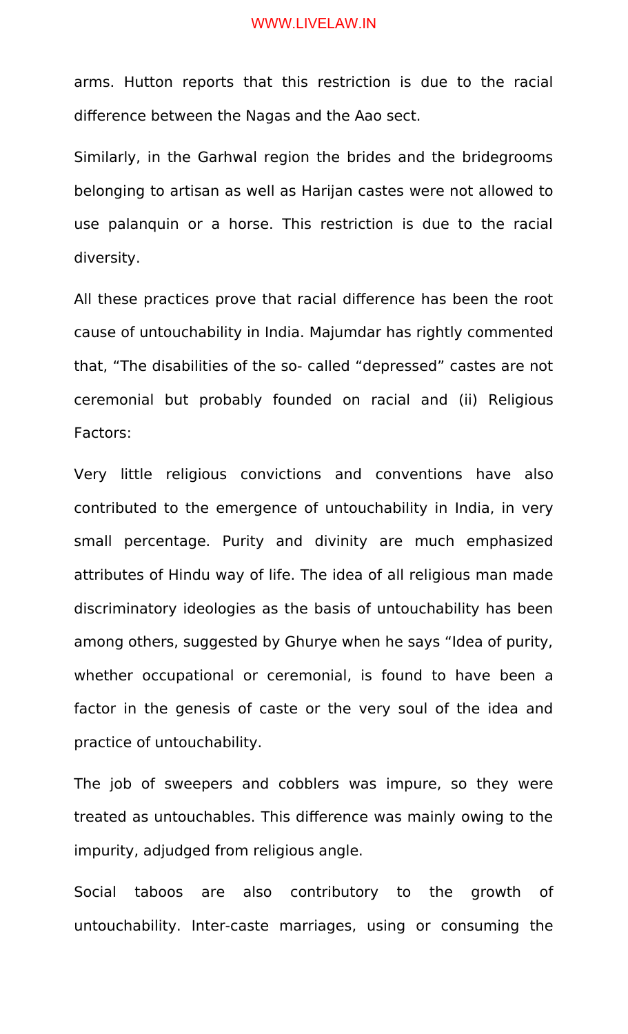arms. Hutton reports that this restriction is due to the racial difference between the Nagas and the Aao sect.

Similarly, in the Garhwal region the brides and the bridegrooms belonging to artisan as well as Harijan castes were not allowed to use palanquin or a horse. This restriction is due to the racial diversity.

All these practices prove that racial difference has been the root cause of untouchability in India. Majumdar has rightly commented that, "The disabilities of the so- called "depressed" castes are not ceremonial but probably founded on racial and (ii) Religious Factors:

Very little religious convictions and conventions have also contributed to the emergence of untouchability in India, in very small percentage. Purity and divinity are much emphasized attributes of Hindu way of life. The idea of all religious man made discriminatory ideologies as the basis of untouchability has been among others, suggested by Ghurye when he says "Idea of purity, whether occupational or ceremonial, is found to have been a factor in the genesis of caste or the very soul of the idea and practice of untouchability.

The job of sweepers and cobblers was impure, so they were treated as untouchables. This difference was mainly owing to the impurity, adjudged from religious angle.

Social taboos are also contributory to the growth of untouchability. Inter-caste marriages, using or consuming the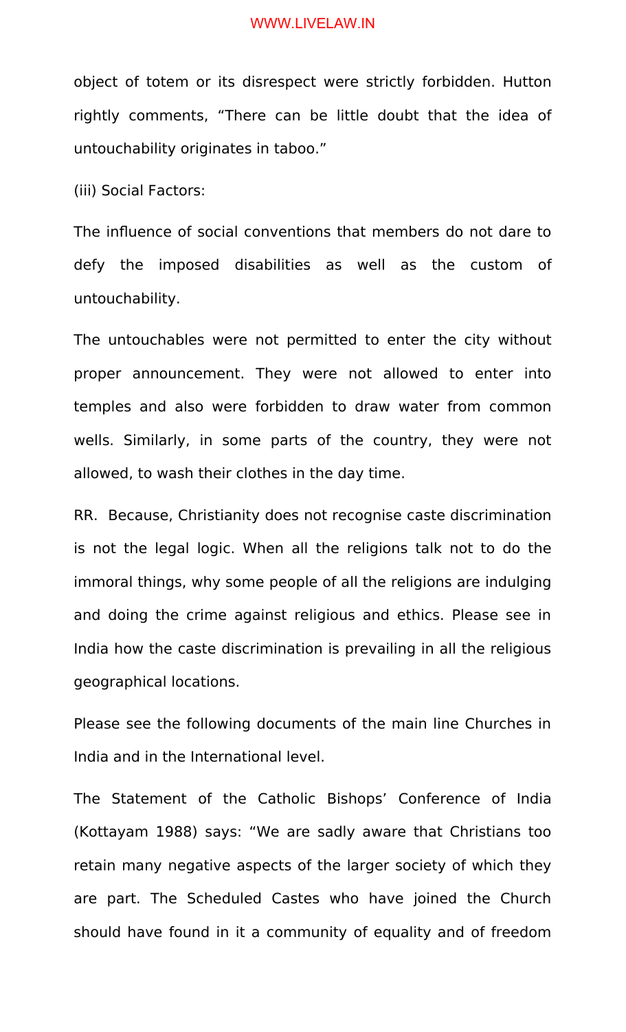object of totem or its disrespect were strictly forbidden. Hutton rightly comments, “There can be little doubt that the idea of untouchability originates in taboo.”

(iii) Social Factors:

The influence of social conventions that members do not dare to defy the imposed disabilities as well as the custom of untouchability.

The untouchables were not permitted to enter the city without proper announcement. They were not allowed to enter into temples and also were forbidden to draw water from common wells. Similarly, in some parts of the country, they were not allowed, to wash their clothes in the day time.

RR. Because, Christianity does not recognise caste discrimination is not the legal logic. When all the religions talk not to do the immoral things, why some people of all the religions are indulging and doing the crime against religious and ethics. Please see in India how the caste discrimination is prevailing in all the religious geographical locations.

Please see the following documents of the main line Churches in India and in the International level.

The Statement of the Catholic Bishops’ Conference of India (Kottayam 1988) says: “We are sadly aware that Christians too retain many negative aspects of the larger society of which they are part. The Scheduled Castes who have joined the Church should have found in it a community of equality and of freedom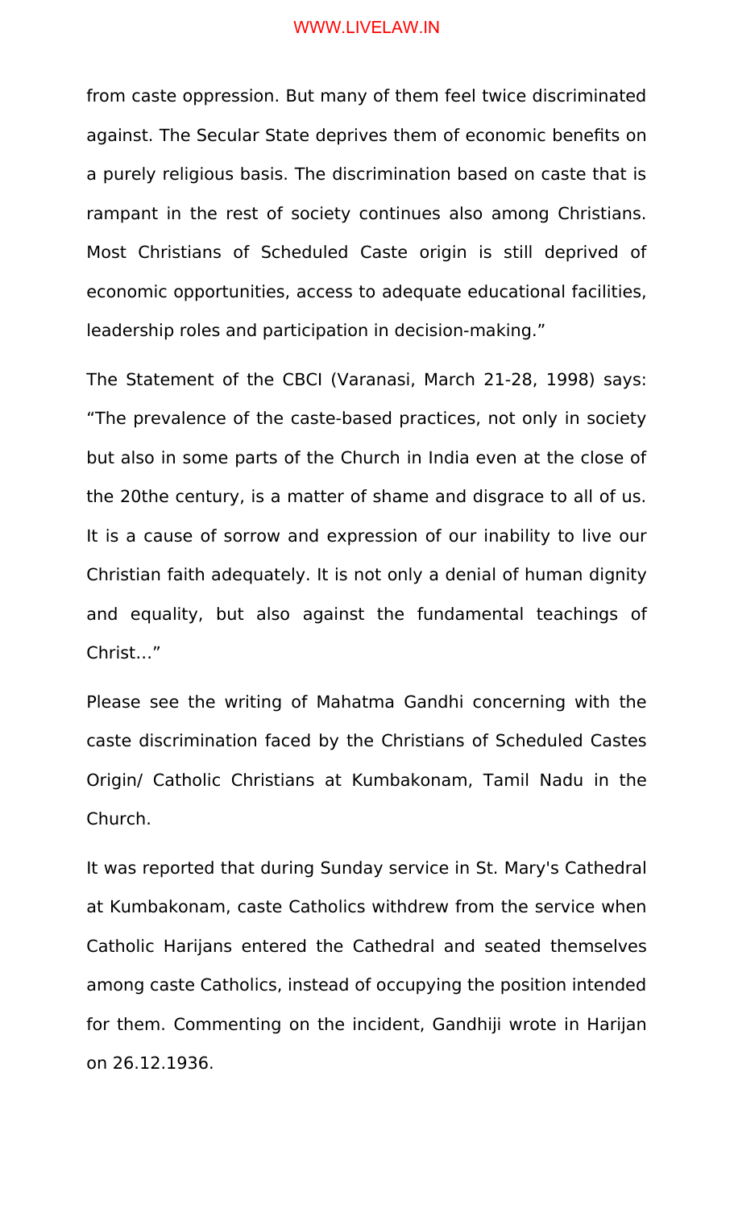from caste oppression. But many of them feel twice discriminated against. The Secular State deprives them of economic benefits on a purely religious basis. The discrimination based on caste that is rampant in the rest of society continues also among Christians. Most Christians of Scheduled Caste origin is still deprived of economic opportunities, access to adequate educational facilities, leadership roles and participation in decision-making."

The Statement of the CBCI (Varanasi, March 21-28, 1998) says: "The prevalence of the caste-based practices, not only in society but also in some parts of the Church in India even at the close of the 20the century, is a matter of shame and disgrace to all of us. It is a cause of sorrow and expression of our inability to live our Christian faith adequately. It is not only a denial of human dignity and equality, but also against the fundamental teachings of Christ…"

Please see the writing of Mahatma Gandhi concerning with the caste discrimination faced by the Christians of Scheduled Castes Origin/ Catholic Christians at Kumbakonam, Tamil Nadu in the Church.

It was reported that during Sunday service in St. Mary's Cathedral at Kumbakonam, caste Catholics withdrew from the service when Catholic Harijans entered the Cathedral and seated themselves among caste Catholics, instead of occupying the position intended for them. Commenting on the incident, Gandhiji wrote in Harijan on 26.12.1936.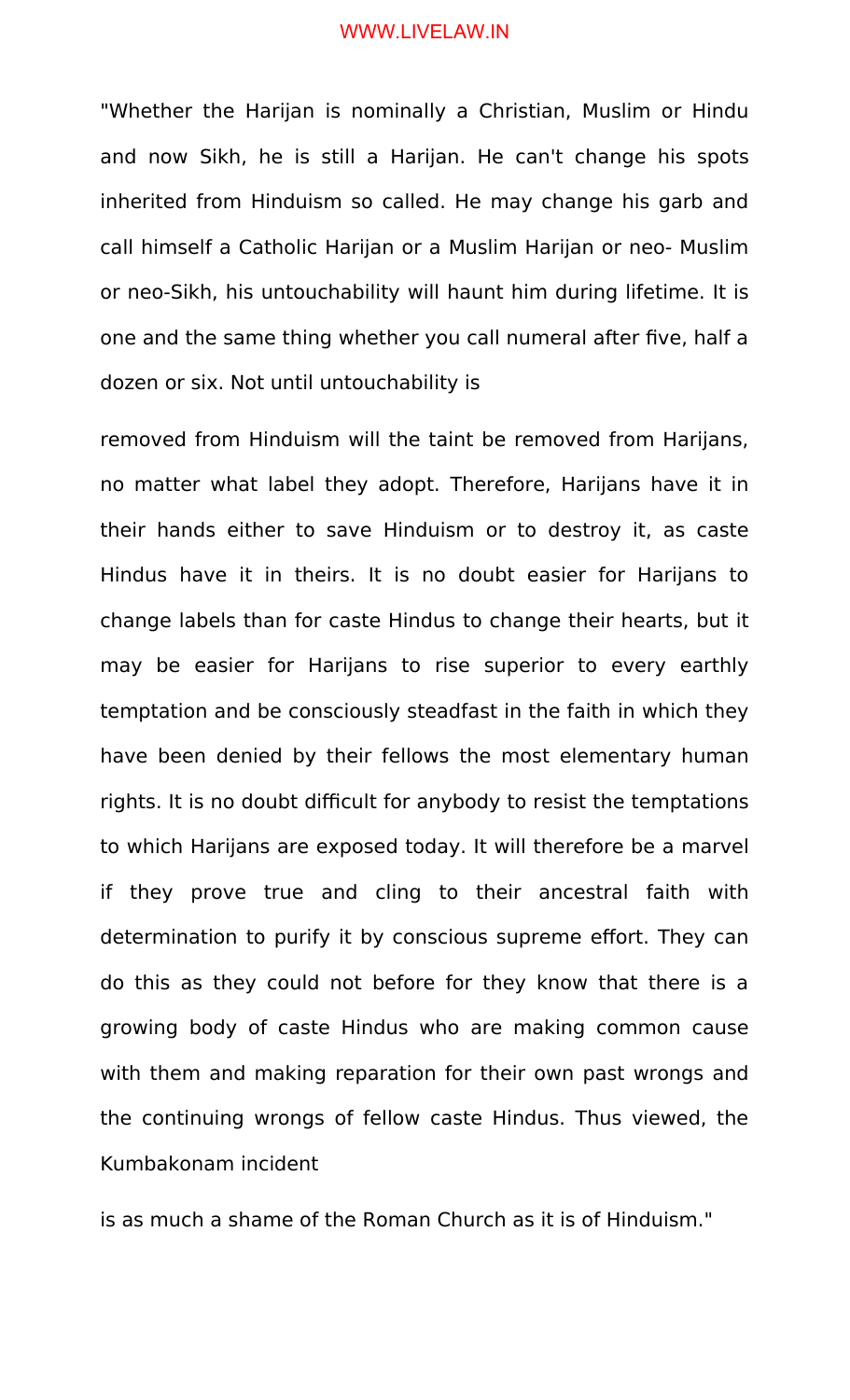"Whether the Harijan is nominally a Christian, Muslim or Hindu and now Sikh, he is still a Harijan. He can't change his spots inherited from Hinduism so called. He may change his garb and call himself a Catholic Harijan or a Muslim Harijan or neo- Muslim or neo-Sikh, his untouchability will haunt him during lifetime. It is one and the same thing whether you call numeral after five, half a dozen or six. Not until untouchability is removed from Hinduism will the taint be removed from Harijans, no matter what label they adopt. Therefore, Harijans have it in their hands either to save Hinduism or to destroy it, as caste Hindus have it in theirs. It is no doubt easier for Harijans to change labels than for caste Hindus to change their hearts, but it may be easier for Harijans to rise superior to every earthly temptation and be consciously steadfast in the faith in which they have been denied by their fellows the most elementary human rights. It is no doubt difficult for anybody to resist the temptations to which Harijans are exposed today. It will therefore be a marvel if they prove true and cling to their ancestral faith with determination to purify it by conscious supreme effort. They can do this as they could not before for they know that there is a growing body of caste Hindus who are making common cause with them and making reparation for their own past wrongs and the continuing wrongs of fellow caste Hindus. Thus viewed, the Kumbakonam incident is as much a shame of the Roman Church as it is of Hinduism."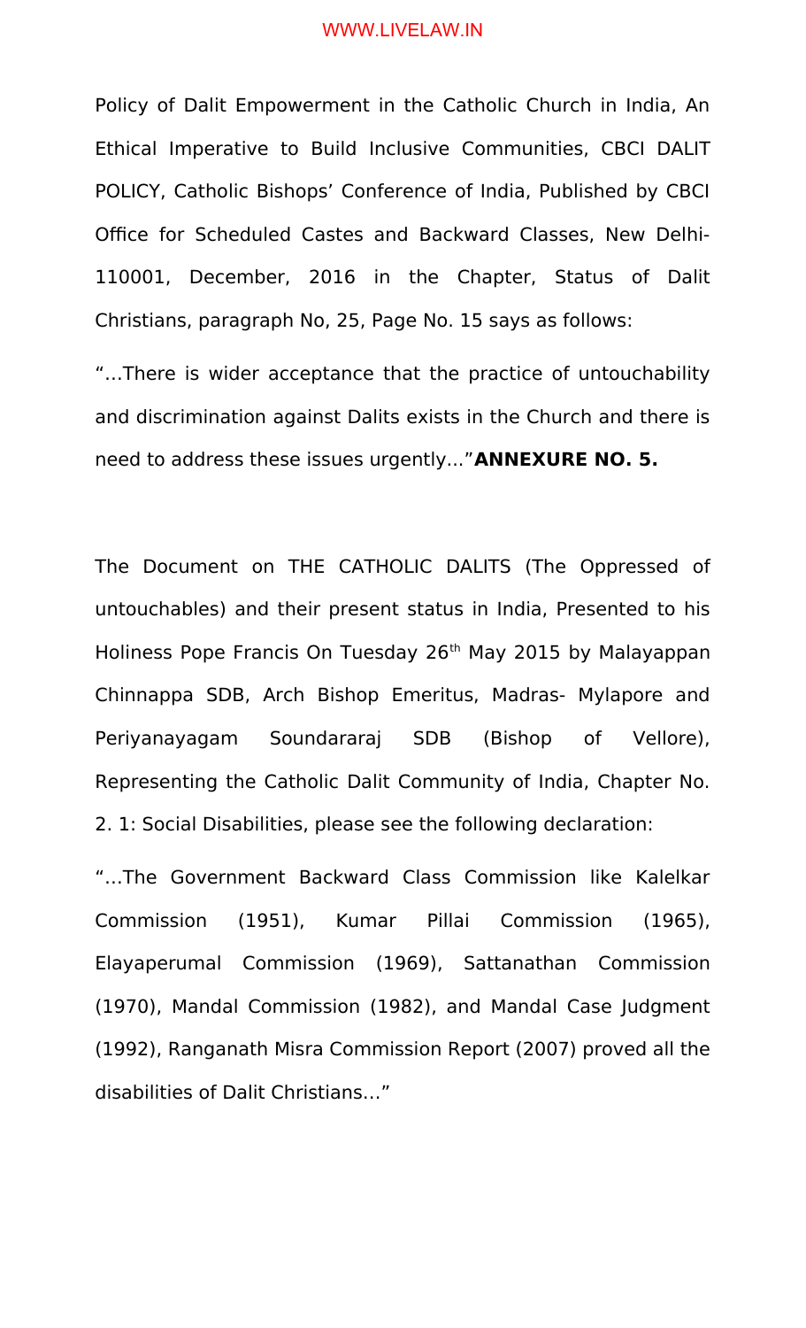Policy of Dalit Empowerment in the Catholic Church in India, An Ethical Imperative to Build Inclusive Communities, CBCI DALIT POLICY, Catholic Bishops' Conference of India, Published by CBCI Office for Scheduled Castes and Backward Classes, New Delhi-110001, December, 2016 in the Chapter, Status of Dalit Christians, paragraph No, 25, Page No. 15 says as follows:

"…There is wider acceptance that the practice of untouchability and discrimination against Dalits exists in the Church and there is need to address these issues urgently..."**ANNEXURE NO. 5.**

The Document on THE CATHOLIC DALITS (The Oppressed of untouchables) and their present status in India, Presented to his Holiness Pope Francis On Tuesday 26th May 2015 by Malayappan Chinnappa SDB, Arch Bishop Emeritus, Madras- Mylapore and Periyanayagam Soundararaj SDB (Bishop of Vellore), Representing the Catholic Dalit Community of India, Chapter No. 2. 1: Social Disabilities, please see the following declaration:

"…The Government Backward Class Commission like Kalelkar Commission (1951), Kumar Pillai Commission (1965), Elayaperumal Commission (1969), Sattanathan Commission (1970), Mandal Commission (1982), and Mandal Case Judgment (1992), Ranganath Misra Commission Report (2007) proved all the disabilities of Dalit Christians…"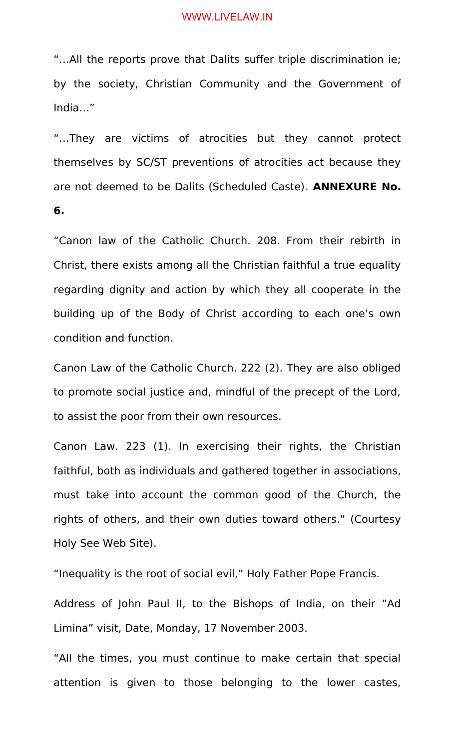"…All the reports prove that Dalits suffer triple discrimination ie; by the society, Christian Community and the Government of India…"

"…They are victims of atrocities but they cannot protect themselves by SC/ST preventions of atrocities act because they are not deemed to be Dalits (Scheduled Caste). **ANNEXURE No. 6.**

"Canon law of the Catholic Church. 208. From their rebirth in Christ, there exists among all the Christian faithful a true equality regarding dignity and action by which they all cooperate in the building up of the Body of Christ according to each one's own condition and function.

Canon Law of the Catholic Church. 222 (2). They are also obliged to promote social justice and, mindful of the precept of the Lord, to assist the poor from their own resources.

Canon Law. 223 (1). In exercising their rights, the Christian faithful, both as individuals and gathered together in associations, must take into account the common good of the Church, the rights of others, and their own duties toward others." (Courtesy Holy See Web Site).

"Inequality is the root of social evil," Holy Father Pope Francis.

Address of John Paul II, to the Bishops of India, on their "Ad Limina" visit, Date, Monday, 17 November 2003.

"All the times, you must continue to make certain that special attention is given to those belonging to the lower castes,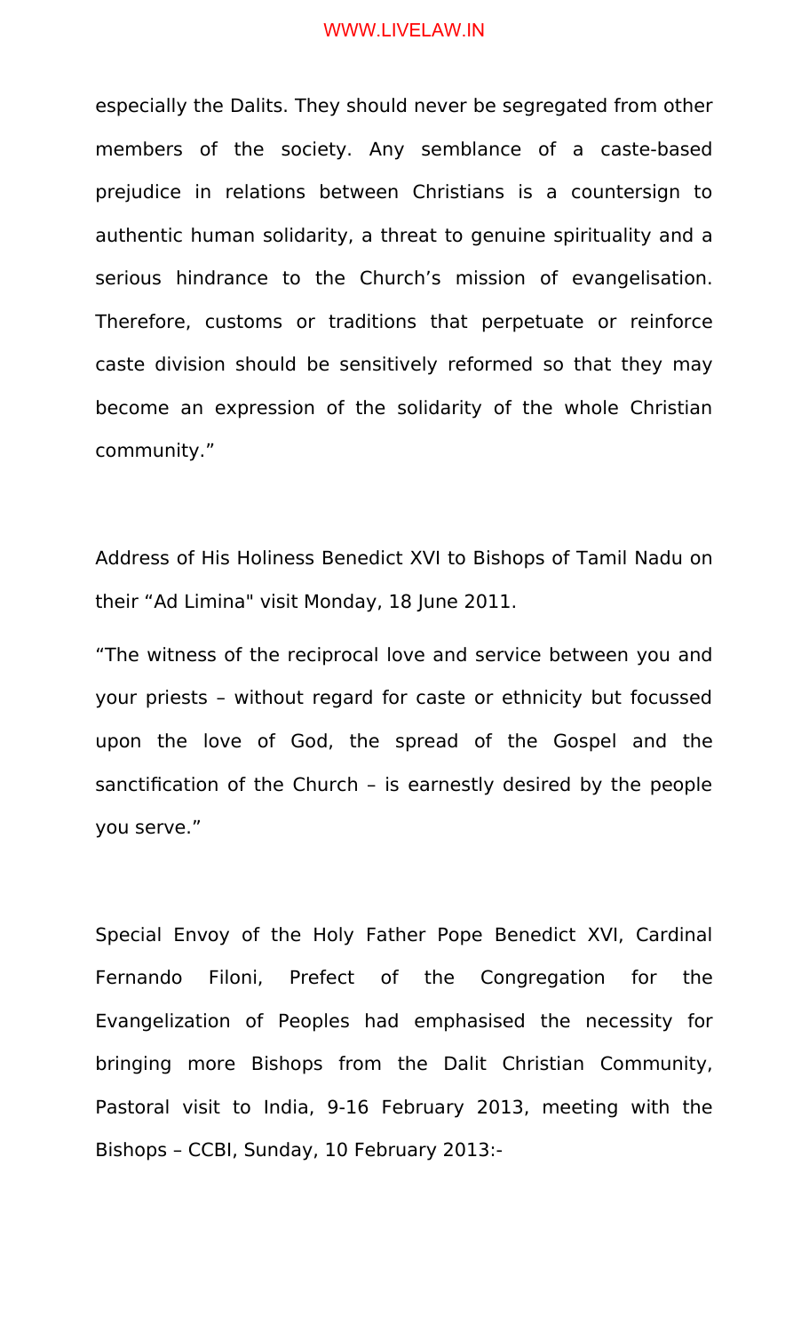especially the Dalits. They should never be segregated from other members of the society. Any semblance of a caste-based prejudice in relations between Christians is a countersign to authentic human solidarity, a threat to genuine spirituality and a serious hindrance to the Church's mission of evangelisation. Therefore, customs or traditions that perpetuate or reinforce caste division should be sensitively reformed so that they may become an expression of the solidarity of the whole Christian community."

Address of His Holiness Benedict XVI to Bishops of Tamil Nadu on their "Ad Limina" visit Monday, 18 June 2011.

"The witness of the reciprocal love and service between you and your priests – without regard for caste or ethnicity but focussed upon the love of God, the spread of the Gospel and the sanctification of the Church – is earnestly desired by the people you serve."

Special Envoy of the Holy Father Pope Benedict XVI, Cardinal Fernando Filoni, Prefect of the Congregation for the Evangelization of Peoples had emphasised the necessity for bringing more Bishops from the Dalit Christian Community, Pastoral visit to India, 9-16 February 2013, meeting with the Bishops – CCBI, Sunday, 10 February 2013:-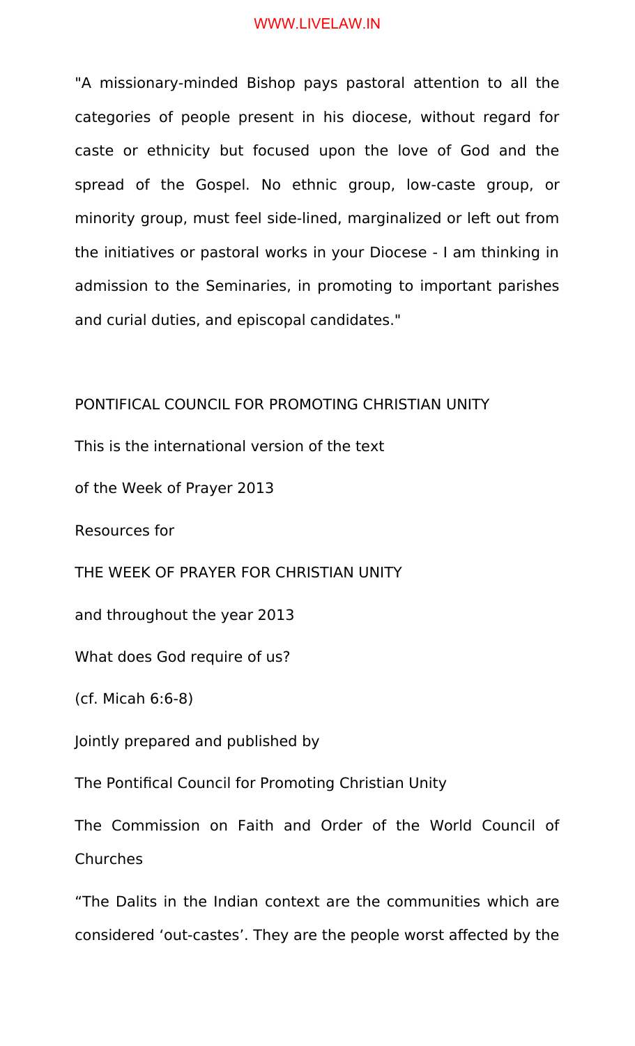"A missionary-minded Bishop pays pastoral attention to all the categories of people present in his diocese, without regard for caste or ethnicity but focused upon the love of God and the spread of the Gospel. No ethnic group, low-caste group, or minority group, must feel side-lined, marginalized or left out from the initiatives or pastoral works in your Diocese - I am thinking in admission to the Seminaries, in promoting to important parishes and curial duties, and episcopal candidates."

PONTIFICAL COUNCIL FOR PROMOTING CHRISTIAN UNITY

This is the international version of the text

of the Week of Prayer 2013

Resources for

THE WEEK OF PRAYER FOR CHRISTIAN UNITY

and throughout the year 2013

What does God require of us?

(cf. Micah 6:6-8)

Jointly prepared and published by

The Pontifical Council for Promoting Christian Unity

The Commission on Faith and Order of the World Council of Churches

"The Dalits in the Indian context are the communities which are considered 'out-castes'. They are the people worst affected by the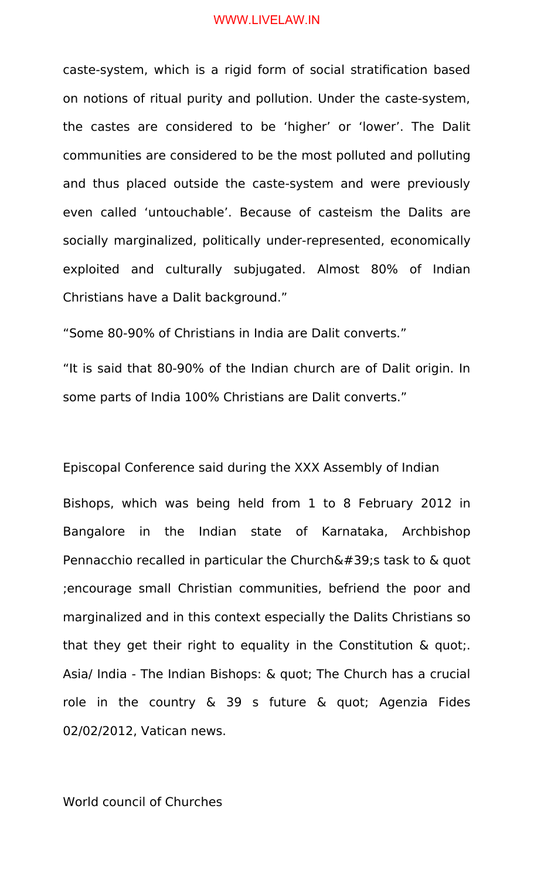caste-system, which is a rigid form of social stratification based on notions of ritual purity and pollution. Under the caste-system, the castes are considered to be 'higher' or 'lower'. The Dalit communities are considered to be the most polluted and polluting and thus placed outside the caste-system and were previously even called 'untouchable'. Because of casteism the Dalits are socially marginalized, politically under-represented, economically exploited and culturally subjugated. Almost 80% of Indian Christians have a Dalit background."

"Some 80-90% of Christians in India are Dalit converts."

"It is said that 80-90% of the Indian church are of Dalit origin. In some parts of India 100% Christians are Dalit converts."

Episcopal Conference said during the XXX Assembly of Indian

Bishops, which was being held from 1 to 8 February 2012 in Bangalore in the Indian state of Karnataka, Archbishop Pennacchio recalled in particular the Church&#39;s task to & quot ;encourage small Christian communities, befriend the poor and marginalized and in this context especially the Dalits Christians so that they get their right to equality in the Constitution & quot;. Asia/ India - The Indian Bishops: & quot; The Church has a crucial role in the country & 39 s future & quot; Agenzia Fides 02/02/2012, Vatican news.

World council of Churches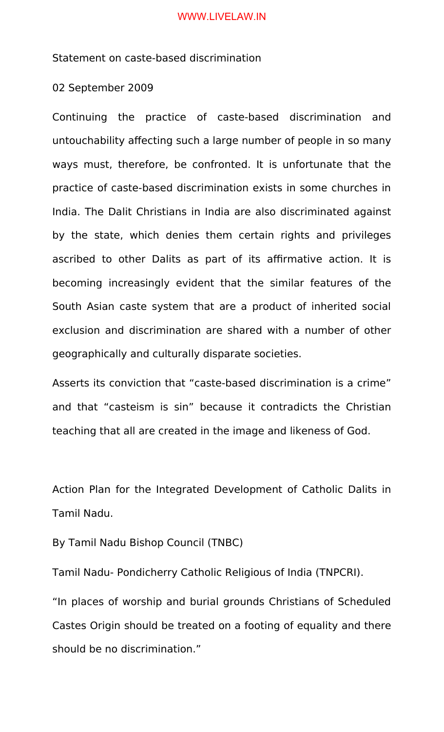Statement on caste-based discrimination

02 September 2009

Continuing the practice of caste-based discrimination and untouchability affecting such a large number of people in so many ways must, therefore, be confronted. It is unfortunate that the practice of caste-based discrimination exists in some churches in India. The Dalit Christians in India are also discriminated against by the state, which denies them certain rights and privileges ascribed to other Dalits as part of its affirmative action. It is becoming increasingly evident that the similar features of the South Asian caste system that are a product of inherited social exclusion and discrimination are shared with a number of other geographically and culturally disparate societies.

Asserts its conviction that "caste-based discrimination is a crime" and that "casteism is sin" because it contradicts the Christian teaching that all are created in the image and likeness of God.

Action Plan for the Integrated Development of Catholic Dalits in Tamil Nadu.

By Tamil Nadu Bishop Council (TNBC)

Tamil Nadu- Pondicherry Catholic Religious of India (TNPCRI).

"In places of worship and burial grounds Christians of Scheduled Castes Origin should be treated on a footing of equality and there should be no discrimination."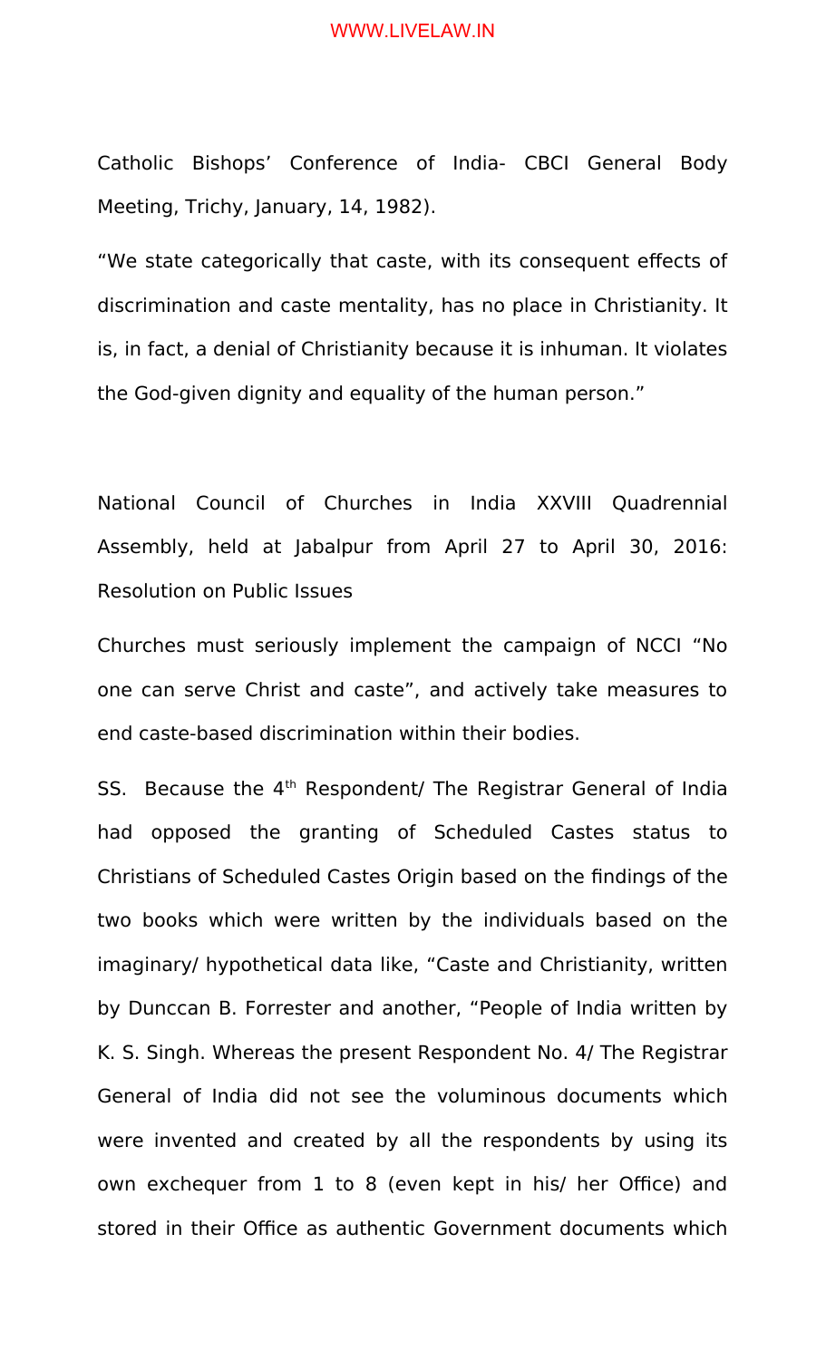Catholic Bishops' Conference of India- CBCI General Body Meeting, Trichy, January, 14, 1982).

"We state categorically that caste, with its consequent effects of discrimination and caste mentality, has no place in Christianity. It is, in fact, a denial of Christianity because it is inhuman. It violates the God-given dignity and equality of the human person."

National Council of Churches in India XXVIII Quadrennial Assembly, held at Jabalpur from April 27 to April 30, 2016: Resolution on Public Issues

Churches must seriously implement the campaign of NCCI "No one can serve Christ and caste", and actively take measures to end caste-based discrimination within their bodies.

SS. Because the 4th Respondent/ The Registrar General of India had opposed the granting of Scheduled Castes status to Christians of Scheduled Castes Origin based on the findings of the two books which were written by the individuals based on the imaginary/ hypothetical data like, "Caste and Christianity, written by Dunccan B. Forrester and another, "People of India written by K. S. Singh. Whereas the present Respondent No. 4/ The Registrar General of India did not see the voluminous documents which were invented and created by all the respondents by using its own exchequer from 1 to 8 (even kept in his/ her Office) and stored in their Office as authentic Government documents which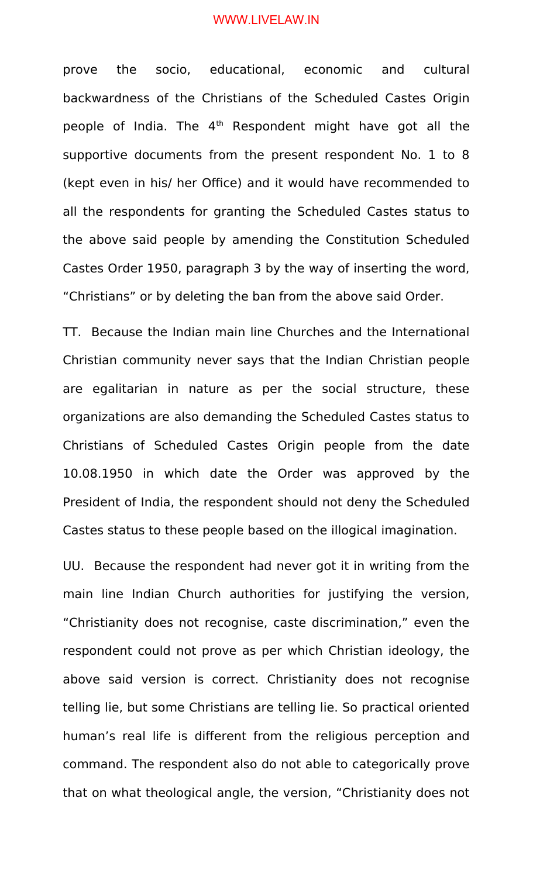prove the socio, educational, economic and cultural backwardness of the Christians of the Scheduled Castes Origin people of India. The 4th Respondent might have got all the supportive documents from the present respondent No. 1 to 8 (kept even in his/ her Office) and it would have recommended to all the respondents for granting the Scheduled Castes status to the above said people by amending the Constitution Scheduled Castes Order 1950, paragraph 3 by the way of inserting the word, "Christians" or by deleting the ban from the above said Order.

TT. Because the Indian main line Churches and the International Christian community never says that the Indian Christian people are egalitarian in nature as per the social structure, these organizations are also demanding the Scheduled Castes status to Christians of Scheduled Castes Origin people from the date 10.08.1950 in which date the Order was approved by the President of India, the respondent should not deny the Scheduled Castes status to these people based on the illogical imagination.

UU. Because the respondent had never got it in writing from the main line Indian Church authorities for justifying the version, "Christianity does not recognise, caste discrimination," even the respondent could not prove as per which Christian ideology, the above said version is correct. Christianity does not recognise telling lie, but some Christians are telling lie. So practical oriented human's real life is different from the religious perception and command. The respondent also do not able to categorically prove that on what theological angle, the version, "Christianity does not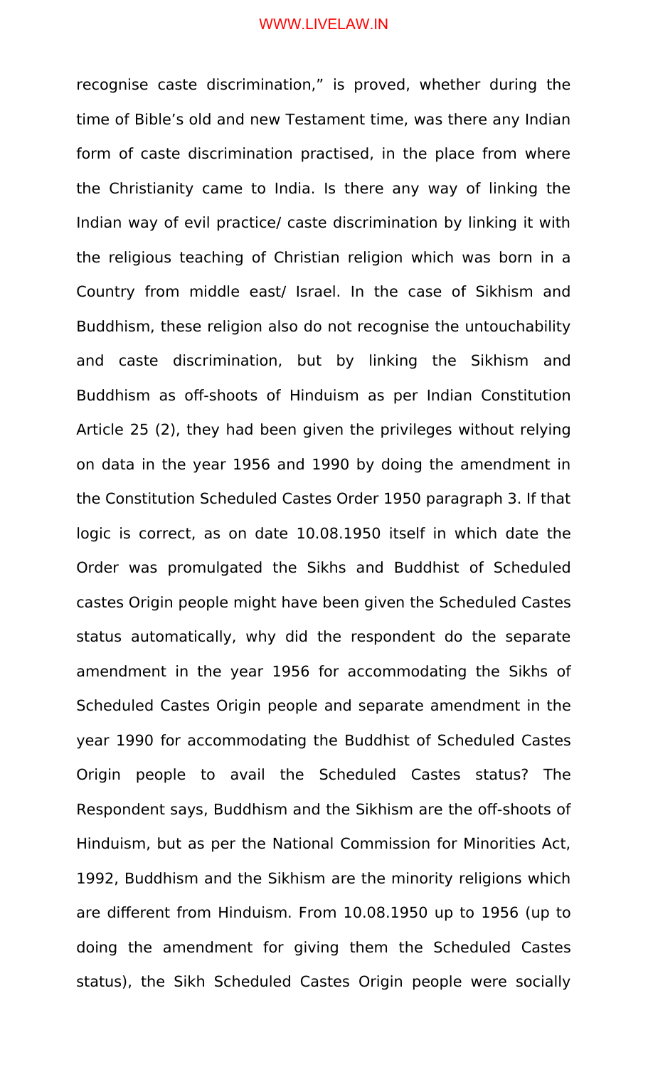recognise caste discrimination," is proved, whether during the time of Bible's old and new Testament time, was there any Indian form of caste discrimination practised, in the place from where the Christianity came to India. Is there any way of linking the Indian way of evil practice/ caste discrimination by linking it with the religious teaching of Christian religion which was born in a Country from middle east/ Israel. In the case of Sikhism and Buddhism, these religion also do not recognise the untouchability and caste discrimination, but by linking the Sikhism and Buddhism as off-shoots of Hinduism as per Indian Constitution Article 25 (2), they had been given the privileges without relying on data in the year 1956 and 1990 by doing the amendment in the Constitution Scheduled Castes Order 1950 paragraph 3. If that logic is correct, as on date 10.08.1950 itself in which date the Order was promulgated the Sikhs and Buddhist of Scheduled castes Origin people might have been given the Scheduled Castes status automatically, why did the respondent do the separate amendment in the year 1956 for accommodating the Sikhs of Scheduled Castes Origin people and separate amendment in the year 1990 for accommodating the Buddhist of Scheduled Castes Origin people to avail the Scheduled Castes status? The Respondent says, Buddhism and the Sikhism are the off-shoots of Hinduism, but as per the National Commission for Minorities Act, 1992, Buddhism and the Sikhism are the minority religions which are different from Hinduism. From 10.08.1950 up to 1956 (up to doing the amendment for giving them the Scheduled Castes status), the Sikh Scheduled Castes Origin people were socially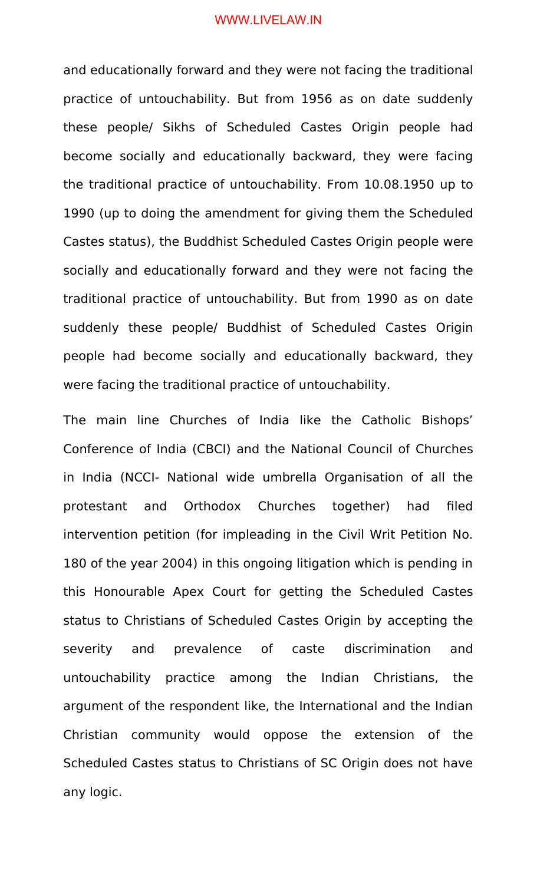and educationally forward and they were not facing the traditional practice of untouchability. But from 1956 as on date suddenly these people/ Sikhs of Scheduled Castes Origin people had become socially and educationally backward, they were facing the traditional practice of untouchability. From 10.08.1950 up to 1990 (up to doing the amendment for giving them the Scheduled Castes status), the Buddhist Scheduled Castes Origin people were socially and educationally forward and they were not facing the traditional practice of untouchability. But from 1990 as on date suddenly these people/ Buddhist of Scheduled Castes Origin people had become socially and educationally backward, they were facing the traditional practice of untouchability.

The main line Churches of India like the Catholic Bishops' Conference of India (CBCI) and the National Council of Churches in India (NCCI- National wide umbrella Organisation of all the protestant and Orthodox Churches together) had filed intervention petition (for impleading in the Civil Writ Petition No. 180 of the year 2004) in this ongoing litigation which is pending in this Honourable Apex Court for getting the Scheduled Castes status to Christians of Scheduled Castes Origin by accepting the severity and prevalence of caste discrimination and untouchability practice among the Indian Christians, the argument of the respondent like, the International and the Indian Christian community would oppose the extension of the Scheduled Castes status to Christians of SC Origin does not have any logic.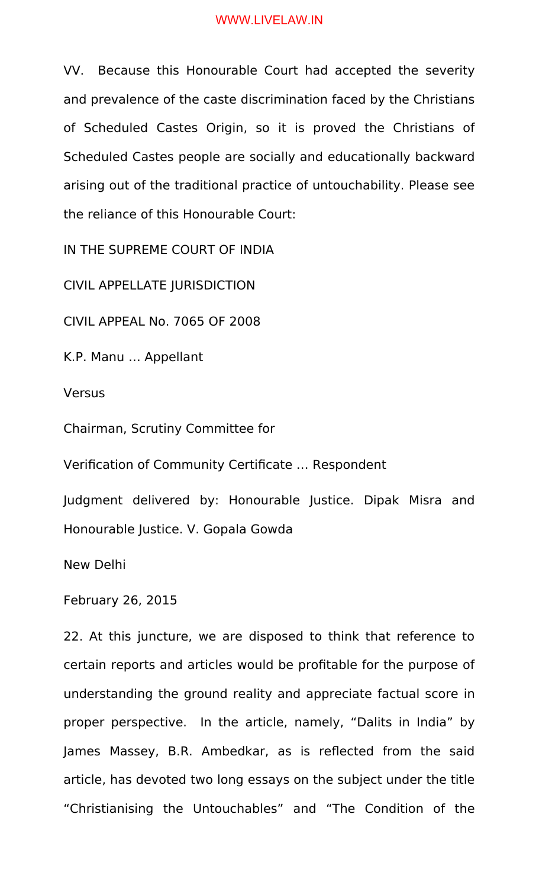VV. Because this Honourable Court had accepted the severity and prevalence of the caste discrimination faced by the Christians of Scheduled Castes Origin, so it is proved the Christians of Scheduled Castes people are socially and educationally backward arising out of the traditional practice of untouchability. Please see the reliance of this Honourable Court:

IN THE SUPREME COURT OF INDIA

CIVIL APPELLATE JURISDICTION

CIVIL APPEAL No. 7065 OF 2008

K.P. Manu … Appellant

Versus

Chairman, Scrutiny Committee for

Verification of Community Certificate … Respondent

Judgment delivered by: Honourable Justice. Dipak Misra and Honourable Justice. V. Gopala Gowda

New Delhi

February 26, 2015

22. At this juncture, we are disposed to think that reference to certain reports and articles would be profitable for the purpose of understanding the ground reality and appreciate factual score in proper perspective. In the article, namely, "Dalits in India" by James Massey, B.R. Ambedkar, as is reflected from the said article, has devoted two long essays on the subject under the title "Christianising the Untouchables" and "The Condition of the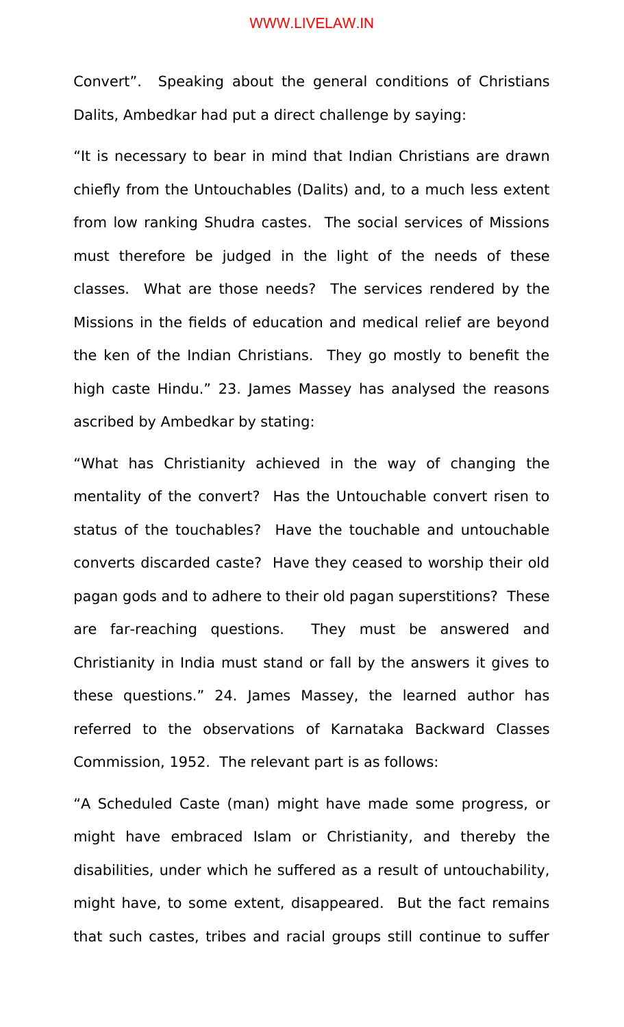Convert". Speaking about the general conditions of Christians Dalits, Ambedkar had put a direct challenge by saying:

"It is necessary to bear in mind that Indian Christians are drawn chiefly from the Untouchables (Dalits) and, to a much less extent from low ranking Shudra castes. The social services of Missions must therefore be judged in the light of the needs of these classes. What are those needs? The services rendered by the Missions in the fields of education and medical relief are beyond the ken of the Indian Christians. They go mostly to benefit the high caste Hindu." 23. James Massey has analysed the reasons ascribed by Ambedkar by stating:

"What has Christianity achieved in the way of changing the mentality of the convert? Has the Untouchable convert risen to status of the touchables? Have the touchable and untouchable converts discarded caste? Have they ceased to worship their old pagan gods and to adhere to their old pagan superstitions? These are far-reaching questions. They must be answered and Christianity in India must stand or fall by the answers it gives to these questions." 24. James Massey, the learned author has referred to the observations of Karnataka Backward Classes Commission, 1952. The relevant part is as follows:

"A Scheduled Caste (man) might have made some progress, or might have embraced Islam or Christianity, and thereby the disabilities, under which he suffered as a result of untouchability, might have, to some extent, disappeared. But the fact remains that such castes, tribes and racial groups still continue to suffer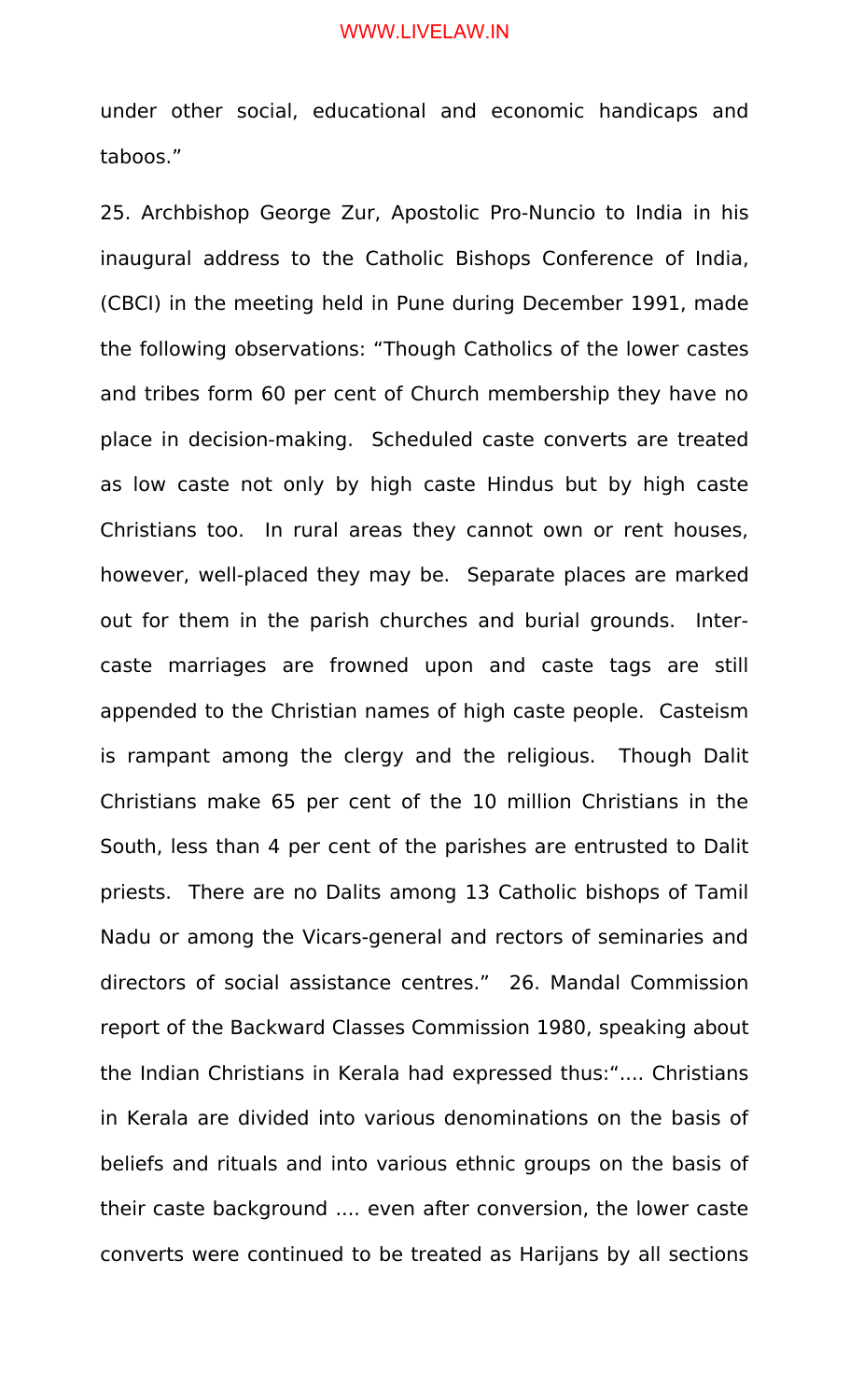under other social, educational and economic handicaps and taboos."

25. Archbishop George Zur, Apostolic Pro-Nuncio to India in his inaugural address to the Catholic Bishops Conference of India, (CBCI) in the meeting held in Pune during December 1991, made the following observations: "Though Catholics of the lower castes and tribes form 60 per cent of Church membership they have no place in decision-making. Scheduled caste converts are treated as low caste not only by high caste Hindus but by high caste Christians too. In rural areas they cannot own or rent houses, however, well-placed they may be. Separate places are marked out for them in the parish churches and burial grounds. Inter-caste marriages are frowned upon and caste tags are still appended to the Christian names of high caste people. Casteism is rampant among the clergy and the religious. Though Dalit Christians make 65 per cent of the 10 million Christians in the South, less than 4 per cent of the parishes are entrusted to Dalit priests. There are no Dalits among 13 Catholic bishops of Tamil Nadu or among the Vicars-general and rectors of seminaries and directors of social assistance centres." 26. Mandal Commission report of the Backward Classes Commission 1980, speaking about the Indian Christians in Kerala had expressed thus:".... Christians in Kerala are divided into various denominations on the basis of beliefs and rituals and into various ethnic groups on the basis of their caste background .... even after conversion, the lower caste converts were continued to be treated as Harijans by all sections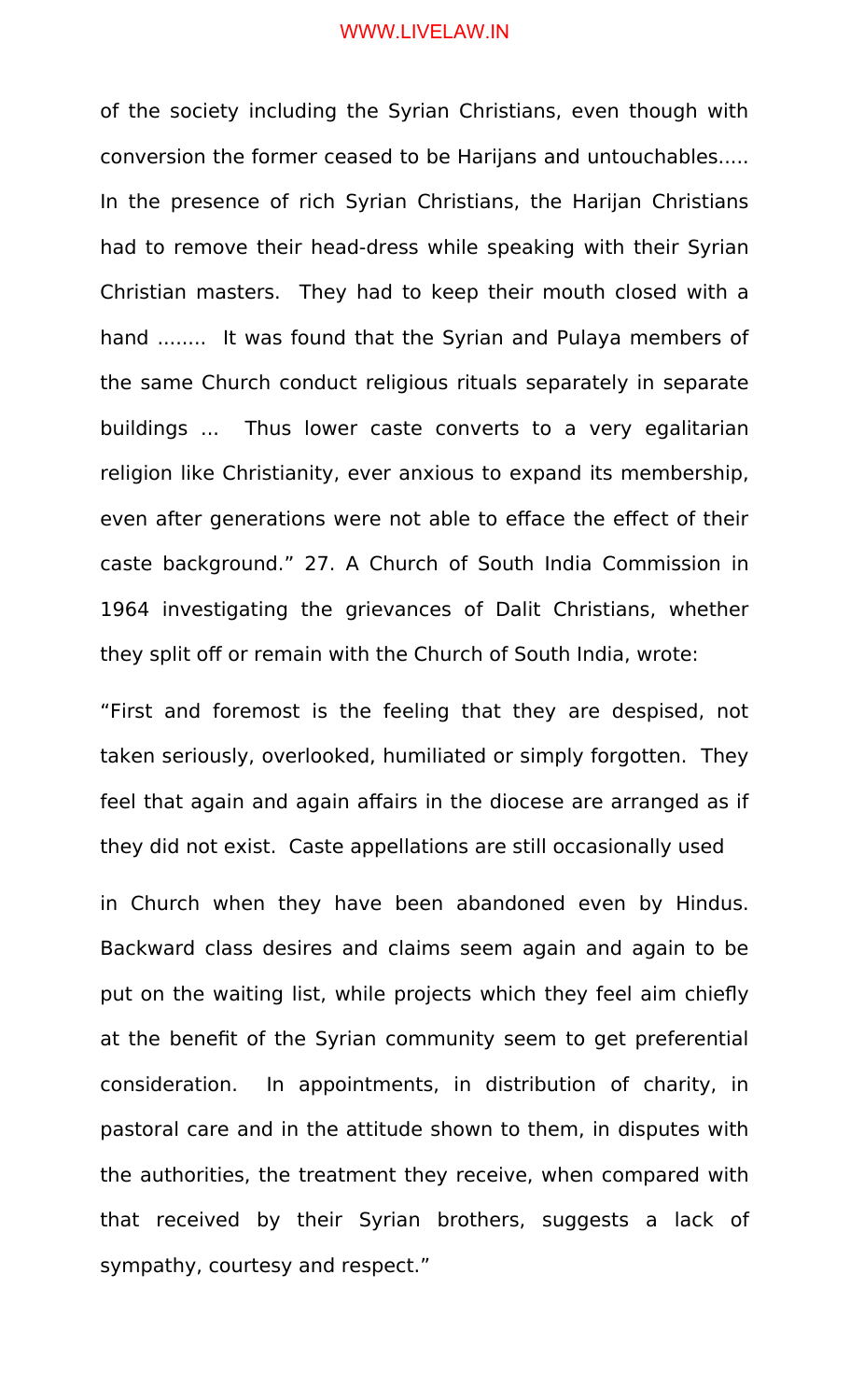of the society including the Syrian Christians, even though with conversion the former ceased to be Harijans and untouchables..... In the presence of rich Syrian Christians, the Harijan Christians had to remove their head-dress while speaking with their Syrian Christian masters. They had to keep their mouth closed with a hand ........ It was found that the Syrian and Pulaya members of the same Church conduct religious rituals separately in separate buildings ... Thus lower caste converts to a very egalitarian religion like Christianity, ever anxious to expand its membership, even after generations were not able to efface the effect of their caste background." 27. A Church of South India Commission in 1964 investigating the grievances of Dalit Christians, whether they split off or remain with the Church of South India, wrote:

"First and foremost is the feeling that they are despised, not taken seriously, overlooked, humiliated or simply forgotten. They feel that again and again affairs in the diocese are arranged as if they did not exist. Caste appellations are still occasionally used in Church when they have been abandoned even by Hindus. Backward class desires and claims seem again and again to be put on the waiting list, while projects which they feel aim chiefly at the benefit of the Syrian community seem to get preferential consideration. In appointments, in distribution of charity, in pastoral care and in the attitude shown to them, in disputes with the authorities, the treatment they receive, when compared with that received by their Syrian brothers, suggests a lack of sympathy, courtesy and respect."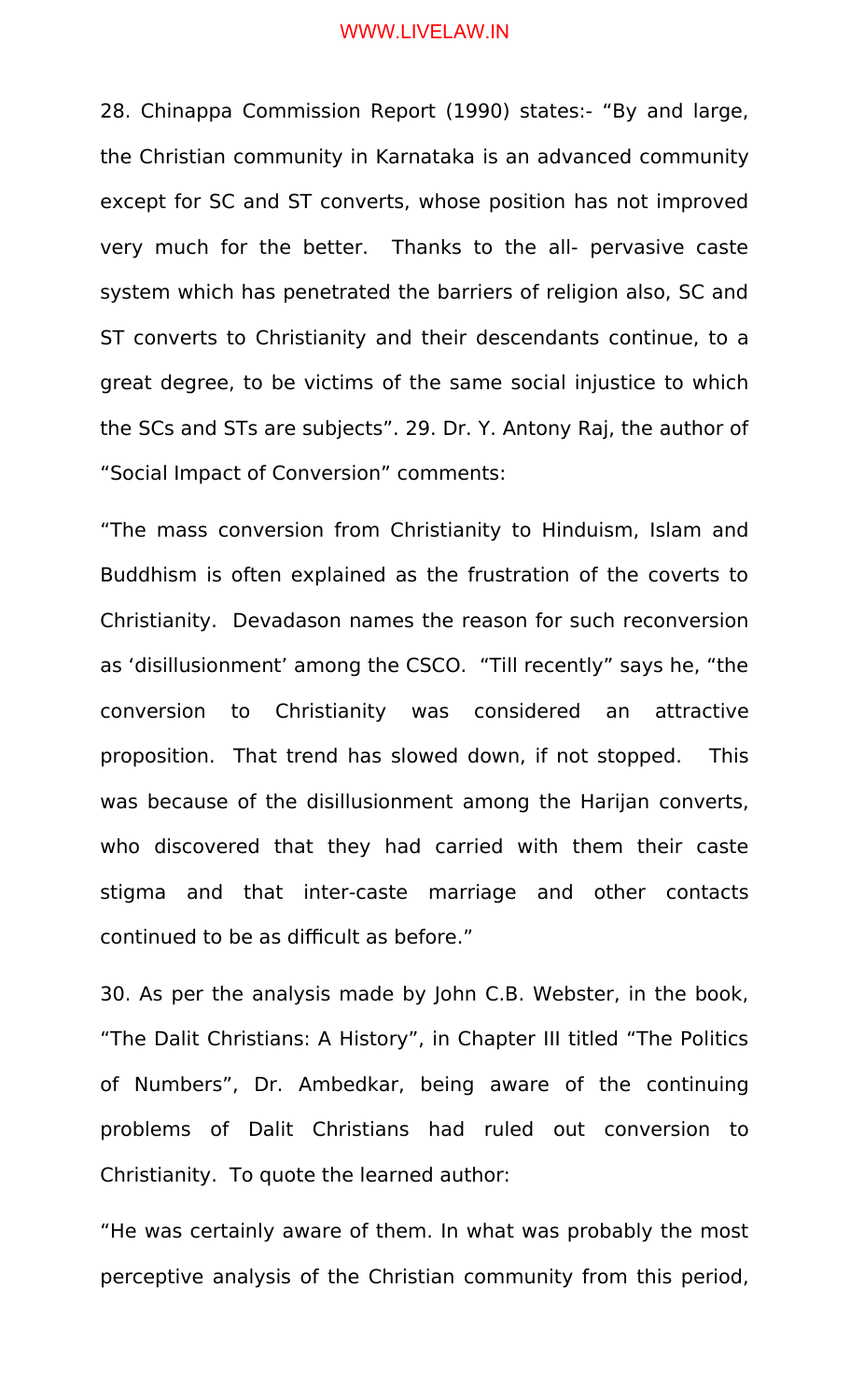28. Chinappa Commission Report (1990) states:- "By and large, the Christian community in Karnataka is an advanced community except for SC and ST converts, whose position has not improved very much for the better. Thanks to the all- pervasive caste system which has penetrated the barriers of religion also, SC and ST converts to Christianity and their descendants continue, to a great degree, to be victims of the same social injustice to which the SCs and STs are subjects". 29. Dr. Y. Antony Raj, the author of "Social Impact of Conversion" comments:

"The mass conversion from Christianity to Hinduism, Islam and Buddhism is often explained as the frustration of the coverts to Christianity. Devadason names the reason for such reconversion as 'disillusionment' among the CSCO. "Till recently" says he, "the conversion to Christianity was considered an attractive proposition. That trend has slowed down, if not stopped. This was because of the disillusionment among the Harijan converts, who discovered that they had carried with them their caste stigma and that inter-caste marriage and other contacts continued to be as difficult as before."

30. As per the analysis made by John C.B. Webster, in the book, "The Dalit Christians: A History", in Chapter III titled "The Politics of Numbers", Dr. Ambedkar, being aware of the continuing problems of Dalit Christians had ruled out conversion to Christianity. To quote the learned author:

"He was certainly aware of them. In what was probably the most perceptive analysis of the Christian community from this period,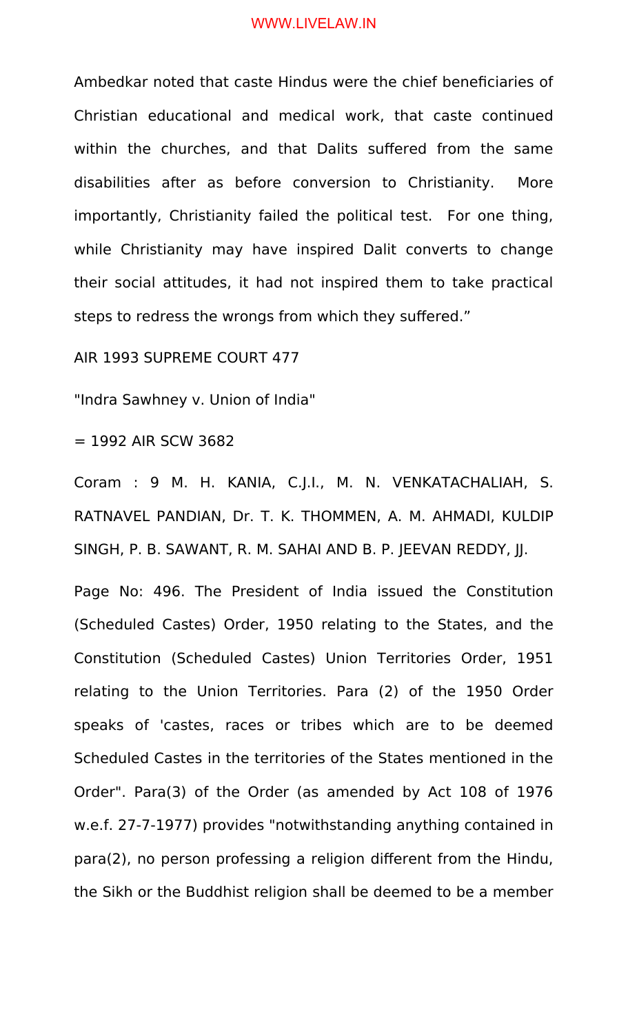Ambedkar noted that caste Hindus were the chief beneficiaries of Christian educational and medical work, that caste continued within the churches, and that Dalits suffered from the same disabilities after as before conversion to Christianity. More importantly, Christianity failed the political test. For one thing, while Christianity may have inspired Dalit converts to change their social attitudes, it had not inspired them to take practical steps to redress the wrongs from which they suffered."

AIR 1993 SUPREME COURT 477

"Indra Sawhney v. Union of India"

= 1992 AIR SCW 3682

Coram : 9 M. H. KANIA, C.J.I., M. N. VENKATACHALIAH, S. RATNAVEL PANDIAN, Dr. T. K. THOMMEN, A. M. AHMADI, KULDIP SINGH, P. B. SAWANT, R. M. SAHAI AND B. P. JEEVAN REDDY, JJ.

Page No: 496. The President of India issued the Constitution (Scheduled Castes) Order, 1950 relating to the States, and the Constitution (Scheduled Castes) Union Territories Order, 1951 relating to the Union Territories. Para (2) of the 1950 Order speaks of 'castes, races or tribes which are to be deemed Scheduled Castes in the territories of the States mentioned in the Order". Para(3) of the Order (as amended by Act 108 of 1976 w.e.f. 27-7-1977) provides "notwithstanding anything contained in para(2), no person professing a religion different from the Hindu, the Sikh or the Buddhist religion shall be deemed to be a member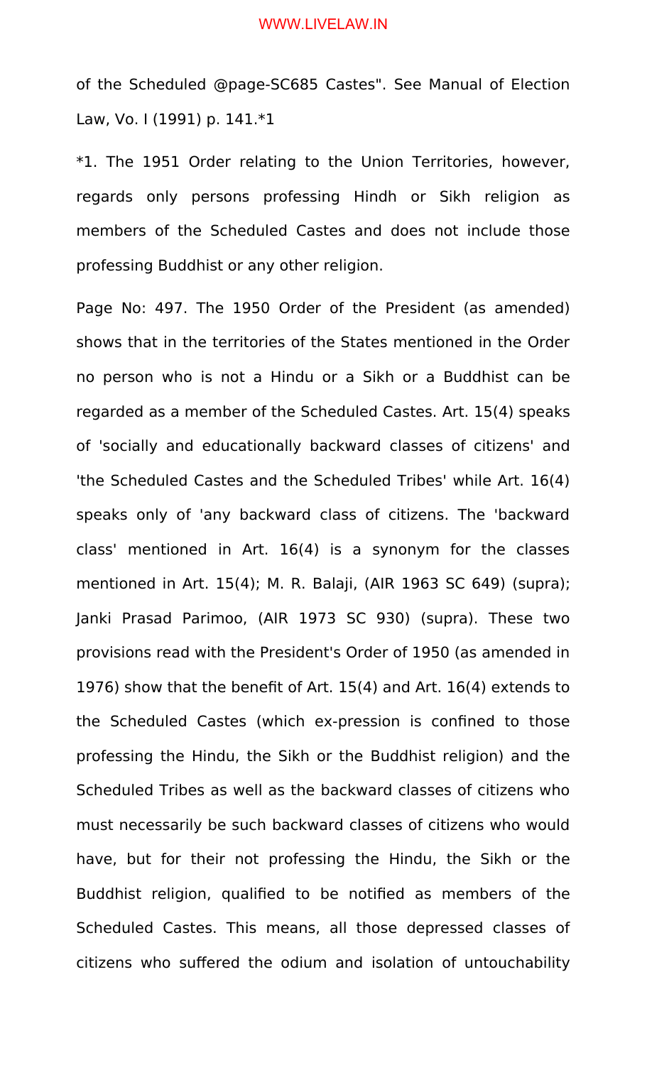of the Scheduled @page-SC685 Castes". See Manual of Election Law, Vo. I (1991) p. 141.*1

*1. The 1951 Order relating to the Union Territories, however, regards only persons professing Hindh or Sikh religion as members of the Scheduled Castes and does not include those professing Buddhist or any other religion.

Page No: 497. The 1950 Order of the President (as amended) shows that in the territories of the States mentioned in the Order no person who is not a Hindu or a Sikh or a Buddhist can be regarded as a member of the Scheduled Castes. Art. 15(4) speaks of 'socially and educationally backward classes of citizens' and 'the Scheduled Castes and the Scheduled Tribes' while Art. 16(4) speaks only of 'any backward class of citizens. The 'backward class' mentioned in Art. 16(4) is a synonym for the classes mentioned in Art. 15(4); M. R. Balaji, (AIR 1963 SC 649) (supra); Janki Prasad Parimoo, (AIR 1973 SC 930) (supra). These two provisions read with the President's Order of 1950 (as amended in 1976) show that the benefit of Art. 15(4) and Art. 16(4) extends to the Scheduled Castes (which ex-pression is confined to those professing the Hindu, the Sikh or the Buddhist religion) and the Scheduled Tribes as well as the backward classes of citizens who must necessarily be such backward classes of citizens who would have, but for their not professing the Hindu, the Sikh or the Buddhist religion, qualified to be notified as members of the Scheduled Castes. This means, all those depressed classes of citizens who suffered the odium and isolation of untouchability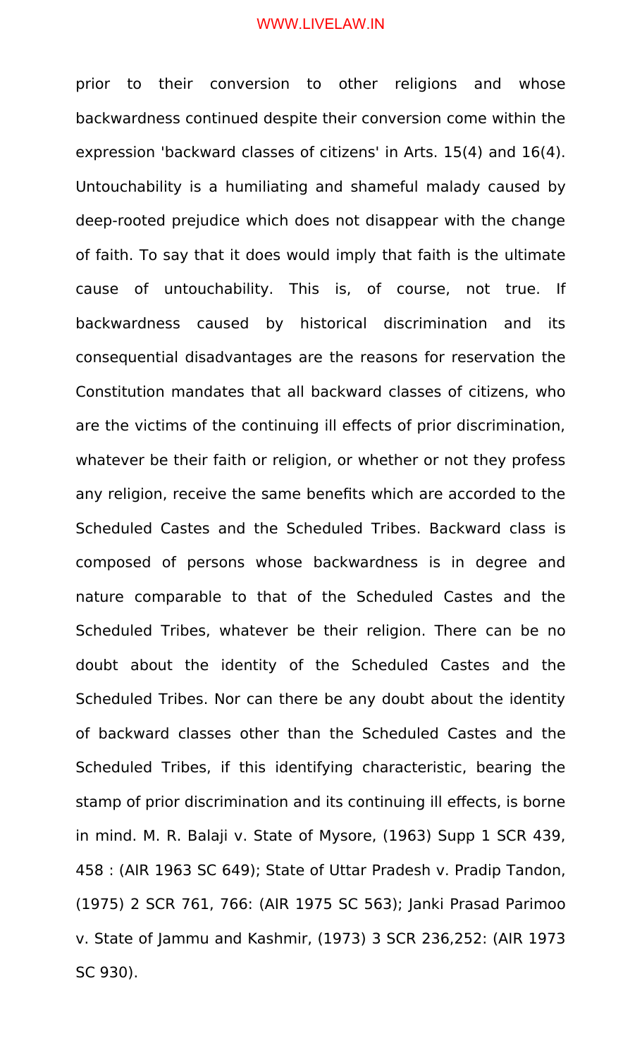prior to their conversion to other religions and whose backwardness continued despite their conversion come within the expression 'backward classes of citizens' in Arts. 15(4) and 16(4). Untouchability is a humiliating and shameful malady caused by deep-rooted prejudice which does not disappear with the change of faith. To say that it does would imply that faith is the ultimate cause of untouchability. This is, of course, not true. If backwardness caused by historical discrimination and its consequential disadvantages are the reasons for reservation the Constitution mandates that all backward classes of citizens, who are the victims of the continuing ill effects of prior discrimination, whatever be their faith or religion, or whether or not they profess any religion, receive the same benefits which are accorded to the Scheduled Castes and the Scheduled Tribes. Backward class is composed of persons whose backwardness is in degree and nature comparable to that of the Scheduled Castes and the Scheduled Tribes, whatever be their religion. There can be no doubt about the identity of the Scheduled Castes and the Scheduled Tribes. Nor can there be any doubt about the identity of backward classes other than the Scheduled Castes and the Scheduled Tribes, if this identifying characteristic, bearing the stamp of prior discrimination and its continuing ill effects, is borne in mind. M. R. Balaji v. State of Mysore, (1963) Supp 1 SCR 439, 458 : (AIR 1963 SC 649); State of Uttar Pradesh v. Pradip Tandon, (1975) 2 SCR 761, 766: (AIR 1975 SC 563); Janki Prasad Parimoo v. State of Jammu and Kashmir, (1973) 3 SCR 236,252: (AIR 1973 SC 930).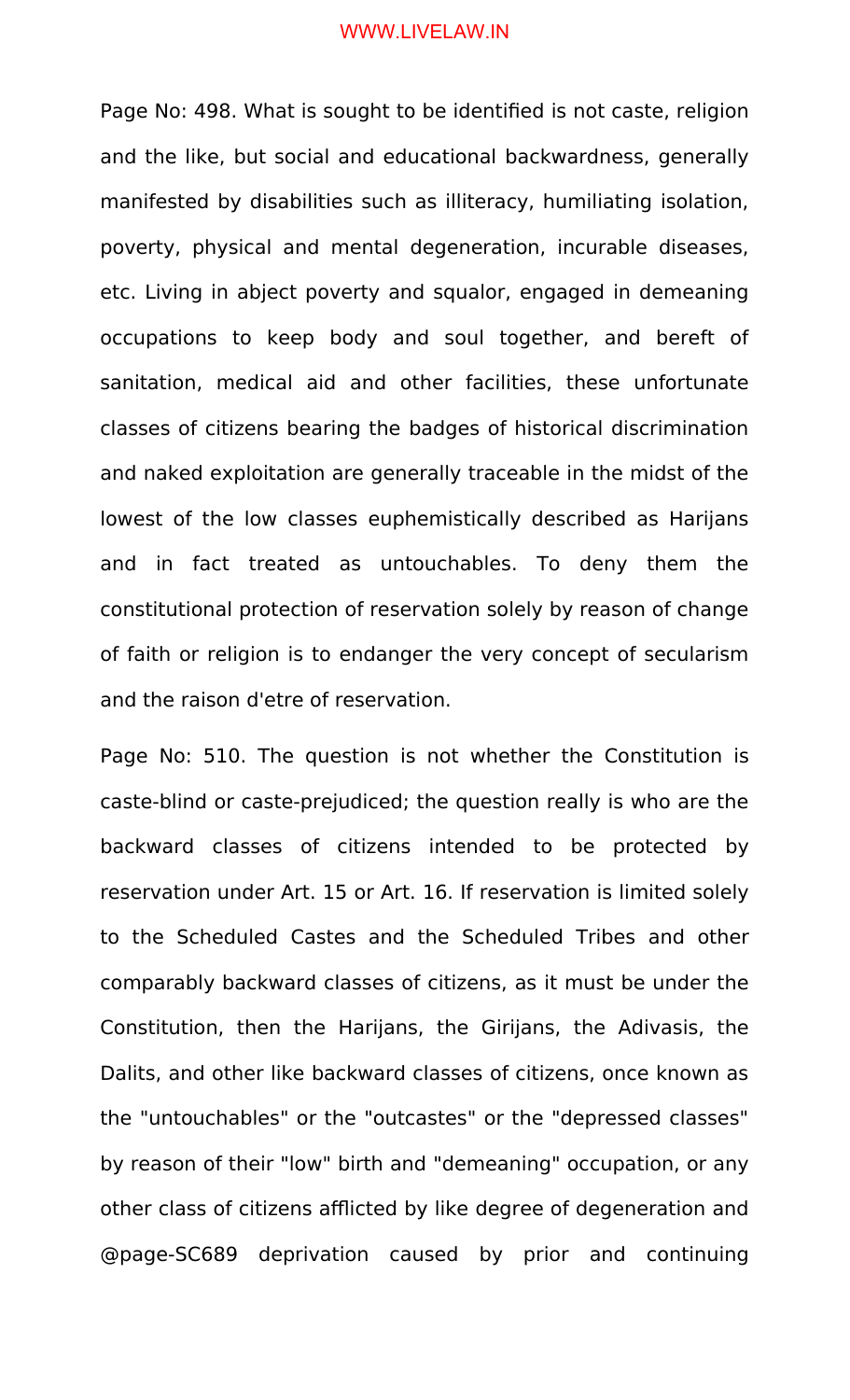Page No: 498. What is sought to be identified is not caste, religion and the like, but social and educational backwardness, generally manifested by disabilities such as illiteracy, humiliating isolation, poverty, physical and mental degeneration, incurable diseases, etc. Living in abject poverty and squalor, engaged in demeaning occupations to keep body and soul together, and bereft of sanitation, medical aid and other facilities, these unfortunate classes of citizens bearing the badges of historical discrimination and naked exploitation are generally traceable in the midst of the lowest of the low classes euphemistically described as Harijans and in fact treated as untouchables. To deny them the constitutional protection of reservation solely by reason of change of faith or religion is to endanger the very concept of secularism and the raison d'etre of reservation.

Page No: 510. The question is not whether the Constitution is caste-blind or caste-prejudiced; the question really is who are the backward classes of citizens intended to be protected by reservation under Art. 15 or Art. 16. If reservation is limited solely to the Scheduled Castes and the Scheduled Tribes and other comparably backward classes of citizens, as it must be under the Constitution, then the Harijans, the Girijans, the Adivasis, the Dalits, and other like backward classes of citizens, once known as the "untouchables" or the "outcastes" or the "depressed classes" by reason of their "low" birth and "demeaning" occupation, or any other class of citizens afflicted by like degree of degeneration and @page-SC689 deprivation caused by prior and continuing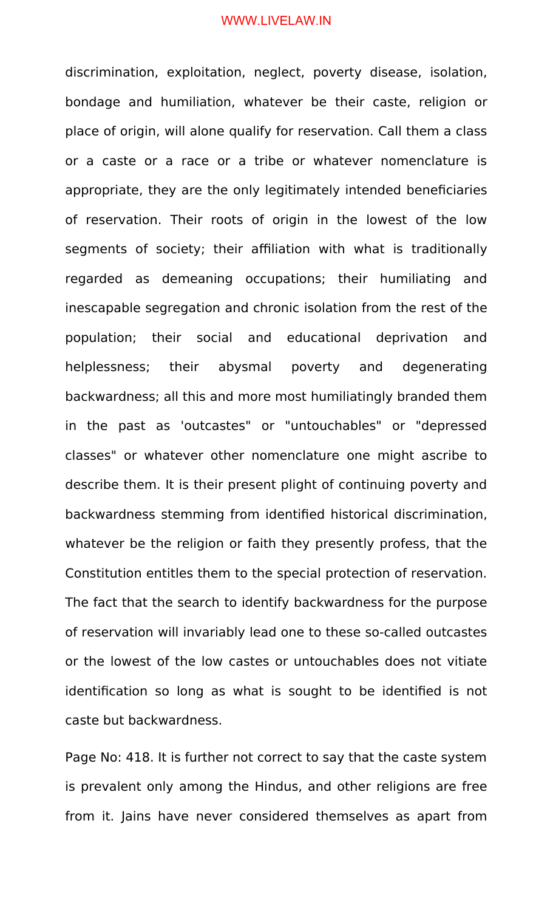discrimination, exploitation, neglect, poverty disease, isolation, bondage and humiliation, whatever be their caste, religion or place of origin, will alone qualify for reservation. Call them a class or a caste or a race or a tribe or whatever nomenclature is appropriate, they are the only legitimately intended beneficiaries of reservation. Their roots of origin in the lowest of the low segments of society; their affiliation with what is traditionally regarded as demeaning occupations; their humiliating and inescapable segregation and chronic isolation from the rest of the population; their social and educational deprivation and helplessness; their abysmal poverty and degenerating backwardness; all this and more most humiliatingly branded them in the past as 'outcastes" or "untouchables" or "depressed classes" or whatever other nomenclature one might ascribe to describe them. It is their present plight of continuing poverty and backwardness stemming from identified historical discrimination, whatever be the religion or faith they presently profess, that the Constitution entitles them to the special protection of reservation. The fact that the search to identify backwardness for the purpose of reservation will invariably lead one to these so-called outcastes or the lowest of the low castes or untouchables does not vitiate identification so long as what is sought to be identified is not caste but backwardness.

Page No: 418. It is further not correct to say that the caste system is prevalent only among the Hindus, and other religions are free from it. Jains have never considered themselves as apart from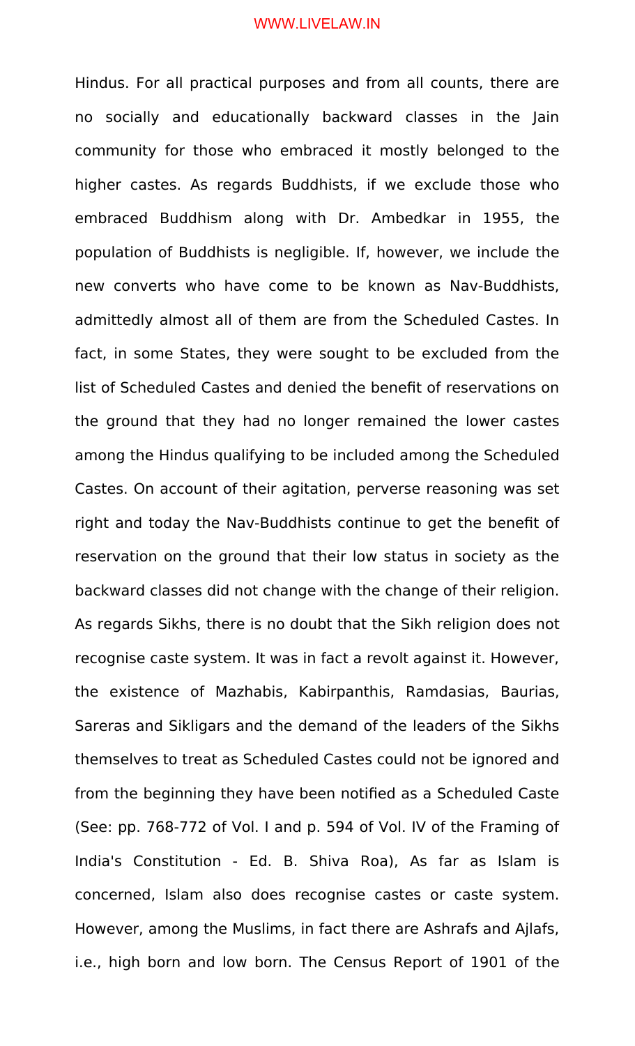Hindus. For all practical purposes and from all counts, there are no socially and educationally backward classes in the Jain community for those who embraced it mostly belonged to the higher castes. As regards Buddhists, if we exclude those who embraced Buddhism along with Dr. Ambedkar in 1955, the population of Buddhists is negligible. If, however, we include the new converts who have come to be known as Nav-Buddhists, admittedly almost all of them are from the Scheduled Castes. In fact, in some States, they were sought to be excluded from the list of Scheduled Castes and denied the benefit of reservations on the ground that they had no longer remained the lower castes among the Hindus qualifying to be included among the Scheduled Castes. On account of their agitation, perverse reasoning was set right and today the Nav-Buddhists continue to get the benefit of reservation on the ground that their low status in society as the backward classes did not change with the change of their religion. As regards Sikhs, there is no doubt that the Sikh religion does not recognise caste system. It was in fact a revolt against it. However, the existence of Mazhabis, Kabirpanthis, Ramdasias, Baurias, Sareras and Sikligars and the demand of the leaders of the Sikhs themselves to treat as Scheduled Castes could not be ignored and from the beginning they have been notified as a Scheduled Caste (See: pp. 768-772 of Vol. I and p. 594 of Vol. IV of the Framing of India's Constitution - Ed. B. Shiva Roa), As far as Islam is concerned, Islam also does recognise castes or caste system. However, among the Muslims, in fact there are Ashrafs and Ajlafs, i.e., high born and low born. The Census Report of 1901 of the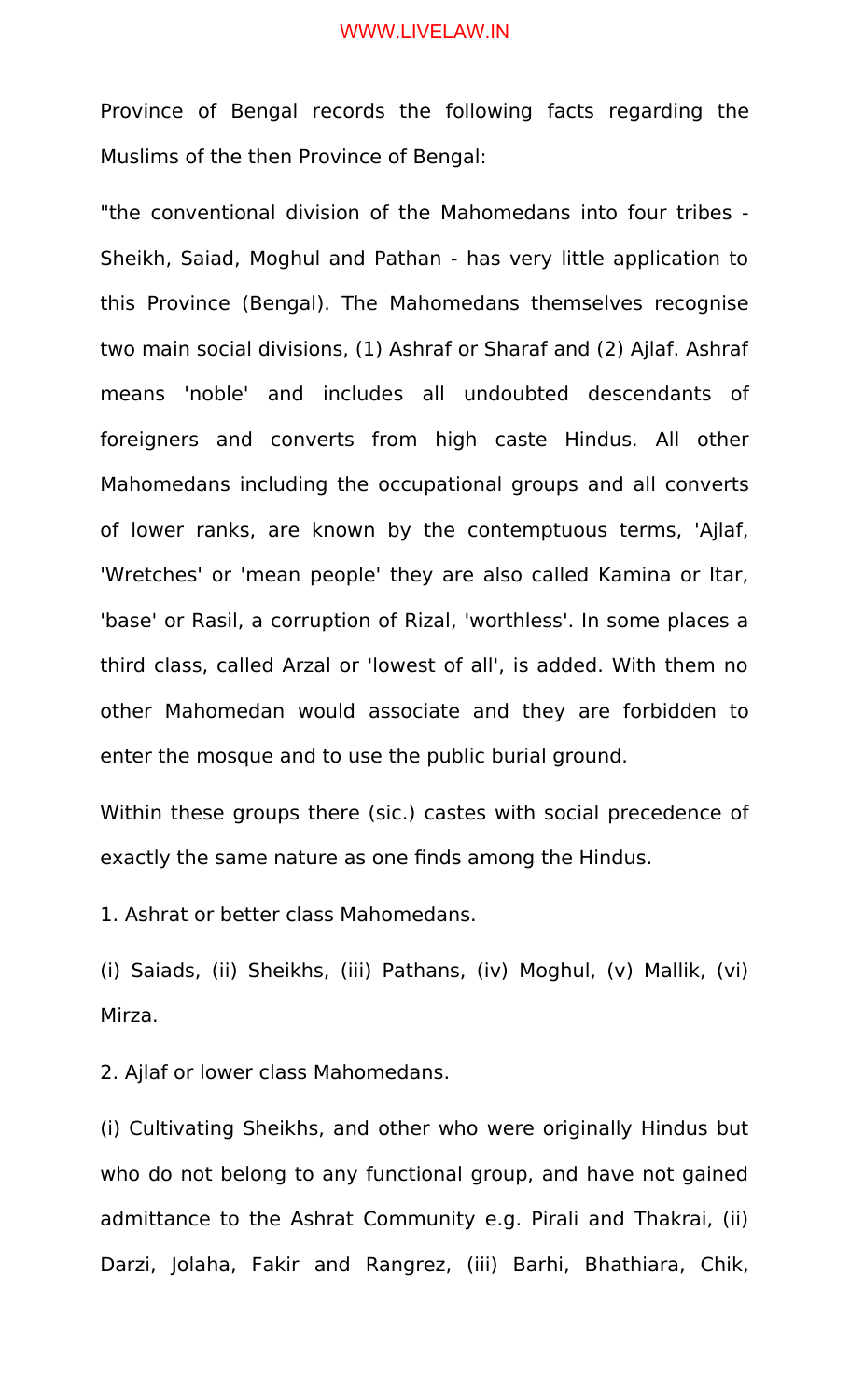Province of Bengal records the following facts regarding the Muslims of the then Province of Bengal:

"the conventional division of the Mahomedans into four tribes - Sheikh, Saiad, Moghul and Pathan - has very little application to this Province (Bengal). The Mahomedans themselves recognise two main social divisions, (1) Ashraf or Sharaf and (2) Ajlaf. Ashraf means 'noble' and includes all undoubted descendants of foreigners and converts from high caste Hindus. All other Mahomedans including the occupational groups and all converts of lower ranks, are known by the contemptuous terms, 'Ajlaf, 'Wretches' or 'mean people' they are also called Kamina or Itar, 'base' or Rasil, a corruption of Rizal, 'worthless'. In some places a third class, called Arzal or 'lowest of all', is added. With them no other Mahomedan would associate and they are forbidden to enter the mosque and to use the public burial ground.

Within these groups there (sic.) castes with social precedence of exactly the same nature as one finds among the Hindus.

1. Ashrat or better class Mahomedans.

(i) Saiads, (ii) Sheikhs, (iii) Pathans, (iv) Moghul, (v) Mallik, (vi) Mirza.

2. Ajlaf or lower class Mahomedans.

(i) Cultivating Sheikhs, and other who were originally Hindus but who do not belong to any functional group, and have not gained admittance to the Ashrat Community e.g. Pirali and Thakrai, (ii) Darzi, Jolaha, Fakir and Rangrez, (iii) Barhi, Bhathiara, Chik,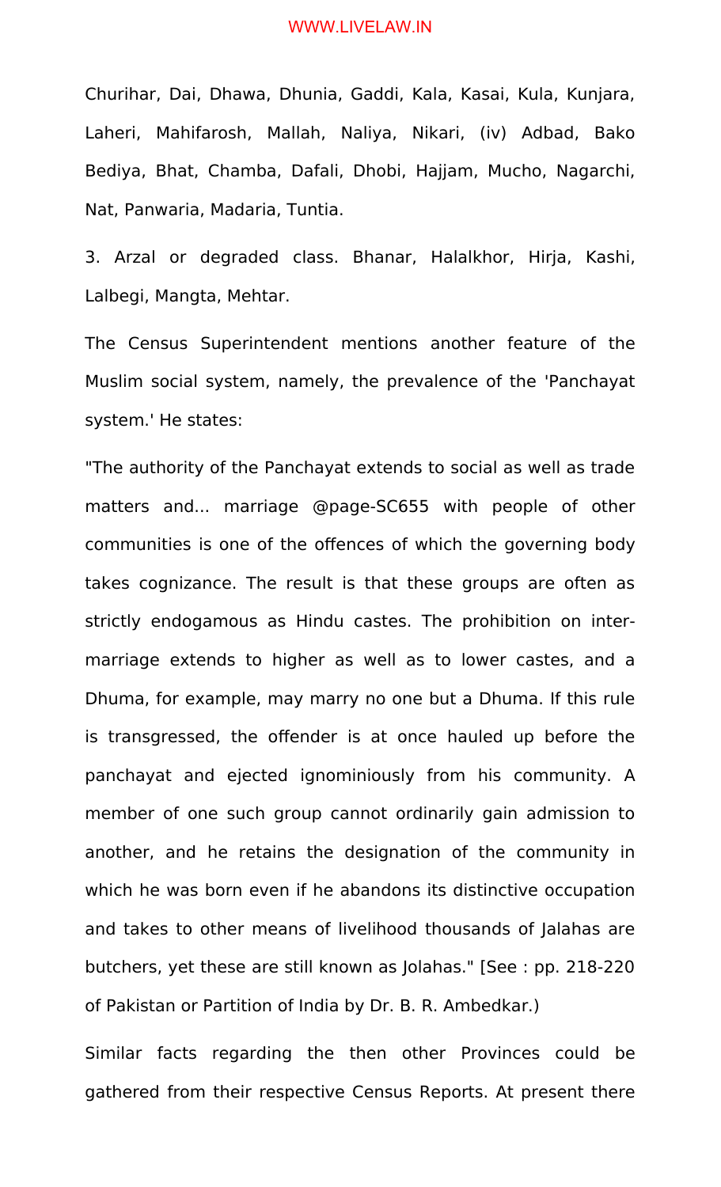Churihar, Dai, Dhawa, Dhunia, Gaddi, Kala, Kasai, Kula, Kunjara, Laheri, Mahifarosh, Mallah, Naliya, Nikari, (iv) Adbad, Bako Bediya, Bhat, Chamba, Dafali, Dhobi, Hajjam, Mucho, Nagarchi, Nat, Panwaria, Madaria, Tuntia.

3. Arzal or degraded class. Bhanar, Halalkhor, Hirja, Kashi, Lalbegi, Mangta, Mehtar.

The Census Superintendent mentions another feature of the Muslim social system, namely, the prevalence of the 'Panchayat system.' He states:

"The authority of the Panchayat extends to social as well as trade matters and... marriage @page-SC655 with people of other communities is one of the offences of which the governing body takes cognizance. The result is that these groups are often as strictly endogamous as Hindu castes. The prohibition on inter-marriage extends to higher as well as to lower castes, and a Dhuma, for example, may marry no one but a Dhuma. If this rule is transgressed, the offender is at once hauled up before the panchayat and ejected ignominiously from his community. A member of one such group cannot ordinarily gain admission to another, and he retains the designation of the community in which he was born even if he abandons its distinctive occupation and takes to other means of livelihood thousands of Jalahas are butchers, yet these are still known as Jolahas." [See : pp. 218-220 of Pakistan or Partition of India by Dr. B. R. Ambedkar.)

Similar facts regarding the then other Provinces could be gathered from their respective Census Reports. At present there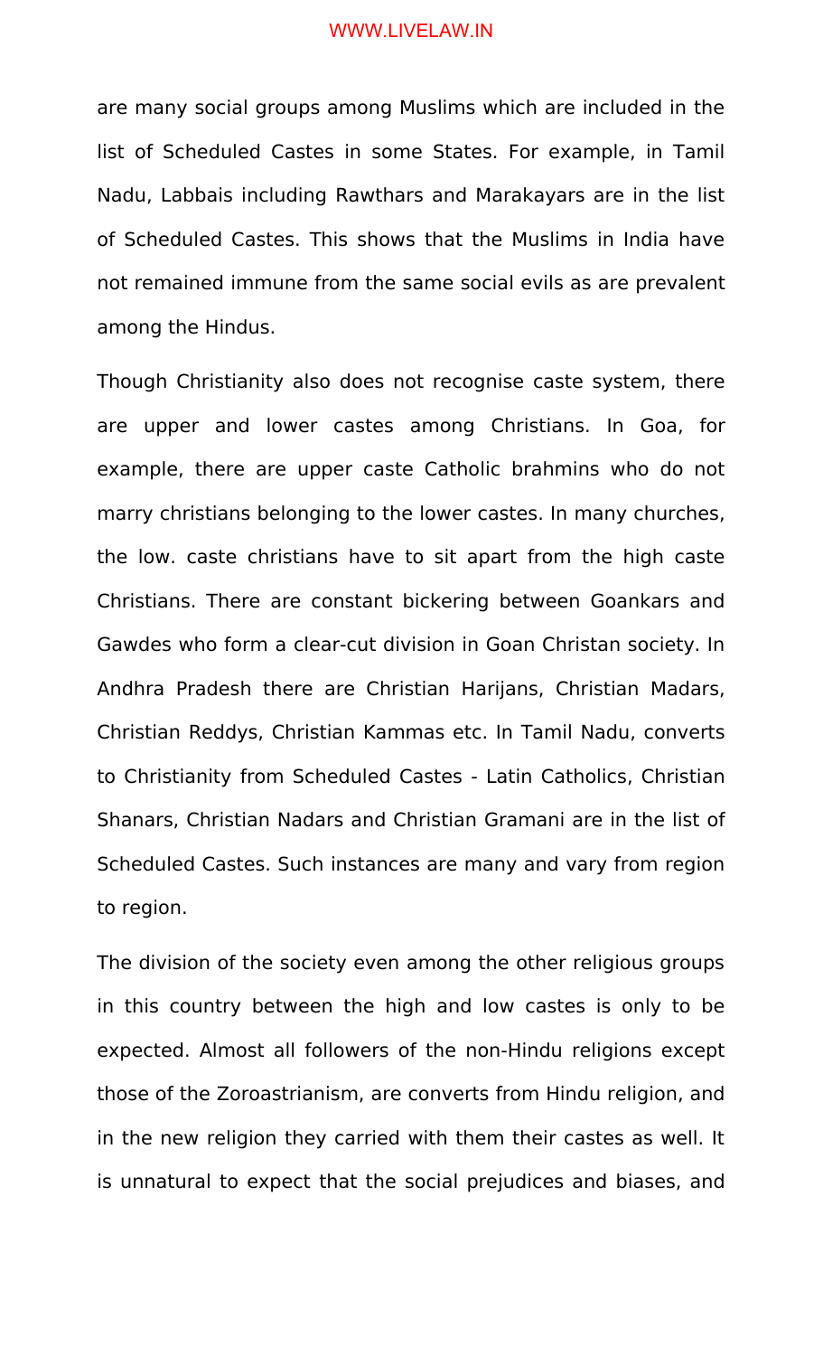are many social groups among Muslims which are included in the list of Scheduled Castes in some States. For example, in Tamil Nadu, Labbais including Rawthars and Marakayars are in the list of Scheduled Castes. This shows that the Muslims in India have not remained immune from the same social evils as are prevalent among the Hindus.

Though Christianity also does not recognise caste system, there are upper and lower castes among Christians. In Goa, for example, there are upper caste Catholic brahmins who do not marry christians belonging to the lower castes. In many churches, the low. caste christians have to sit apart from the high caste Christians. There are constant bickering between Goankars and Gawdes who form a clear-cut division in Goan Christan society. In Andhra Pradesh there are Christian Harijans, Christian Madars, Christian Reddys, Christian Kammas etc. In Tamil Nadu, converts to Christianity from Scheduled Castes - Latin Catholics, Christian Shanars, Christian Nadars and Christian Gramani are in the list of Scheduled Castes. Such instances are many and vary from region to region.

The division of the society even among the other religious groups in this country between the high and low castes is only to be expected. Almost all followers of the non-Hindu religions except those of the Zoroastrianism, are converts from Hindu religion, and in the new religion they carried with them their castes as well. It is unnatural to expect that the social prejudices and biases, and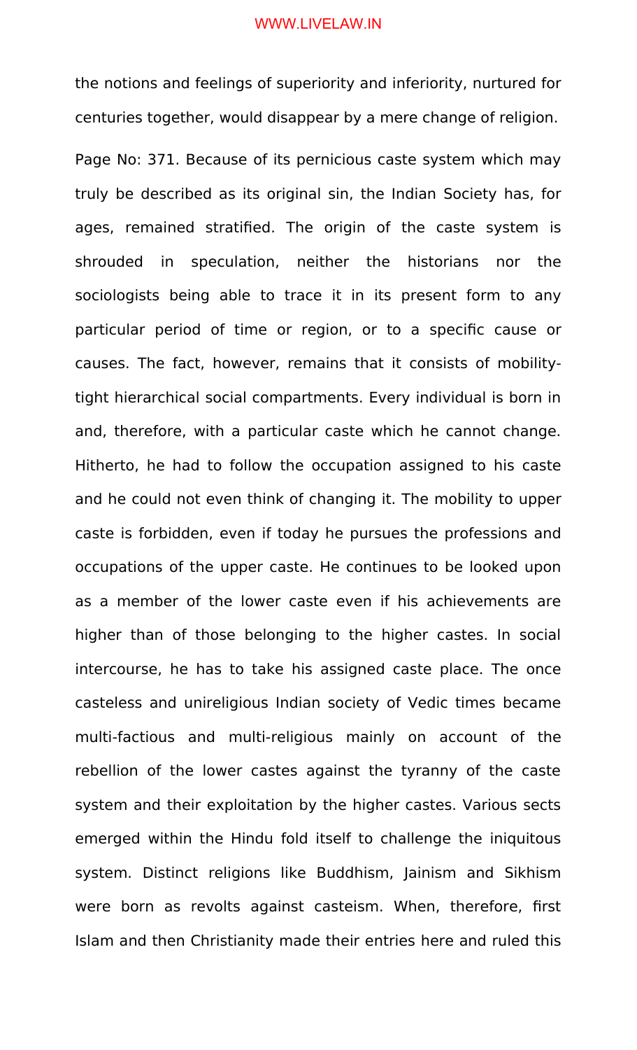the notions and feelings of superiority and inferiority, nurtured for centuries together, would disappear by a mere change of religion.

Page No: 371. Because of its pernicious caste system which may truly be described as its original sin, the Indian Society has, for ages, remained stratified. The origin of the caste system is shrouded in speculation, neither the historians nor the sociologists being able to trace it in its present form to any particular period of time or region, or to a specific cause or causes. The fact, however, remains that it consists of mobility-tight hierarchical social compartments. Every individual is born in and, therefore, with a particular caste which he cannot change. Hitherto, he had to follow the occupation assigned to his caste and he could not even think of changing it. The mobility to upper caste is forbidden, even if today he pursues the professions and occupations of the upper caste. He continues to be looked upon as a member of the lower caste even if his achievements are higher than of those belonging to the higher castes. In social intercourse, he has to take his assigned caste place. The once casteless and unireligious Indian society of Vedic times became multi-factious and multi-religious mainly on account of the rebellion of the lower castes against the tyranny of the caste system and their exploitation by the higher castes. Various sects emerged within the Hindu fold itself to challenge the iniquitous system. Distinct religions like Buddhism, Jainism and Sikhism were born as revolts against casteism. When, therefore, first Islam and then Christianity made their entries here and ruled this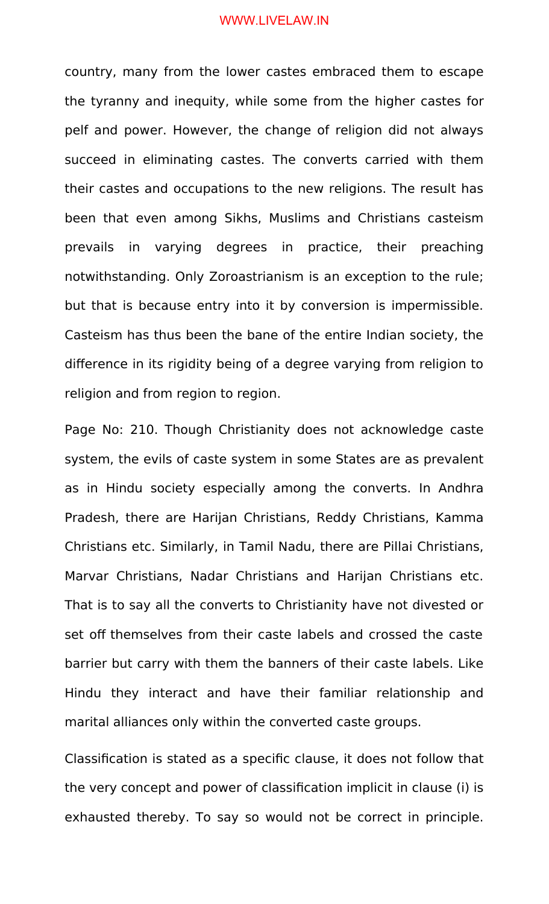country, many from the lower castes embraced them to escape the tyranny and inequity, while some from the higher castes for pelf and power. However, the change of religion did not always succeed in eliminating castes. The converts carried with them their castes and occupations to the new religions. The result has been that even among Sikhs, Muslims and Christians casteism prevails in varying degrees in practice, their preaching notwithstanding. Only Zoroastrianism is an exception to the rule; but that is because entry into it by conversion is impermissible. Casteism has thus been the bane of the entire Indian society, the difference in its rigidity being of a degree varying from religion to religion and from region to region.

Page No: 210. Though Christianity does not acknowledge caste system, the evils of caste system in some States are as prevalent as in Hindu society especially among the converts. In Andhra Pradesh, there are Harijan Christians, Reddy Christians, Kamma Christians etc. Similarly, in Tamil Nadu, there are Pillai Christians, Marvar Christians, Nadar Christians and Harijan Christians etc. That is to say all the converts to Christianity have not divested or set off themselves from their caste labels and crossed the caste barrier but carry with them the banners of their caste labels. Like Hindu they interact and have their familiar relationship and marital alliances only within the converted caste groups.

Classification is stated as a specific clause, it does not follow that the very concept and power of classification implicit in clause (i) is exhausted thereby. To say so would not be correct in principle.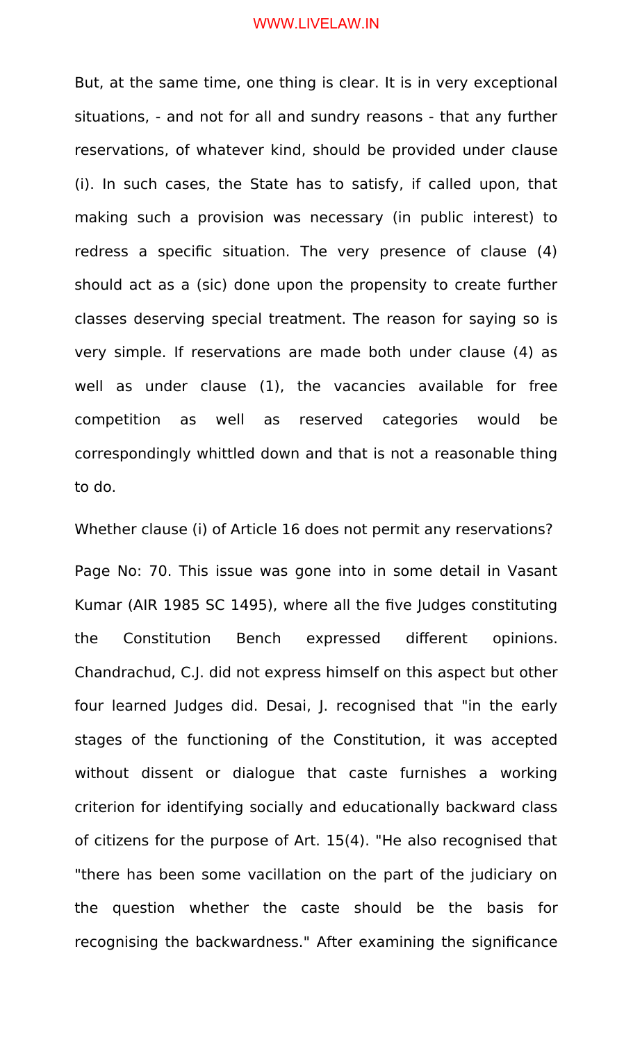But, at the same time, one thing is clear. It is in very exceptional situations, - and not for all and sundry reasons - that any further reservations, of whatever kind, should be provided under clause (i). In such cases, the State has to satisfy, if called upon, that making such a provision was necessary (in public interest) to redress a specific situation. The very presence of clause (4) should act as a (sic) done upon the propensity to create further classes deserving special treatment. The reason for saying so is very simple. If reservations are made both under clause (4) as well as under clause (1), the vacancies available for free competition as well as reserved categories would be correspondingly whittled down and that is not a reasonable thing to do.

Whether clause (i) of Article 16 does not permit any reservations?

Page No: 70. This issue was gone into in some detail in Vasant Kumar (AIR 1985 SC 1495), where all the five Judges constituting the Constitution Bench expressed different opinions. Chandrachud, C.J. did not express himself on this aspect but other four learned Judges did. Desai, J. recognised that "in the early stages of the functioning of the Constitution, it was accepted without dissent or dialogue that caste furnishes a working criterion for identifying socially and educationally backward class of citizens for the purpose of Art. 15(4). "He also recognised that "there has been some vacillation on the part of the judiciary on the question whether the caste should be the basis for recognising the backwardness." After examining the significance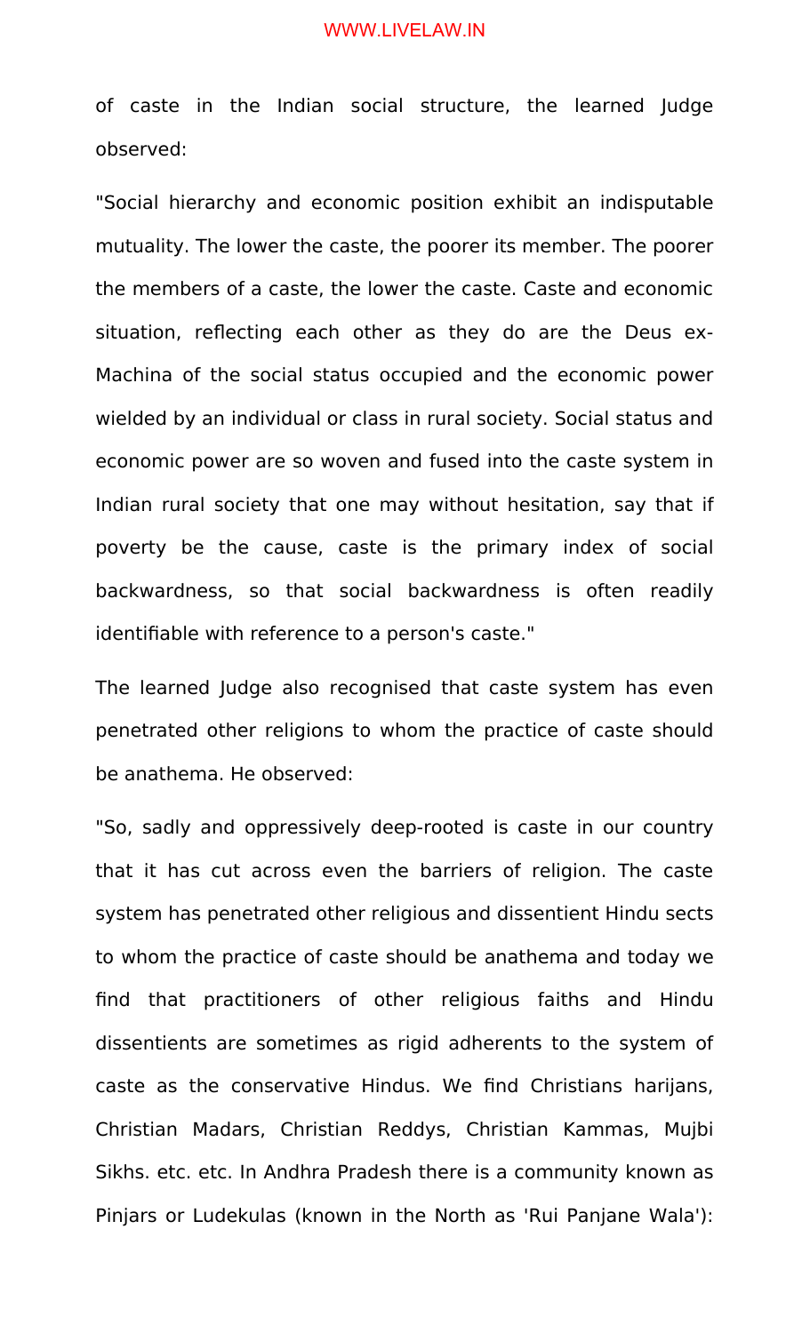of caste in the Indian social structure, the learned Judge observed:

"Social hierarchy and economic position exhibit an indisputable mutuality. The lower the caste, the poorer its member. The poorer the members of a caste, the lower the caste. Caste and economic situation, reflecting each other as they do are the Deus ex-Machina of the social status occupied and the economic power wielded by an individual or class in rural society. Social status and economic power are so woven and fused into the caste system in Indian rural society that one may without hesitation, say that if poverty be the cause, caste is the primary index of social backwardness, so that social backwardness is often readily identifiable with reference to a person's caste."

The learned Judge also recognised that caste system has even penetrated other religions to whom the practice of caste should be anathema. He observed:

"So, sadly and oppressively deep-rooted is caste in our country that it has cut across even the barriers of religion. The caste system has penetrated other religious and dissentient Hindu sects to whom the practice of caste should be anathema and today we find that practitioners of other religious faiths and Hindu dissentients are sometimes as rigid adherents to the system of caste as the conservative Hindus. We find Christians harijans, Christian Madars, Christian Reddys, Christian Kammas, Mujbi Sikhs. etc. etc. In Andhra Pradesh there is a community known as Pinjars or Ludekulas (known in the North as 'Rui Panjane Wala'):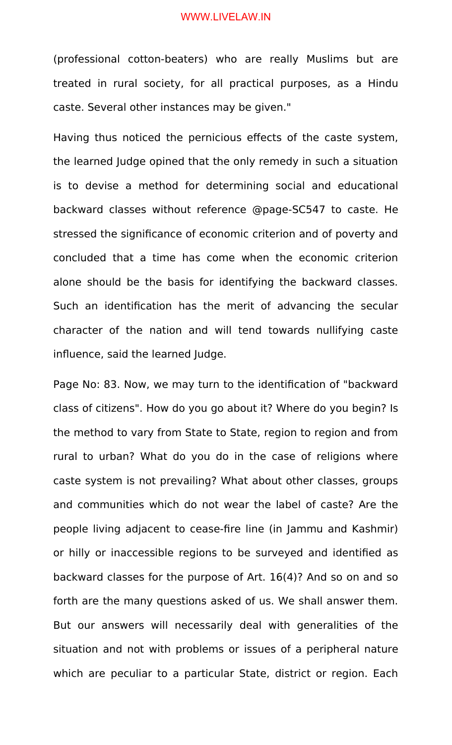(professional cotton-beaters) who are really Muslims but are treated in rural society, for all practical purposes, as a Hindu caste. Several other instances may be given."

Having thus noticed the pernicious effects of the caste system, the learned Judge opined that the only remedy in such a situation is to devise a method for determining social and educational backward classes without reference @page-SC547 to caste. He stressed the significance of economic criterion and of poverty and concluded that a time has come when the economic criterion alone should be the basis for identifying the backward classes. Such an identification has the merit of advancing the secular character of the nation and will tend towards nullifying caste influence, said the learned Judge.

Page No: 83. Now, we may turn to the identification of "backward class of citizens". How do you go about it? Where do you begin? Is the method to vary from State to State, region to region and from rural to urban? What do you do in the case of religions where caste system is not prevailing? What about other classes, groups and communities which do not wear the label of caste? Are the people living adjacent to cease-fire line (in Jammu and Kashmir) or hilly or inaccessible regions to be surveyed and identified as backward classes for the purpose of Art. 16(4)? And so on and so forth are the many questions asked of us. We shall answer them. But our answers will necessarily deal with generalities of the situation and not with problems or issues of a peripheral nature which are peculiar to a particular State, district or region. Each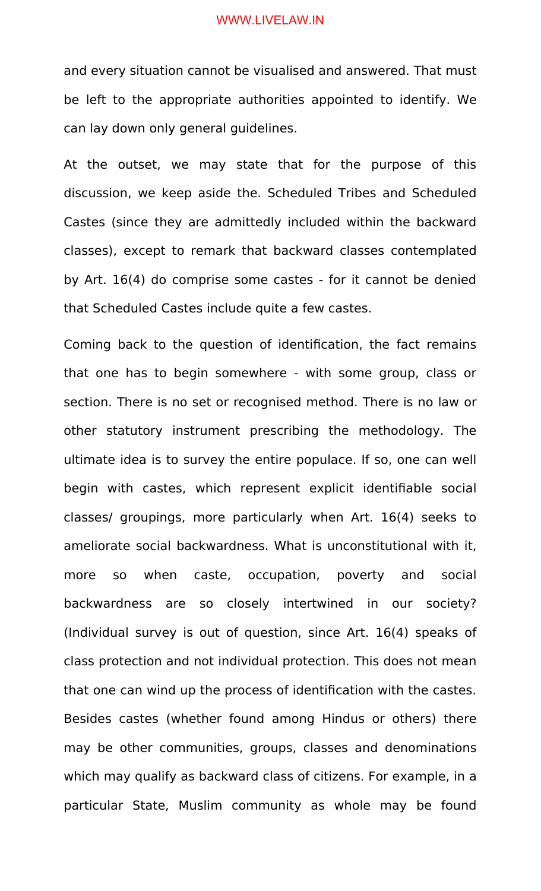and every situation cannot be visualised and answered. That must be left to the appropriate authorities appointed to identify. We can lay down only general guidelines.

At the outset, we may state that for the purpose of this discussion, we keep aside the. Scheduled Tribes and Scheduled Castes (since they are admittedly included within the backward classes), except to remark that backward classes contemplated by Art. 16(4) do comprise some castes - for it cannot be denied that Scheduled Castes include quite a few castes.

Coming back to the question of identification, the fact remains that one has to begin somewhere - with some group, class or section. There is no set or recognised method. There is no law or other statutory instrument prescribing the methodology. The ultimate idea is to survey the entire populace. If so, one can well begin with castes, which represent explicit identifiable social classes/ groupings, more particularly when Art. 16(4) seeks to ameliorate social backwardness. What is unconstitutional with it, more so when caste, occupation, poverty and social backwardness are so closely intertwined in our society? (Individual survey is out of question, since Art. 16(4) speaks of class protection and not individual protection. This does not mean that one can wind up the process of identification with the castes. Besides castes (whether found among Hindus or others) there may be other communities, groups, classes and denominations which may qualify as backward class of citizens. For example, in a particular State, Muslim community as whole may be found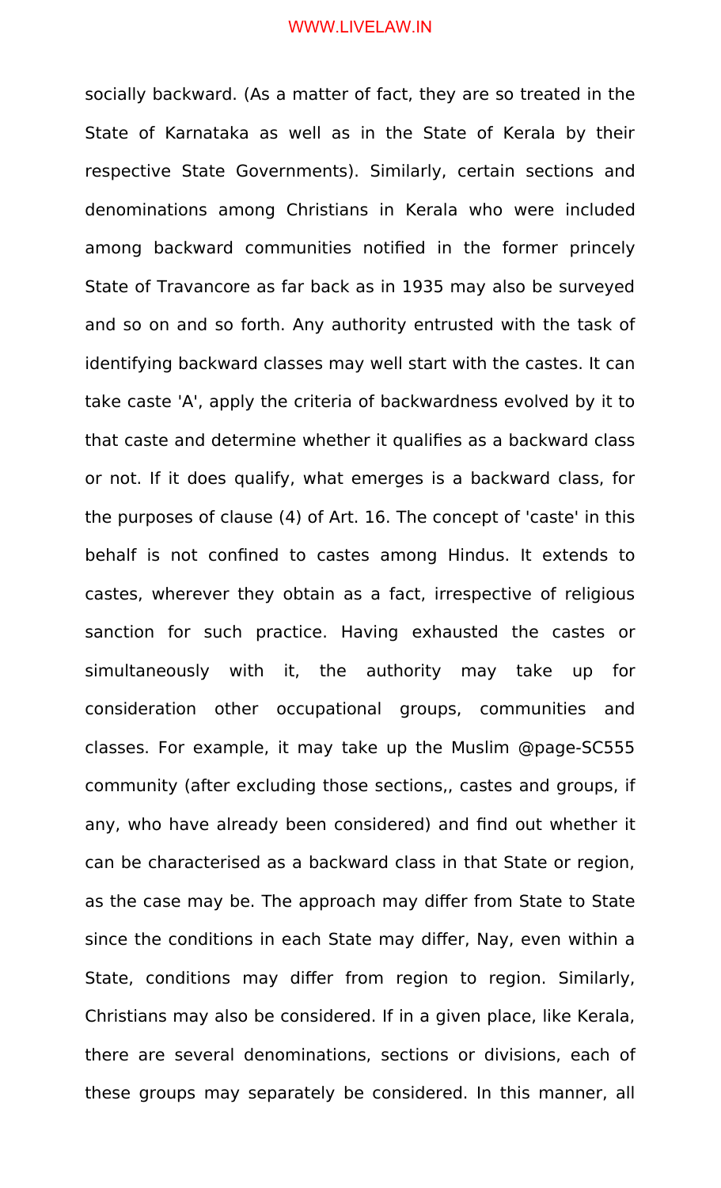socially backward. (As a matter of fact, they are so treated in the State of Karnataka as well as in the State of Kerala by their respective State Governments). Similarly, certain sections and denominations among Christians in Kerala who were included among backward communities notified in the former princely State of Travancore as far back as in 1935 may also be surveyed and so on and so forth. Any authority entrusted with the task of identifying backward classes may well start with the castes. It can take caste 'A', apply the criteria of backwardness evolved by it to that caste and determine whether it qualifies as a backward class or not. If it does qualify, what emerges is a backward class, for the purposes of clause (4) of Art. 16. The concept of 'caste' in this behalf is not confined to castes among Hindus. It extends to castes, wherever they obtain as a fact, irrespective of religious sanction for such practice. Having exhausted the castes or simultaneously with it, the authority may take up for consideration other occupational groups, communities and classes. For example, it may take up the Muslim @page-SC555 community (after excluding those sections,, castes and groups, if any, who have already been considered) and find out whether it can be characterised as a backward class in that State or region, as the case may be. The approach may differ from State to State since the conditions in each State may differ, Nay, even within a State, conditions may differ from region to region. Similarly, Christians may also be considered. If in a given place, like Kerala, there are several denominations, sections or divisions, each of these groups may separately be considered. In this manner, all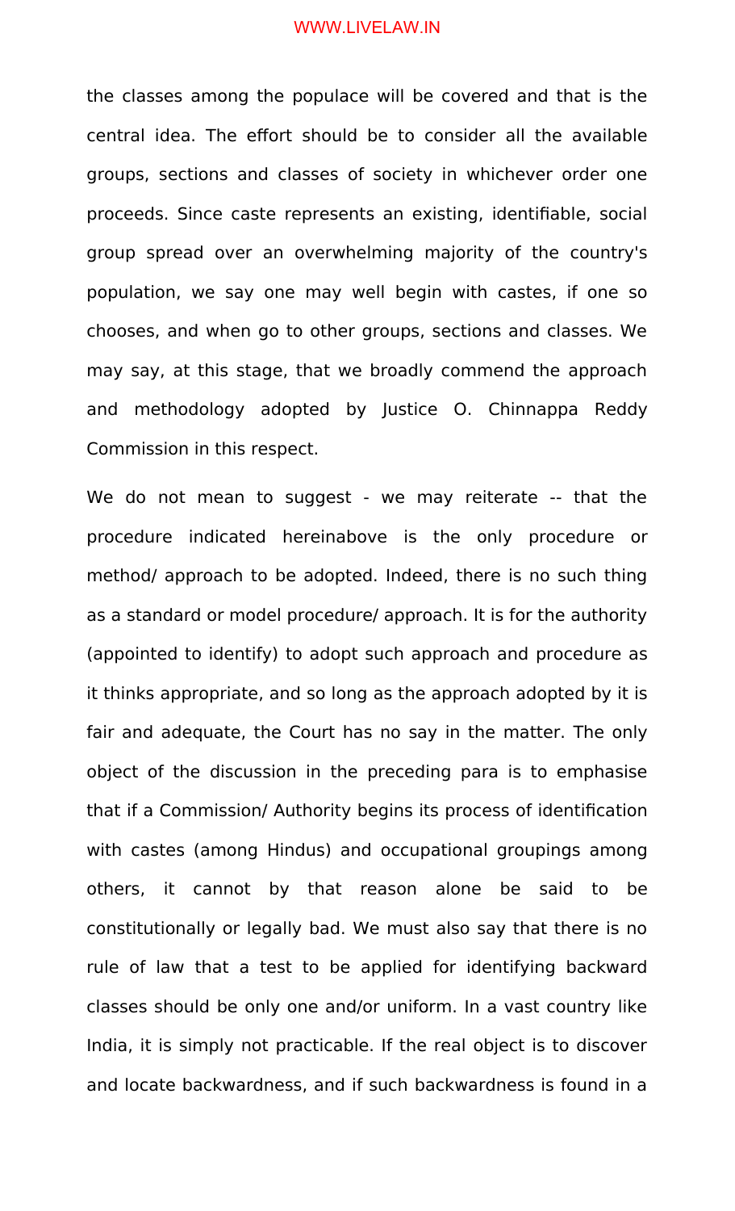the classes among the populace will be covered and that is the central idea. The effort should be to consider all the available groups, sections and classes of society in whichever order one proceeds. Since caste represents an existing, identifiable, social group spread over an overwhelming majority of the country's population, we say one may well begin with castes, if one so chooses, and when go to other groups, sections and classes. We may say, at this stage, that we broadly commend the approach and methodology adopted by Justice O. Chinnappa Reddy Commission in this respect.

We do not mean to suggest - we may reiterate -- that the procedure indicated hereinabove is the only procedure or method/ approach to be adopted. Indeed, there is no such thing as a standard or model procedure/ approach. It is for the authority (appointed to identify) to adopt such approach and procedure as it thinks appropriate, and so long as the approach adopted by it is fair and adequate, the Court has no say in the matter. The only object of the discussion in the preceding para is to emphasise that if a Commission/ Authority begins its process of identification with castes (among Hindus) and occupational groupings among others, it cannot by that reason alone be said to be constitutionally or legally bad. We must also say that there is no rule of law that a test to be applied for identifying backward classes should be only one and/or uniform. In a vast country like India, it is simply not practicable. If the real object is to discover and locate backwardness, and if such backwardness is found in a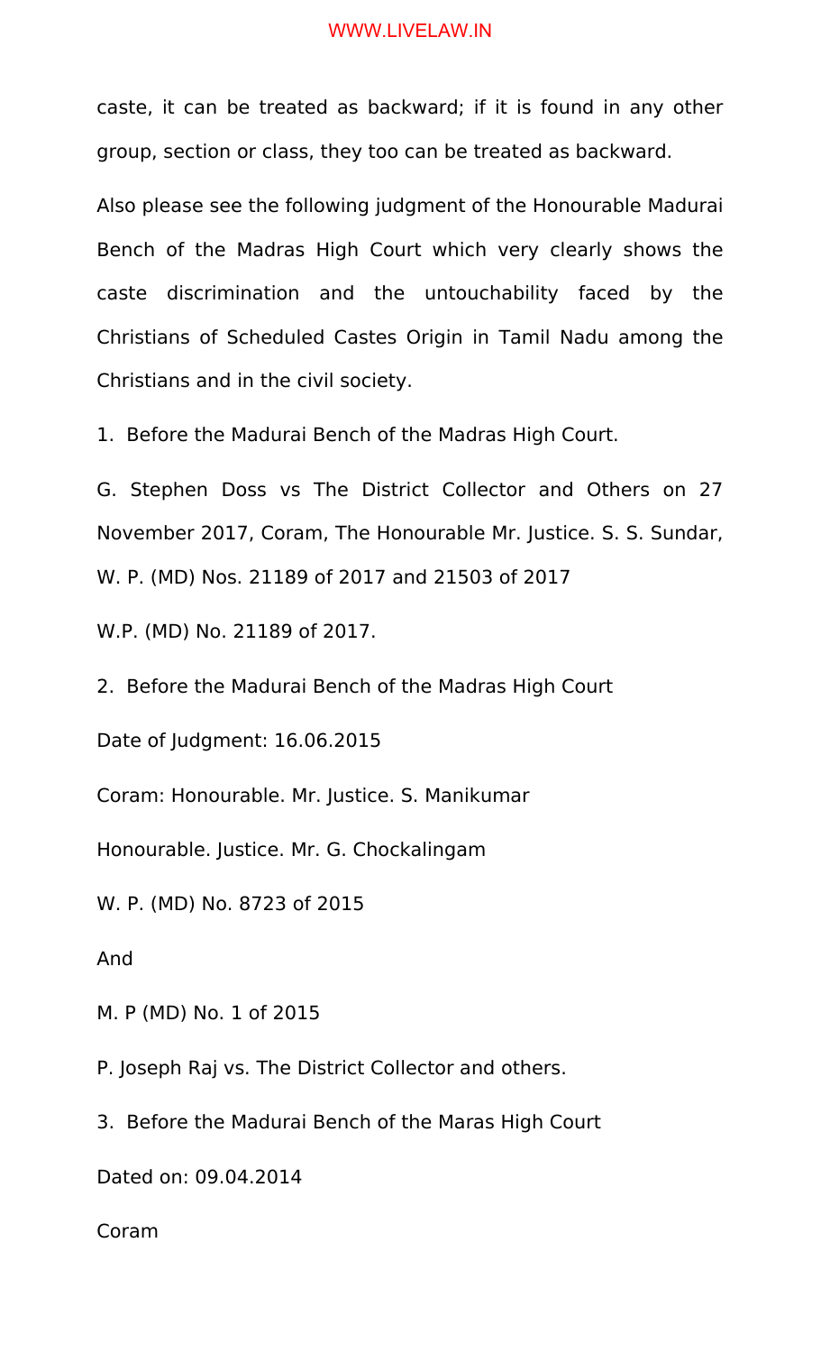caste, it can be treated as backward; if it is found in any other group, section or class, they too can be treated as backward.

Also please see the following judgment of the Honourable Madurai Bench of the Madras High Court which very clearly shows the caste discrimination and the untouchability faced by the Christians of Scheduled Castes Origin in Tamil Nadu among the Christians and in the civil society.

1. Before the Madurai Bench of the Madras High Court.

G. Stephen Doss vs The District Collector and Others on 27 November 2017, Coram, The Honourable Mr. Justice. S. S. Sundar, W. P. (MD) Nos. 21189 of 2017 and 21503 of 2017

W.P. (MD) No. 21189 of 2017.

2. Before the Madurai Bench of the Madras High Court

Date of Judgment: 16.06.2015

Coram: Honourable. Mr. Justice. S. Manikumar

Honourable. Justice. Mr. G. Chockalingam

W. P. (MD) No. 8723 of 2015

And

M. P (MD) No. 1 of 2015

P. Joseph Raj vs. The District Collector and others.

3. Before the Madurai Bench of the Maras High Court

Dated on: 09.04.2014

Coram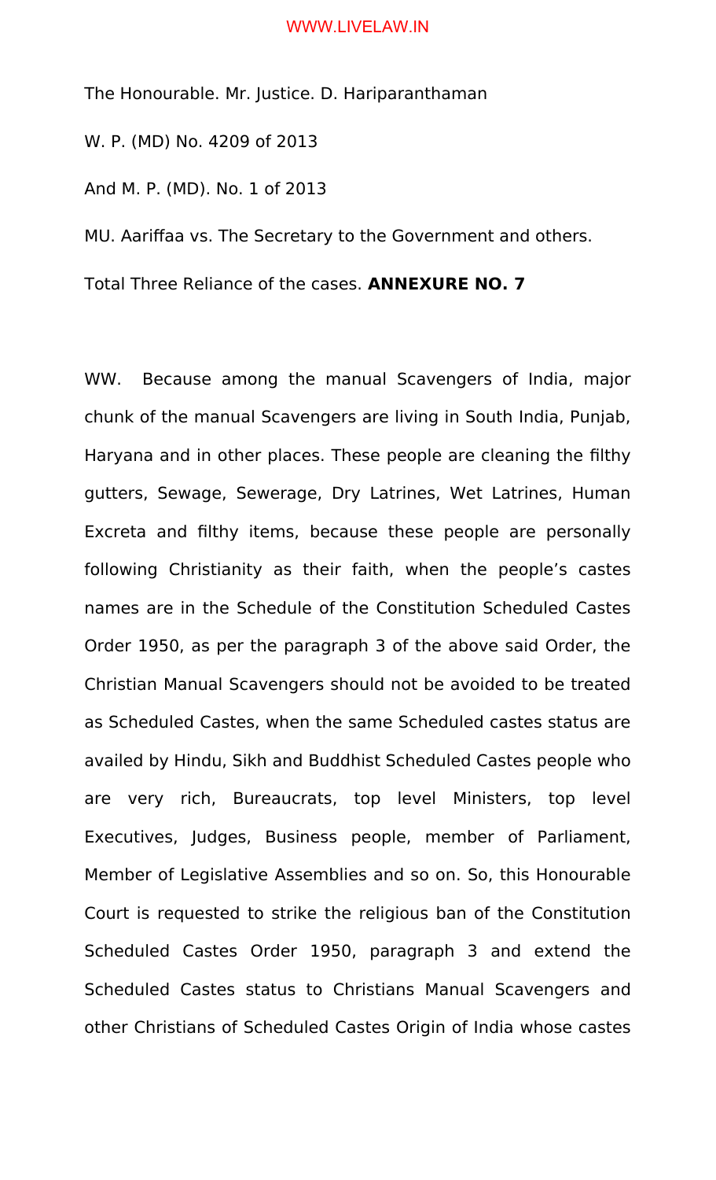The Honourable. Mr. Justice. D. Hariparanthaman

W. P. (MD) No. 4209 of 2013

And M. P. (MD). No. 1 of 2013

MU. Aariffaa vs. The Secretary to the Government and others.

Total Three Reliance of the cases. **ANNEXURE NO. 7**

WW. Because among the manual Scavengers of India, major chunk of the manual Scavengers are living in South India, Punjab, Haryana and in other places. These people are cleaning the filthy gutters, Sewage, Sewerage, Dry Latrines, Wet Latrines, Human Excreta and filthy items, because these people are personally following Christianity as their faith, when the people's castes names are in the Schedule of the Constitution Scheduled Castes Order 1950, as per the paragraph 3 of the above said Order, the Christian Manual Scavengers should not be avoided to be treated as Scheduled Castes, when the same Scheduled castes status are availed by Hindu, Sikh and Buddhist Scheduled Castes people who are very rich, Bureaucrats, top level Ministers, top level Executives, Judges, Business people, member of Parliament, Member of Legislative Assemblies and so on. So, this Honourable Court is requested to strike the religious ban of the Constitution Scheduled Castes Order 1950, paragraph 3 and extend the Scheduled Castes status to Christians Manual Scavengers and other Christians of Scheduled Castes Origin of India whose castes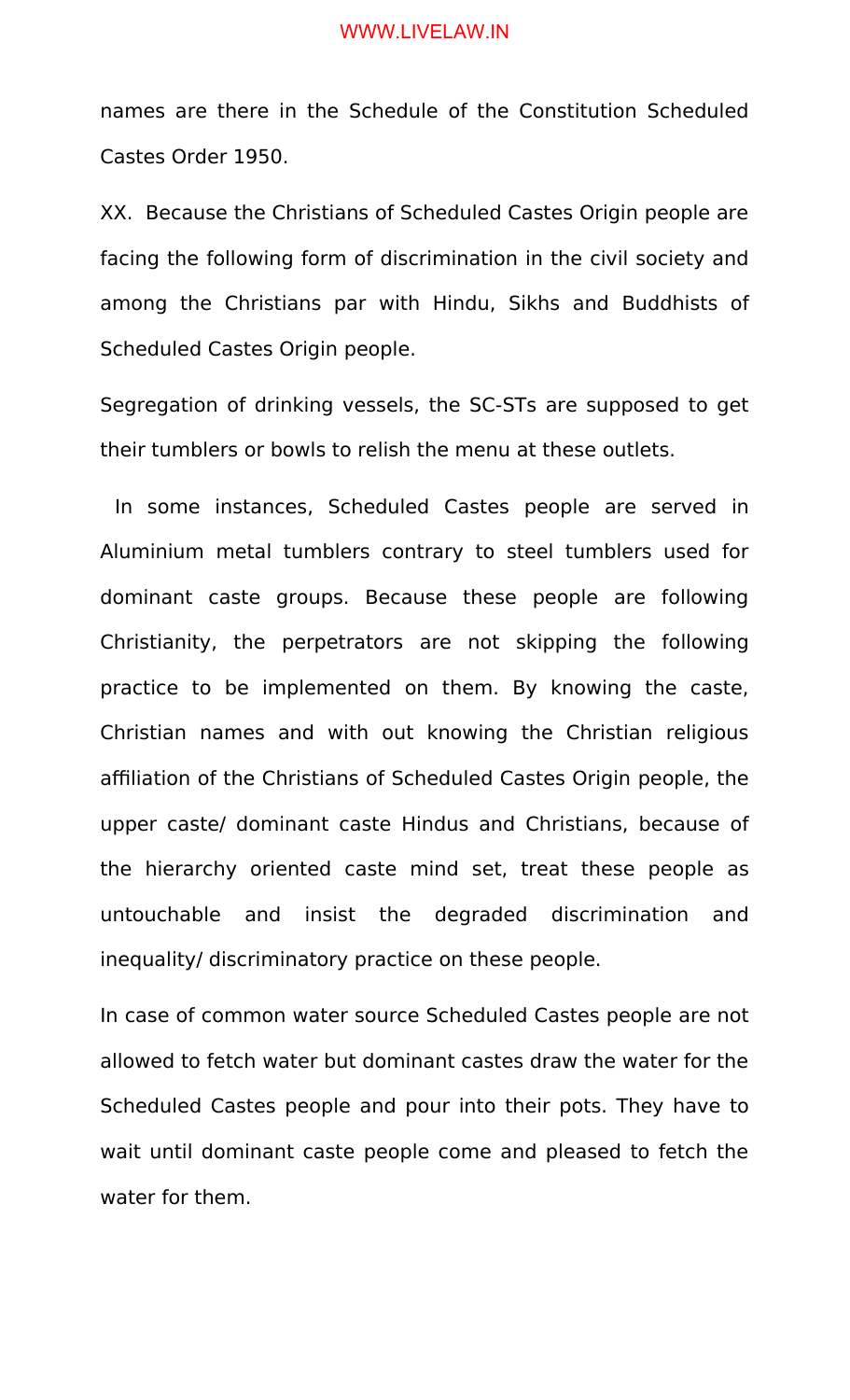names are there in the Schedule of the Constitution Scheduled Castes Order 1950.

XX. Because the Christians of Scheduled Castes Origin people are facing the following form of discrimination in the civil society and among the Christians par with Hindu, Sikhs and Buddhists of Scheduled Castes Origin people.

Segregation of drinking vessels, the SC-STs are supposed to get their tumblers or bowls to relish the menu at these outlets.

In some instances, Scheduled Castes people are served in Aluminium metal tumblers contrary to steel tumblers used for dominant caste groups. Because these people are following Christianity, the perpetrators are not skipping the following practice to be implemented on them. By knowing the caste, Christian names and with out knowing the Christian religious affiliation of the Christians of Scheduled Castes Origin people, the upper caste/ dominant caste Hindus and Christians, because of the hierarchy oriented caste mind set, treat these people as untouchable and insist the degraded discrimination and inequality/ discriminatory practice on these people.

In case of common water source Scheduled Castes people are not allowed to fetch water but dominant castes draw the water for the Scheduled Castes people and pour into their pots. They have to wait until dominant caste people come and pleased to fetch the water for them.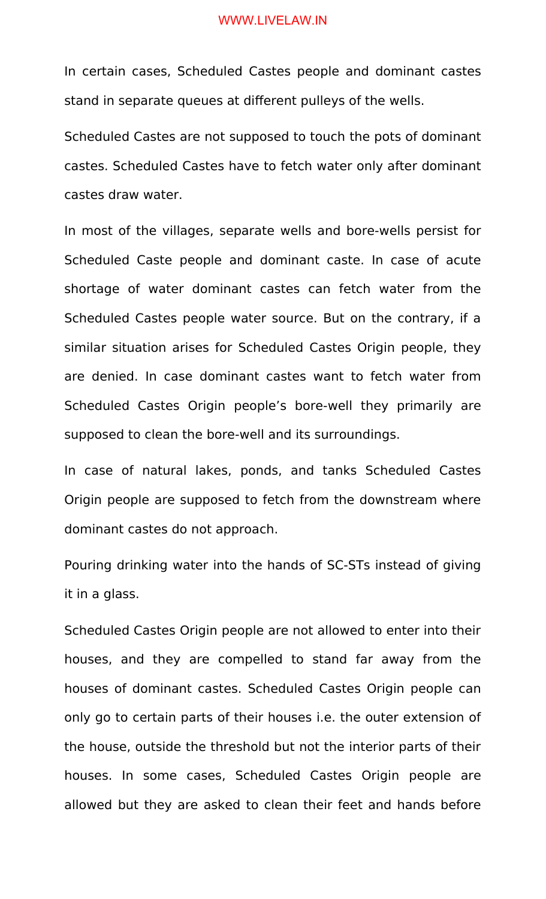In certain cases, Scheduled Castes people and dominant castes stand in separate queues at different pulleys of the wells.

Scheduled Castes are not supposed to touch the pots of dominant castes. Scheduled Castes have to fetch water only after dominant castes draw water.

In most of the villages, separate wells and bore-wells persist for Scheduled Caste people and dominant caste. In case of acute shortage of water dominant castes can fetch water from the Scheduled Castes people water source. But on the contrary, if a similar situation arises for Scheduled Castes Origin people, they are denied. In case dominant castes want to fetch water from Scheduled Castes Origin people's bore-well they primarily are supposed to clean the bore-well and its surroundings.

In case of natural lakes, ponds, and tanks Scheduled Castes Origin people are supposed to fetch from the downstream where dominant castes do not approach.

Pouring drinking water into the hands of SC-STs instead of giving it in a glass.

Scheduled Castes Origin people are not allowed to enter into their houses, and they are compelled to stand far away from the houses of dominant castes. Scheduled Castes Origin people can only go to certain parts of their houses i.e. the outer extension of the house, outside the threshold but not the interior parts of their houses. In some cases, Scheduled Castes Origin people are allowed but they are asked to clean their feet and hands before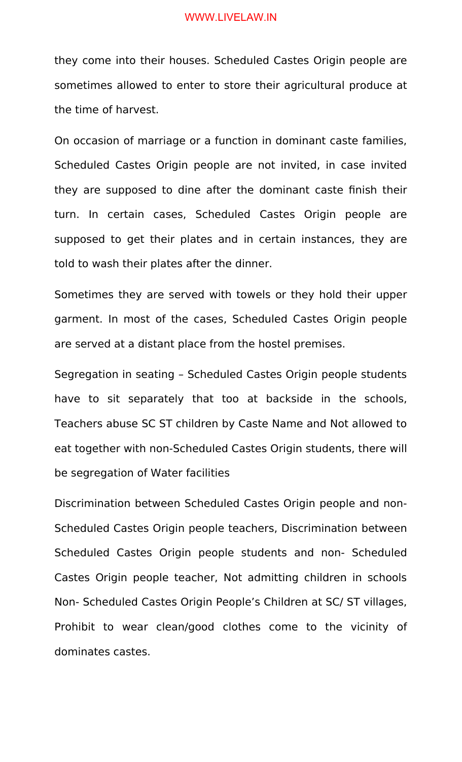they come into their houses. Scheduled Castes Origin people are sometimes allowed to enter to store their agricultural produce at the time of harvest.

On occasion of marriage or a function in dominant caste families, Scheduled Castes Origin people are not invited, in case invited they are supposed to dine after the dominant caste finish their turn. In certain cases, Scheduled Castes Origin people are supposed to get their plates and in certain instances, they are told to wash their plates after the dinner.

Sometimes they are served with towels or they hold their upper garment. In most of the cases, Scheduled Castes Origin people are served at a distant place from the hostel premises.

Segregation in seating – Scheduled Castes Origin people students have to sit separately that too at backside in the schools, Teachers abuse SC ST children by Caste Name and Not allowed to eat together with non-Scheduled Castes Origin students, there will be segregation of Water facilities

Discrimination between Scheduled Castes Origin people and non-Scheduled Castes Origin people teachers, Discrimination between Scheduled Castes Origin people students and non- Scheduled Castes Origin people teacher, Not admitting children in schools Non- Scheduled Castes Origin People's Children at SC/ ST villages, Prohibit to wear clean/good clothes come to the vicinity of dominates castes.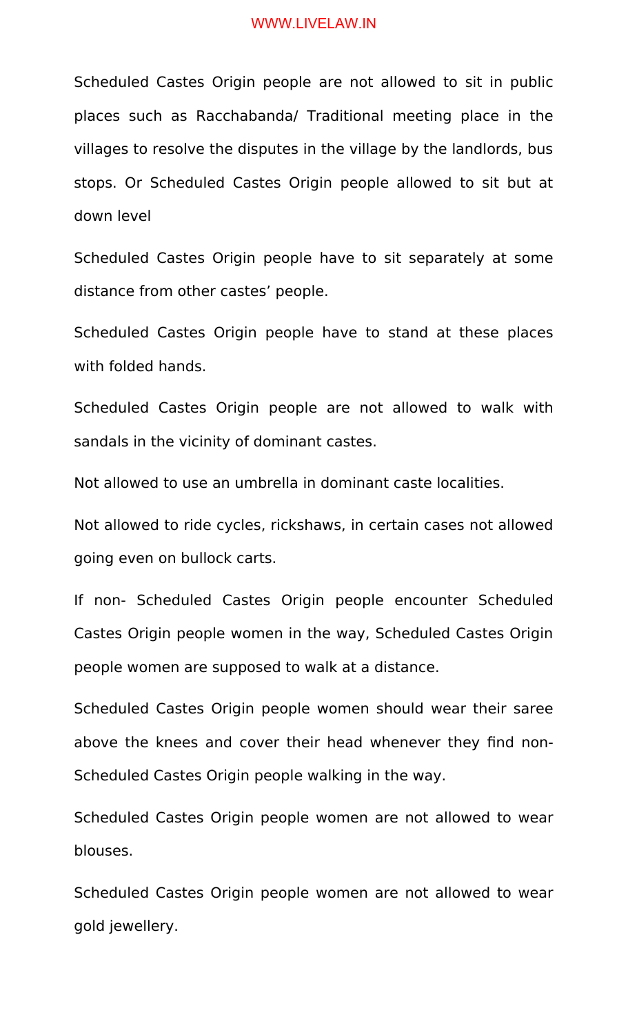Scheduled Castes Origin people are not allowed to sit in public places such as Racchabanda/ Traditional meeting place in the villages to resolve the disputes in the village by the landlords, bus stops. Or Scheduled Castes Origin people allowed to sit but at down level

Scheduled Castes Origin people have to sit separately at some distance from other castes' people.

Scheduled Castes Origin people have to stand at these places with folded hands.

Scheduled Castes Origin people are not allowed to walk with sandals in the vicinity of dominant castes.

Not allowed to use an umbrella in dominant caste localities.

Not allowed to ride cycles, rickshaws, in certain cases not allowed going even on bullock carts.

If non- Scheduled Castes Origin people encounter Scheduled Castes Origin people women in the way, Scheduled Castes Origin people women are supposed to walk at a distance.

Scheduled Castes Origin people women should wear their saree above the knees and cover their head whenever they find non-Scheduled Castes Origin people walking in the way.

Scheduled Castes Origin people women are not allowed to wear blouses.

Scheduled Castes Origin people women are not allowed to wear gold jewellery.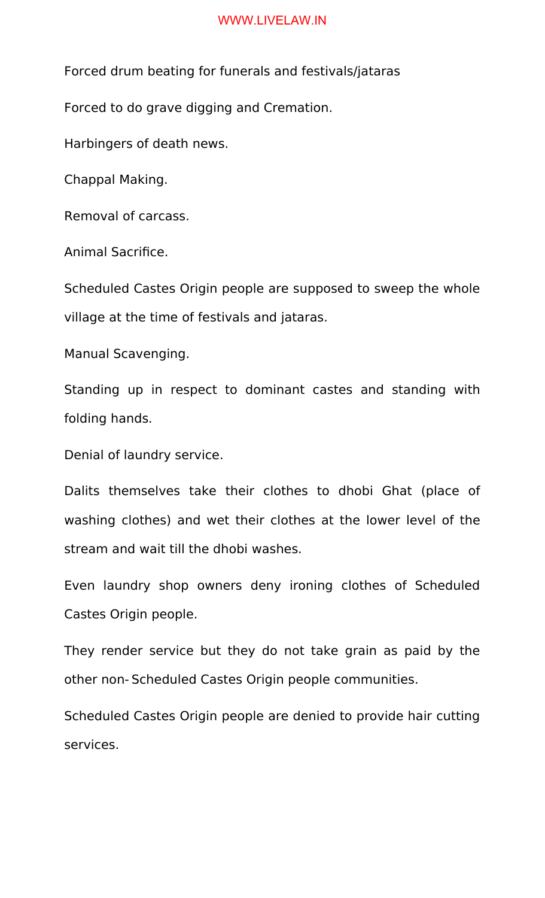Forced drum beating for funerals and festivals/jataras

Forced to do grave digging and Cremation.

Harbingers of death news.

Chappal Making.

Removal of carcass.

Animal Sacrifice.

Scheduled Castes Origin people are supposed to sweep the whole village at the time of festivals and jataras.

Manual Scavenging.

Standing up in respect to dominant castes and standing with folding hands.

Denial of laundry service.

Dalits themselves take their clothes to dhobi Ghat (place of washing clothes) and wet their clothes at the lower level of the stream and wait till the dhobi washes.

Even laundry shop owners deny ironing clothes of Scheduled Castes Origin people.

They render service but they do not take grain as paid by the other non-Scheduled Castes Origin people communities.

Scheduled Castes Origin people are denied to provide hair cutting services.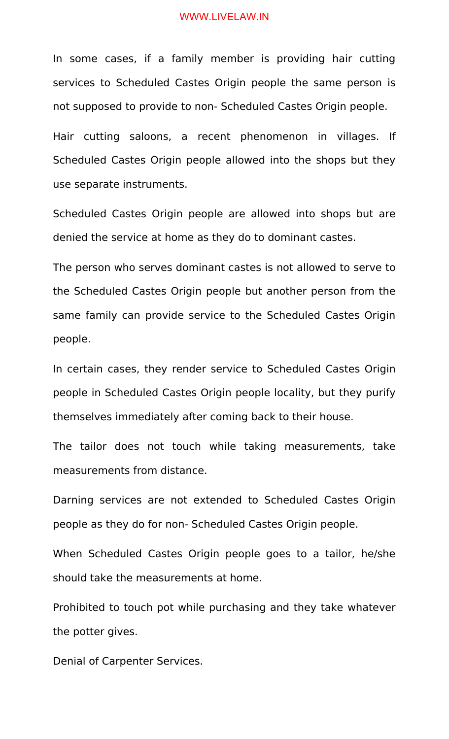In some cases, if a family member is providing hair cutting services to Scheduled Castes Origin people the same person is not supposed to provide to non- Scheduled Castes Origin people.

Hair cutting saloons, a recent phenomenon in villages. If Scheduled Castes Origin people allowed into the shops but they use separate instruments.

Scheduled Castes Origin people are allowed into shops but are denied the service at home as they do to dominant castes.

The person who serves dominant castes is not allowed to serve to the Scheduled Castes Origin people but another person from the same family can provide service to the Scheduled Castes Origin people.

In certain cases, they render service to Scheduled Castes Origin people in Scheduled Castes Origin people locality, but they purify themselves immediately after coming back to their house.

The tailor does not touch while taking measurements, take measurements from distance.

Darning services are not extended to Scheduled Castes Origin people as they do for non- Scheduled Castes Origin people.

When Scheduled Castes Origin people goes to a tailor, he/she should take the measurements at home.

Prohibited to touch pot while purchasing and they take whatever the potter gives.

Denial of Carpenter Services.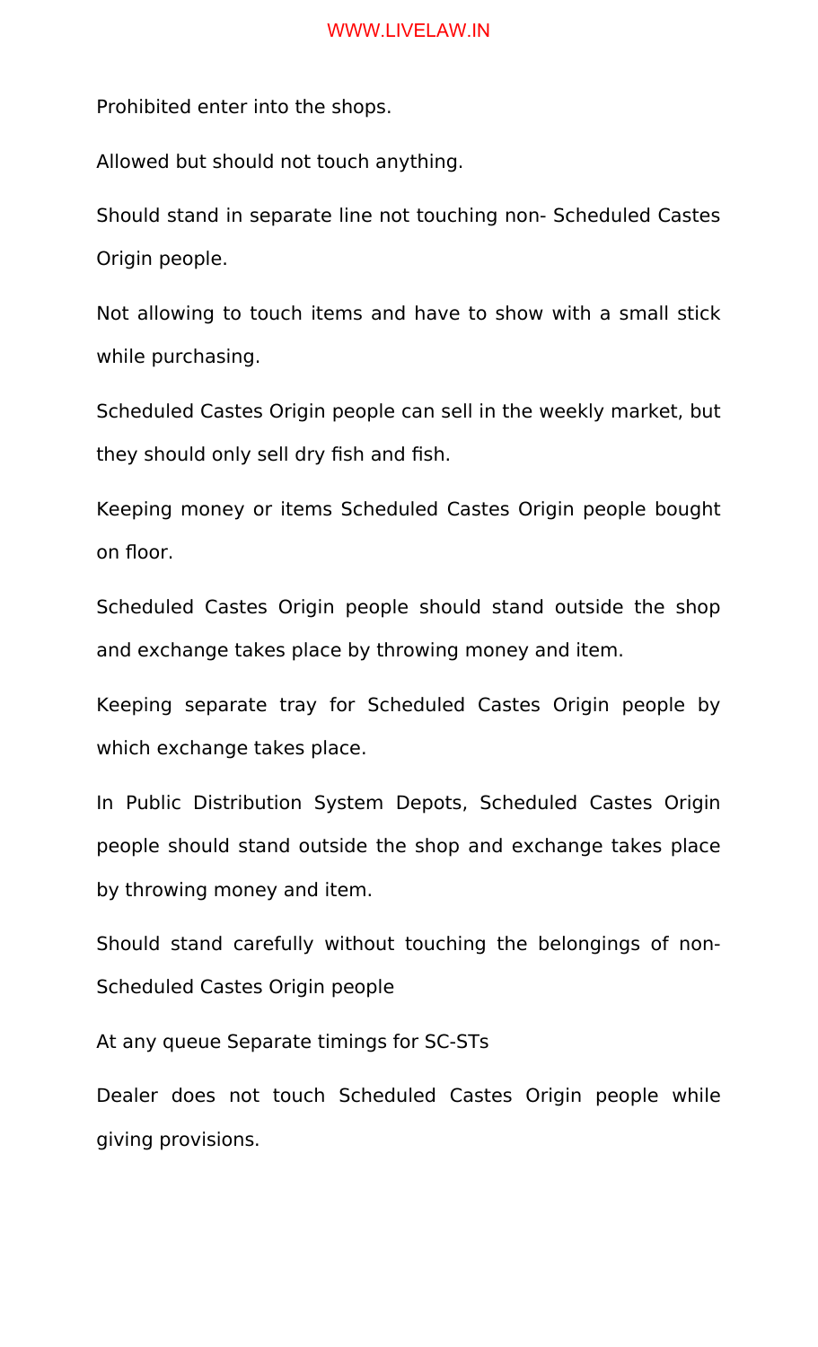Prohibited enter into the shops.

Allowed but should not touch anything.

Should stand in separate line not touching non- Scheduled Castes Origin people.

Not allowing to touch items and have to show with a small stick while purchasing.

Scheduled Castes Origin people can sell in the weekly market, but they should only sell dry fish and fish.

Keeping money or items Scheduled Castes Origin people bought on floor.

Scheduled Castes Origin people should stand outside the shop and exchange takes place by throwing money and item.

Keeping separate tray for Scheduled Castes Origin people by which exchange takes place.

In Public Distribution System Depots, Scheduled Castes Origin people should stand outside the shop and exchange takes place by throwing money and item.

Should stand carefully without touching the belongings of non- Scheduled Castes Origin people

At any queue Separate timings for SC-STs

Dealer does not touch Scheduled Castes Origin people while giving provisions.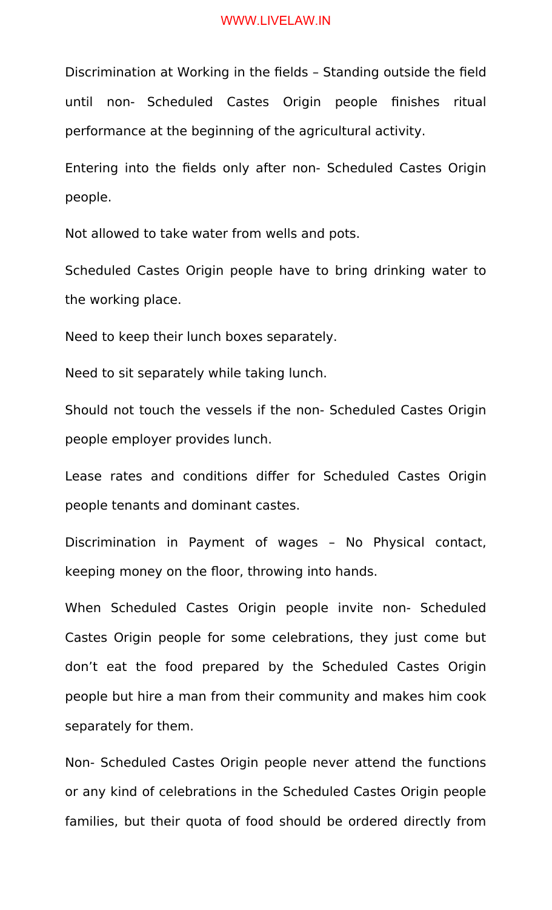Discrimination at Working in the fields – Standing outside the field until non- Scheduled Castes Origin people finishes ritual performance at the beginning of the agricultural activity.

Entering into the fields only after non- Scheduled Castes Origin people.

Not allowed to take water from wells and pots.

Scheduled Castes Origin people have to bring drinking water to the working place.

Need to keep their lunch boxes separately.

Need to sit separately while taking lunch.

Should not touch the vessels if the non- Scheduled Castes Origin people employer provides lunch.

Lease rates and conditions differ for Scheduled Castes Origin people tenants and dominant castes.

Discrimination in Payment of wages – No Physical contact, keeping money on the floor, throwing into hands.

When Scheduled Castes Origin people invite non- Scheduled Castes Origin people for some celebrations, they just come but don't eat the food prepared by the Scheduled Castes Origin people but hire a man from their community and makes him cook separately for them.

Non- Scheduled Castes Origin people never attend the functions or any kind of celebrations in the Scheduled Castes Origin people families, but their quota of food should be ordered directly from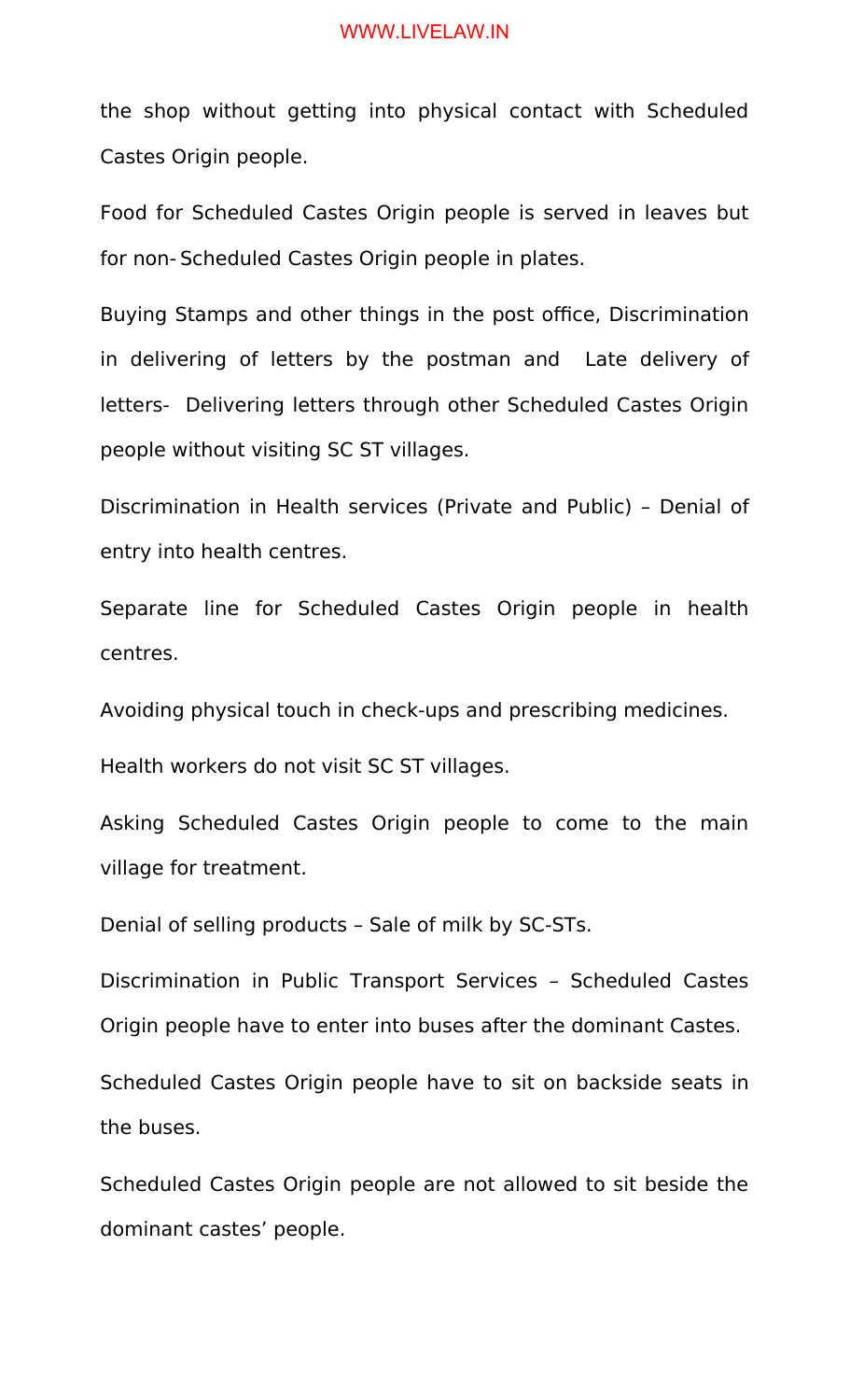the shop without getting into physical contact with Scheduled Castes Origin people.

Food for Scheduled Castes Origin people is served in leaves but for non- Scheduled Castes Origin people in plates.

Buying Stamps and other things in the post office, Discrimination in delivering of letters by the postman and  Late delivery of letters-  Delivering letters through other Scheduled Castes Origin people without visiting SC ST villages.

Discrimination in Health services (Private and Public) – Denial of entry into health centres.

Separate line for Scheduled Castes Origin people in health centres.

Avoiding physical touch in check-ups and prescribing medicines.

Health workers do not visit SC ST villages.

Asking Scheduled Castes Origin people to come to the main village for treatment.

Denial of selling products – Sale of milk by SC-STs.

Discrimination in Public Transport Services – Scheduled Castes Origin people have to enter into buses after the dominant Castes.

Scheduled Castes Origin people have to sit on backside seats in the buses.

Scheduled Castes Origin people are not allowed to sit beside the dominant castes' people.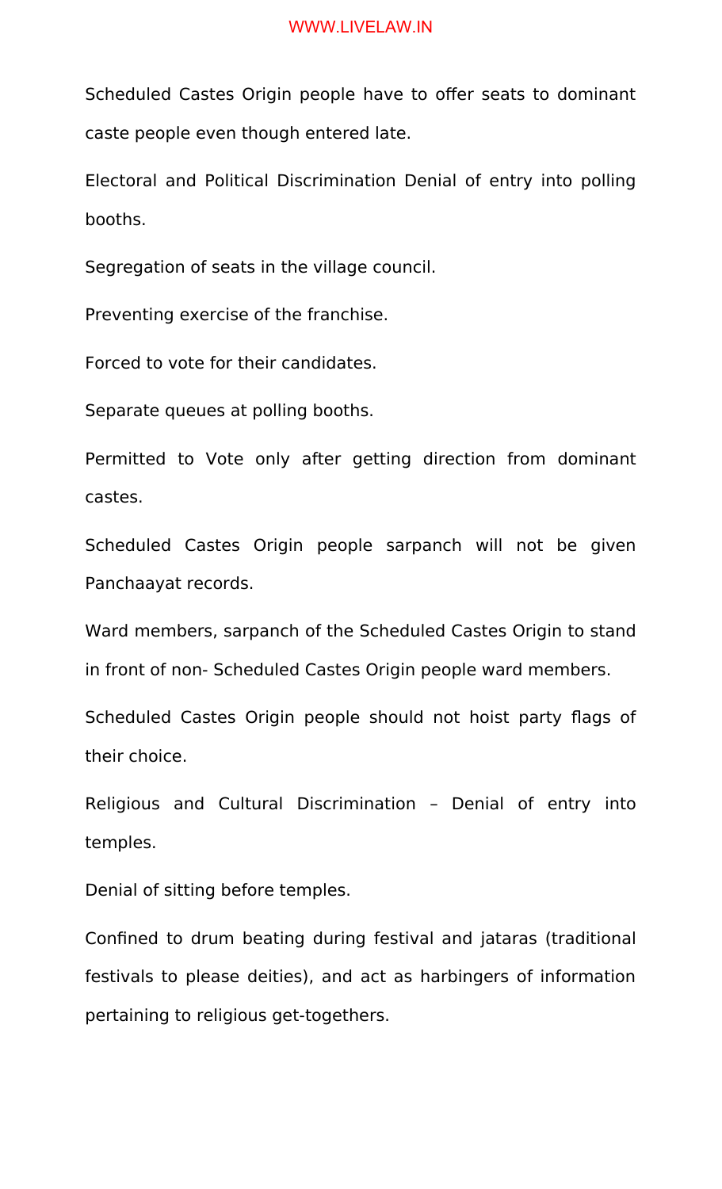Scheduled Castes Origin people have to offer seats to dominant caste people even though entered late.

Electoral and Political Discrimination Denial of entry into polling booths.

Segregation of seats in the village council.

Preventing exercise of the franchise.

Forced to vote for their candidates.

Separate queues at polling booths.

Permitted to Vote only after getting direction from dominant castes.

Scheduled Castes Origin people sarpanch will not be given Panchaayat records.

Ward members, sarpanch of the Scheduled Castes Origin to stand in front of non- Scheduled Castes Origin people ward members.

Scheduled Castes Origin people should not hoist party flags of their choice.

Religious and Cultural Discrimination – Denial of entry into temples.

Denial of sitting before temples.

Confined to drum beating during festival and jataras (traditional festivals to please deities), and act as harbingers of information pertaining to religious get-togethers.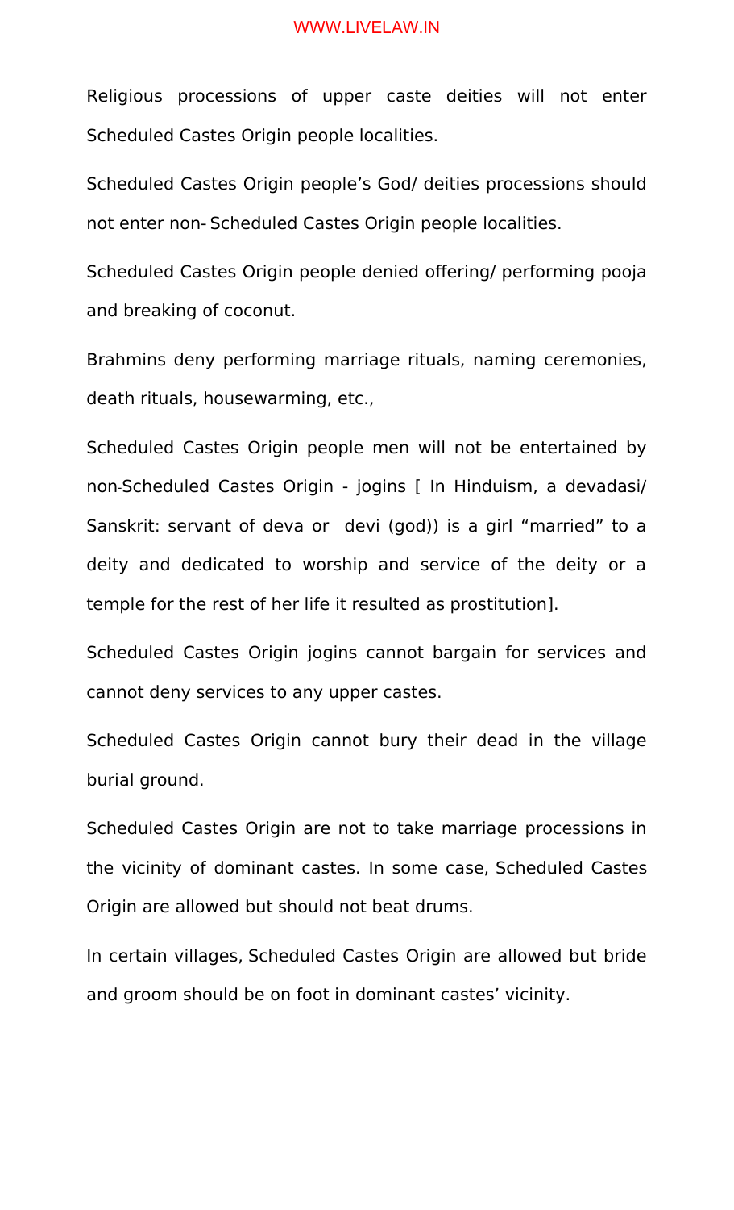Religious processions of upper caste deities will not enter Scheduled Castes Origin people localities.

Scheduled Castes Origin people's God/ deities processions should not enter non-Scheduled Castes Origin people localities.

Scheduled Castes Origin people denied offering/ performing pooja and breaking of coconut.

Brahmins deny performing marriage rituals, naming ceremonies, death rituals, housewarming, etc.,

Scheduled Castes Origin people men will not be entertained by non-Scheduled Castes Origin - jogins [ In Hinduism, a devadasi/ Sanskrit: servant of deva or devi (god)) is a girl "married" to a deity and dedicated to worship and service of the deity or a temple for the rest of her life it resulted as prostitution].

Scheduled Castes Origin jogins cannot bargain for services and cannot deny services to any upper castes.

Scheduled Castes Origin cannot bury their dead in the village burial ground.

Scheduled Castes Origin are not to take marriage processions in the vicinity of dominant castes. In some case, Scheduled Castes Origin are allowed but should not beat drums.

In certain villages, Scheduled Castes Origin are allowed but bride and groom should be on foot in dominant castes' vicinity.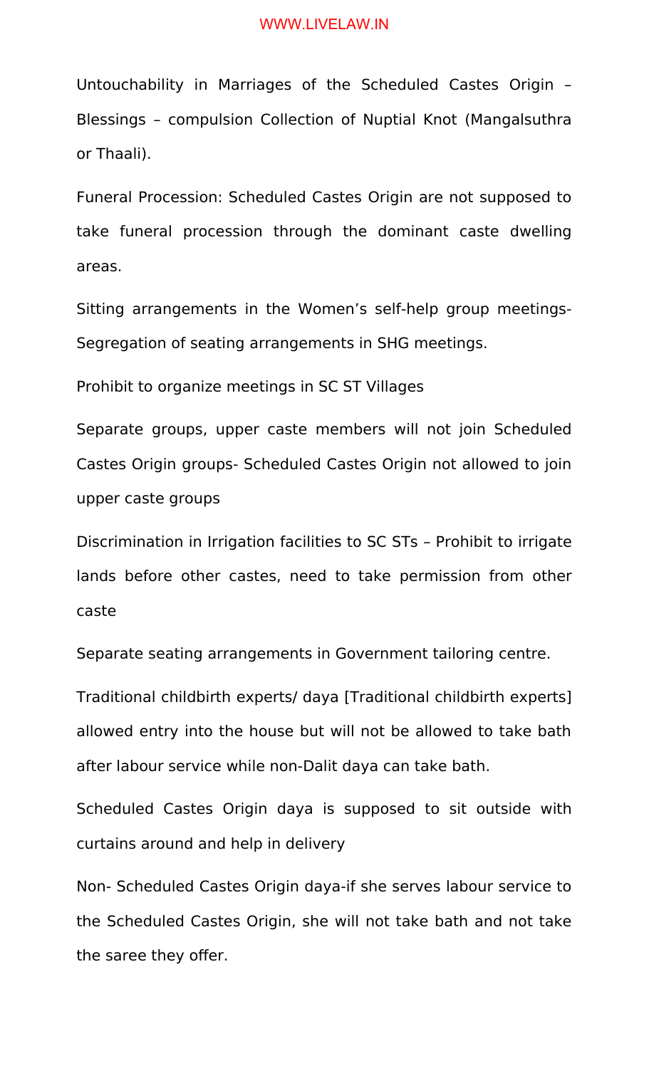Untouchability in Marriages of the Scheduled Castes Origin – Blessings – compulsion Collection of Nuptial Knot (Mangalsuthra or Thaali).

Funeral Procession: Scheduled Castes Origin are not supposed to take funeral procession through the dominant caste dwelling areas.

Sitting arrangements in the Women's self-help group meetings- Segregation of seating arrangements in SHG meetings.

Prohibit to organize meetings in SC ST Villages

Separate groups, upper caste members will not join Scheduled Castes Origin groups- Scheduled Castes Origin not allowed to join upper caste groups

Discrimination in Irrigation facilities to SC STs – Prohibit to irrigate lands before other castes, need to take permission from other caste

Separate seating arrangements in Government tailoring centre.

Traditional childbirth experts/ daya [Traditional childbirth experts] allowed entry into the house but will not be allowed to take bath after labour service while non-Dalit daya can take bath.

Scheduled Castes Origin daya is supposed to sit outside with curtains around and help in delivery

Non- Scheduled Castes Origin daya-if she serves labour service to the Scheduled Castes Origin, she will not take bath and not take the saree they offer.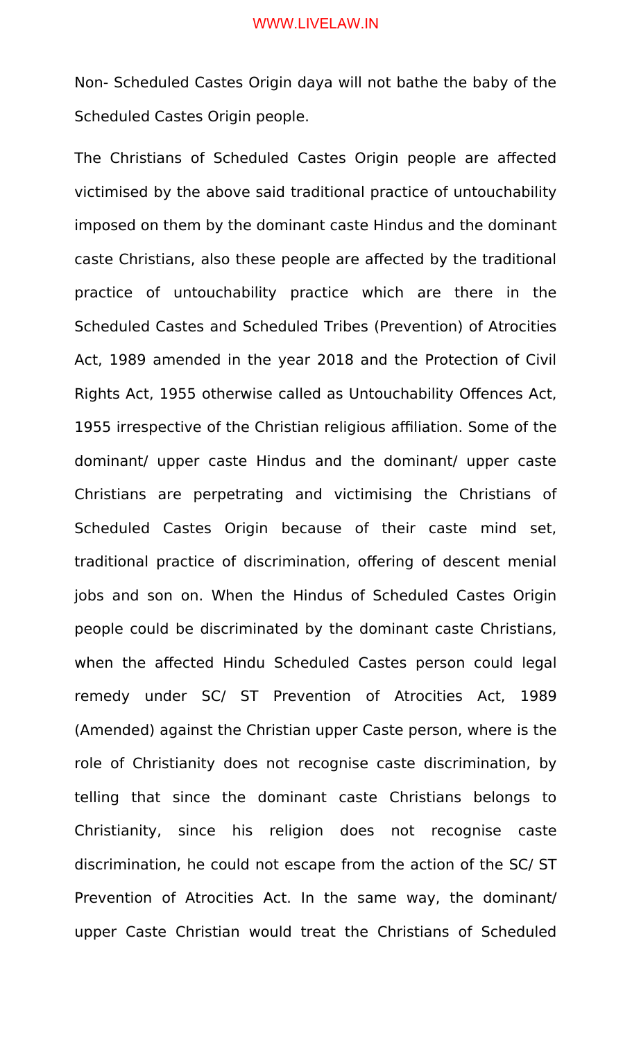Non- Scheduled Castes Origin daya will not bathe the baby of the Scheduled Castes Origin people.

The Christians of Scheduled Castes Origin people are affected victimised by the above said traditional practice of untouchability imposed on them by the dominant caste Hindus and the dominant caste Christians, also these people are affected by the traditional practice of untouchability practice which are there in the Scheduled Castes and Scheduled Tribes (Prevention) of Atrocities Act, 1989 amended in the year 2018 and the Protection of Civil Rights Act, 1955 otherwise called as Untouchability Offences Act, 1955 irrespective of the Christian religious affiliation. Some of the dominant/ upper caste Hindus and the dominant/ upper caste Christians are perpetrating and victimising the Christians of Scheduled Castes Origin because of their caste mind set, traditional practice of discrimination, offering of descent menial jobs and son on. When the Hindus of Scheduled Castes Origin people could be discriminated by the dominant caste Christians, when the affected Hindu Scheduled Castes person could legal remedy under SC/ ST Prevention of Atrocities Act, 1989 (Amended) against the Christian upper Caste person, where is the role of Christianity does not recognise caste discrimination, by telling that since the dominant caste Christians belongs to Christianity, since his religion does not recognise caste discrimination, he could not escape from the action of the SC/ ST Prevention of Atrocities Act. In the same way, the dominant/ upper Caste Christian would treat the Christians of Scheduled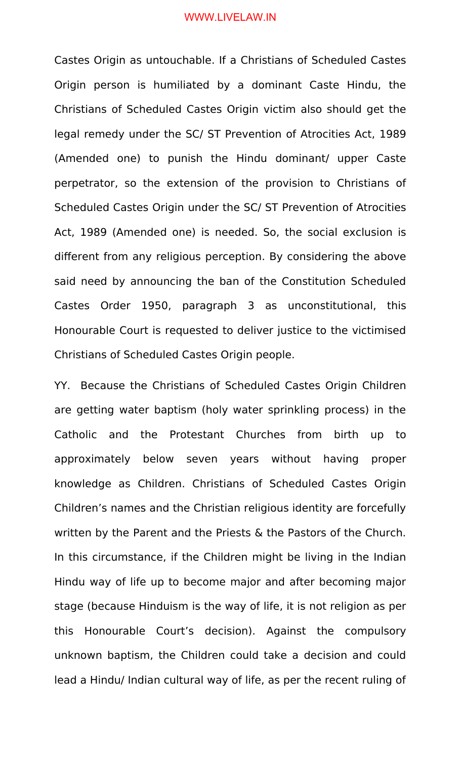Castes Origin as untouchable. If a Christians of Scheduled Castes Origin person is humiliated by a dominant Caste Hindu, the Christians of Scheduled Castes Origin victim also should get the legal remedy under the SC/ ST Prevention of Atrocities Act, 1989 (Amended one) to punish the Hindu dominant/ upper Caste perpetrator, so the extension of the provision to Christians of Scheduled Castes Origin under the SC/ ST Prevention of Atrocities Act, 1989 (Amended one) is needed. So, the social exclusion is different from any religious perception. By considering the above said need by announcing the ban of the Constitution Scheduled Castes Order 1950, paragraph 3 as unconstitutional, this Honourable Court is requested to deliver justice to the victimised Christians of Scheduled Castes Origin people.

YY. Because the Christians of Scheduled Castes Origin Children are getting water baptism (holy water sprinkling process) in the Catholic and the Protestant Churches from birth up to approximately below seven years without having proper knowledge as Children. Christians of Scheduled Castes Origin Children's names and the Christian religious identity are forcefully written by the Parent and the Priests & the Pastors of the Church. In this circumstance, if the Children might be living in the Indian Hindu way of life up to become major and after becoming major stage (because Hinduism is the way of life, it is not religion as per this Honourable Court's decision). Against the compulsory unknown baptism, the Children could take a decision and could lead a Hindu/ Indian cultural way of life, as per the recent ruling of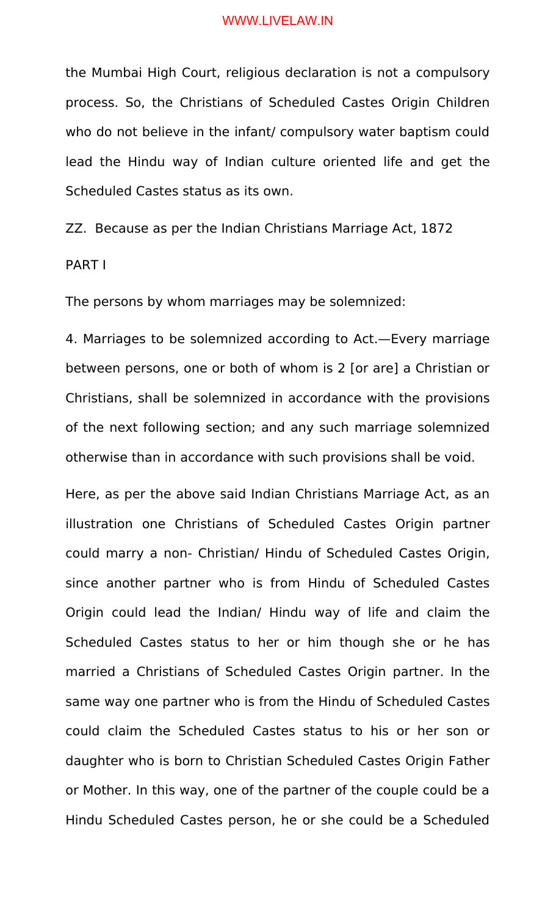the Mumbai High Court, religious declaration is not a compulsory process. So, the Christians of Scheduled Castes Origin Children who do not believe in the infant/ compulsory water baptism could lead the Hindu way of Indian culture oriented life and get the Scheduled Castes status as its own.

ZZ. Because as per the Indian Christians Marriage Act, 1872

PART I

The persons by whom marriages may be solemnized:

4. Marriages to be solemnized according to Act.—Every marriage between persons, one or both of whom is 2 [or are] a Christian or Christians, shall be solemnized in accordance with the provisions of the next following section; and any such marriage solemnized otherwise than in accordance with such provisions shall be void.

Here, as per the above said Indian Christians Marriage Act, as an illustration one Christians of Scheduled Castes Origin partner could marry a non- Christian/ Hindu of Scheduled Castes Origin, since another partner who is from Hindu of Scheduled Castes Origin could lead the Indian/ Hindu way of life and claim the Scheduled Castes status to her or him though she or he has married a Christians of Scheduled Castes Origin partner. In the same way one partner who is from the Hindu of Scheduled Castes could claim the Scheduled Castes status to his or her son or daughter who is born to Christian Scheduled Castes Origin Father or Mother. In this way, one of the partner of the couple could be a Hindu Scheduled Castes person, he or she could be a Scheduled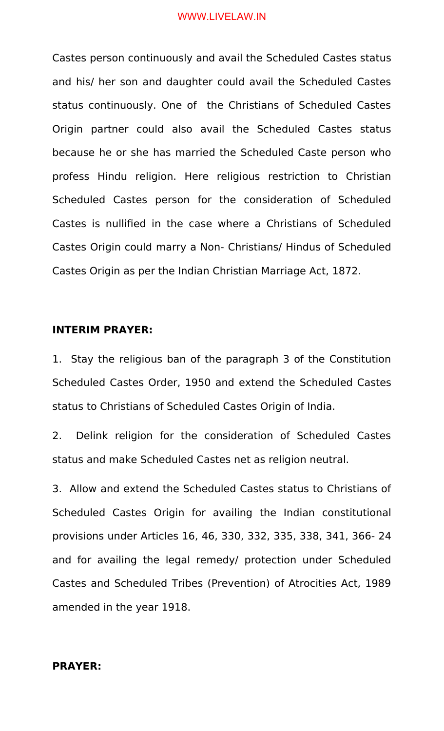Castes person continuously and avail the Scheduled Castes status and his/ her son and daughter could avail the Scheduled Castes status continuously. One of the Christians of Scheduled Castes Origin partner could also avail the Scheduled Castes status because he or she has married the Scheduled Caste person who profess Hindu religion. Here religious restriction to Christian Scheduled Castes person for the consideration of Scheduled Castes is nullified in the case where a Christians of Scheduled Castes Origin could marry a Non- Christians/ Hindus of Scheduled Castes Origin as per the Indian Christian Marriage Act, 1872.

**INTERIM PRAYER:**

1. Stay the religious ban of the paragraph 3 of the Constitution Scheduled Castes Order, 1950 and extend the Scheduled Castes status to Christians of Scheduled Castes Origin of India.

2. Delink religion for the consideration of Scheduled Castes status and make Scheduled Castes net as religion neutral.

3. Allow and extend the Scheduled Castes status to Christians of Scheduled Castes Origin for availing the Indian constitutional provisions under Articles 16, 46, 330, 332, 335, 338, 341, 366- 24 and for availing the legal remedy/ protection under Scheduled Castes and Scheduled Tribes (Prevention) of Atrocities Act, 1989 amended in the year 1918.

**PRAYER:**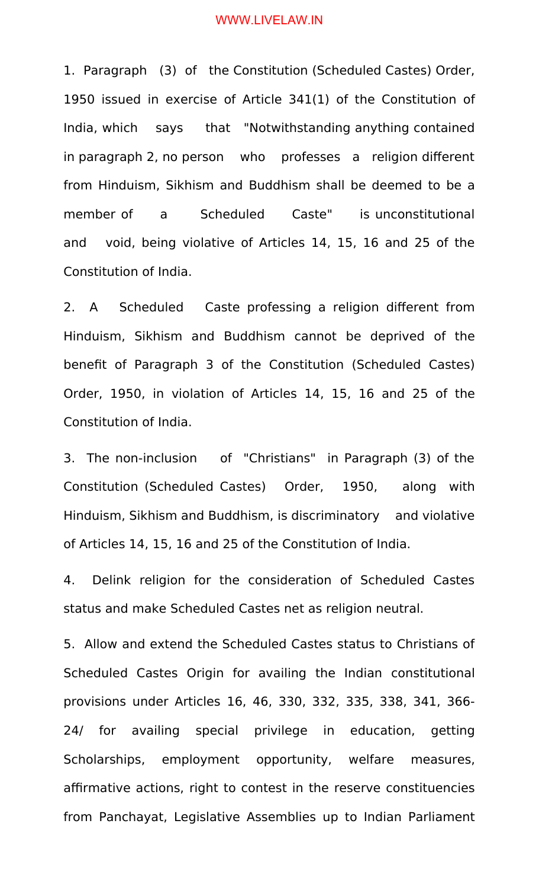1. Paragraph (3) of the Constitution (Scheduled Castes) Order, 1950 issued in exercise of Article 341(1) of the Constitution of India, which says that "Notwithstanding anything contained in paragraph 2, no person who professes a religion different from Hinduism, Sikhism and Buddhism shall be deemed to be a member of a Scheduled Caste" is unconstitutional and void, being violative of Articles 14, 15, 16 and 25 of the Constitution of India.

2. A Scheduled Caste professing a religion different from Hinduism, Sikhism and Buddhism cannot be deprived of the benefit of Paragraph 3 of the Constitution (Scheduled Castes) Order, 1950, in violation of Articles 14, 15, 16 and 25 of the Constitution of India.

3. The non-inclusion of "Christians" in Paragraph (3) of the Constitution (Scheduled Castes) Order, 1950, along with Hinduism, Sikhism and Buddhism, is discriminatory and violative of Articles 14, 15, 16 and 25 of the Constitution of India.

4. Delink religion for the consideration of Scheduled Castes status and make Scheduled Castes net as religion neutral.

5. Allow and extend the Scheduled Castes status to Christians of Scheduled Castes Origin for availing the Indian constitutional provisions under Articles 16, 46, 330, 332, 335, 338, 341, 366-24/ for availing special privilege in education, getting Scholarships, employment opportunity, welfare measures, affirmative actions, right to contest in the reserve constituencies from Panchayat, Legislative Assemblies up to Indian Parliament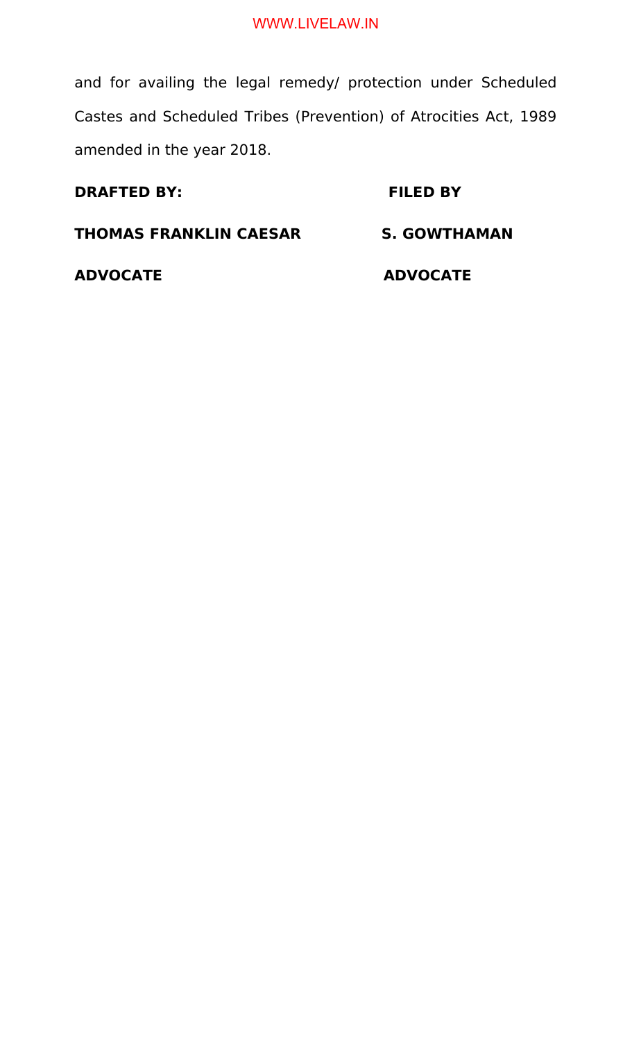and for availing the legal remedy/ protection under Scheduled Castes and Scheduled Tribes (Prevention) of Atrocities Act, 1989 amended in the year 2018.

| | |
|---|---|
| **DRAFTED BY:** | **FILED BY** |
| **THOMAS FRANKLIN CAESAR** | **S. GOWTHAMAN** |
| **ADVOCATE** | **ADVOCATE** |